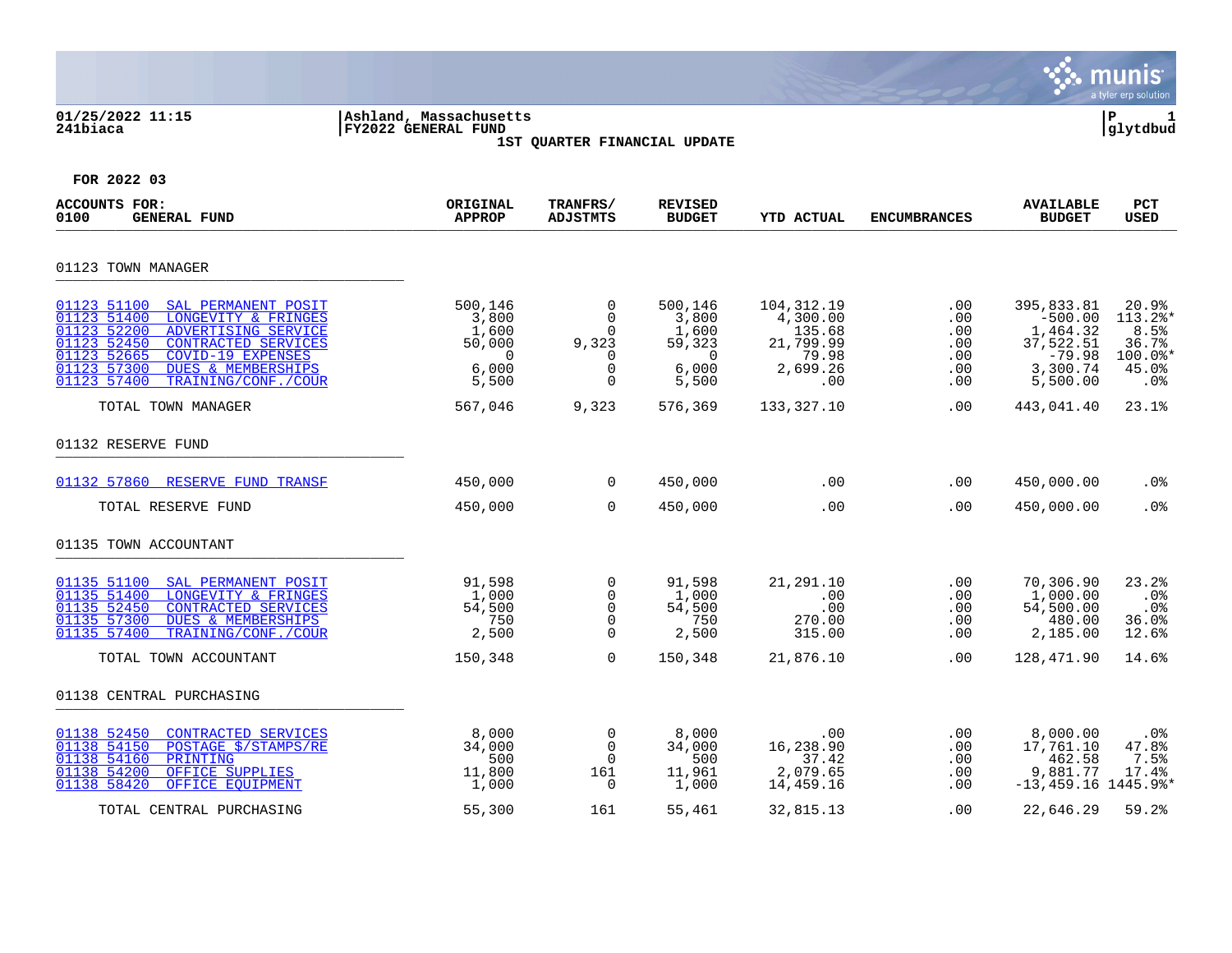01/25/2022 11:15 | Ashland, Massachusetts | P 1
241biaca | FY2022 GENERAL FUND | glytdbud

**1ST QUARTER FINANCIAL UPDATE**

**FOR 2022 03**

| ACCOUNTS FOR: 0100 GENERAL FUND | ORIGINAL APPROP | TRANFRS/ ADJSTMTS | REVISED BUDGET | YTD ACTUAL | ENCUMBRANCES | AVAILABLE BUDGET | PCT USED |
|---|---|---|---|---|---|---|---|
| **01123 TOWN MANAGER** | | | | | | | |
| 01123 51100 SAL PERMANENT POSIT | 500,146 | 0 | 500,146 | 104,312.19 | .00 | 395,833.81 | 20.9% |
| 01123 51400 LONGEVITY & FRINGES | 3,800 | 0 | 3,800 | 4,300.00 | .00 | -500.00 | 113.2%* |
| 01123 52200 ADVERTISING SERVICE | 1,600 | 0 | 1,600 | 135.68 | .00 | 1,464.32 | 8.5% |
| 01123 52450 CONTRACTED SERVICES | 50,000 | 9,323 | 59,323 | 21,799.99 | .00 | 37,522.51 | 36.7% |
| 01123 52665 COVID-19 EXPENSES | 0 | 0 | 0 | 79.98 | .00 | -79.98 | 100.0%* |
| 01123 57300 DUES & MEMBERSHIPS | 6,000 | 0 | 6,000 | 2,699.26 | .00 | 3,300.74 | 45.0% |
| 01123 57400 TRAINING/CONF./COUR | 5,500 | 0 | 5,500 | .00 | .00 | 5,500.00 | .0% |
| TOTAL TOWN MANAGER | 567,046 | 9,323 | 576,369 | 133,327.10 | .00 | 443,041.40 | 23.1% |
| **01132 RESERVE FUND** | | | | | | | |
| 01132 57860 RESERVE FUND TRANSF | 450,000 | 0 | 450,000 | .00 | .00 | 450,000.00 | .0% |
| TOTAL RESERVE FUND | 450,000 | 0 | 450,000 | .00 | .00 | 450,000.00 | .0% |
| **01135 TOWN ACCOUNTANT** | | | | | | | |
| 01135 51100 SAL PERMANENT POSIT | 91,598 | 0 | 91,598 | 21,291.10 | .00 | 70,306.90 | 23.2% |
| 01135 51400 LONGEVITY & FRINGES | 1,000 | 0 | 1,000 | .00 | .00 | 1,000.00 | .0% |
| 01135 52450 CONTRACTED SERVICES | 54,500 | 0 | 54,500 | .00 | .00 | 54,500.00 | .0% |
| 01135 57300 DUES & MEMBERSHIPS | 750 | 0 | 750 | 270.00 | .00 | 480.00 | 36.0% |
| 01135 57400 TRAINING/CONF./COUR | 2,500 | 0 | 2,500 | 315.00 | .00 | 2,185.00 | 12.6% |
| TOTAL TOWN ACCOUNTANT | 150,348 | 0 | 150,348 | 21,876.10 | .00 | 128,471.90 | 14.6% |
| **01138 CENTRAL PURCHASING** | | | | | | | |
| 01138 52450 CONTRACTED SERVICES | 8,000 | 0 | 8,000 | .00 | .00 | 8,000.00 | .0% |
| 01138 54150 POSTAGE $/STAMPS/RE | 34,000 | 0 | 34,000 | 16,238.90 | .00 | 17,761.10 | 47.8% |
| 01138 54160 PRINTING | 500 | 0 | 500 | 37.42 | .00 | 462.58 | 7.5% |
| 01138 54200 OFFICE SUPPLIES | 11,800 | 161 | 11,961 | 2,079.65 | .00 | 9,881.77 | 17.4% |
| 01138 58420 OFFICE EQUIPMENT | 1,000 | 0 | 1,000 | 14,459.16 | .00 | -13,459.16 | 1445.9%* |
| TOTAL CENTRAL PURCHASING | 55,300 | 161 | 55,461 | 32,815.13 | .00 | 22,646.29 | 59.2% |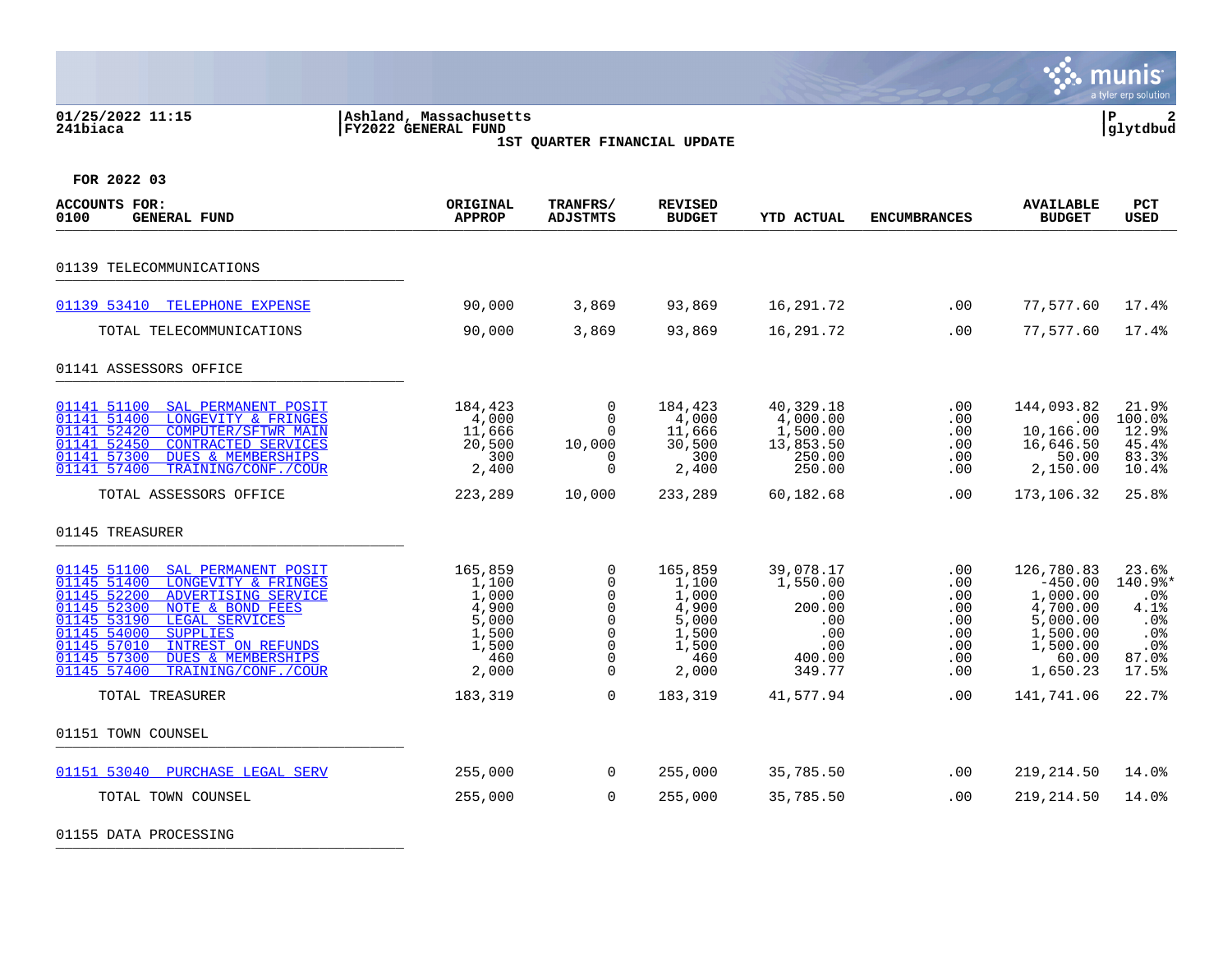01/25/2022 11:15 | Ashland, Massachusetts
241biaca | FY2022 GENERAL FUND | glytdbud

1ST QUARTER FINANCIAL UPDATE

FOR 2022 03

| ACCOUNTS FOR: 0100 GENERAL FUND | ORIGINAL APPROP | TRANFRS/ ADJSTMTS | REVISED BUDGET | YTD ACTUAL | ENCUMBRANCES | AVAILABLE BUDGET | PCT USED |
|---|---|---|---|---|---|---|---|
| **01139 TELECOMMUNICATIONS** | | | | | | | |
| 01139 53410 TELEPHONE EXPENSE | 90,000 | 3,869 | 93,869 | 16,291.72 | .00 | 77,577.60 | 17.4% |
| TOTAL TELECOMMUNICATIONS | 90,000 | 3,869 | 93,869 | 16,291.72 | .00 | 77,577.60 | 17.4% |
| **01141 ASSESSORS OFFICE** | | | | | | | |
| 01141 51100 SAL PERMANENT POSIT | 184,423 | 0 | 184,423 | 40,329.18 | .00 | 144,093.82 | 21.9% |
| 01141 51400 LONGEVITY & FRINGES | 4,000 | 0 | 4,000 | 4,000.00 | .00 | .00 | 100.0% |
| 01141 52420 COMPUTER/SFTWR MAIN | 11,666 | 0 | 11,666 | 1,500.00 | .00 | 10,166.00 | 12.9% |
| 01141 52450 CONTRACTED SERVICES | 20,500 | 10,000 | 30,500 | 13,853.50 | .00 | 16,646.50 | 45.4% |
| 01141 57300 DUES & MEMBERSHIPS | 300 | 0 | 300 | 250.00 | .00 | 50.00 | 83.3% |
| 01141 57400 TRAINING/CONF./COUR | 2,400 | 0 | 2,400 | 250.00 | .00 | 2,150.00 | 10.4% |
| TOTAL ASSESSORS OFFICE | 223,289 | 10,000 | 233,289 | 60,182.68 | .00 | 173,106.32 | 25.8% |
| **01145 TREASURER** | | | | | | | |
| 01145 51100 SAL PERMANENT POSIT | 165,859 | 0 | 165,859 | 39,078.17 | .00 | 126,780.83 | 23.6% |
| 01145 51400 LONGEVITY & FRINGES | 1,100 | 0 | 1,100 | 1,550.00 | .00 | -450.00 | 140.9%* |
| 01145 52200 ADVERTISING SERVICE | 1,000 | 0 | 1,000 | .00 | .00 | 1,000.00 | .0% |
| 01145 52300 NOTE & BOND FEES | 4,900 | 0 | 4,900 | 200.00 | .00 | 4,700.00 | 4.1% |
| 01145 53190 LEGAL SERVICES | 5,000 | 0 | 5,000 | .00 | .00 | 5,000.00 | .0% |
| 01145 54000 SUPPLIES | 1,500 | 0 | 1,500 | .00 | .00 | 1,500.00 | .0% |
| 01145 57010 INTREST ON REFUNDS | 1,500 | 0 | 1,500 | .00 | .00 | 1,500.00 | .0% |
| 01145 57300 DUES & MEMBERSHIPS | 460 | 0 | 460 | 400.00 | .00 | 60.00 | 87.0% |
| 01145 57400 TRAINING/CONF./COUR | 2,000 | 0 | 2,000 | 349.77 | .00 | 1,650.23 | 17.5% |
| TOTAL TREASURER | 183,319 | 0 | 183,319 | 41,577.94 | .00 | 141,741.06 | 22.7% |
| **01151 TOWN COUNSEL** | | | | | | | |
| 01151 53040 PURCHASE LEGAL SERV | 255,000 | 0 | 255,000 | 35,785.50 | .00 | 219,214.50 | 14.0% |
| TOTAL TOWN COUNSEL | 255,000 | 0 | 255,000 | 35,785.50 | .00 | 219,214.50 | 14.0% |
| **01155 DATA PROCESSING** | | | | | | | |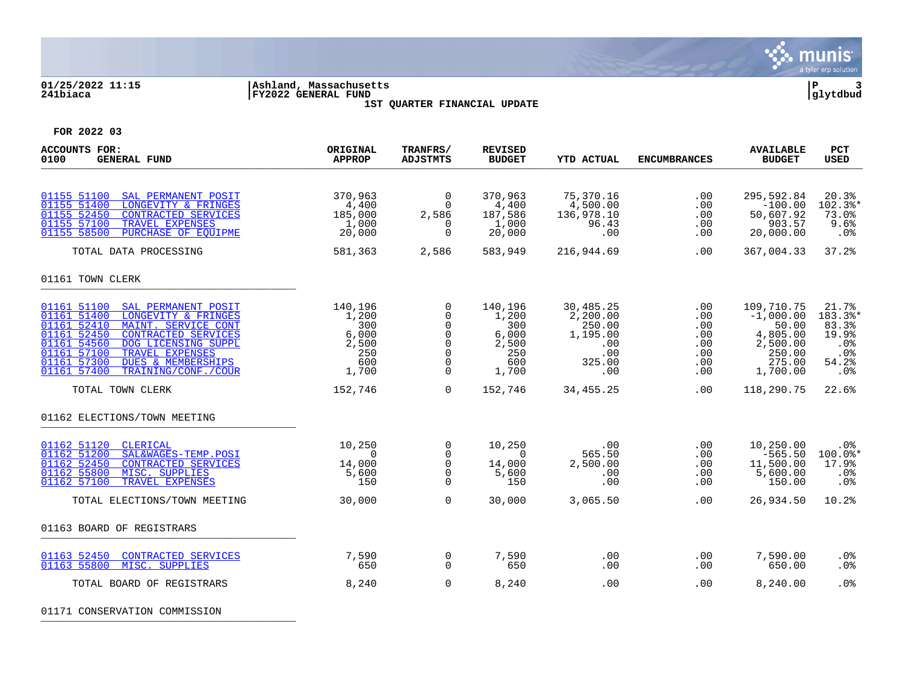01/25/2022 11:15 | Ashland, Massachusetts
241biaca | FY2022 GENERAL FUND

**1ST QUARTER FINANCIAL UPDATE**

**FOR 2022 03**

| ACCOUNTS FOR: 0100 GENERAL FUND | ORIGINAL APPROP | TRANFRS/ ADJSTMTS | REVISED BUDGET | YTD ACTUAL | ENCUMBRANCES | AVAILABLE BUDGET | PCT USED |
|---|---|---|---|---|---|---|---|
| 01155 51100 SAL PERMANENT POSIT | 370,963 | 0 | 370,963 | 75,370.16 | .00 | 295,592.84 | 20.3% |
| 01155 51400 LONGEVITY & FRINGES | 4,400 | 0 | 4,400 | 4,500.00 | .00 | -100.00 | 102.3%* |
| 01155 52450 CONTRACTED SERVICES | 185,000 | 2,586 | 187,586 | 136,978.10 | .00 | 50,607.92 | 73.0% |
| 01155 57100 TRAVEL EXPENSES | 1,000 | 0 | 1,000 | 96.43 | .00 | 903.57 | 9.6% |
| 01155 58500 PURCHASE OF EQUIPME | 20,000 | 0 | 20,000 | .00 | .00 | 20,000.00 | .0% |
| TOTAL DATA PROCESSING | 581,363 | 2,586 | 583,949 | 216,944.69 | .00 | 367,004.33 | 37.2% |
| **01161 TOWN CLERK** | | | | | | | |
| 01161 51100 SAL PERMANENT POSIT | 140,196 | 0 | 140,196 | 30,485.25 | .00 | 109,710.75 | 21.7% |
| 01161 51400 LONGEVITY & FRINGES | 1,200 | 0 | 1,200 | 2,200.00 | .00 | -1,000.00 | 183.3%* |
| 01161 52410 MAINT. SERVICE CONT | 300 | 0 | 300 | 250.00 | .00 | 50.00 | 83.3% |
| 01161 52450 CONTRACTED SERVICES | 6,000 | 0 | 6,000 | 1,195.00 | .00 | 4,805.00 | 19.9% |
| 01161 54560 DOG LICENSING SUPPL | 2,500 | 0 | 2,500 | .00 | .00 | 2,500.00 | .0% |
| 01161 57100 TRAVEL EXPENSES | 250 | 0 | 250 | .00 | .00 | 250.00 | .0% |
| 01161 57300 DUES & MEMBERSHIPS | 600 | 0 | 600 | 325.00 | .00 | 275.00 | 54.2% |
| 01161 57400 TRAINING/CONF./COUR | 1,700 | 0 | 1,700 | .00 | .00 | 1,700.00 | .0% |
| TOTAL TOWN CLERK | 152,746 | 0 | 152,746 | 34,455.25 | .00 | 118,290.75 | 22.6% |
| **01162 ELECTIONS/TOWN MEETING** | | | | | | | |
| 01162 51120 CLERICAL | 10,250 | 0 | 10,250 | .00 | .00 | 10,250.00 | .0% |
| 01162 51200 SAL&WAGES-TEMP.POSI | 0 | 0 | 0 | 565.50 | .00 | -565.50 | 100.0%* |
| 01162 52450 CONTRACTED SERVICES | 14,000 | 0 | 14,000 | 2,500.00 | .00 | 11,500.00 | 17.9% |
| 01162 55800 MISC. SUPPLIES | 5,600 | 0 | 5,600 | .00 | .00 | 5,600.00 | .0% |
| 01162 57100 TRAVEL EXPENSES | 150 | 0 | 150 | .00 | .00 | 150.00 | .0% |
| TOTAL ELECTIONS/TOWN MEETING | 30,000 | 0 | 30,000 | 3,065.50 | .00 | 26,934.50 | 10.2% |
| **01163 BOARD OF REGISTRARS** | | | | | | | |
| 01163 52450 CONTRACTED SERVICES | 7,590 | 0 | 7,590 | .00 | .00 | 7,590.00 | .0% |
| 01163 55800 MISC. SUPPLIES | 650 | 0 | 650 | .00 | .00 | 650.00 | .0% |
| TOTAL BOARD OF REGISTRARS | 8,240 | 0 | 8,240 | .00 | .00 | 8,240.00 | .0% |
| **01171 CONSERVATION COMMISSION** | | | | | | | |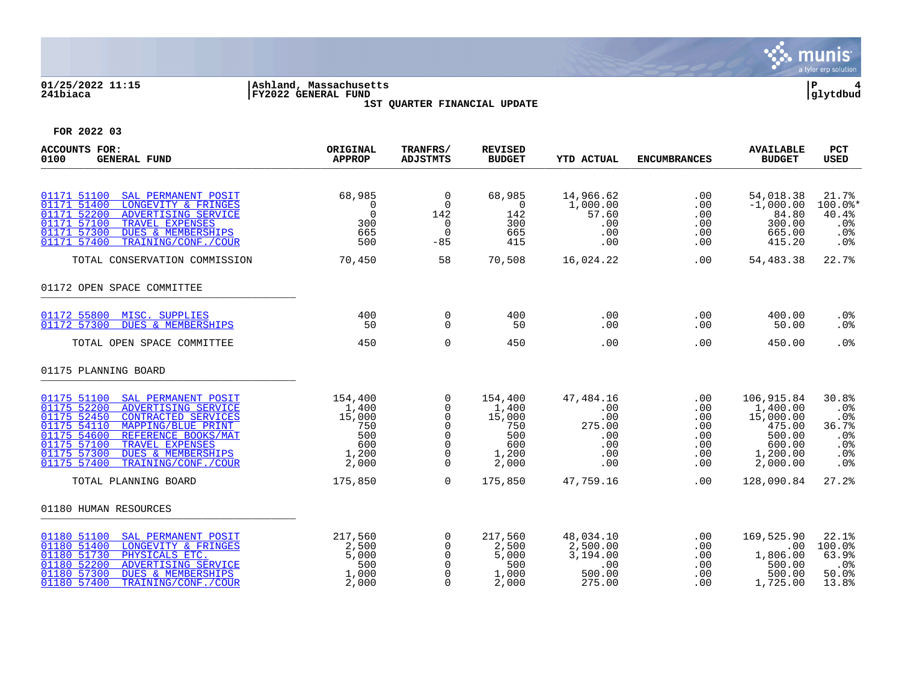**01/25/2022 11:15** | **Ashland, Massachusetts** | **P 4**
**241biaca** | **FY2022 GENERAL FUND** | **glytdbud**

**1ST QUARTER FINANCIAL UPDATE**

**FOR 2022 03**

| ACCOUNTS FOR: 0100 GENERAL FUND | ORIGINAL APPROP | TRANFRS/ ADJSTMTS | REVISED BUDGET | YTD ACTUAL | ENCUMBRANCES | AVAILABLE BUDGET | PCT USED |
|---|---|---|---|---|---|---|---|
| 01171 51100 SAL PERMANENT POSIT | 68,985 | 0 | 68,985 | 14,966.62 | .00 | 54,018.38 | 21.7% |
| 01171 51400 LONGEVITY & FRINGES | 0 | 0 | 0 | 1,000.00 | .00 | -1,000.00 | 100.0%* |
| 01171 52200 ADVERTISING SERVICE | 0 | 142 | 142 | 57.60 | .00 | 84.80 | 40.4% |
| 01171 57100 TRAVEL EXPENSES | 300 | 0 | 300 | .00 | .00 | 300.00 | .0% |
| 01171 57300 DUES & MEMBERSHIPS | 665 | 0 | 665 | .00 | .00 | 665.00 | .0% |
| 01171 57400 TRAINING/CONF./COUR | 500 | -85 | 415 | .00 | .00 | 415.20 | .0% |
| TOTAL CONSERVATION COMMISSION | 70,450 | 58 | 70,508 | 16,024.22 | .00 | 54,483.38 | 22.7% |
| **01172 OPEN SPACE COMMITTEE** | | | | | | | |
| 01172 55800 MISC. SUPPLIES | 400 | 0 | 400 | .00 | .00 | 400.00 | .0% |
| 01172 57300 DUES & MEMBERSHIPS | 50 | 0 | 50 | .00 | .00 | 50.00 | .0% |
| TOTAL OPEN SPACE COMMITTEE | 450 | 0 | 450 | .00 | .00 | 450.00 | .0% |
| **01175 PLANNING BOARD** | | | | | | | |
| 01175 51100 SAL PERMANENT POSIT | 154,400 | 0 | 154,400 | 47,484.16 | .00 | 106,915.84 | 30.8% |
| 01175 52200 ADVERTISING SERVICE | 1,400 | 0 | 1,400 | .00 | .00 | 1,400.00 | .0% |
| 01175 52450 CONTRACTED SERVICES | 15,000 | 0 | 15,000 | .00 | .00 | 15,000.00 | .0% |
| 01175 54110 MAPPING/BLUE PRINT | 750 | 0 | 750 | 275.00 | .00 | 475.00 | 36.7% |
| 01175 54600 REFERENCE BOOKS/MAT | 500 | 0 | 500 | .00 | .00 | 500.00 | .0% |
| 01175 57100 TRAVEL EXPENSES | 600 | 0 | 600 | .00 | .00 | 600.00 | .0% |
| 01175 57300 DUES & MEMBERSHIPS | 1,200 | 0 | 1,200 | .00 | .00 | 1,200.00 | .0% |
| 01175 57400 TRAINING/CONF./COUR | 2,000 | 0 | 2,000 | .00 | .00 | 2,000.00 | .0% |
| TOTAL PLANNING BOARD | 175,850 | 0 | 175,850 | 47,759.16 | .00 | 128,090.84 | 27.2% |
| **01180 HUMAN RESOURCES** | | | | | | | |
| 01180 51100 SAL PERMANENT POSIT | 217,560 | 0 | 217,560 | 48,034.10 | .00 | 169,525.90 | 22.1% |
| 01180 51400 LONGEVITY & FRINGES | 2,500 | 0 | 2,500 | 2,500.00 | .00 | .00 | 100.0% |
| 01180 51730 PHYSICALS ETC. | 5,000 | 0 | 5,000 | 3,194.00 | .00 | 1,806.00 | 63.9% |
| 01180 52200 ADVERTISING SERVICE | 500 | 0 | 500 | .00 | .00 | 500.00 | .0% |
| 01180 57300 DUES & MEMBERSHIPS | 1,000 | 0 | 1,000 | 500.00 | .00 | 500.00 | 50.0% |
| 01180 57400 TRAINING/CONF./COUR | 2,000 | 0 | 2,000 | 275.00 | .00 | 1,725.00 | 13.8% |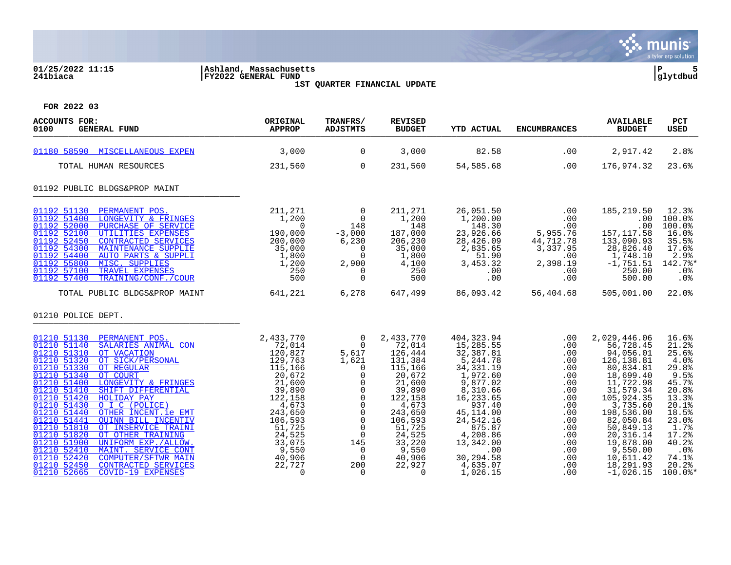01/25/2022 11:15 | Ashland, Massachusetts
241biaca | FY2022 GENERAL FUND | glytdbud

**1ST QUARTER FINANCIAL UPDATE**

FOR 2022 03

| ACCOUNTS FOR: 0100 GENERAL FUND | ORIGINAL APPROP | TRANFRS/ ADJSTMTS | REVISED BUDGET | YTD ACTUAL | ENCUMBRANCES | AVAILABLE BUDGET | PCT USED |
|---|---|---|---|---|---|---|---|
| 01180 58590 MISCELLANEOUS EXPEN | 3,000 | 0 | 3,000 | 82.58 | .00 | 2,917.42 | 2.8% |
| TOTAL HUMAN RESOURCES | 231,560 | 0 | 231,560 | 54,585.68 | .00 | 176,974.32 | 23.6% |
| **01192 PUBLIC BLDGS&PROP MAINT** | | | | | | | |
| 01192 51130 PERMANENT POS. | 211,271 | 0 | 211,271 | 26,051.50 | .00 | 185,219.50 | 12.3% |
| 01192 51400 LONGEVITY & FRINGES | 1,200 | 0 | 1,200 | 1,200.00 | .00 | .00 | 100.0% |
| 01192 52000 PURCHASE OF SERVICE | 0 | 148 | 148 | 148.30 | .00 | .00 | 100.0% |
| 01192 52100 UTILITIES EXPENSES | 190,000 | -3,000 | 187,000 | 23,926.66 | 5,955.76 | 157,117.58 | 16.0% |
| 01192 52450 CONTRACTED SERVICES | 200,000 | 6,230 | 206,230 | 28,426.09 | 44,712.78 | 133,090.93 | 35.5% |
| 01192 54300 MAINTENANCE SUPPLIE | 35,000 | 0 | 35,000 | 2,835.65 | 3,337.95 | 28,826.40 | 17.6% |
| 01192 54400 AUTO PARTS & SUPPLI | 1,800 | 0 | 1,800 | 51.90 | .00 | 1,748.10 | 2.9% |
| 01192 55800 MISC. SUPPLIES | 1,200 | 2,900 | 4,100 | 3,453.32 | 2,398.19 | -1,751.51 | 142.7%* |
| 01192 57100 TRAVEL EXPENSES | 250 | 0 | 250 | .00 | .00 | 250.00 | .0% |
| 01192 57400 TRAINING/CONF./COUR | 500 | 0 | 500 | .00 | .00 | 500.00 | .0% |
| TOTAL PUBLIC BLDGS&PROP MAINT | 641,221 | 6,278 | 647,499 | 86,093.42 | 56,404.68 | 505,001.00 | 22.0% |
| **01210 POLICE DEPT.** | | | | | | | |
| 01210 51130 PERMANENT POS. | 2,433,770 | 0 | 2,433,770 | 404,323.94 | .00 | 2,029,446.06 | 16.6% |
| 01210 51140 SALARIES ANIMAL CON | 72,014 | 0 | 72,014 | 15,285.55 | .00 | 56,728.45 | 21.2% |
| 01210 51310 OT VACATION | 120,827 | 5,617 | 126,444 | 32,387.81 | .00 | 94,056.01 | 25.6% |
| 01210 51320 OT SICK/PERSONAL | 129,763 | 1,621 | 131,384 | 5,244.78 | .00 | 126,138.81 | 4.0% |
| 01210 51330 OT REGULAR | 115,166 | 0 | 115,166 | 34,331.19 | .00 | 80,834.81 | 29.8% |
| 01210 51340 OT COURT | 20,672 | 0 | 20,672 | 1,972.60 | .00 | 18,699.40 | 9.5% |
| 01210 51400 LONGEVITY & FRINGES | 21,600 | 0 | 21,600 | 9,877.02 | .00 | 11,722.98 | 45.7% |
| 01210 51410 SHIFT DIFFERENTIAL | 39,890 | 0 | 39,890 | 8,310.66 | .00 | 31,579.34 | 20.8% |
| 01210 51420 HOLIDAY PAY | 122,158 | 0 | 122,158 | 16,233.65 | .00 | 105,924.35 | 13.3% |
| 01210 51430 O I C (POLICE) | 4,673 | 0 | 4,673 | 937.40 | .00 | 3,735.60 | 20.1% |
| 01210 51440 OTHER INCENT.ie EMT | 243,650 | 0 | 243,650 | 45,114.00 | .00 | 198,536.00 | 18.5% |
| 01210 51441 QUINN BILL INCENTIV | 106,593 | 0 | 106,593 | 24,542.16 | .00 | 82,050.84 | 23.0% |
| 01210 51810 OT INSERVICE TRAINI | 51,725 | 0 | 51,725 | 875.87 | .00 | 50,849.13 | 1.7% |
| 01210 51820 OT OTHER TRAINING | 24,525 | 0 | 24,525 | 4,208.86 | .00 | 20,316.14 | 17.2% |
| 01210 51900 UNIFORM EXP./ALLOW. | 33,075 | 145 | 33,220 | 13,342.00 | .00 | 19,878.00 | 40.2% |
| 01210 52410 MAINT. SERVICE CONT | 9,550 | 0 | 9,550 | .00 | .00 | 9,550.00 | .0% |
| 01210 52420 COMPUTER/SFTWR MAIN | 40,906 | 0 | 40,906 | 30,294.58 | .00 | 10,611.42 | 74.1% |
| 01210 52450 CONTRACTED SERVICES | 22,727 | 200 | 22,927 | 4,635.07 | .00 | 18,291.93 | 20.2% |
| 01210 52665 COVID-19 EXPENSES | 0 | 0 | 0 | 1,026.15 | .00 | -1,026.15 | 100.0%* |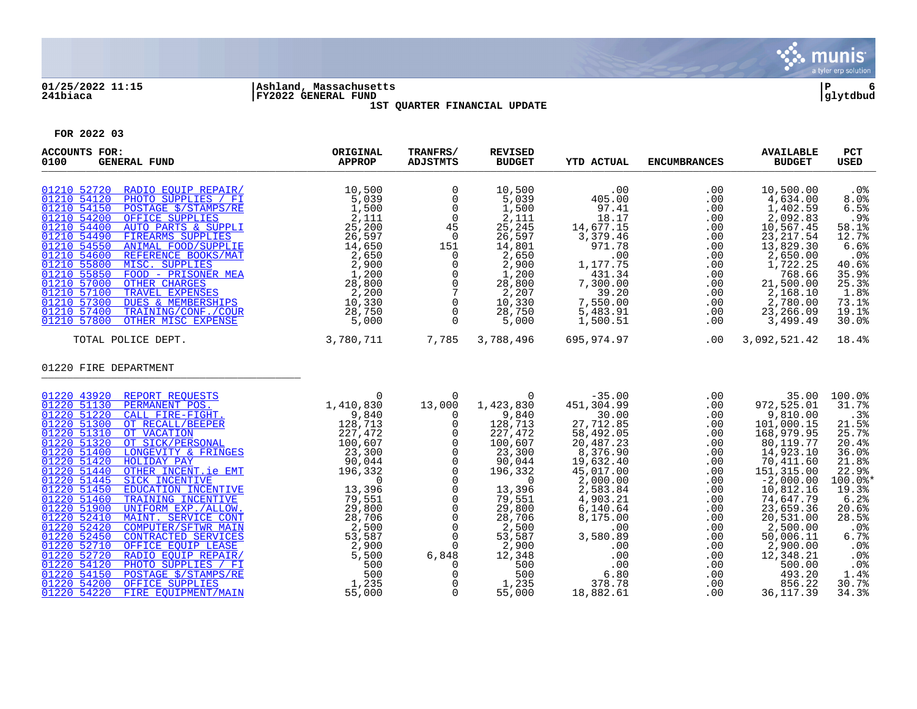01/25/2022 11:15 | Ashland, Massachusetts | P 6
241biaca | FY2022 GENERAL FUND | glytdbud

1ST QUARTER FINANCIAL UPDATE

FOR 2022 03

| ACCOUNTS FOR: 0100 GENERAL FUND | ORIGINAL APPROP | TRANFRS/ ADJSTMTS | REVISED BUDGET | YTD ACTUAL | ENCUMBRANCES | AVAILABLE BUDGET | PCT USED |
|---|---|---|---|---|---|---|---|
| 01210 52720 RADIO EQUIP REPAIR/ | 10,500 | 0 | 10,500 | .00 | .00 | 10,500.00 | .0% |
| 01210 54120 PHOTO SUPPLIES / FI | 5,039 | 0 | 5,039 | 405.00 | .00 | 4,634.00 | 8.0% |
| 01210 54150 POSTAGE $/STAMPS/RE | 1,500 | 0 | 1,500 | 97.41 | .00 | 1,402.59 | 6.5% |
| 01210 54200 OFFICE SUPPLIES | 2,111 | 0 | 2,111 | 18.17 | .00 | 2,092.83 | .9% |
| 01210 54400 AUTO PARTS & SUPPLI | 25,200 | 45 | 25,245 | 14,677.15 | .00 | 10,567.45 | 58.1% |
| 01210 54490 FIREARMS SUPPLIES | 26,597 | 0 | 26,597 | 3,379.46 | .00 | 23,217.54 | 12.7% |
| 01210 54550 ANIMAL FOOD/SUPPLIE | 14,650 | 151 | 14,801 | 971.78 | .00 | 13,829.30 | 6.6% |
| 01210 54600 REFERENCE BOOKS/MAT | 2,650 | 0 | 2,650 | .00 | .00 | 2,650.00 | .0% |
| 01210 55800 MISC. SUPPLIES | 2,900 | 0 | 2,900 | 1,177.75 | .00 | 1,722.25 | 40.6% |
| 01210 55850 FOOD - PRISONER MEA | 1,200 | 0 | 1,200 | 431.34 | .00 | 768.66 | 35.9% |
| 01210 57000 OTHER CHARGES | 28,800 | 0 | 28,800 | 7,300.00 | .00 | 21,500.00 | 25.3% |
| 01210 57100 TRAVEL EXPENSES | 2,200 | 7 | 2,207 | 39.20 | .00 | 2,168.10 | 1.8% |
| 01210 57300 DUES & MEMBERSHIPS | 10,330 | 0 | 10,330 | 7,550.00 | .00 | 2,780.00 | 73.1% |
| 01210 57400 TRAINING/CONF./COUR | 28,750 | 0 | 28,750 | 5,483.91 | .00 | 23,266.09 | 19.1% |
| 01210 57800 OTHER MISC EXPENSE | 5,000 | 0 | 5,000 | 1,500.51 | .00 | 3,499.49 | 30.0% |
| TOTAL POLICE DEPT. | 3,780,711 | 7,785 | 3,788,496 | 695,974.97 | .00 | 3,092,521.42 | 18.4% |
| **01220 FIRE DEPARTMENT** | | | | | | | |
| 01220 43920 REPORT REQUESTS | 0 | 0 | 0 | -35.00 | .00 | 35.00 | 100.0% |
| 01220 51130 PERMANENT POS. | 1,410,830 | 13,000 | 1,423,830 | 451,304.99 | .00 | 972,525.01 | 31.7% |
| 01220 51220 CALL FIRE-FIGHT. | 9,840 | 0 | 9,840 | 30.00 | .00 | 9,810.00 | .3% |
| 01220 51300 OT RECALL/BEEPER | 128,713 | 0 | 128,713 | 27,712.85 | .00 | 101,000.15 | 21.5% |
| 01220 51310 OT VACATION | 227,472 | 0 | 227,472 | 58,492.05 | .00 | 168,979.95 | 25.7% |
| 01220 51320 OT SICK/PERSONAL | 100,607 | 0 | 100,607 | 20,487.23 | .00 | 80,119.77 | 20.4% |
| 01220 51400 LONGEVITY & FRINGES | 23,300 | 0 | 23,300 | 8,376.90 | .00 | 14,923.10 | 36.0% |
| 01220 51420 HOLIDAY PAY | 90,044 | 0 | 90,044 | 19,632.40 | .00 | 70,411.60 | 21.8% |
| 01220 51440 OTHER INCENT.ie EMT | 196,332 | 0 | 196,332 | 45,017.00 | .00 | 151,315.00 | 22.9% |
| 01220 51445 SICK INCENTIVE | 0 | 0 | 0 | 2,000.00 | .00 | -2,000.00 | 100.0%* |
| 01220 51450 EDUCATION INCENTIVE | 13,396 | 0 | 13,396 | 2,583.84 | .00 | 10,812.16 | 19.3% |
| 01220 51460 TRAINING INCENTIVE | 79,551 | 0 | 79,551 | 4,903.21 | .00 | 74,647.79 | 6.2% |
| 01220 51900 UNIFORM EXP./ALLOW. | 29,800 | 0 | 29,800 | 6,140.64 | .00 | 23,659.36 | 20.6% |
| 01220 52410 MAINT. SERVICE CONT | 28,706 | 0 | 28,706 | 8,175.00 | .00 | 20,531.00 | 28.5% |
| 01220 52420 COMPUTER/SFTWR MAIN | 2,500 | 0 | 2,500 | .00 | .00 | 2,500.00 | .0% |
| 01220 52450 CONTRACTED SERVICES | 53,587 | 0 | 53,587 | 3,580.89 | .00 | 50,006.11 | 6.7% |
| 01220 52710 OFFICE EQUIP LEASE | 2,900 | 0 | 2,900 | .00 | .00 | 2,900.00 | .0% |
| 01220 52720 RADIO EQUIP REPAIR/ | 5,500 | 6,848 | 12,348 | .00 | .00 | 12,348.21 | .0% |
| 01220 54120 PHOTO SUPPLIES / FI | 500 | 0 | 500 | .00 | .00 | 500.00 | .0% |
| 01220 54150 POSTAGE $/STAMPS/RE | 500 | 0 | 500 | 6.80 | .00 | 493.20 | 1.4% |
| 01220 54200 OFFICE SUPPLIES | 1,235 | 0 | 1,235 | 378.78 | .00 | 856.22 | 30.7% |
| 01220 54220 FIRE EQUIPMENT/MAIN | 55,000 | 0 | 55,000 | 18,882.61 | .00 | 36,117.39 | 34.3% |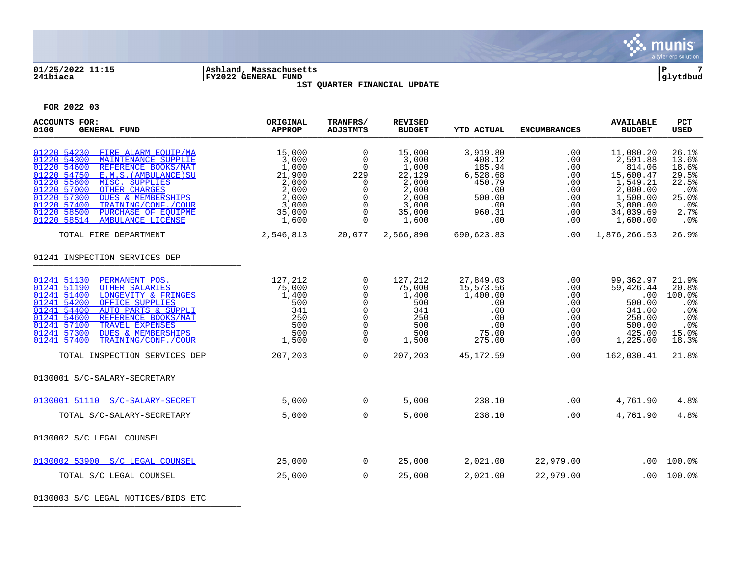01/25/2022 11:15 | Ashland, Massachusetts | P 7
241biaca | FY2022 GENERAL FUND | glytdbud

**1ST QUARTER FINANCIAL UPDATE**

**FOR 2022 03**

| ACCOUNTS FOR: 0100 GENERAL FUND | ORIGINAL APPROP | TRANFRS/ ADJSTMTS | REVISED BUDGET | YTD ACTUAL | ENCUMBRANCES | AVAILABLE BUDGET | PCT USED |
|---|---|---|---|---|---|---|---|
| 01220 54230 FIRE ALARM EQUIP/MA | 15,000 | 0 | 15,000 | 3,919.80 | .00 | 11,080.20 | 26.1% |
| 01220 54300 MAINTENANCE SUPPLIE | 3,000 | 0 | 3,000 | 408.12 | .00 | 2,591.88 | 13.6% |
| 01220 54600 REFERENCE BOOKS/MAT | 1,000 | 0 | 1,000 | 185.94 | .00 | 814.06 | 18.6% |
| 01220 54750 E.M.S.(AMBULANCE)SU | 21,900 | 229 | 22,129 | 6,528.68 | .00 | 15,600.47 | 29.5% |
| 01220 55800 MISC. SUPPLIES | 2,000 | 0 | 2,000 | 450.79 | .00 | 1,549.21 | 22.5% |
| 01220 57000 OTHER CHARGES | 2,000 | 0 | 2,000 | .00 | .00 | 2,000.00 | .0% |
| 01220 57300 DUES & MEMBERSHIPS | 2,000 | 0 | 2,000 | 500.00 | .00 | 1,500.00 | 25.0% |
| 01220 57400 TRAINING/CONF./COUR | 3,000 | 0 | 3,000 | .00 | .00 | 3,000.00 | .0% |
| 01220 58500 PURCHASE OF EQUIPME | 35,000 | 0 | 35,000 | 960.31 | .00 | 34,039.69 | 2.7% |
| 01220 58514 AMBULANCE LICENSE | 1,600 | 0 | 1,600 | .00 | .00 | 1,600.00 | .0% |
| TOTAL FIRE DEPARTMENT | 2,546,813 | 20,077 | 2,566,890 | 690,623.83 | .00 | 1,876,266.53 | 26.9% |
| **01241 INSPECTION SERVICES DEP** | | | | | | | |
| 01241 51130 PERMANENT POS. | 127,212 | 0 | 127,212 | 27,849.03 | .00 | 99,362.97 | 21.9% |
| 01241 51190 OTHER SALARIES | 75,000 | 0 | 75,000 | 15,573.56 | .00 | 59,426.44 | 20.8% |
| 01241 51400 LONGEVITY & FRINGES | 1,400 | 0 | 1,400 | 1,400.00 | .00 | .00 | 100.0% |
| 01241 54200 OFFICE SUPPLIES | 500 | 0 | 500 | .00 | .00 | 500.00 | .0% |
| 01241 54400 AUTO PARTS & SUPPLI | 341 | 0 | 341 | .00 | .00 | 341.00 | .0% |
| 01241 54600 REFERENCE BOOKS/MAT | 250 | 0 | 250 | .00 | .00 | 250.00 | .0% |
| 01241 57100 TRAVEL EXPENSES | 500 | 0 | 500 | .00 | .00 | 500.00 | .0% |
| 01241 57300 DUES & MEMBERSHIPS | 500 | 0 | 500 | 75.00 | .00 | 425.00 | 15.0% |
| 01241 57400 TRAINING/CONF./COUR | 1,500 | 0 | 1,500 | 275.00 | .00 | 1,225.00 | 18.3% |
| TOTAL INSPECTION SERVICES DEP | 207,203 | 0 | 207,203 | 45,172.59 | .00 | 162,030.41 | 21.8% |
| **0130001 S/C-SALARY-SECRETARY** | | | | | | | |
| 0130001 51110 S/C-SALARY-SECRET | 5,000 | 0 | 5,000 | 238.10 | .00 | 4,761.90 | 4.8% |
| TOTAL S/C-SALARY-SECRETARY | 5,000 | 0 | 5,000 | 238.10 | .00 | 4,761.90 | 4.8% |
| **0130002 S/C LEGAL COUNSEL** | | | | | | | |
| 0130002 53900 S/C LEGAL COUNSEL | 25,000 | 0 | 25,000 | 2,021.00 | 22,979.00 | .00 | 100.0% |
| TOTAL S/C LEGAL COUNSEL | 25,000 | 0 | 25,000 | 2,021.00 | 22,979.00 | .00 | 100.0% |
| **0130003 S/C LEGAL NOTICES/BIDS ETC** | | | | | | | |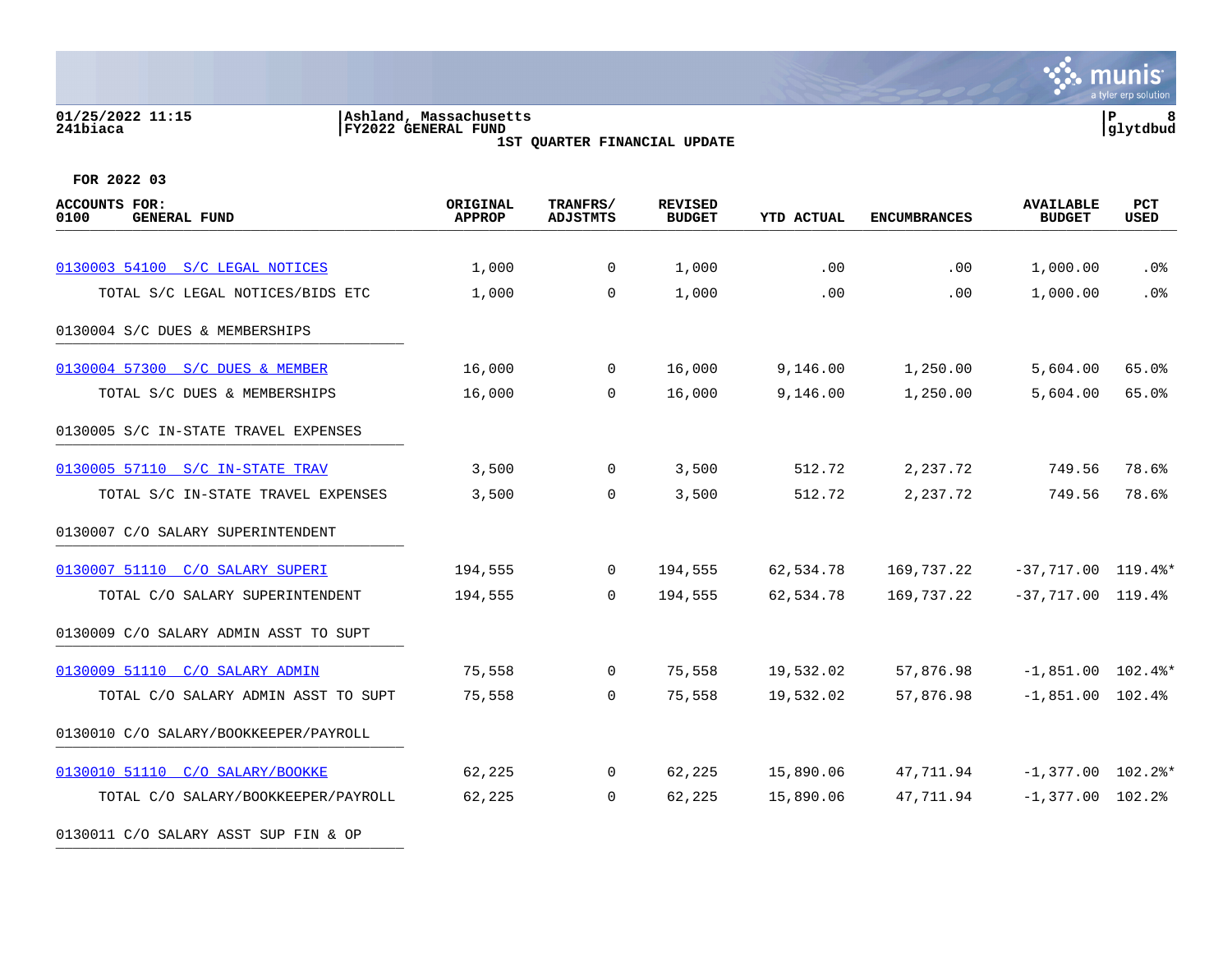01/25/2022 11:15
241biaca

Ashland, Massachusetts
FY2022 GENERAL FUND
1ST QUARTER FINANCIAL UPDATE

P 8
glytdbud

FOR 2022 03

| ACCOUNTS FOR: 0100 GENERAL FUND | ORIGINAL APPROP | TRANFRS/ ADJSTMTS | REVISED BUDGET | YTD ACTUAL | ENCUMBRANCES | AVAILABLE BUDGET | PCT USED |
|---|---|---|---|---|---|---|---|
| 0130003 54100 S/C LEGAL NOTICES | 1,000 | 0 | 1,000 | .00 | .00 | 1,000.00 | .0% |
| TOTAL S/C LEGAL NOTICES/BIDS ETC | 1,000 | 0 | 1,000 | .00 | .00 | 1,000.00 | .0% |
| 0130004 S/C DUES & MEMBERSHIPS | | | | | | | |
| 0130004 57300 S/C DUES & MEMBER | 16,000 | 0 | 16,000 | 9,146.00 | 1,250.00 | 5,604.00 | 65.0% |
| TOTAL S/C DUES & MEMBERSHIPS | 16,000 | 0 | 16,000 | 9,146.00 | 1,250.00 | 5,604.00 | 65.0% |
| 0130005 S/C IN-STATE TRAVEL EXPENSES | | | | | | | |
| 0130005 57110 S/C IN-STATE TRAV | 3,500 | 0 | 3,500 | 512.72 | 2,237.72 | 749.56 | 78.6% |
| TOTAL S/C IN-STATE TRAVEL EXPENSES | 3,500 | 0 | 3,500 | 512.72 | 2,237.72 | 749.56 | 78.6% |
| 0130007 C/O SALARY SUPERINTENDENT | | | | | | | |
| 0130007 51110 C/O SALARY SUPERI | 194,555 | 0 | 194,555 | 62,534.78 | 169,737.22 | -37,717.00 | 119.4%* |
| TOTAL C/O SALARY SUPERINTENDENT | 194,555 | 0 | 194,555 | 62,534.78 | 169,737.22 | -37,717.00 | 119.4% |
| 0130009 C/O SALARY ADMIN ASST TO SUPT | | | | | | | |
| 0130009 51110 C/O SALARY ADMIN | 75,558 | 0 | 75,558 | 19,532.02 | 57,876.98 | -1,851.00 | 102.4%* |
| TOTAL C/O SALARY ADMIN ASST TO SUPT | 75,558 | 0 | 75,558 | 19,532.02 | 57,876.98 | -1,851.00 | 102.4% |
| 0130010 C/O SALARY/BOOKKEEPER/PAYROLL | | | | | | | |
| 0130010 51110 C/O SALARY/BOOKKE | 62,225 | 0 | 62,225 | 15,890.06 | 47,711.94 | -1,377.00 | 102.2%* |
| TOTAL C/O SALARY/BOOKKEEPER/PAYROLL | 62,225 | 0 | 62,225 | 15,890.06 | 47,711.94 | -1,377.00 | 102.2% |
| 0130011 C/O SALARY ASST SUP FIN & OP | | | | | | | |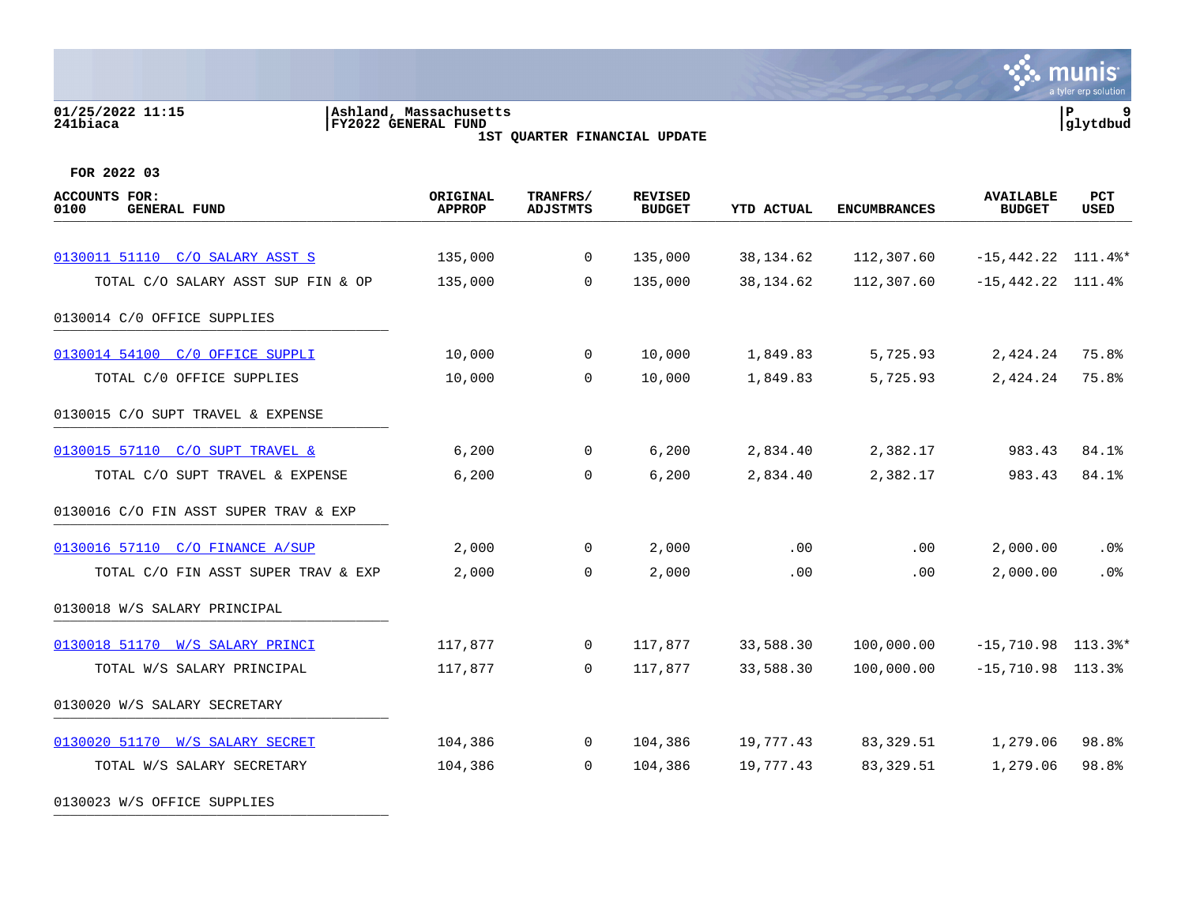01/25/2022 11:15
241biaca

Ashland, Massachusetts
FY2022 GENERAL FUND
1ST QUARTER FINANCIAL UPDATE

glytdbud

FOR 2022 03

| ACCOUNTS FOR: 0100 GENERAL FUND | ORIGINAL APPROP | TRANFRS/ ADJSTMTS | REVISED BUDGET | YTD ACTUAL | ENCUMBRANCES | AVAILABLE BUDGET | PCT USED |
|---|---|---|---|---|---|---|---|
| 0130011 51110 C/O SALARY ASST S | 135,000 | 0 | 135,000 | 38,134.62 | 112,307.60 | -15,442.22 | 111.4%* |
| TOTAL C/O SALARY ASST SUP FIN & OP | 135,000 | 0 | 135,000 | 38,134.62 | 112,307.60 | -15,442.22 | 111.4% |
| 0130014 C/0 OFFICE SUPPLIES | | | | | | | |
| 0130014 54100 C/0 OFFICE SUPPLI | 10,000 | 0 | 10,000 | 1,849.83 | 5,725.93 | 2,424.24 | 75.8% |
| TOTAL C/0 OFFICE SUPPLIES | 10,000 | 0 | 10,000 | 1,849.83 | 5,725.93 | 2,424.24 | 75.8% |
| 0130015 C/O SUPT TRAVEL & EXPENSE | | | | | | | |
| 0130015 57110 C/O SUPT TRAVEL & | 6,200 | 0 | 6,200 | 2,834.40 | 2,382.17 | 983.43 | 84.1% |
| TOTAL C/O SUPT TRAVEL & EXPENSE | 6,200 | 0 | 6,200 | 2,834.40 | 2,382.17 | 983.43 | 84.1% |
| 0130016 C/O FIN ASST SUPER TRAV & EXP | | | | | | | |
| 0130016 57110 C/O FINANCE A/SUP | 2,000 | 0 | 2,000 | .00 | .00 | 2,000.00 | .0% |
| TOTAL C/O FIN ASST SUPER TRAV & EXP | 2,000 | 0 | 2,000 | .00 | .00 | 2,000.00 | .0% |
| 0130018 W/S SALARY PRINCIPAL | | | | | | | |
| 0130018 51170 W/S SALARY PRINCI | 117,877 | 0 | 117,877 | 33,588.30 | 100,000.00 | -15,710.98 | 113.3%* |
| TOTAL W/S SALARY PRINCIPAL | 117,877 | 0 | 117,877 | 33,588.30 | 100,000.00 | -15,710.98 | 113.3% |
| 0130020 W/S SALARY SECRETARY | | | | | | | |
| 0130020 51170 W/S SALARY SECRET | 104,386 | 0 | 104,386 | 19,777.43 | 83,329.51 | 1,279.06 | 98.8% |
| TOTAL W/S SALARY SECRETARY | 104,386 | 0 | 104,386 | 19,777.43 | 83,329.51 | 1,279.06 | 98.8% |
| 0130023 W/S OFFICE SUPPLIES | | | | | | | |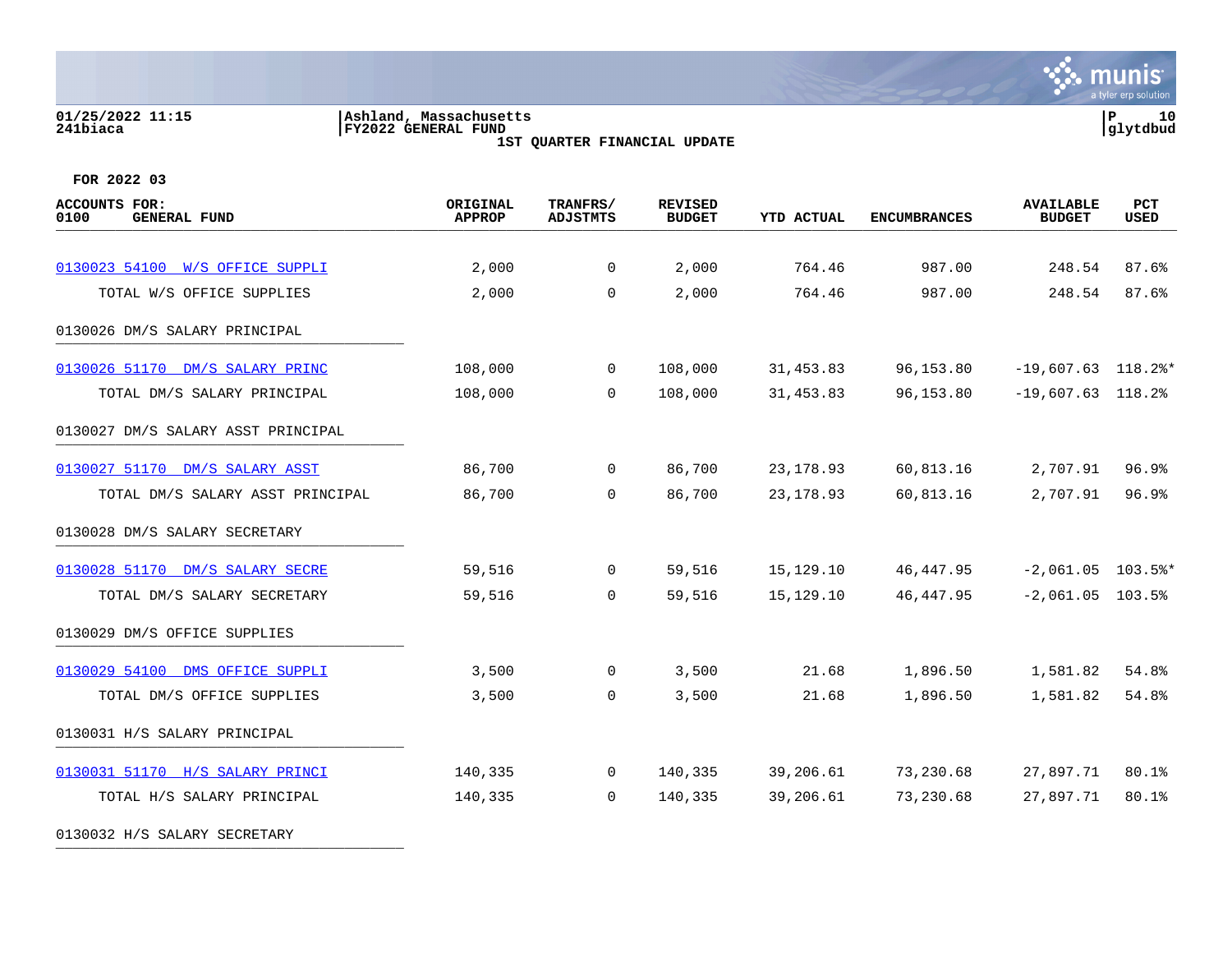01/25/2022 11:15 | Ashland, Massachusetts | P 10
241biaca | FY2022 GENERAL FUND | glytdbud

1ST QUARTER FINANCIAL UPDATE

FOR 2022 03

| ACCOUNTS FOR: 0100 GENERAL FUND | ORIGINAL APPROP | TRANFRS/ ADJSTMTS | REVISED BUDGET | YTD ACTUAL | ENCUMBRANCES | AVAILABLE BUDGET | PCT USED |
|---|---|---|---|---|---|---|---|
| 0130023 54100 W/S OFFICE SUPPLI | 2,000 | 0 | 2,000 | 764.46 | 987.00 | 248.54 | 87.6% |
| TOTAL W/S OFFICE SUPPLIES | 2,000 | 0 | 2,000 | 764.46 | 987.00 | 248.54 | 87.6% |
| 0130026 DM/S SALARY PRINCIPAL | | | | | | | |
| 0130026 51170 DM/S SALARY PRINC | 108,000 | 0 | 108,000 | 31,453.83 | 96,153.80 | -19,607.63 | 118.2%* |
| TOTAL DM/S SALARY PRINCIPAL | 108,000 | 0 | 108,000 | 31,453.83 | 96,153.80 | -19,607.63 | 118.2% |
| 0130027 DM/S SALARY ASST PRINCIPAL | | | | | | | |
| 0130027 51170 DM/S SALARY ASST | 86,700 | 0 | 86,700 | 23,178.93 | 60,813.16 | 2,707.91 | 96.9% |
| TOTAL DM/S SALARY ASST PRINCIPAL | 86,700 | 0 | 86,700 | 23,178.93 | 60,813.16 | 2,707.91 | 96.9% |
| 0130028 DM/S SALARY SECRETARY | | | | | | | |
| 0130028 51170 DM/S SALARY SECRE | 59,516 | 0 | 59,516 | 15,129.10 | 46,447.95 | -2,061.05 | 103.5%* |
| TOTAL DM/S SALARY SECRETARY | 59,516 | 0 | 59,516 | 15,129.10 | 46,447.95 | -2,061.05 | 103.5% |
| 0130029 DM/S OFFICE SUPPLIES | | | | | | | |
| 0130029 54100 DMS OFFICE SUPPLI | 3,500 | 0 | 3,500 | 21.68 | 1,896.50 | 1,581.82 | 54.8% |
| TOTAL DM/S OFFICE SUPPLIES | 3,500 | 0 | 3,500 | 21.68 | 1,896.50 | 1,581.82 | 54.8% |
| 0130031 H/S SALARY PRINCIPAL | | | | | | | |
| 0130031 51170 H/S SALARY PRINCI | 140,335 | 0 | 140,335 | 39,206.61 | 73,230.68 | 27,897.71 | 80.1% |
| TOTAL H/S SALARY PRINCIPAL | 140,335 | 0 | 140,335 | 39,206.61 | 73,230.68 | 27,897.71 | 80.1% |
| 0130032 H/S SALARY SECRETARY | | | | | | | |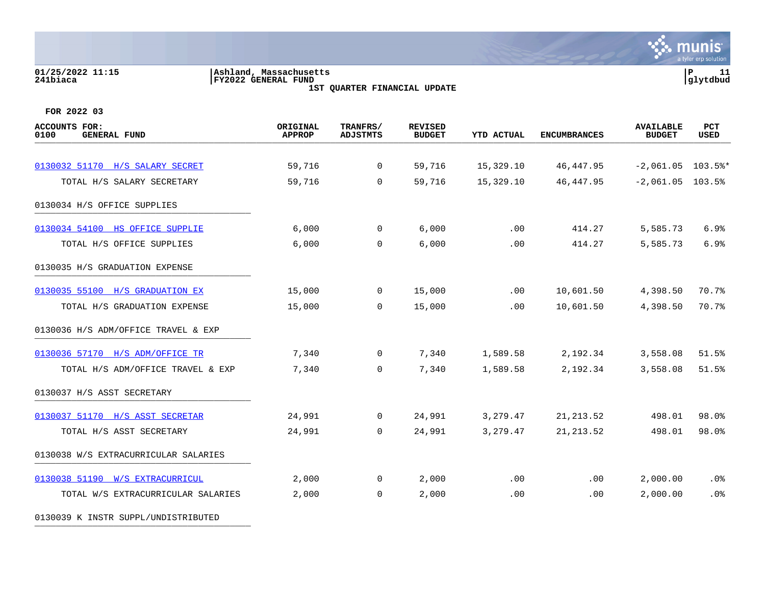01/25/2022 11:15 | Ashland, Massachusetts | P 11
241biaca | FY2022 GENERAL FUND | glytdbud

**1ST QUARTER FINANCIAL UPDATE**

**FOR 2022 03**

| ACCOUNTS FOR: 0100 GENERAL FUND | ORIGINAL APPROP | TRANFRS/ ADJSTMTS | REVISED BUDGET | YTD ACTUAL | ENCUMBRANCES | AVAILABLE BUDGET | PCT USED |
|---|---|---|---|---|---|---|---|
| 0130032 51170 H/S SALARY SECRET | 59,716 | 0 | 59,716 | 15,329.10 | 46,447.95 | -2,061.05 | 103.5%* |
| TOTAL H/S SALARY SECRETARY | 59,716 | 0 | 59,716 | 15,329.10 | 46,447.95 | -2,061.05 | 103.5% |
| 0130034 H/S OFFICE SUPPLIES | | | | | | | |
| 0130034 54100 HS OFFICE SUPPLIE | 6,000 | 0 | 6,000 | .00 | 414.27 | 5,585.73 | 6.9% |
| TOTAL H/S OFFICE SUPPLIES | 6,000 | 0 | 6,000 | .00 | 414.27 | 5,585.73 | 6.9% |
| 0130035 H/S GRADUATION EXPENSE | | | | | | | |
| 0130035 55100 H/S GRADUATION EX | 15,000 | 0 | 15,000 | .00 | 10,601.50 | 4,398.50 | 70.7% |
| TOTAL H/S GRADUATION EXPENSE | 15,000 | 0 | 15,000 | .00 | 10,601.50 | 4,398.50 | 70.7% |
| 0130036 H/S ADM/OFFICE TRAVEL & EXP | | | | | | | |
| 0130036 57170 H/S ADM/OFFICE TR | 7,340 | 0 | 7,340 | 1,589.58 | 2,192.34 | 3,558.08 | 51.5% |
| TOTAL H/S ADM/OFFICE TRAVEL & EXP | 7,340 | 0 | 7,340 | 1,589.58 | 2,192.34 | 3,558.08 | 51.5% |
| 0130037 H/S ASST SECRETARY | | | | | | | |
| 0130037 51170 H/S ASST SECRETAR | 24,991 | 0 | 24,991 | 3,279.47 | 21,213.52 | 498.01 | 98.0% |
| TOTAL H/S ASST SECRETARY | 24,991 | 0 | 24,991 | 3,279.47 | 21,213.52 | 498.01 | 98.0% |
| 0130038 W/S EXTRACURRICULAR SALARIES | | | | | | | |
| 0130038 51190 W/S EXTRACURRICUL | 2,000 | 0 | 2,000 | .00 | .00 | 2,000.00 | .0% |
| TOTAL W/S EXTRACURRICULAR SALARIES | 2,000 | 0 | 2,000 | .00 | .00 | 2,000.00 | .0% |
| 0130039 K INSTR SUPPL/UNDISTRIBUTED | | | | | | | |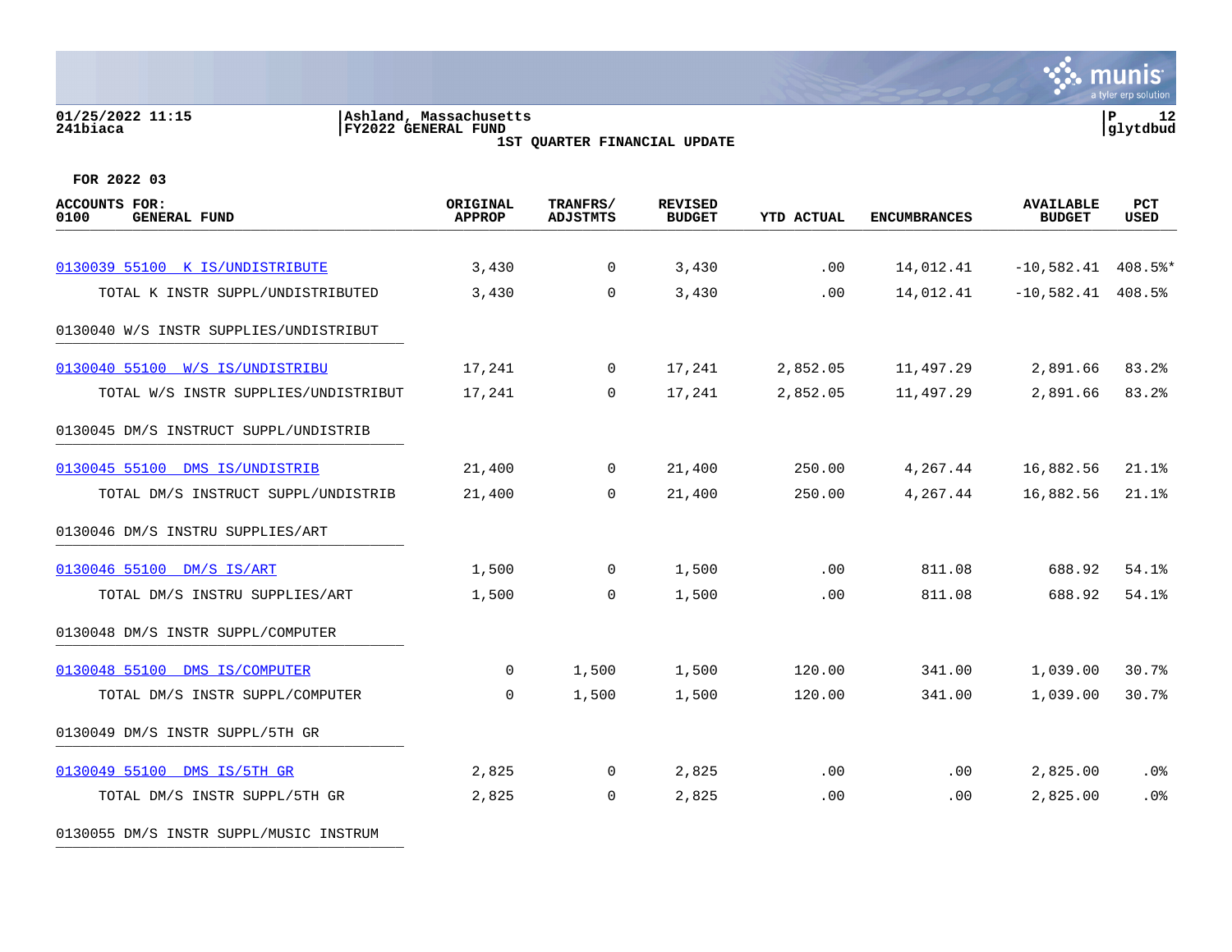01/25/2022 11:15
241biaca

Ashland, Massachusetts
FY2022 GENERAL FUND
1ST QUARTER FINANCIAL UPDATE

P 12
glytdbud

FOR 2022 03

| ACCOUNTS FOR: 0100 GENERAL FUND | ORIGINAL APPROP | TRANFRS/ ADJSTMTS | REVISED BUDGET | YTD ACTUAL | ENCUMBRANCES | AVAILABLE BUDGET | PCT USED |
|---|---|---|---|---|---|---|---|
| 0130039 55100 K IS/UNDISTRIBUTE | 3,430 | 0 | 3,430 | .00 | 14,012.41 | -10,582.41 | 408.5%* |
| TOTAL K INSTR SUPPL/UNDISTRIBUTED | 3,430 | 0 | 3,430 | .00 | 14,012.41 | -10,582.41 | 408.5% |
| 0130040 W/S INSTR SUPPLIES/UNDISTRIBUT | | | | | | | |
| 0130040 55100 W/S IS/UNDISTRIBU | 17,241 | 0 | 17,241 | 2,852.05 | 11,497.29 | 2,891.66 | 83.2% |
| TOTAL W/S INSTR SUPPLIES/UNDISTRIBUT | 17,241 | 0 | 17,241 | 2,852.05 | 11,497.29 | 2,891.66 | 83.2% |
| 0130045 DM/S INSTRUCT SUPPL/UNDISTRIB | | | | | | | |
| 0130045 55100 DMS IS/UNDISTRIB | 21,400 | 0 | 21,400 | 250.00 | 4,267.44 | 16,882.56 | 21.1% |
| TOTAL DM/S INSTRUCT SUPPL/UNDISTRIB | 21,400 | 0 | 21,400 | 250.00 | 4,267.44 | 16,882.56 | 21.1% |
| 0130046 DM/S INSTRU SUPPLIES/ART | | | | | | | |
| 0130046 55100 DM/S IS/ART | 1,500 | 0 | 1,500 | .00 | 811.08 | 688.92 | 54.1% |
| TOTAL DM/S INSTRU SUPPLIES/ART | 1,500 | 0 | 1,500 | .00 | 811.08 | 688.92 | 54.1% |
| 0130048 DM/S INSTR SUPPL/COMPUTER | | | | | | | |
| 0130048 55100 DMS IS/COMPUTER | 0 | 1,500 | 1,500 | 120.00 | 341.00 | 1,039.00 | 30.7% |
| TOTAL DM/S INSTR SUPPL/COMPUTER | 0 | 1,500 | 1,500 | 120.00 | 341.00 | 1,039.00 | 30.7% |
| 0130049 DM/S INSTR SUPPL/5TH GR | | | | | | | |
| 0130049 55100 DMS IS/5TH GR | 2,825 | 0 | 2,825 | .00 | .00 | 2,825.00 | .0% |
| TOTAL DM/S INSTR SUPPL/5TH GR | 2,825 | 0 | 2,825 | .00 | .00 | 2,825.00 | .0% |
| 0130055 DM/S INSTR SUPPL/MUSIC INSTRUM | | | | | | | |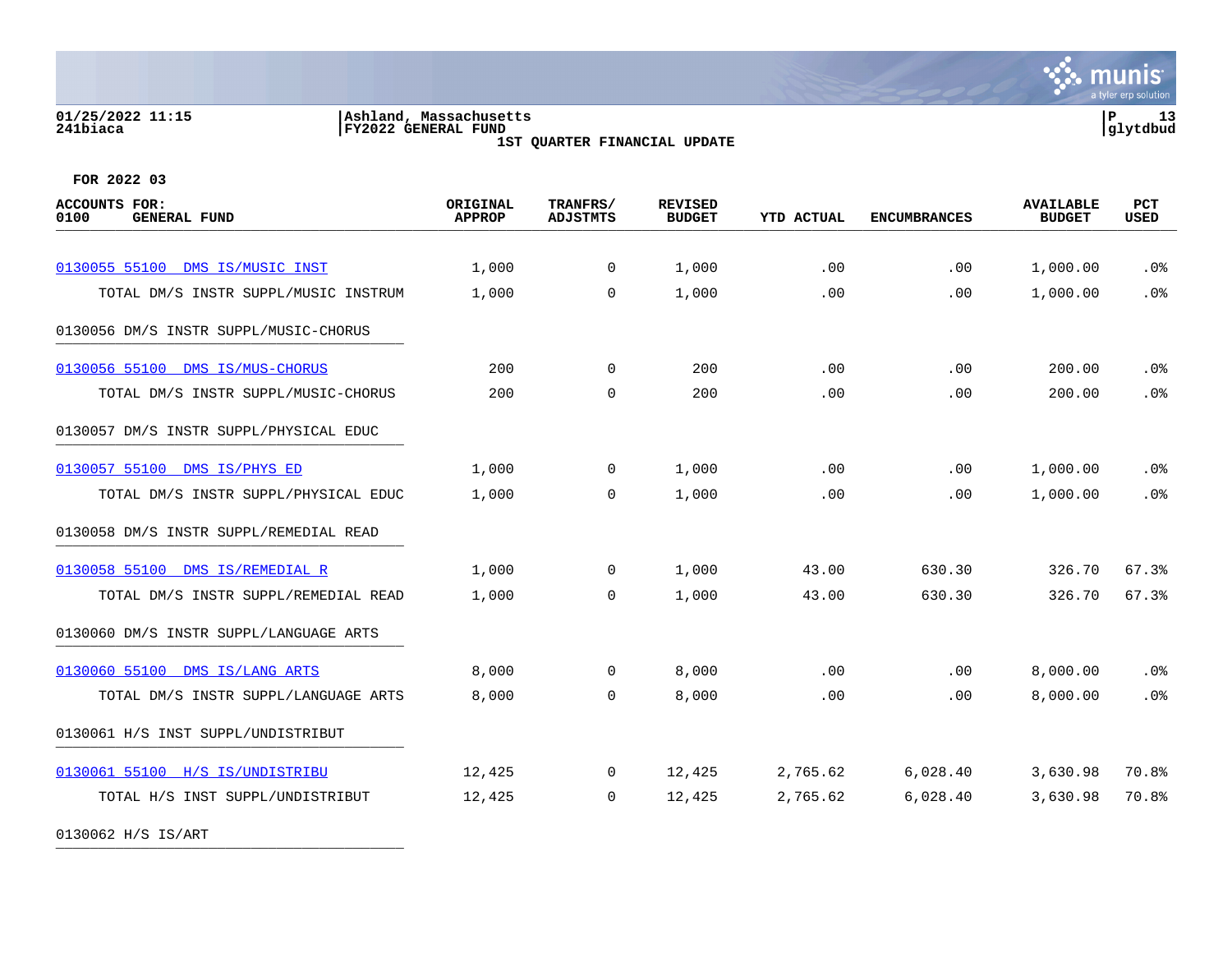Ashland, Massachusetts
FY2022 GENERAL FUND
1ST QUARTER FINANCIAL UPDATE

FOR 2022 03

| ACCOUNTS FOR: 0100 GENERAL FUND | ORIGINAL APPROP | TRANFRS/ ADJSTMTS | REVISED BUDGET | YTD ACTUAL | ENCUMBRANCES | AVAILABLE BUDGET | PCT USED |
|---|---|---|---|---|---|---|---|
| 0130055 55100 DMS IS/MUSIC INST | 1,000 | 0 | 1,000 | .00 | .00 | 1,000.00 | .0% |
| TOTAL DM/S INSTR SUPPL/MUSIC INSTRUM | 1,000 | 0 | 1,000 | .00 | .00 | 1,000.00 | .0% |
| 0130056 DM/S INSTR SUPPL/MUSIC-CHORUS | | | | | | | |
| 0130056 55100 DMS IS/MUS-CHORUS | 200 | 0 | 200 | .00 | .00 | 200.00 | .0% |
| TOTAL DM/S INSTR SUPPL/MUSIC-CHORUS | 200 | 0 | 200 | .00 | .00 | 200.00 | .0% |
| 0130057 DM/S INSTR SUPPL/PHYSICAL EDUC | | | | | | | |
| 0130057 55100 DMS IS/PHYS ED | 1,000 | 0 | 1,000 | .00 | .00 | 1,000.00 | .0% |
| TOTAL DM/S INSTR SUPPL/PHYSICAL EDUC | 1,000 | 0 | 1,000 | .00 | .00 | 1,000.00 | .0% |
| 0130058 DM/S INSTR SUPPL/REMEDIAL READ | | | | | | | |
| 0130058 55100 DMS IS/REMEDIAL R | 1,000 | 0 | 1,000 | 43.00 | 630.30 | 326.70 | 67.3% |
| TOTAL DM/S INSTR SUPPL/REMEDIAL READ | 1,000 | 0 | 1,000 | 43.00 | 630.30 | 326.70 | 67.3% |
| 0130060 DM/S INSTR SUPPL/LANGUAGE ARTS | | | | | | | |
| 0130060 55100 DMS IS/LANG ARTS | 8,000 | 0 | 8,000 | .00 | .00 | 8,000.00 | .0% |
| TOTAL DM/S INSTR SUPPL/LANGUAGE ARTS | 8,000 | 0 | 8,000 | .00 | .00 | 8,000.00 | .0% |
| 0130061 H/S INST SUPPL/UNDISTRIBUT | | | | | | | |
| 0130061 55100 H/S IS/UNDISTRIBU | 12,425 | 0 | 12,425 | 2,765.62 | 6,028.40 | 3,630.98 | 70.8% |
| TOTAL H/S INST SUPPL/UNDISTRIBUT | 12,425 | 0 | 12,425 | 2,765.62 | 6,028.40 | 3,630.98 | 70.8% |
| 0130062 H/S IS/ART | | | | | | | |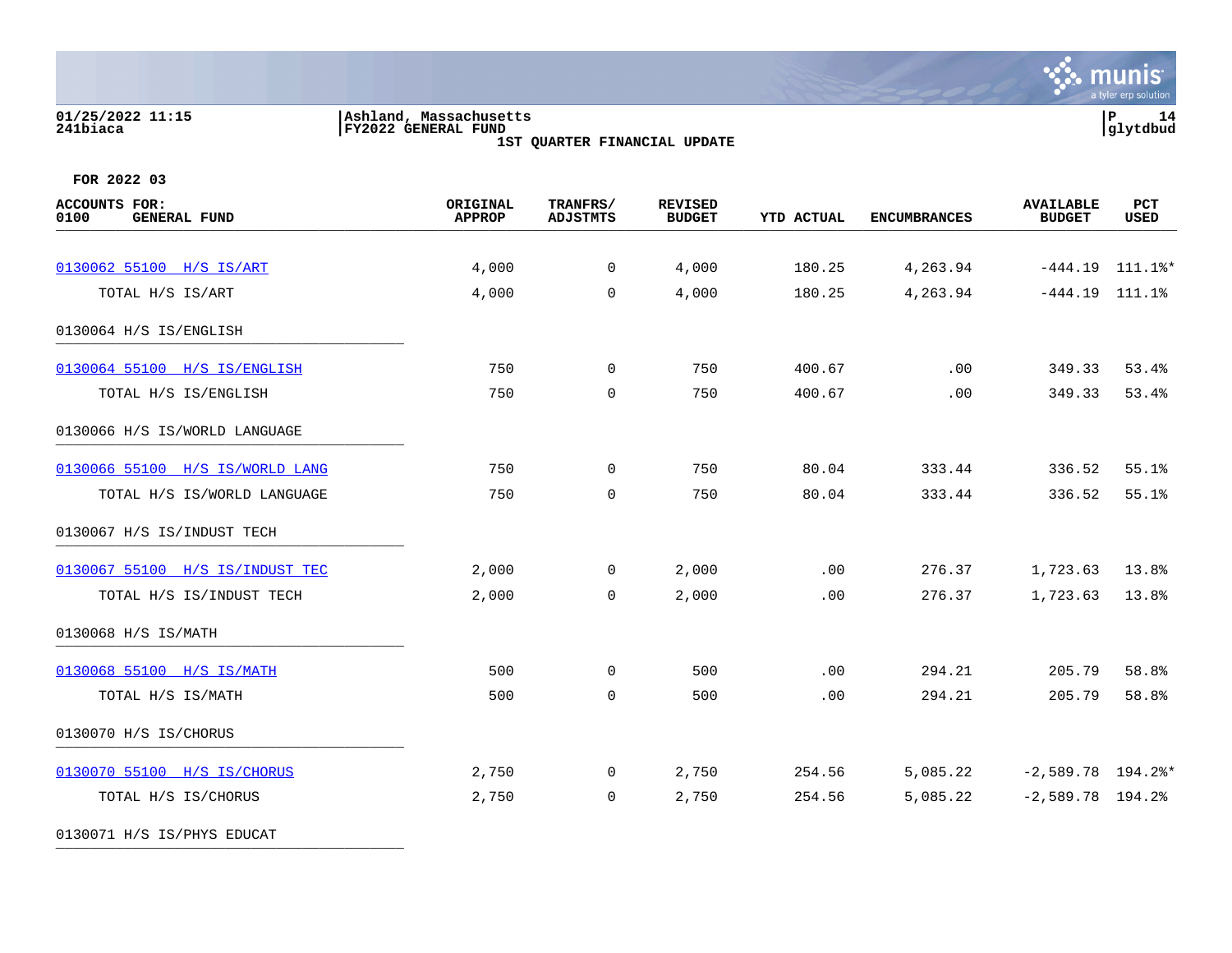Ashland, Massachusetts
FY2022 GENERAL FUND
1ST QUARTER FINANCIAL UPDATE

01/25/2022 11:15
241biaca

glytdbud

FOR 2022 03

| ACCOUNTS FOR: 0100 GENERAL FUND | ORIGINAL APPROP | TRANFRS/ ADJSTMTS | REVISED BUDGET | YTD ACTUAL | ENCUMBRANCES | AVAILABLE BUDGET | PCT USED |
|---|---|---|---|---|---|---|---|
| 0130062 55100 H/S IS/ART | 4,000 | 0 | 4,000 | 180.25 | 4,263.94 | -444.19 | 111.1%* |
| TOTAL H/S IS/ART | 4,000 | 0 | 4,000 | 180.25 | 4,263.94 | -444.19 | 111.1% |
| 0130064 H/S IS/ENGLISH | | | | | | | |
| 0130064 55100 H/S IS/ENGLISH | 750 | 0 | 750 | 400.67 | .00 | 349.33 | 53.4% |
| TOTAL H/S IS/ENGLISH | 750 | 0 | 750 | 400.67 | .00 | 349.33 | 53.4% |
| 0130066 H/S IS/WORLD LANGUAGE | | | | | | | |
| 0130066 55100 H/S IS/WORLD LANG | 750 | 0 | 750 | 80.04 | 333.44 | 336.52 | 55.1% |
| TOTAL H/S IS/WORLD LANGUAGE | 750 | 0 | 750 | 80.04 | 333.44 | 336.52 | 55.1% |
| 0130067 H/S IS/INDUST TECH | | | | | | | |
| 0130067 55100 H/S IS/INDUST TEC | 2,000 | 0 | 2,000 | .00 | 276.37 | 1,723.63 | 13.8% |
| TOTAL H/S IS/INDUST TECH | 2,000 | 0 | 2,000 | .00 | 276.37 | 1,723.63 | 13.8% |
| 0130068 H/S IS/MATH | | | | | | | |
| 0130068 55100 H/S IS/MATH | 500 | 0 | 500 | .00 | 294.21 | 205.79 | 58.8% |
| TOTAL H/S IS/MATH | 500 | 0 | 500 | .00 | 294.21 | 205.79 | 58.8% |
| 0130070 H/S IS/CHORUS | | | | | | | |
| 0130070 55100 H/S IS/CHORUS | 2,750 | 0 | 2,750 | 254.56 | 5,085.22 | -2,589.78 | 194.2%* |
| TOTAL H/S IS/CHORUS | 2,750 | 0 | 2,750 | 254.56 | 5,085.22 | -2,589.78 | 194.2% |
| 0130071 H/S IS/PHYS EDUCAT | | | | | | | |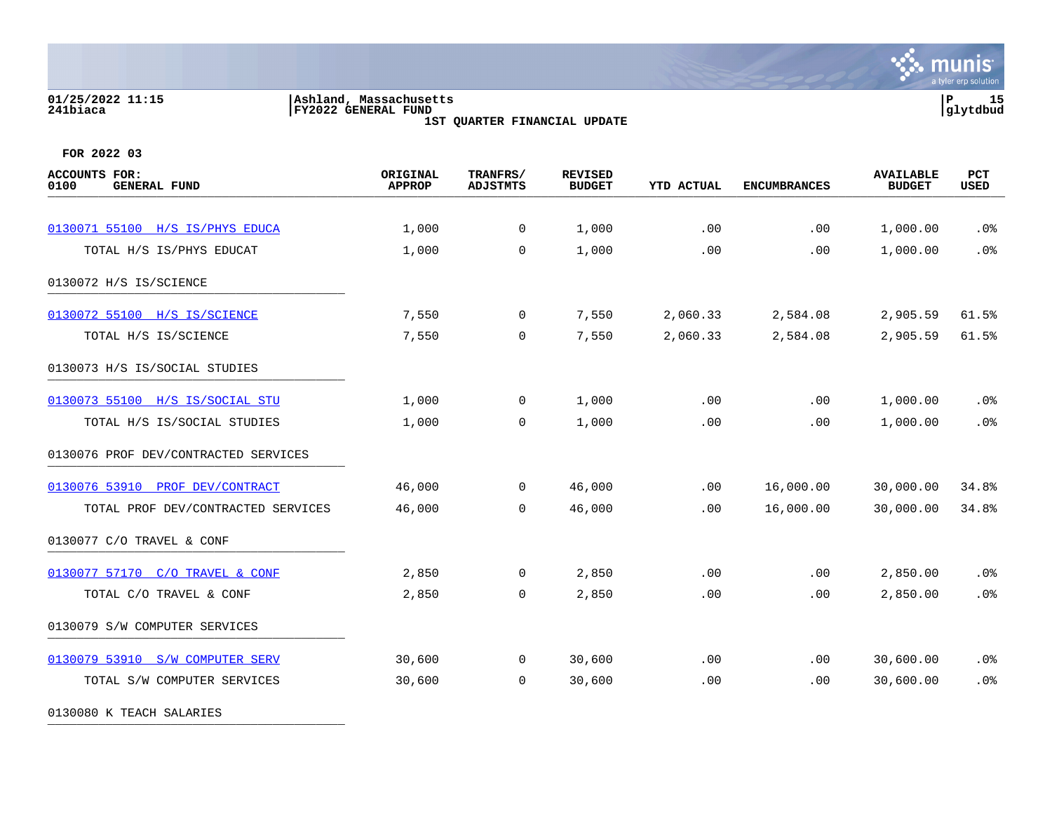01/25/2022 11:15 | Ashland, Massachusetts
241biaca | FY2022 GENERAL FUND | glytdbud

1ST QUARTER FINANCIAL UPDATE

FOR 2022 03

| ACCOUNTS FOR: 0100 GENERAL FUND | ORIGINAL APPROP | TRANFRS/ ADJSTMTS | REVISED BUDGET | YTD ACTUAL | ENCUMBRANCES | AVAILABLE BUDGET | PCT USED |
|---|---|---|---|---|---|---|---|
| 0130071 55100 H/S IS/PHYS EDUCA | 1,000 | 0 | 1,000 | .00 | .00 | 1,000.00 | .0% |
| TOTAL H/S IS/PHYS EDUCAT | 1,000 | 0 | 1,000 | .00 | .00 | 1,000.00 | .0% |
| 0130072 H/S IS/SCIENCE | | | | | | | |
| 0130072 55100 H/S IS/SCIENCE | 7,550 | 0 | 7,550 | 2,060.33 | 2,584.08 | 2,905.59 | 61.5% |
| TOTAL H/S IS/SCIENCE | 7,550 | 0 | 7,550 | 2,060.33 | 2,584.08 | 2,905.59 | 61.5% |
| 0130073 H/S IS/SOCIAL STUDIES | | | | | | | |
| 0130073 55100 H/S IS/SOCIAL STU | 1,000 | 0 | 1,000 | .00 | .00 | 1,000.00 | .0% |
| TOTAL H/S IS/SOCIAL STUDIES | 1,000 | 0 | 1,000 | .00 | .00 | 1,000.00 | .0% |
| 0130076 PROF DEV/CONTRACTED SERVICES | | | | | | | |
| 0130076 53910 PROF DEV/CONTRACT | 46,000 | 0 | 46,000 | .00 | 16,000.00 | 30,000.00 | 34.8% |
| TOTAL PROF DEV/CONTRACTED SERVICES | 46,000 | 0 | 46,000 | .00 | 16,000.00 | 30,000.00 | 34.8% |
| 0130077 C/O TRAVEL & CONF | | | | | | | |
| 0130077 57170 C/O TRAVEL & CONF | 2,850 | 0 | 2,850 | .00 | .00 | 2,850.00 | .0% |
| TOTAL C/O TRAVEL & CONF | 2,850 | 0 | 2,850 | .00 | .00 | 2,850.00 | .0% |
| 0130079 S/W COMPUTER SERVICES | | | | | | | |
| 0130079 53910 S/W COMPUTER SERV | 30,600 | 0 | 30,600 | .00 | .00 | 30,600.00 | .0% |
| TOTAL S/W COMPUTER SERVICES | 30,600 | 0 | 30,600 | .00 | .00 | 30,600.00 | .0% |
| 0130080 K TEACH SALARIES | | | | | | | |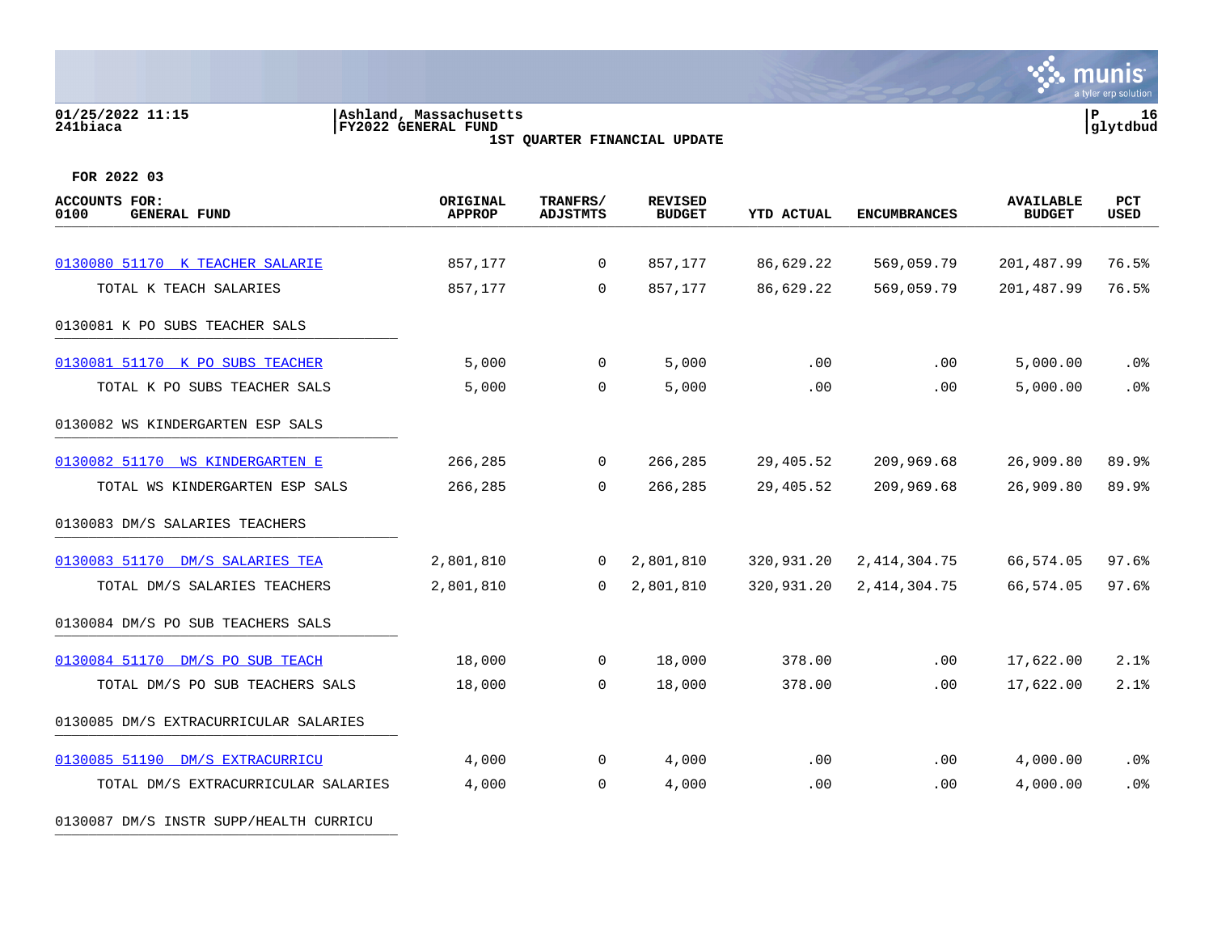Ashland, Massachusetts
FY2022 GENERAL FUND
1ST QUARTER FINANCIAL UPDATE

01/25/2022 11:15
241biaca

glytdbud

**FOR 2022 03**

| ACCOUNTS FOR: 0100 GENERAL FUND | ORIGINAL APPROP | TRANFRS/ ADJSTMTS | REVISED BUDGET | YTD ACTUAL | ENCUMBRANCES | AVAILABLE BUDGET | PCT USED |
|---|---|---|---|---|---|---|---|
| 0130080 51170 K TEACHER SALARIE | 857,177 | 0 | 857,177 | 86,629.22 | 569,059.79 | 201,487.99 | 76.5% |
| TOTAL K TEACH SALARIES | 857,177 | 0 | 857,177 | 86,629.22 | 569,059.79 | 201,487.99 | 76.5% |
| 0130081 K PO SUBS TEACHER SALS | | | | | | | |
| 0130081 51170 K PO SUBS TEACHER | 5,000 | 0 | 5,000 | .00 | .00 | 5,000.00 | .0% |
| TOTAL K PO SUBS TEACHER SALS | 5,000 | 0 | 5,000 | .00 | .00 | 5,000.00 | .0% |
| 0130082 WS KINDERGARTEN ESP SALS | | | | | | | |
| 0130082 51170 WS KINDERGARTEN E | 266,285 | 0 | 266,285 | 29,405.52 | 209,969.68 | 26,909.80 | 89.9% |
| TOTAL WS KINDERGARTEN ESP SALS | 266,285 | 0 | 266,285 | 29,405.52 | 209,969.68 | 26,909.80 | 89.9% |
| 0130083 DM/S SALARIES TEACHERS | | | | | | | |
| 0130083 51170 DM/S SALARIES TEA | 2,801,810 | 0 | 2,801,810 | 320,931.20 | 2,414,304.75 | 66,574.05 | 97.6% |
| TOTAL DM/S SALARIES TEACHERS | 2,801,810 | 0 | 2,801,810 | 320,931.20 | 2,414,304.75 | 66,574.05 | 97.6% |
| 0130084 DM/S PO SUB TEACHERS SALS | | | | | | | |
| 0130084 51170 DM/S PO SUB TEACH | 18,000 | 0 | 18,000 | 378.00 | .00 | 17,622.00 | 2.1% |
| TOTAL DM/S PO SUB TEACHERS SALS | 18,000 | 0 | 18,000 | 378.00 | .00 | 17,622.00 | 2.1% |
| 0130085 DM/S EXTRACURRICULAR SALARIES | | | | | | | |
| 0130085 51190 DM/S EXTRACURRICU | 4,000 | 0 | 4,000 | .00 | .00 | 4,000.00 | .0% |
| TOTAL DM/S EXTRACURRICULAR SALARIES | 4,000 | 0 | 4,000 | .00 | .00 | 4,000.00 | .0% |
| 0130087 DM/S INSTR SUPP/HEALTH CURRICU | | | | | | | |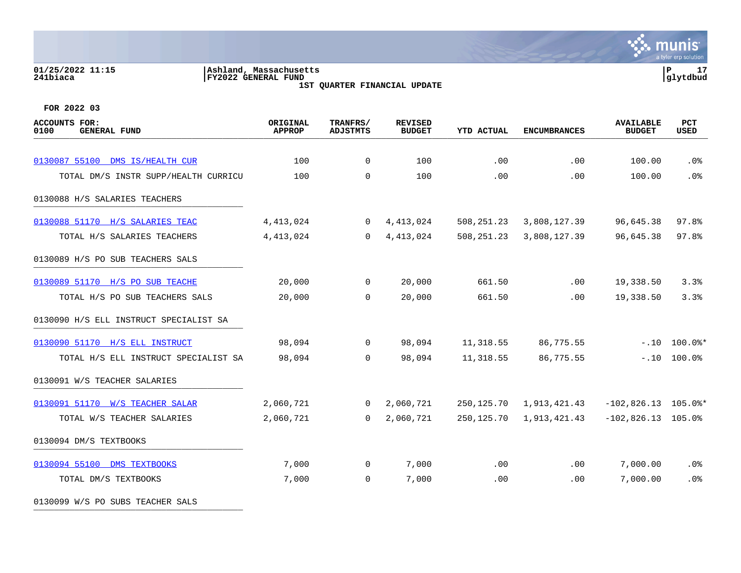01/25/2022 11:15 | Ashland, Massachusetts | P 17
241biaca | FY2022 GENERAL FUND | glytdbud

1ST QUARTER FINANCIAL UPDATE

FOR 2022 03

| ACCOUNTS FOR: 0100 GENERAL FUND | ORIGINAL APPROP | TRANFRS/ ADJSTMTS | REVISED BUDGET | YTD ACTUAL | ENCUMBRANCES | AVAILABLE BUDGET | PCT USED |
|---|---|---|---|---|---|---|---|
| 0130087 55100 DMS IS/HEALTH CUR | 100 | 0 | 100 | .00 | .00 | 100.00 | .0% |
| TOTAL DM/S INSTR SUPP/HEALTH CURRICU | 100 | 0 | 100 | .00 | .00 | 100.00 | .0% |
| 0130088 H/S SALARIES TEACHERS | | | | | | | |
| 0130088 51170 H/S SALARIES TEAC | 4,413,024 | 0 | 4,413,024 | 508,251.23 | 3,808,127.39 | 96,645.38 | 97.8% |
| TOTAL H/S SALARIES TEACHERS | 4,413,024 | 0 | 4,413,024 | 508,251.23 | 3,808,127.39 | 96,645.38 | 97.8% |
| 0130089 H/S PO SUB TEACHERS SALS | | | | | | | |
| 0130089 51170 H/S PO SUB TEACHE | 20,000 | 0 | 20,000 | 661.50 | .00 | 19,338.50 | 3.3% |
| TOTAL H/S PO SUB TEACHERS SALS | 20,000 | 0 | 20,000 | 661.50 | .00 | 19,338.50 | 3.3% |
| 0130090 H/S ELL INSTRUCT SPECIALIST SA | | | | | | | |
| 0130090 51170 H/S ELL INSTRUCT | 98,094 | 0 | 98,094 | 11,318.55 | 86,775.55 | -.10 | 100.0%* |
| TOTAL H/S ELL INSTRUCT SPECIALIST SA | 98,094 | 0 | 98,094 | 11,318.55 | 86,775.55 | -.10 | 100.0% |
| 0130091 W/S TEACHER SALARIES | | | | | | | |
| 0130091 51170 W/S TEACHER SALAR | 2,060,721 | 0 | 2,060,721 | 250,125.70 | 1,913,421.43 | -102,826.13 | 105.0%* |
| TOTAL W/S TEACHER SALARIES | 2,060,721 | 0 | 2,060,721 | 250,125.70 | 1,913,421.43 | -102,826.13 | 105.0% |
| 0130094 DM/S TEXTBOOKS | | | | | | | |
| 0130094 55100 DMS TEXTBOOKS | 7,000 | 0 | 7,000 | .00 | .00 | 7,000.00 | .0% |
| TOTAL DM/S TEXTBOOKS | 7,000 | 0 | 7,000 | .00 | .00 | 7,000.00 | .0% |
| 0130099 W/S PO SUBS TEACHER SALS | | | | | | | |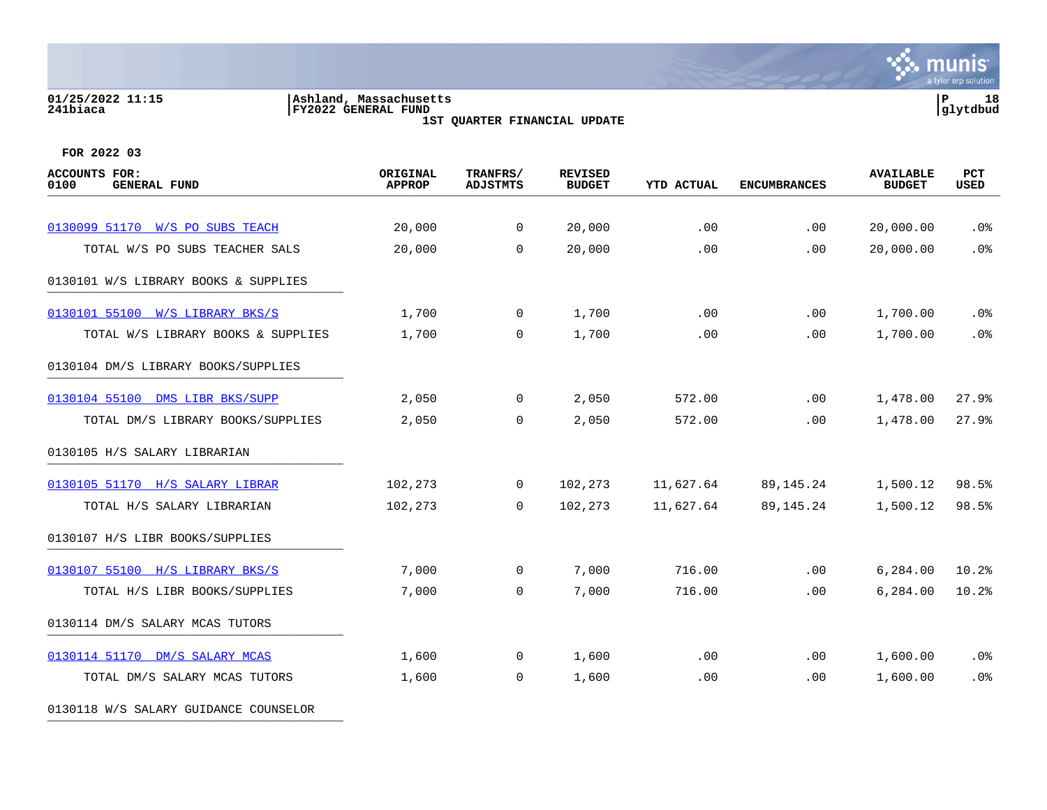01/25/2022 11:15
241biaca

Ashland, Massachusetts
FY2022 GENERAL FUND
1ST QUARTER FINANCIAL UPDATE

glytdbud

FOR 2022 03

| ACCOUNTS FOR: 0100 GENERAL FUND | ORIGINAL APPROP | TRANFRS/ ADJSTMTS | REVISED BUDGET | YTD ACTUAL | ENCUMBRANCES | AVAILABLE BUDGET | PCT USED |
|---|---|---|---|---|---|---|---|
| 0130099 51170 W/S PO SUBS TEACH | 20,000 | 0 | 20,000 | .00 | .00 | 20,000.00 | .0% |
| TOTAL W/S PO SUBS TEACHER SALS | 20,000 | 0 | 20,000 | .00 | .00 | 20,000.00 | .0% |
| 0130101 W/S LIBRARY BOOKS & SUPPLIES | | | | | | | |
| 0130101 55100 W/S LIBRARY BKS/S | 1,700 | 0 | 1,700 | .00 | .00 | 1,700.00 | .0% |
| TOTAL W/S LIBRARY BOOKS & SUPPLIES | 1,700 | 0 | 1,700 | .00 | .00 | 1,700.00 | .0% |
| 0130104 DM/S LIBRARY BOOKS/SUPPLIES | | | | | | | |
| 0130104 55100 DMS LIBR BKS/SUPP | 2,050 | 0 | 2,050 | 572.00 | .00 | 1,478.00 | 27.9% |
| TOTAL DM/S LIBRARY BOOKS/SUPPLIES | 2,050 | 0 | 2,050 | 572.00 | .00 | 1,478.00 | 27.9% |
| 0130105 H/S SALARY LIBRARIAN | | | | | | | |
| 0130105 51170 H/S SALARY LIBRAR | 102,273 | 0 | 102,273 | 11,627.64 | 89,145.24 | 1,500.12 | 98.5% |
| TOTAL H/S SALARY LIBRARIAN | 102,273 | 0 | 102,273 | 11,627.64 | 89,145.24 | 1,500.12 | 98.5% |
| 0130107 H/S LIBR BOOKS/SUPPLIES | | | | | | | |
| 0130107 55100 H/S LIBRARY BKS/S | 7,000 | 0 | 7,000 | 716.00 | .00 | 6,284.00 | 10.2% |
| TOTAL H/S LIBR BOOKS/SUPPLIES | 7,000 | 0 | 7,000 | 716.00 | .00 | 6,284.00 | 10.2% |
| 0130114 DM/S SALARY MCAS TUTORS | | | | | | | |
| 0130114 51170 DM/S SALARY MCAS | 1,600 | 0 | 1,600 | .00 | .00 | 1,600.00 | .0% |
| TOTAL DM/S SALARY MCAS TUTORS | 1,600 | 0 | 1,600 | .00 | .00 | 1,600.00 | .0% |
| 0130118 W/S SALARY GUIDANCE COUNSELOR | | | | | | | |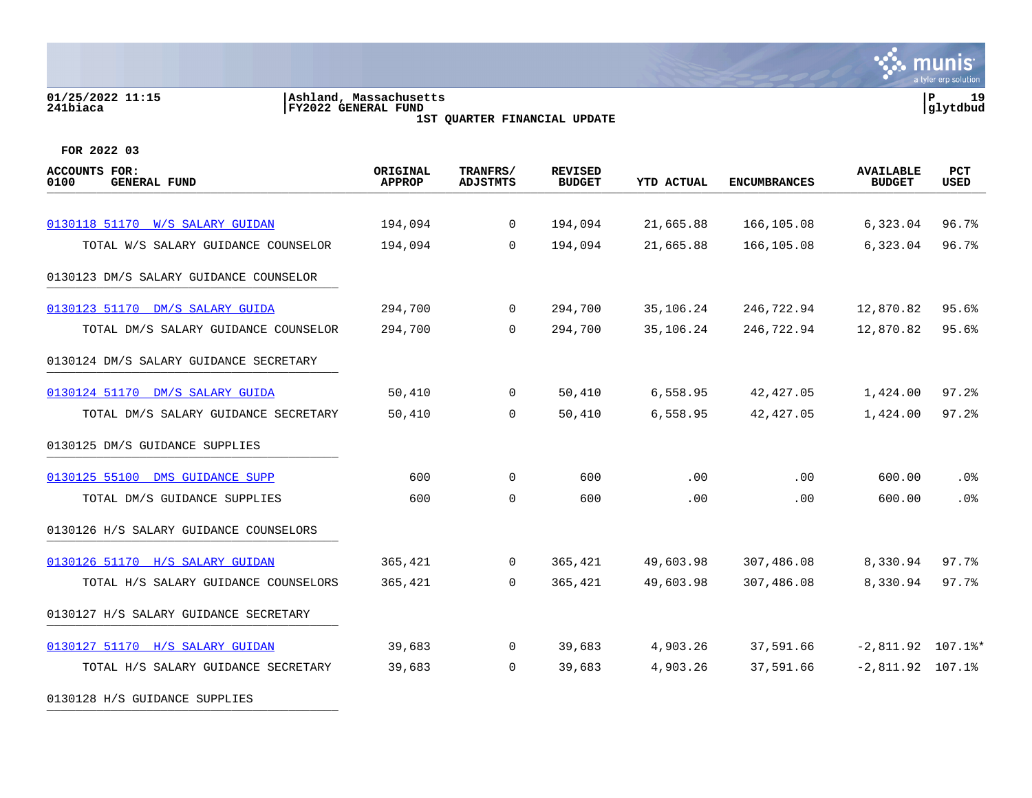01/25/2022 11:15
241biaca

Ashland, Massachusetts
FY2022 GENERAL FUND
1ST QUARTER FINANCIAL UPDATE

FOR 2022 03

| ACCOUNTS FOR: 0100 GENERAL FUND | ORIGINAL APPROP | TRANFRS/ ADJSTMTS | REVISED BUDGET | YTD ACTUAL | ENCUMBRANCES | AVAILABLE BUDGET | PCT USED |
|---|---|---|---|---|---|---|---|
| 0130118 51170 W/S SALARY GUIDAN | 194,094 | 0 | 194,094 | 21,665.88 | 166,105.08 | 6,323.04 | 96.7% |
| TOTAL W/S SALARY GUIDANCE COUNSELOR | 194,094 | 0 | 194,094 | 21,665.88 | 166,105.08 | 6,323.04 | 96.7% |
| 0130123 DM/S SALARY GUIDANCE COUNSELOR | | | | | | | |
| 0130123 51170 DM/S SALARY GUIDA | 294,700 | 0 | 294,700 | 35,106.24 | 246,722.94 | 12,870.82 | 95.6% |
| TOTAL DM/S SALARY GUIDANCE COUNSELOR | 294,700 | 0 | 294,700 | 35,106.24 | 246,722.94 | 12,870.82 | 95.6% |
| 0130124 DM/S SALARY GUIDANCE SECRETARY | | | | | | | |
| 0130124 51170 DM/S SALARY GUIDA | 50,410 | 0 | 50,410 | 6,558.95 | 42,427.05 | 1,424.00 | 97.2% |
| TOTAL DM/S SALARY GUIDANCE SECRETARY | 50,410 | 0 | 50,410 | 6,558.95 | 42,427.05 | 1,424.00 | 97.2% |
| 0130125 DM/S GUIDANCE SUPPLIES | | | | | | | |
| 0130125 55100 DMS GUIDANCE SUPP | 600 | 0 | 600 | .00 | .00 | 600.00 | .0% |
| TOTAL DM/S GUIDANCE SUPPLIES | 600 | 0 | 600 | .00 | .00 | 600.00 | .0% |
| 0130126 H/S SALARY GUIDANCE COUNSELORS | | | | | | | |
| 0130126 51170 H/S SALARY GUIDAN | 365,421 | 0 | 365,421 | 49,603.98 | 307,486.08 | 8,330.94 | 97.7% |
| TOTAL H/S SALARY GUIDANCE COUNSELORS | 365,421 | 0 | 365,421 | 49,603.98 | 307,486.08 | 8,330.94 | 97.7% |
| 0130127 H/S SALARY GUIDANCE SECRETARY | | | | | | | |
| 0130127 51170 H/S SALARY GUIDAN | 39,683 | 0 | 39,683 | 4,903.26 | 37,591.66 | -2,811.92 | 107.1%* |
| TOTAL H/S SALARY GUIDANCE SECRETARY | 39,683 | 0 | 39,683 | 4,903.26 | 37,591.66 | -2,811.92 | 107.1% |
| 0130128 H/S GUIDANCE SUPPLIES | | | | | | | |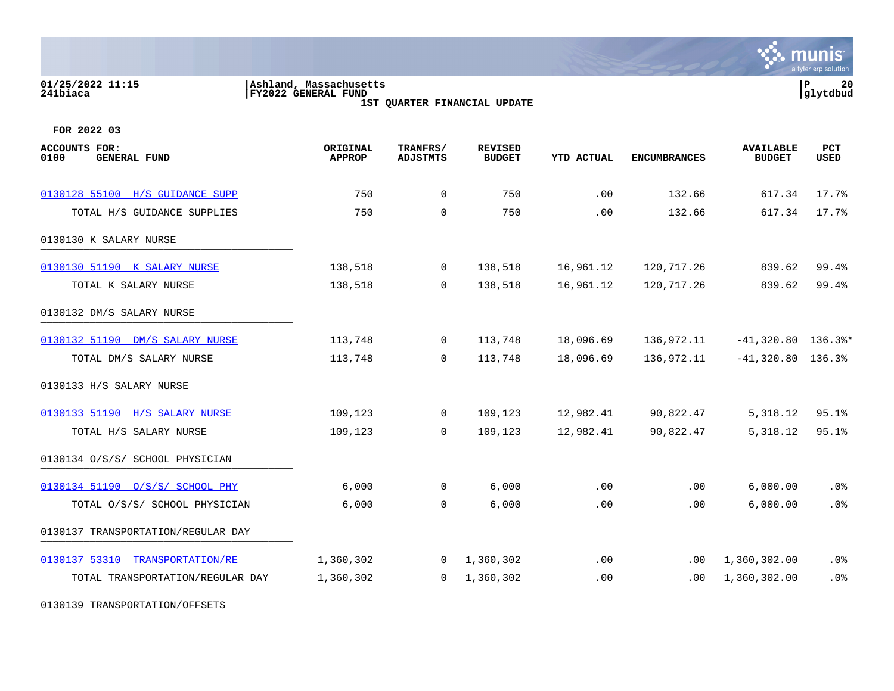01/25/2022 11:15
241biaca

Ashland, Massachusetts
FY2022 GENERAL FUND
1ST QUARTER FINANCIAL UPDATE

P 20
glytdbud

FOR 2022 03

| ACCOUNTS FOR: 0100 GENERAL FUND | ORIGINAL APPROP | TRANFRS/ ADJSTMTS | REVISED BUDGET | YTD ACTUAL | ENCUMBRANCES | AVAILABLE BUDGET | PCT USED |
|---|---|---|---|---|---|---|---|
| 0130128 55100 H/S GUIDANCE SUPP | 750 | 0 | 750 | .00 | 132.66 | 617.34 | 17.7% |
| TOTAL H/S GUIDANCE SUPPLIES | 750 | 0 | 750 | .00 | 132.66 | 617.34 | 17.7% |
| 0130130 K SALARY NURSE | | | | | | | |
| 0130130 51190 K SALARY NURSE | 138,518 | 0 | 138,518 | 16,961.12 | 120,717.26 | 839.62 | 99.4% |
| TOTAL K SALARY NURSE | 138,518 | 0 | 138,518 | 16,961.12 | 120,717.26 | 839.62 | 99.4% |
| 0130132 DM/S SALARY NURSE | | | | | | | |
| 0130132 51190 DM/S SALARY NURSE | 113,748 | 0 | 113,748 | 18,096.69 | 136,972.11 | -41,320.80 | 136.3%* |
| TOTAL DM/S SALARY NURSE | 113,748 | 0 | 113,748 | 18,096.69 | 136,972.11 | -41,320.80 | 136.3% |
| 0130133 H/S SALARY NURSE | | | | | | | |
| 0130133 51190 H/S SALARY NURSE | 109,123 | 0 | 109,123 | 12,982.41 | 90,822.47 | 5,318.12 | 95.1% |
| TOTAL H/S SALARY NURSE | 109,123 | 0 | 109,123 | 12,982.41 | 90,822.47 | 5,318.12 | 95.1% |
| 0130134 O/S/S/ SCHOOL PHYSICIAN | | | | | | | |
| 0130134 51190 O/S/S/ SCHOOL PHY | 6,000 | 0 | 6,000 | .00 | .00 | 6,000.00 | .0% |
| TOTAL O/S/S/ SCHOOL PHYSICIAN | 6,000 | 0 | 6,000 | .00 | .00 | 6,000.00 | .0% |
| 0130137 TRANSPORTATION/REGULAR DAY | | | | | | | |
| 0130137 53310 TRANSPORTATION/RE | 1,360,302 | 0 | 1,360,302 | .00 | .00 | 1,360,302.00 | .0% |
| TOTAL TRANSPORTATION/REGULAR DAY | 1,360,302 | 0 | 1,360,302 | .00 | .00 | 1,360,302.00 | .0% |
| 0130139 TRANSPORTATION/OFFSETS | | | | | | | |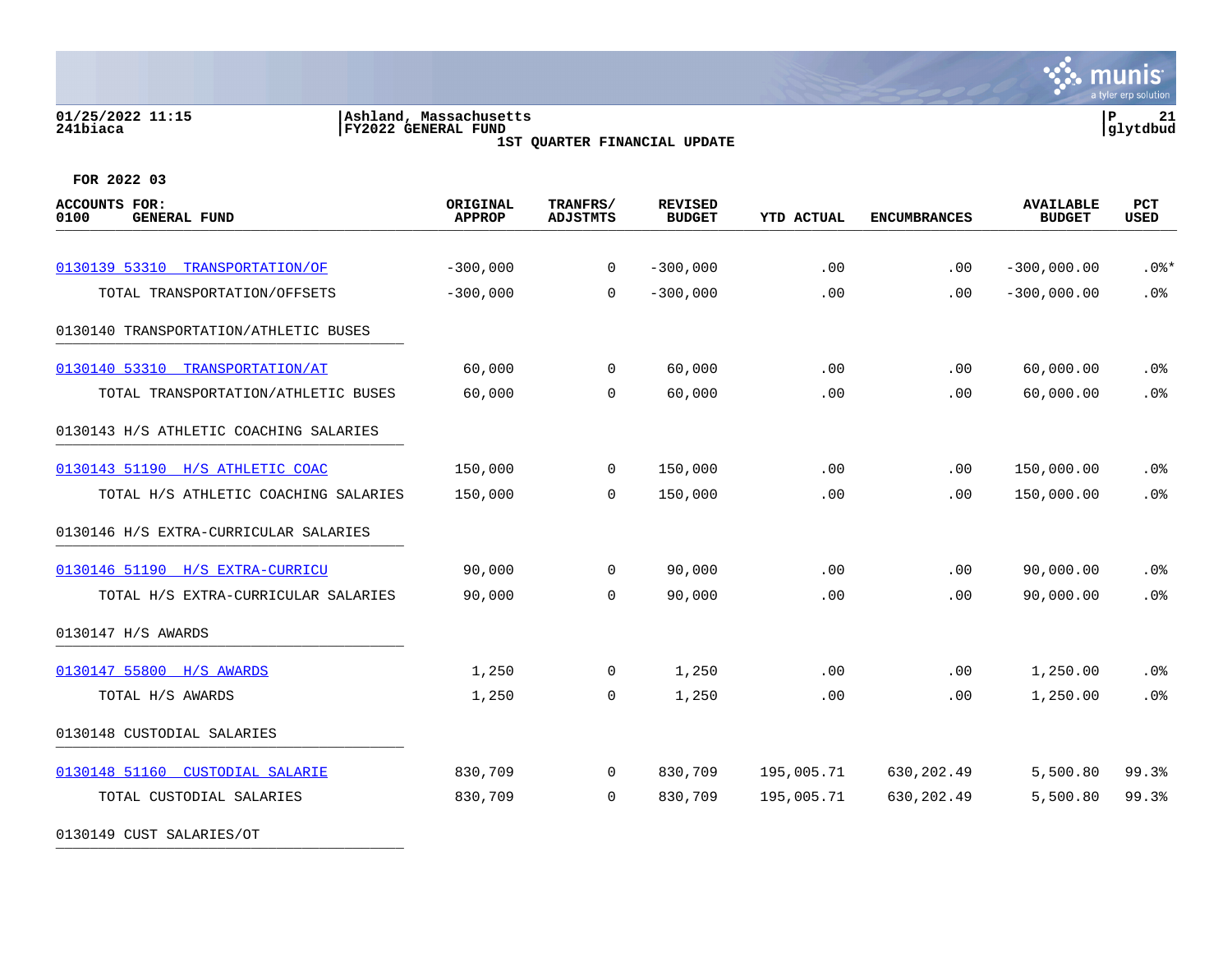01/25/2022 11:15
241biaca

Ashland, Massachusetts
FY2022 GENERAL FUND
1ST QUARTER FINANCIAL UPDATE

P 21
glytdbud

FOR 2022 03

| ACCOUNTS FOR: 0100 GENERAL FUND | ORIGINAL APPROP | TRANFRS/ ADJSTMTS | REVISED BUDGET | YTD ACTUAL | ENCUMBRANCES | AVAILABLE BUDGET | PCT USED |
|---|---|---|---|---|---|---|---|
| 0130139 53310 TRANSPORTATION/OF | -300,000 | 0 | -300,000 | .00 | .00 | -300,000.00 | .0%* |
| TOTAL TRANSPORTATION/OFFSETS | -300,000 | 0 | -300,000 | .00 | .00 | -300,000.00 | .0% |
| 0130140 TRANSPORTATION/ATHLETIC BUSES | | | | | | | |
| 0130140 53310 TRANSPORTATION/AT | 60,000 | 0 | 60,000 | .00 | .00 | 60,000.00 | .0% |
| TOTAL TRANSPORTATION/ATHLETIC BUSES | 60,000 | 0 | 60,000 | .00 | .00 | 60,000.00 | .0% |
| 0130143 H/S ATHLETIC COACHING SALARIES | | | | | | | |
| 0130143 51190 H/S ATHLETIC COAC | 150,000 | 0 | 150,000 | .00 | .00 | 150,000.00 | .0% |
| TOTAL H/S ATHLETIC COACHING SALARIES | 150,000 | 0 | 150,000 | .00 | .00 | 150,000.00 | .0% |
| 0130146 H/S EXTRA-CURRICULAR SALARIES | | | | | | | |
| 0130146 51190 H/S EXTRA-CURRICU | 90,000 | 0 | 90,000 | .00 | .00 | 90,000.00 | .0% |
| TOTAL H/S EXTRA-CURRICULAR SALARIES | 90,000 | 0 | 90,000 | .00 | .00 | 90,000.00 | .0% |
| 0130147 H/S AWARDS | | | | | | | |
| 0130147 55800 H/S AWARDS | 1,250 | 0 | 1,250 | .00 | .00 | 1,250.00 | .0% |
| TOTAL H/S AWARDS | 1,250 | 0 | 1,250 | .00 | .00 | 1,250.00 | .0% |
| 0130148 CUSTODIAL SALARIES | | | | | | | |
| 0130148 51160 CUSTODIAL SALARIE | 830,709 | 0 | 830,709 | 195,005.71 | 630,202.49 | 5,500.80 | 99.3% |
| TOTAL CUSTODIAL SALARIES | 830,709 | 0 | 830,709 | 195,005.71 | 630,202.49 | 5,500.80 | 99.3% |
| 0130149 CUST SALARIES/OT | | | | | | | |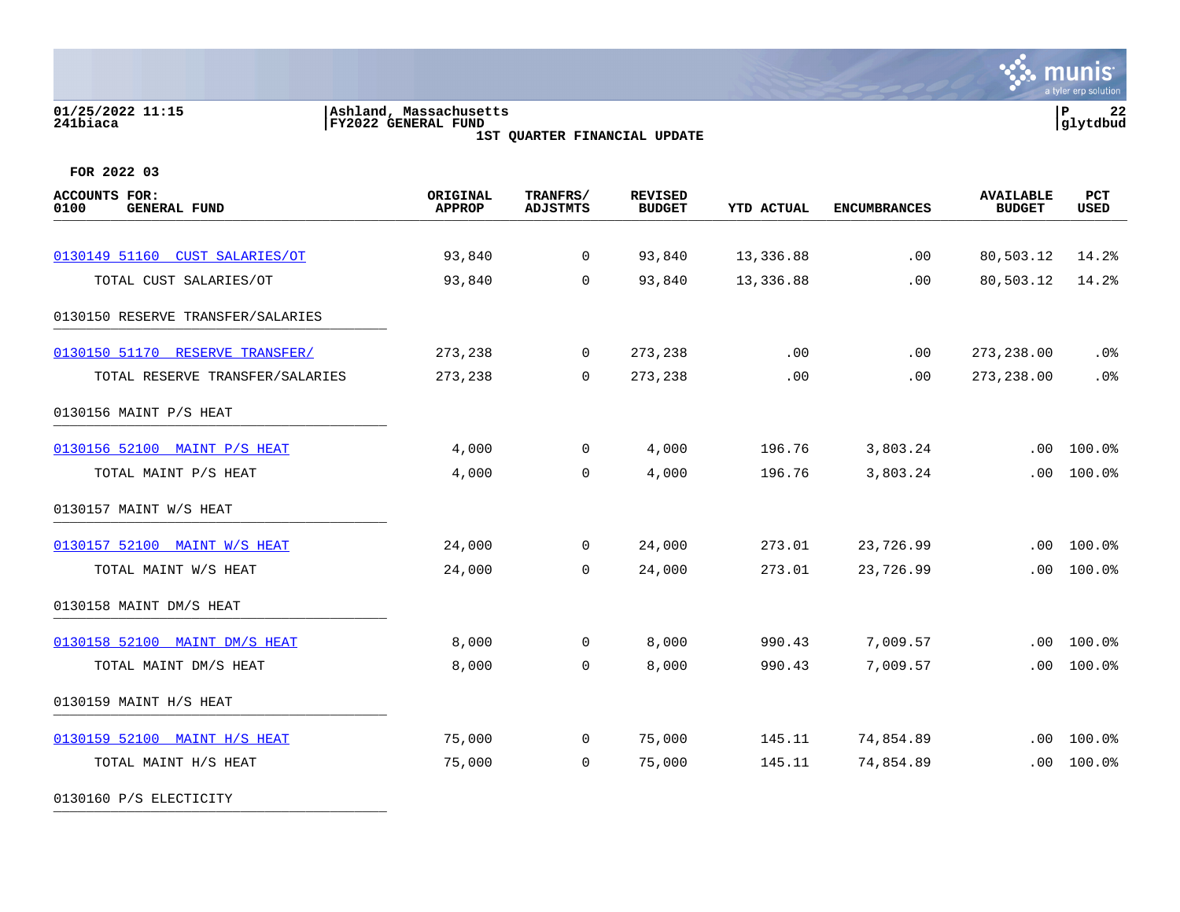01/25/2022 11:15 | Ashland, Massachusetts
241biaca | FY2022 GENERAL FUND | glytdbud

**1ST QUARTER FINANCIAL UPDATE**

**FOR 2022 03**

| ACCOUNTS FOR: 0100 GENERAL FUND | ORIGINAL APPROP | TRANFRS/ ADJSTMTS | REVISED BUDGET | YTD ACTUAL | ENCUMBRANCES | AVAILABLE BUDGET | PCT USED |
|---|---|---|---|---|---|---|---|
| 0130149 51160 CUST SALARIES/OT | 93,840 | 0 | 93,840 | 13,336.88 | .00 | 80,503.12 | 14.2% |
| TOTAL CUST SALARIES/OT | 93,840 | 0 | 93,840 | 13,336.88 | .00 | 80,503.12 | 14.2% |
| 0130150 RESERVE TRANSFER/SALARIES | | | | | | | |
| 0130150 51170 RESERVE TRANSFER/ | 273,238 | 0 | 273,238 | .00 | .00 | 273,238.00 | .0% |
| TOTAL RESERVE TRANSFER/SALARIES | 273,238 | 0 | 273,238 | .00 | .00 | 273,238.00 | .0% |
| 0130156 MAINT P/S HEAT | | | | | | | |
| 0130156 52100 MAINT P/S HEAT | 4,000 | 0 | 4,000 | 196.76 | 3,803.24 | .00 | 100.0% |
| TOTAL MAINT P/S HEAT | 4,000 | 0 | 4,000 | 196.76 | 3,803.24 | .00 | 100.0% |
| 0130157 MAINT W/S HEAT | | | | | | | |
| 0130157 52100 MAINT W/S HEAT | 24,000 | 0 | 24,000 | 273.01 | 23,726.99 | .00 | 100.0% |
| TOTAL MAINT W/S HEAT | 24,000 | 0 | 24,000 | 273.01 | 23,726.99 | .00 | 100.0% |
| 0130158 MAINT DM/S HEAT | | | | | | | |
| 0130158 52100 MAINT DM/S HEAT | 8,000 | 0 | 8,000 | 990.43 | 7,009.57 | .00 | 100.0% |
| TOTAL MAINT DM/S HEAT | 8,000 | 0 | 8,000 | 990.43 | 7,009.57 | .00 | 100.0% |
| 0130159 MAINT H/S HEAT | | | | | | | |
| 0130159 52100 MAINT H/S HEAT | 75,000 | 0 | 75,000 | 145.11 | 74,854.89 | .00 | 100.0% |
| TOTAL MAINT H/S HEAT | 75,000 | 0 | 75,000 | 145.11 | 74,854.89 | .00 | 100.0% |
| 0130160 P/S ELECTICITY | | | | | | | |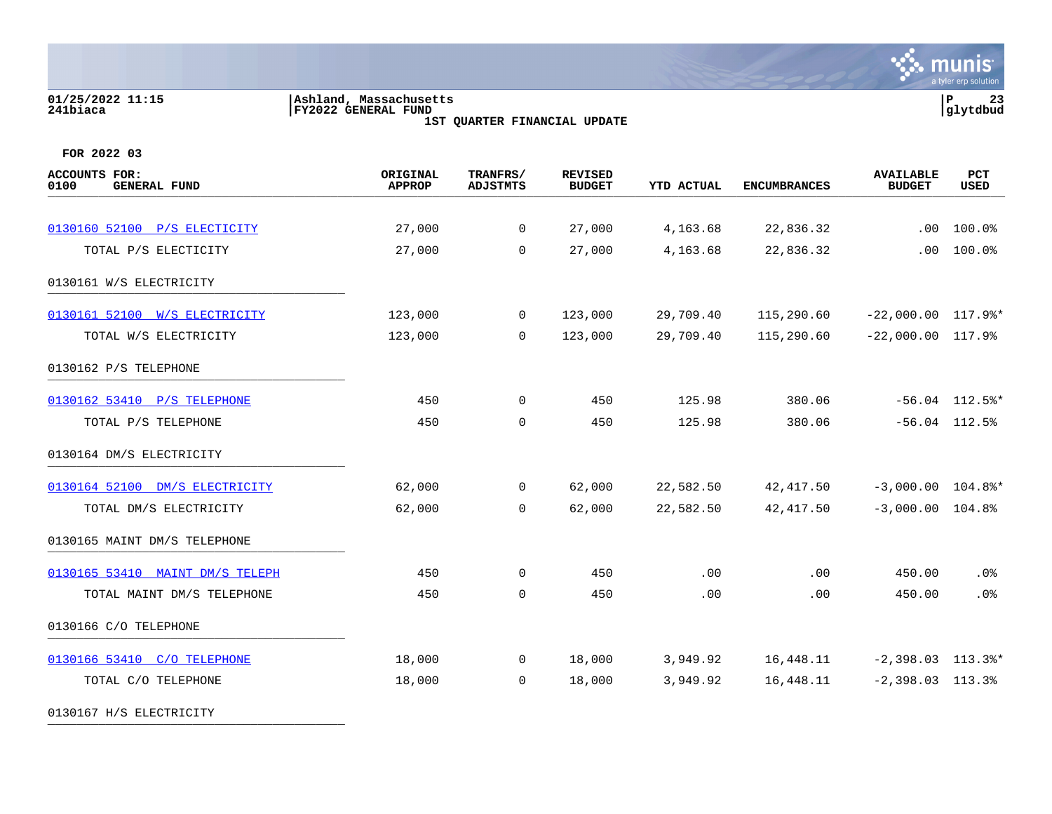01/25/2022 11:15
241biaca

Ashland, Massachusetts
FY2022 GENERAL FUND
1ST QUARTER FINANCIAL UPDATE

glytdbud

FOR 2022 03

| ACCOUNTS FOR: 0100 GENERAL FUND | ORIGINAL APPROP | TRANFRS/ ADJSTMTS | REVISED BUDGET | YTD ACTUAL | ENCUMBRANCES | AVAILABLE BUDGET | PCT USED |
|---|---|---|---|---|---|---|---|
| 0130160 52100 P/S ELECTICITY | 27,000 | 0 | 27,000 | 4,163.68 | 22,836.32 | .00 | 100.0% |
| TOTAL P/S ELECTICITY | 27,000 | 0 | 27,000 | 4,163.68 | 22,836.32 | .00 | 100.0% |
| 0130161 W/S ELECTRICITY | | | | | | | |
| 0130161 52100 W/S ELECTRICITY | 123,000 | 0 | 123,000 | 29,709.40 | 115,290.60 | -22,000.00 | 117.9%* |
| TOTAL W/S ELECTRICITY | 123,000 | 0 | 123,000 | 29,709.40 | 115,290.60 | -22,000.00 | 117.9% |
| 0130162 P/S TELEPHONE | | | | | | | |
| 0130162 53410 P/S TELEPHONE | 450 | 0 | 450 | 125.98 | 380.06 | -56.04 | 112.5%* |
| TOTAL P/S TELEPHONE | 450 | 0 | 450 | 125.98 | 380.06 | -56.04 | 112.5% |
| 0130164 DM/S ELECTRICITY | | | | | | | |
| 0130164 52100 DM/S ELECTRICITY | 62,000 | 0 | 62,000 | 22,582.50 | 42,417.50 | -3,000.00 | 104.8%* |
| TOTAL DM/S ELECTRICITY | 62,000 | 0 | 62,000 | 22,582.50 | 42,417.50 | -3,000.00 | 104.8% |
| 0130165 MAINT DM/S TELEPHONE | | | | | | | |
| 0130165 53410 MAINT DM/S TELEPH | 450 | 0 | 450 | .00 | .00 | 450.00 | .0% |
| TOTAL MAINT DM/S TELEPHONE | 450 | 0 | 450 | .00 | .00 | 450.00 | .0% |
| 0130166 C/O TELEPHONE | | | | | | | |
| 0130166 53410 C/O TELEPHONE | 18,000 | 0 | 18,000 | 3,949.92 | 16,448.11 | -2,398.03 | 113.3%* |
| TOTAL C/O TELEPHONE | 18,000 | 0 | 18,000 | 3,949.92 | 16,448.11 | -2,398.03 | 113.3% |
| 0130167 H/S ELECTRICITY | | | | | | | |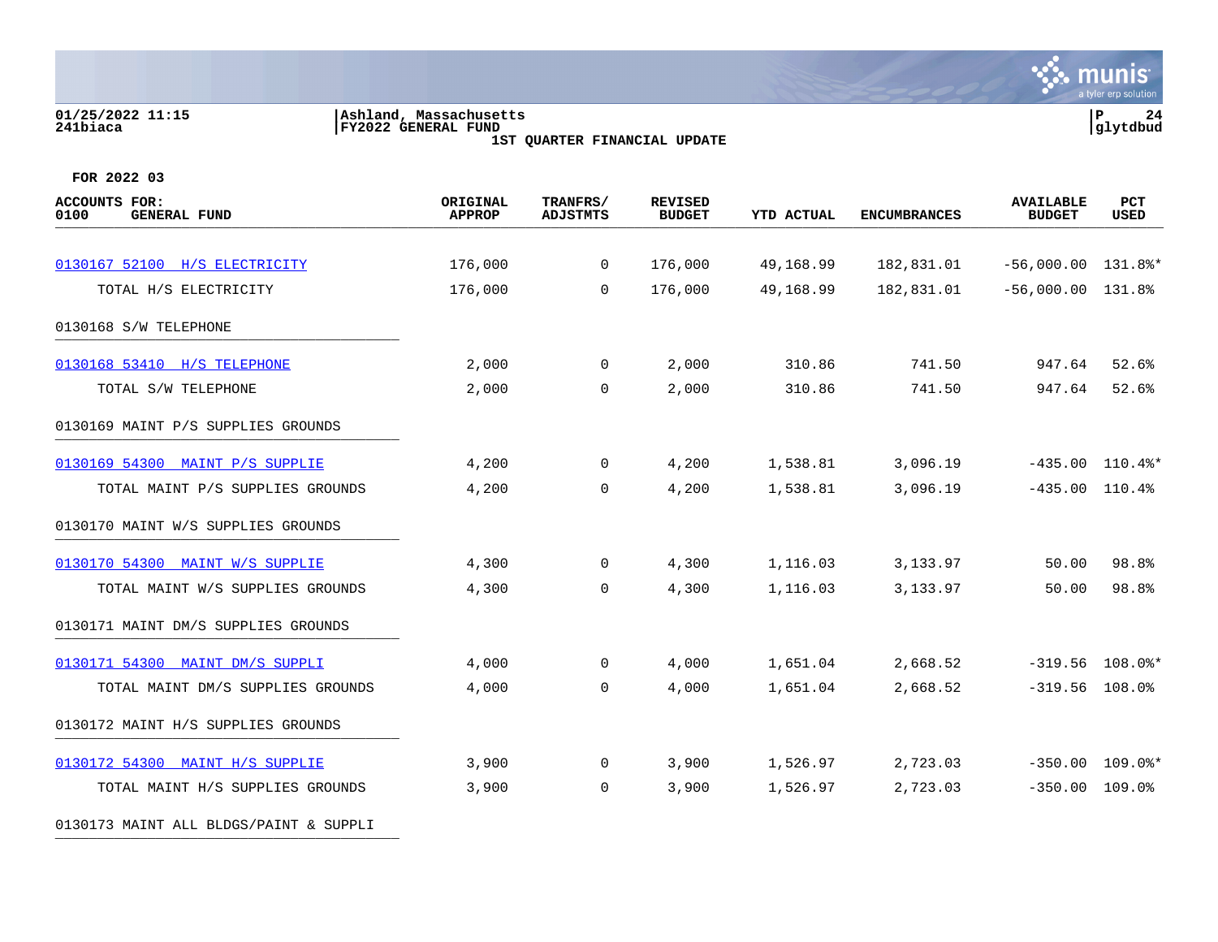01/25/2022 11:15 | Ashland, Massachusetts | P 24
241biaca | FY2022 GENERAL FUND | glytdbud

1ST QUARTER FINANCIAL UPDATE

FOR 2022 03

| ACCOUNTS FOR: 0100 GENERAL FUND | ORIGINAL APPROP | TRANFRS/ ADJSTMTS | REVISED BUDGET | YTD ACTUAL | ENCUMBRANCES | AVAILABLE BUDGET | PCT USED |
|---|---|---|---|---|---|---|---|
| 0130167 52100 H/S ELECTRICITY | 176,000 | 0 | 176,000 | 49,168.99 | 182,831.01 | -56,000.00 | 131.8%* |
| TOTAL H/S ELECTRICITY | 176,000 | 0 | 176,000 | 49,168.99 | 182,831.01 | -56,000.00 | 131.8% |
| 0130168 S/W TELEPHONE | | | | | | | |
| 0130168 53410 H/S TELEPHONE | 2,000 | 0 | 2,000 | 310.86 | 741.50 | 947.64 | 52.6% |
| TOTAL S/W TELEPHONE | 2,000 | 0 | 2,000 | 310.86 | 741.50 | 947.64 | 52.6% |
| 0130169 MAINT P/S SUPPLIES GROUNDS | | | | | | | |
| 0130169 54300 MAINT P/S SUPPLIE | 4,200 | 0 | 4,200 | 1,538.81 | 3,096.19 | -435.00 | 110.4%* |
| TOTAL MAINT P/S SUPPLIES GROUNDS | 4,200 | 0 | 4,200 | 1,538.81 | 3,096.19 | -435.00 | 110.4% |
| 0130170 MAINT W/S SUPPLIES GROUNDS | | | | | | | |
| 0130170 54300 MAINT W/S SUPPLIE | 4,300 | 0 | 4,300 | 1,116.03 | 3,133.97 | 50.00 | 98.8% |
| TOTAL MAINT W/S SUPPLIES GROUNDS | 4,300 | 0 | 4,300 | 1,116.03 | 3,133.97 | 50.00 | 98.8% |
| 0130171 MAINT DM/S SUPPLIES GROUNDS | | | | | | | |
| 0130171 54300 MAINT DM/S SUPPLI | 4,000 | 0 | 4,000 | 1,651.04 | 2,668.52 | -319.56 | 108.0%* |
| TOTAL MAINT DM/S SUPPLIES GROUNDS | 4,000 | 0 | 4,000 | 1,651.04 | 2,668.52 | -319.56 | 108.0% |
| 0130172 MAINT H/S SUPPLIES GROUNDS | | | | | | | |
| 0130172 54300 MAINT H/S SUPPLIE | 3,900 | 0 | 3,900 | 1,526.97 | 2,723.03 | -350.00 | 109.0%* |
| TOTAL MAINT H/S SUPPLIES GROUNDS | 3,900 | 0 | 3,900 | 1,526.97 | 2,723.03 | -350.00 | 109.0% |
| 0130173 MAINT ALL BLDGS/PAINT & SUPPLI | | | | | | | |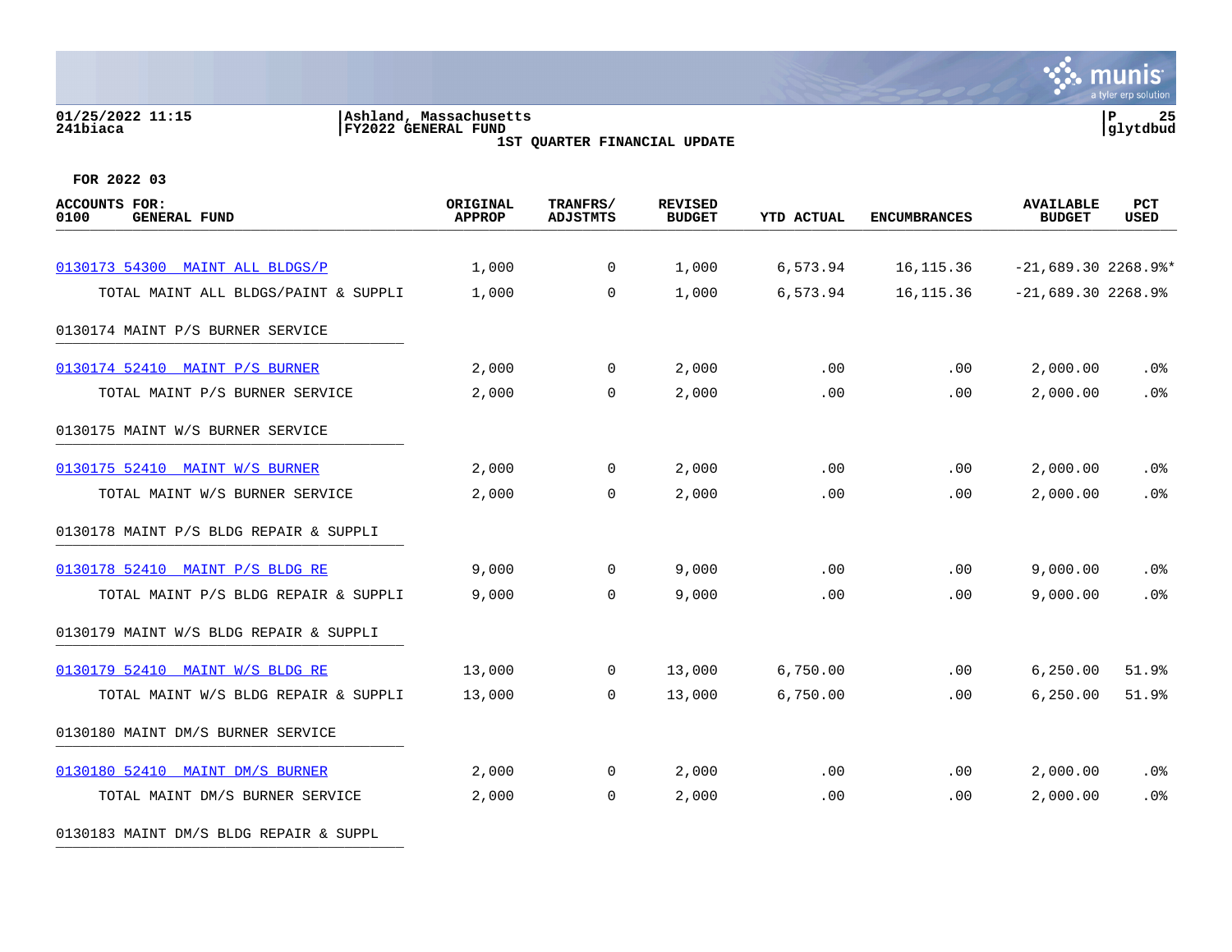**01/25/2022 11:15**
**241biaca**

**Ashland, Massachusetts**
**FY2022 GENERAL FUND**
**1ST QUARTER FINANCIAL UPDATE**

**P 25**
**glytdbud**

**FOR 2022 03**

| ACCOUNTS FOR: 0100 GENERAL FUND | ORIGINAL APPROP | TRANFRS/ ADJSTMTS | REVISED BUDGET | YTD ACTUAL | ENCUMBRANCES | AVAILABLE BUDGET | PCT USED |
|---|---|---|---|---|---|---|---|
| 0130173 54300 MAINT ALL BLDGS/P | 1,000 | 0 | 1,000 | 6,573.94 | 16,115.36 | -21,689.30 | 2268.9%* |
| TOTAL MAINT ALL BLDGS/PAINT & SUPPLI | 1,000 | 0 | 1,000 | 6,573.94 | 16,115.36 | -21,689.30 | 2268.9% |
| 0130174 MAINT P/S BURNER SERVICE | | | | | | | |
| 0130174 52410 MAINT P/S BURNER | 2,000 | 0 | 2,000 | .00 | .00 | 2,000.00 | .0% |
| TOTAL MAINT P/S BURNER SERVICE | 2,000 | 0 | 2,000 | .00 | .00 | 2,000.00 | .0% |
| 0130175 MAINT W/S BURNER SERVICE | | | | | | | |
| 0130175 52410 MAINT W/S BURNER | 2,000 | 0 | 2,000 | .00 | .00 | 2,000.00 | .0% |
| TOTAL MAINT W/S BURNER SERVICE | 2,000 | 0 | 2,000 | .00 | .00 | 2,000.00 | .0% |
| 0130178 MAINT P/S BLDG REPAIR & SUPPLI | | | | | | | |
| 0130178 52410 MAINT P/S BLDG RE | 9,000 | 0 | 9,000 | .00 | .00 | 9,000.00 | .0% |
| TOTAL MAINT P/S BLDG REPAIR & SUPPLI | 9,000 | 0 | 9,000 | .00 | .00 | 9,000.00 | .0% |
| 0130179 MAINT W/S BLDG REPAIR & SUPPLI | | | | | | | |
| 0130179 52410 MAINT W/S BLDG RE | 13,000 | 0 | 13,000 | 6,750.00 | .00 | 6,250.00 | 51.9% |
| TOTAL MAINT W/S BLDG REPAIR & SUPPLI | 13,000 | 0 | 13,000 | 6,750.00 | .00 | 6,250.00 | 51.9% |
| 0130180 MAINT DM/S BURNER SERVICE | | | | | | | |
| 0130180 52410 MAINT DM/S BURNER | 2,000 | 0 | 2,000 | .00 | .00 | 2,000.00 | .0% |
| TOTAL MAINT DM/S BURNER SERVICE | 2,000 | 0 | 2,000 | .00 | .00 | 2,000.00 | .0% |
| 0130183 MAINT DM/S BLDG REPAIR & SUPPL | | | | | | | |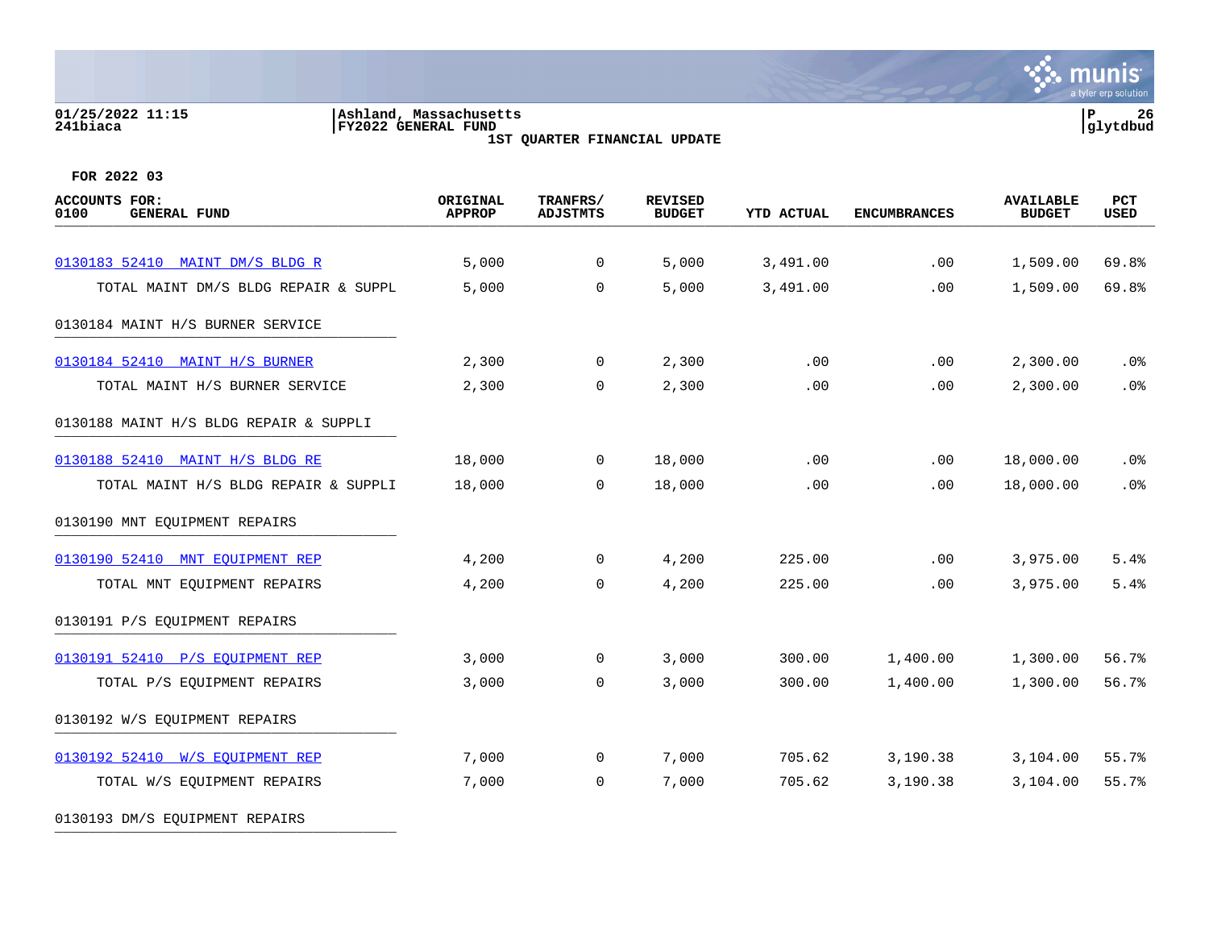01/25/2022 11:15 | Ashland, Massachusetts
241biaca | FY2022 GENERAL FUND

1ST QUARTER FINANCIAL UPDATE

FOR 2022 03

| ACCOUNTS FOR: 0100 GENERAL FUND | ORIGINAL APPROP | TRANFRS/ ADJSTMTS | REVISED BUDGET | YTD ACTUAL | ENCUMBRANCES | AVAILABLE BUDGET | PCT USED |
|---|---|---|---|---|---|---|---|
| 0130183 52410 MAINT DM/S BLDG R | 5,000 | 0 | 5,000 | 3,491.00 | .00 | 1,509.00 | 69.8% |
| TOTAL MAINT DM/S BLDG REPAIR & SUPPL | 5,000 | 0 | 5,000 | 3,491.00 | .00 | 1,509.00 | 69.8% |
| 0130184 MAINT H/S BURNER SERVICE | | | | | | | |
| 0130184 52410 MAINT H/S BURNER | 2,300 | 0 | 2,300 | .00 | .00 | 2,300.00 | .0% |
| TOTAL MAINT H/S BURNER SERVICE | 2,300 | 0 | 2,300 | .00 | .00 | 2,300.00 | .0% |
| 0130188 MAINT H/S BLDG REPAIR & SUPPLI | | | | | | | |
| 0130188 52410 MAINT H/S BLDG RE | 18,000 | 0 | 18,000 | .00 | .00 | 18,000.00 | .0% |
| TOTAL MAINT H/S BLDG REPAIR & SUPPLI | 18,000 | 0 | 18,000 | .00 | .00 | 18,000.00 | .0% |
| 0130190 MNT EQUIPMENT REPAIRS | | | | | | | |
| 0130190 52410 MNT EQUIPMENT REP | 4,200 | 0 | 4,200 | 225.00 | .00 | 3,975.00 | 5.4% |
| TOTAL MNT EQUIPMENT REPAIRS | 4,200 | 0 | 4,200 | 225.00 | .00 | 3,975.00 | 5.4% |
| 0130191 P/S EQUIPMENT REPAIRS | | | | | | | |
| 0130191 52410 P/S EQUIPMENT REP | 3,000 | 0 | 3,000 | 300.00 | 1,400.00 | 1,300.00 | 56.7% |
| TOTAL P/S EQUIPMENT REPAIRS | 3,000 | 0 | 3,000 | 300.00 | 1,400.00 | 1,300.00 | 56.7% |
| 0130192 W/S EQUIPMENT REPAIRS | | | | | | | |
| 0130192 52410 W/S EQUIPMENT REP | 7,000 | 0 | 7,000 | 705.62 | 3,190.38 | 3,104.00 | 55.7% |
| TOTAL W/S EQUIPMENT REPAIRS | 7,000 | 0 | 7,000 | 705.62 | 3,190.38 | 3,104.00 | 55.7% |
| 0130193 DM/S EQUIPMENT REPAIRS | | | | | | | |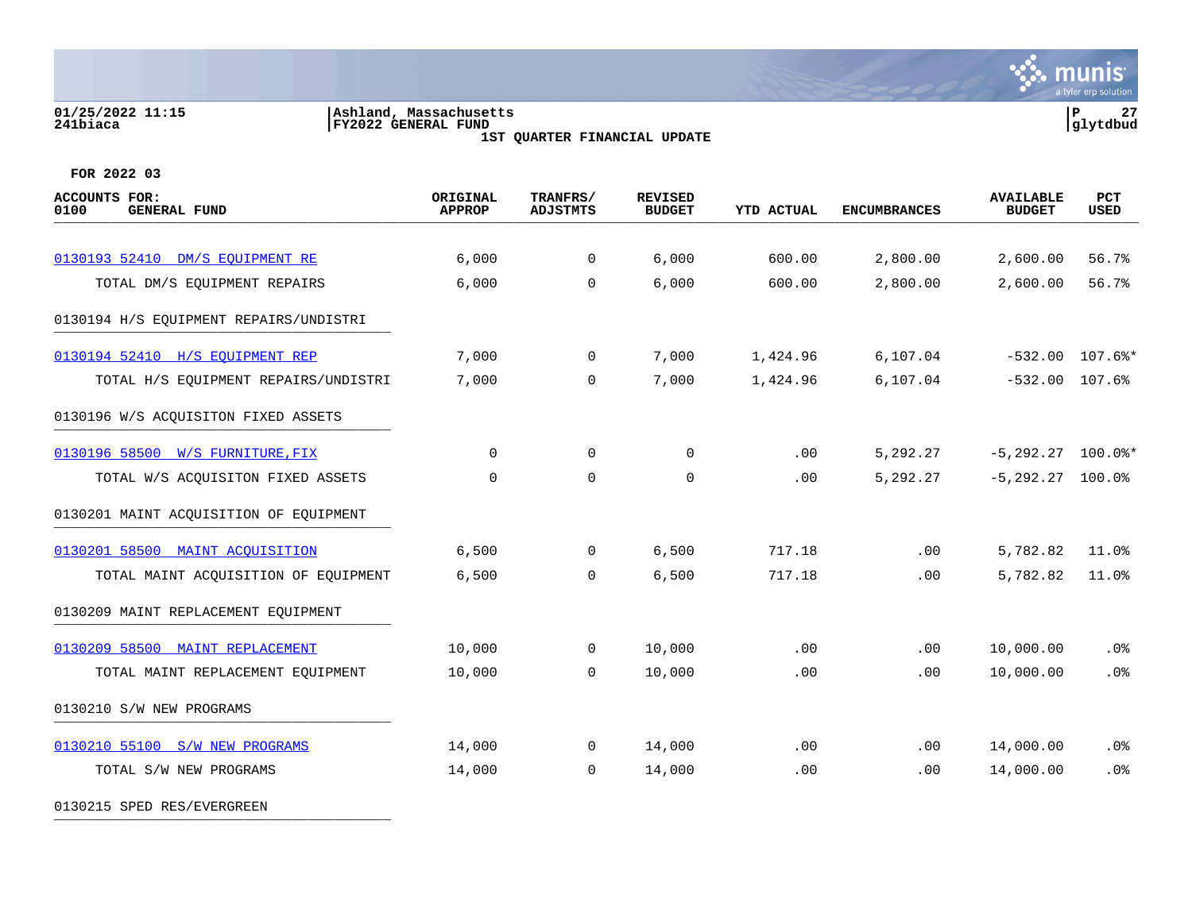01/25/2022 11:15 | Ashland, Massachusetts | P 27
241biaca | FY2022 GENERAL FUND | glytdbud

**1ST QUARTER FINANCIAL UPDATE**

**FOR 2022 03**

| ACCOUNTS FOR: 0100 GENERAL FUND | ORIGINAL APPROP | TRANFRS/ ADJSTMTS | REVISED BUDGET | YTD ACTUAL | ENCUMBRANCES | AVAILABLE BUDGET | PCT USED |
|---|---|---|---|---|---|---|---|
| 0130193 52410 DM/S EQUIPMENT RE | 6,000 | 0 | 6,000 | 600.00 | 2,800.00 | 2,600.00 | 56.7% |
| TOTAL DM/S EQUIPMENT REPAIRS | 6,000 | 0 | 6,000 | 600.00 | 2,800.00 | 2,600.00 | 56.7% |
| 0130194 H/S EQUIPMENT REPAIRS/UNDISTRI | | | | | | | |
| 0130194 52410 H/S EQUIPMENT REP | 7,000 | 0 | 7,000 | 1,424.96 | 6,107.04 | -532.00 | 107.6%* |
| TOTAL H/S EQUIPMENT REPAIRS/UNDISTRI | 7,000 | 0 | 7,000 | 1,424.96 | 6,107.04 | -532.00 | 107.6% |
| 0130196 W/S ACQUISITON FIXED ASSETS | | | | | | | |
| 0130196 58500 W/S FURNITURE,FIX | 0 | 0 | 0 | .00 | 5,292.27 | -5,292.27 | 100.0%* |
| TOTAL W/S ACQUISITON FIXED ASSETS | 0 | 0 | 0 | .00 | 5,292.27 | -5,292.27 | 100.0% |
| 0130201 MAINT ACQUISITION OF EQUIPMENT | | | | | | | |
| 0130201 58500 MAINT ACQUISITION | 6,500 | 0 | 6,500 | 717.18 | .00 | 5,782.82 | 11.0% |
| TOTAL MAINT ACQUISITION OF EQUIPMENT | 6,500 | 0 | 6,500 | 717.18 | .00 | 5,782.82 | 11.0% |
| 0130209 MAINT REPLACEMENT EQUIPMENT | | | | | | | |
| 0130209 58500 MAINT REPLACEMENT | 10,000 | 0 | 10,000 | .00 | .00 | 10,000.00 | .0% |
| TOTAL MAINT REPLACEMENT EQUIPMENT | 10,000 | 0 | 10,000 | .00 | .00 | 10,000.00 | .0% |
| 0130210 S/W NEW PROGRAMS | | | | | | | |
| 0130210 55100 S/W NEW PROGRAMS | 14,000 | 0 | 14,000 | .00 | .00 | 14,000.00 | .0% |
| TOTAL S/W NEW PROGRAMS | 14,000 | 0 | 14,000 | .00 | .00 | 14,000.00 | .0% |
| 0130215 SPED RES/EVERGREEN | | | | | | | |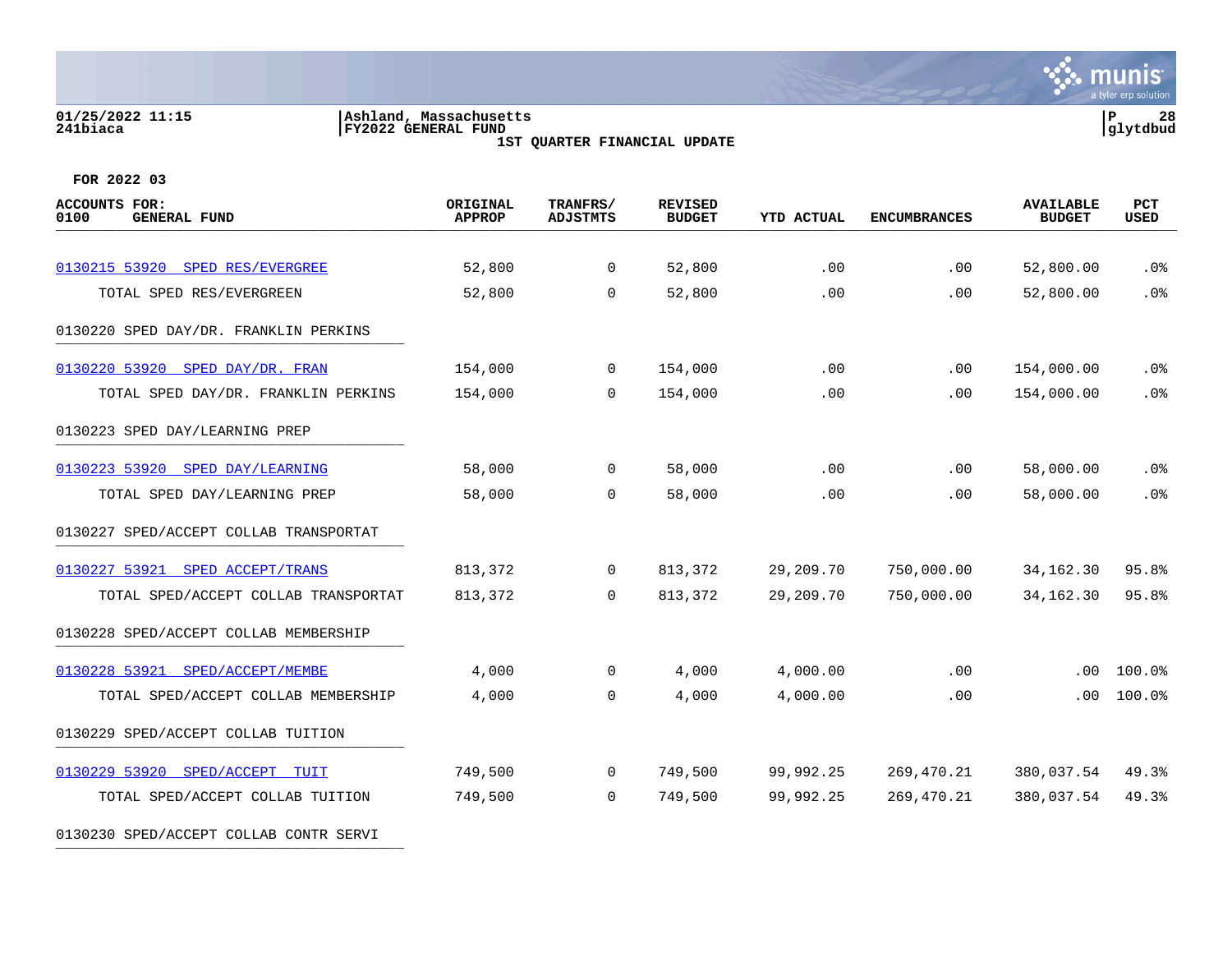01/25/2022 11:15
241biaca

Ashland, Massachusetts
FY2022 GENERAL FUND
1ST QUARTER FINANCIAL UPDATE

P 28
glytdbud

FOR 2022 03

| ACCOUNTS FOR: 0100 GENERAL FUND | ORIGINAL APPROP | TRANFRS/ ADJSTMTS | REVISED BUDGET | YTD ACTUAL | ENCUMBRANCES | AVAILABLE BUDGET | PCT USED |
|---|---|---|---|---|---|---|---|
| 0130215 53920 SPED RES/EVERGREE | 52,800 | 0 | 52,800 | .00 | .00 | 52,800.00 | .0% |
| TOTAL SPED RES/EVERGREEN | 52,800 | 0 | 52,800 | .00 | .00 | 52,800.00 | .0% |
| 0130220 SPED DAY/DR. FRANKLIN PERKINS | | | | | | | |
| 0130220 53920 SPED DAY/DR. FRAN | 154,000 | 0 | 154,000 | .00 | .00 | 154,000.00 | .0% |
| TOTAL SPED DAY/DR. FRANKLIN PERKINS | 154,000 | 0 | 154,000 | .00 | .00 | 154,000.00 | .0% |
| 0130223 SPED DAY/LEARNING PREP | | | | | | | |
| 0130223 53920 SPED DAY/LEARNING | 58,000 | 0 | 58,000 | .00 | .00 | 58,000.00 | .0% |
| TOTAL SPED DAY/LEARNING PREP | 58,000 | 0 | 58,000 | .00 | .00 | 58,000.00 | .0% |
| 0130227 SPED/ACCEPT COLLAB TRANSPORTAT | | | | | | | |
| 0130227 53921 SPED ACCEPT/TRANS | 813,372 | 0 | 813,372 | 29,209.70 | 750,000.00 | 34,162.30 | 95.8% |
| TOTAL SPED/ACCEPT COLLAB TRANSPORTAT | 813,372 | 0 | 813,372 | 29,209.70 | 750,000.00 | 34,162.30 | 95.8% |
| 0130228 SPED/ACCEPT COLLAB MEMBERSHIP | | | | | | | |
| 0130228 53921 SPED/ACCEPT/MEMBE | 4,000 | 0 | 4,000 | 4,000.00 | .00 | .00 | 100.0% |
| TOTAL SPED/ACCEPT COLLAB MEMBERSHIP | 4,000 | 0 | 4,000 | 4,000.00 | .00 | .00 | 100.0% |
| 0130229 SPED/ACCEPT COLLAB TUITION | | | | | | | |
| 0130229 53920 SPED/ACCEPT TUIT | 749,500 | 0 | 749,500 | 99,992.25 | 269,470.21 | 380,037.54 | 49.3% |
| TOTAL SPED/ACCEPT COLLAB TUITION | 749,500 | 0 | 749,500 | 99,992.25 | 269,470.21 | 380,037.54 | 49.3% |
| 0130230 SPED/ACCEPT COLLAB CONTR SERVI | | | | | | | |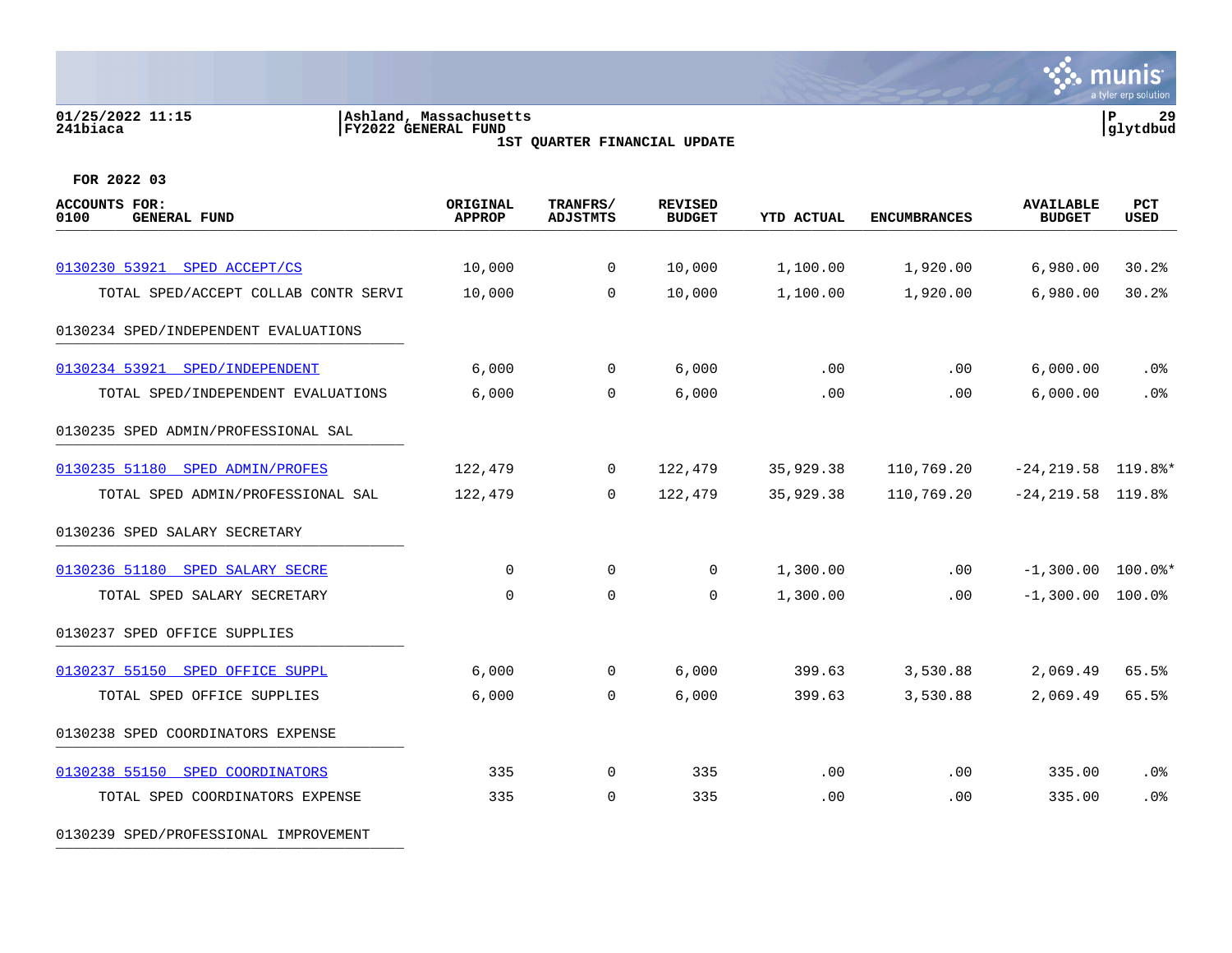01/25/2022 11:15 | Ashland, Massachusetts
241biaca | FY2022 GENERAL FUND | glytdbud

1ST QUARTER FINANCIAL UPDATE

FOR 2022 03

| ACCOUNTS FOR: 0100 GENERAL FUND | ORIGINAL APPROP | TRANFRS/ ADJSTMTS | REVISED BUDGET | YTD ACTUAL | ENCUMBRANCES | AVAILABLE BUDGET | PCT USED |
|---|---|---|---|---|---|---|---|
| 0130230 53921 SPED ACCEPT/CS | 10,000 | 0 | 10,000 | 1,100.00 | 1,920.00 | 6,980.00 | 30.2% |
| TOTAL SPED/ACCEPT COLLAB CONTR SERVI | 10,000 | 0 | 10,000 | 1,100.00 | 1,920.00 | 6,980.00 | 30.2% |
| 0130234 SPED/INDEPENDENT EVALUATIONS | | | | | | | |
| 0130234 53921 SPED/INDEPENDENT | 6,000 | 0 | 6,000 | .00 | .00 | 6,000.00 | .0% |
| TOTAL SPED/INDEPENDENT EVALUATIONS | 6,000 | 0 | 6,000 | .00 | .00 | 6,000.00 | .0% |
| 0130235 SPED ADMIN/PROFESSIONAL SAL | | | | | | | |
| 0130235 51180 SPED ADMIN/PROFES | 122,479 | 0 | 122,479 | 35,929.38 | 110,769.20 | -24,219.58 | 119.8%* |
| TOTAL SPED ADMIN/PROFESSIONAL SAL | 122,479 | 0 | 122,479 | 35,929.38 | 110,769.20 | -24,219.58 | 119.8% |
| 0130236 SPED SALARY SECRETARY | | | | | | | |
| 0130236 51180 SPED SALARY SECRE | 0 | 0 | 0 | 1,300.00 | .00 | -1,300.00 | 100.0%* |
| TOTAL SPED SALARY SECRETARY | 0 | 0 | 0 | 1,300.00 | .00 | -1,300.00 | 100.0% |
| 0130237 SPED OFFICE SUPPLIES | | | | | | | |
| 0130237 55150 SPED OFFICE SUPPL | 6,000 | 0 | 6,000 | 399.63 | 3,530.88 | 2,069.49 | 65.5% |
| TOTAL SPED OFFICE SUPPLIES | 6,000 | 0 | 6,000 | 399.63 | 3,530.88 | 2,069.49 | 65.5% |
| 0130238 SPED COORDINATORS EXPENSE | | | | | | | |
| 0130238 55150 SPED COORDINATORS | 335 | 0 | 335 | .00 | .00 | 335.00 | .0% |
| TOTAL SPED COORDINATORS EXPENSE | 335 | 0 | 335 | .00 | .00 | 335.00 | .0% |
| 0130239 SPED/PROFESSIONAL IMPROVEMENT | | | | | | | |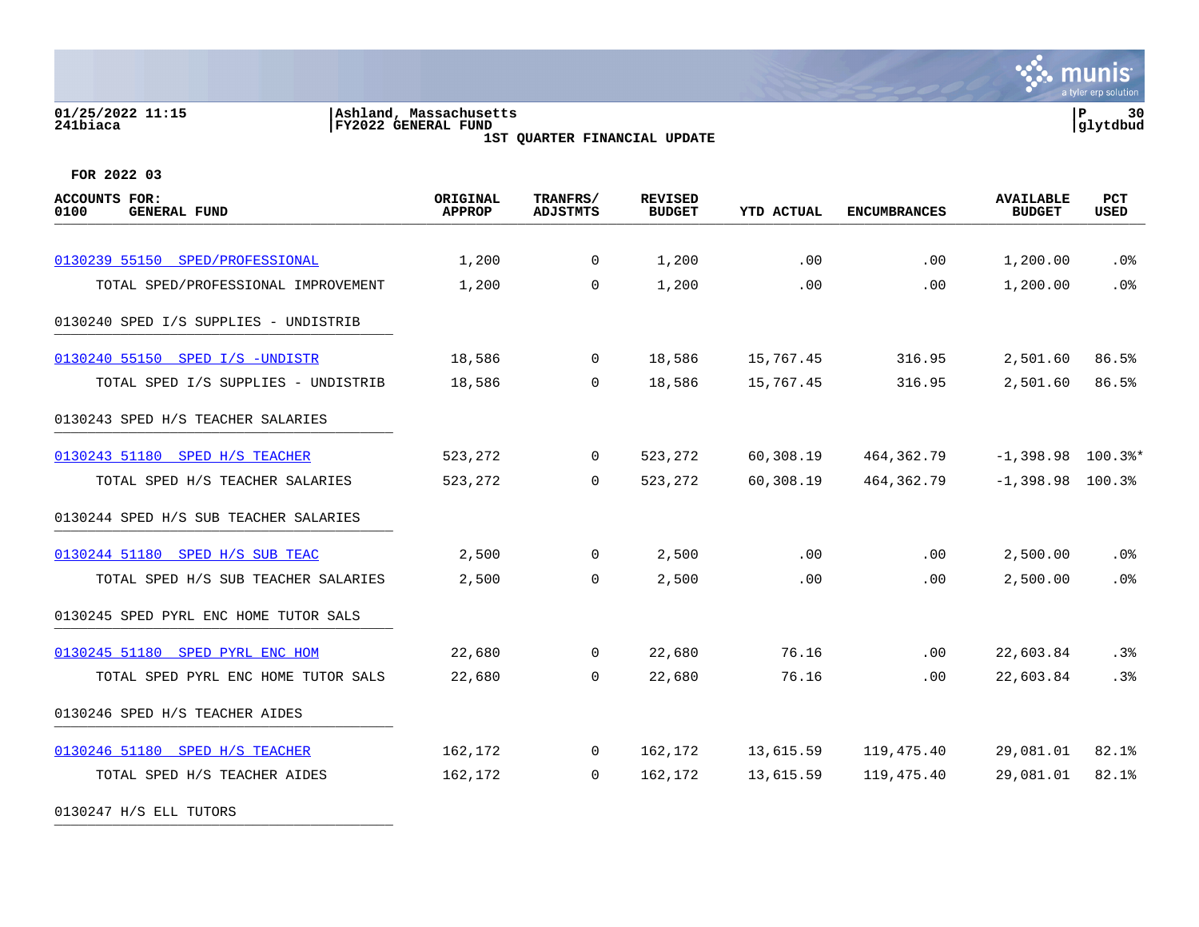Ashland, Massachusetts
FY2022 GENERAL FUND
1ST QUARTER FINANCIAL UPDATE

01/25/2022 11:15
241biaca

glytdbud

FOR 2022 03

| ACCOUNTS FOR: 0100 GENERAL FUND | ORIGINAL APPROP | TRANFRS/ ADJSTMTS | REVISED BUDGET | YTD ACTUAL | ENCUMBRANCES | AVAILABLE BUDGET | PCT USED |
|---|---|---|---|---|---|---|---|
| 0130239 55150 SPED/PROFESSIONAL | 1,200 | 0 | 1,200 | .00 | .00 | 1,200.00 | .0% |
| TOTAL SPED/PROFESSIONAL IMPROVEMENT | 1,200 | 0 | 1,200 | .00 | .00 | 1,200.00 | .0% |
| 0130240 SPED I/S SUPPLIES - UNDISTRIB | | | | | | | |
| 0130240 55150 SPED I/S -UNDISTR | 18,586 | 0 | 18,586 | 15,767.45 | 316.95 | 2,501.60 | 86.5% |
| TOTAL SPED I/S SUPPLIES - UNDISTRIB | 18,586 | 0 | 18,586 | 15,767.45 | 316.95 | 2,501.60 | 86.5% |
| 0130243 SPED H/S TEACHER SALARIES | | | | | | | |
| 0130243 51180 SPED H/S TEACHER | 523,272 | 0 | 523,272 | 60,308.19 | 464,362.79 | -1,398.98 | 100.3%* |
| TOTAL SPED H/S TEACHER SALARIES | 523,272 | 0 | 523,272 | 60,308.19 | 464,362.79 | -1,398.98 | 100.3% |
| 0130244 SPED H/S SUB TEACHER SALARIES | | | | | | | |
| 0130244 51180 SPED H/S SUB TEAC | 2,500 | 0 | 2,500 | .00 | .00 | 2,500.00 | .0% |
| TOTAL SPED H/S SUB TEACHER SALARIES | 2,500 | 0 | 2,500 | .00 | .00 | 2,500.00 | .0% |
| 0130245 SPED PYRL ENC HOME TUTOR SALS | | | | | | | |
| 0130245 51180 SPED PYRL ENC HOM | 22,680 | 0 | 22,680 | 76.16 | .00 | 22,603.84 | .3% |
| TOTAL SPED PYRL ENC HOME TUTOR SALS | 22,680 | 0 | 22,680 | 76.16 | .00 | 22,603.84 | .3% |
| 0130246 SPED H/S TEACHER AIDES | | | | | | | |
| 0130246 51180 SPED H/S TEACHER | 162,172 | 0 | 162,172 | 13,615.59 | 119,475.40 | 29,081.01 | 82.1% |
| TOTAL SPED H/S TEACHER AIDES | 162,172 | 0 | 162,172 | 13,615.59 | 119,475.40 | 29,081.01 | 82.1% |
| 0130247 H/S ELL TUTORS | | | | | | | |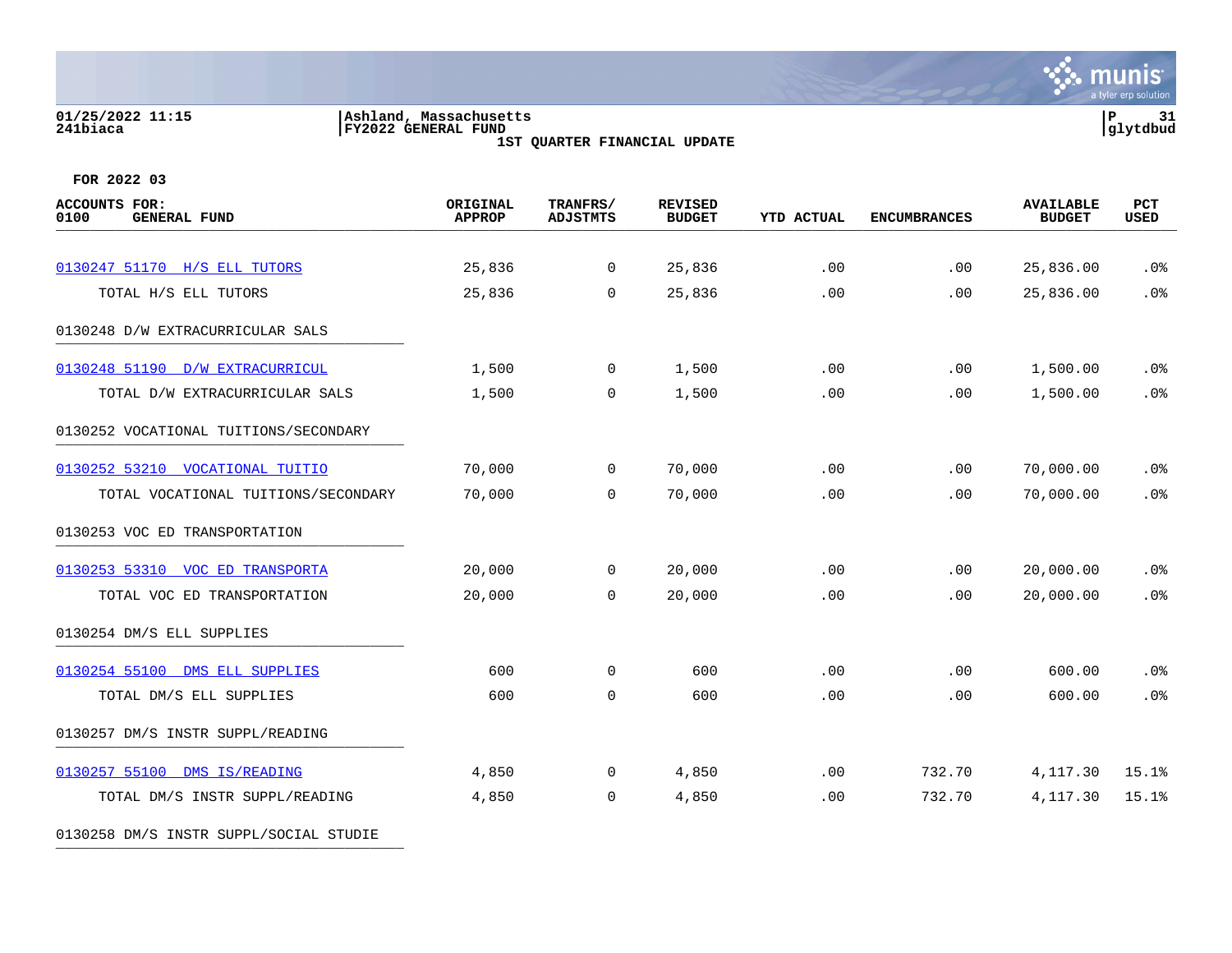01/25/2022 11:15
241biaca

Ashland, Massachusetts
FY2022 GENERAL FUND

**1ST QUARTER FINANCIAL UPDATE**

P 31
glytdbud

**FOR 2022 03**

| ACCOUNTS FOR: 0100 GENERAL FUND | ORIGINAL APPROP | TRANFRS/ ADJSTMTS | REVISED BUDGET | YTD ACTUAL | ENCUMBRANCES | AVAILABLE BUDGET | PCT USED |
|---|---|---|---|---|---|---|---|
| 0130247 51170 H/S ELL TUTORS | 25,836 | 0 | 25,836 | .00 | .00 | 25,836.00 | .0% |
| TOTAL H/S ELL TUTORS | 25,836 | 0 | 25,836 | .00 | .00 | 25,836.00 | .0% |
| 0130248 D/W EXTRACURRICULAR SALS | | | | | | | |
| 0130248 51190 D/W EXTRACURRICUL | 1,500 | 0 | 1,500 | .00 | .00 | 1,500.00 | .0% |
| TOTAL D/W EXTRACURRICULAR SALS | 1,500 | 0 | 1,500 | .00 | .00 | 1,500.00 | .0% |
| 0130252 VOCATIONAL TUITIONS/SECONDARY | | | | | | | |
| 0130252 53210 VOCATIONAL TUITIO | 70,000 | 0 | 70,000 | .00 | .00 | 70,000.00 | .0% |
| TOTAL VOCATIONAL TUITIONS/SECONDARY | 70,000 | 0 | 70,000 | .00 | .00 | 70,000.00 | .0% |
| 0130253 VOC ED TRANSPORTATION | | | | | | | |
| 0130253 53310 VOC ED TRANSPORTA | 20,000 | 0 | 20,000 | .00 | .00 | 20,000.00 | .0% |
| TOTAL VOC ED TRANSPORTATION | 20,000 | 0 | 20,000 | .00 | .00 | 20,000.00 | .0% |
| 0130254 DM/S ELL SUPPLIES | | | | | | | |
| 0130254 55100 DMS ELL SUPPLIES | 600 | 0 | 600 | .00 | .00 | 600.00 | .0% |
| TOTAL DM/S ELL SUPPLIES | 600 | 0 | 600 | .00 | .00 | 600.00 | .0% |
| 0130257 DM/S INSTR SUPPL/READING | | | | | | | |
| 0130257 55100 DMS IS/READING | 4,850 | 0 | 4,850 | .00 | 732.70 | 4,117.30 | 15.1% |
| TOTAL DM/S INSTR SUPPL/READING | 4,850 | 0 | 4,850 | .00 | 732.70 | 4,117.30 | 15.1% |
| 0130258 DM/S INSTR SUPPL/SOCIAL STUDIE | | | | | | | |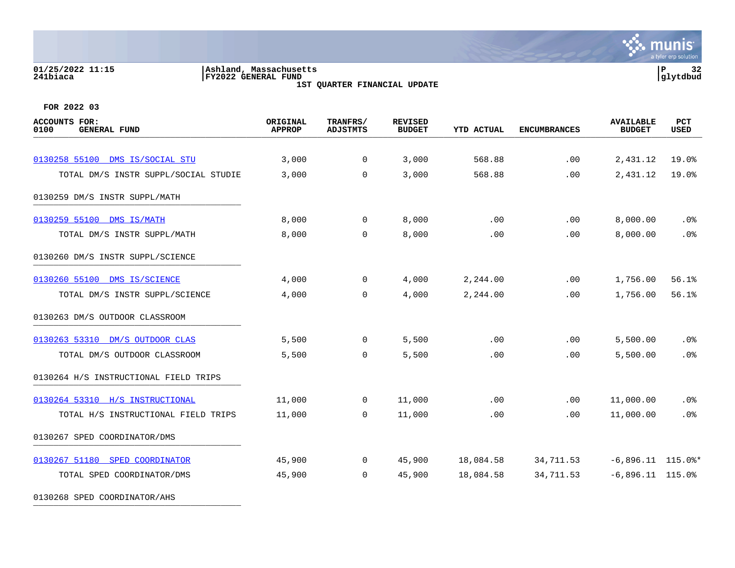01/25/2022 11:15 | Ashland, Massachusetts
241biaca | FY2022 GENERAL FUND | glytdbud

1ST QUARTER FINANCIAL UPDATE

FOR 2022 03

| ACCOUNTS FOR: 0100 GENERAL FUND | ORIGINAL APPROP | TRANFRS/ ADJSTMTS | REVISED BUDGET | YTD ACTUAL | ENCUMBRANCES | AVAILABLE BUDGET | PCT USED |
|---|---|---|---|---|---|---|---|
| 0130258 55100 DMS IS/SOCIAL STU | 3,000 | 0 | 3,000 | 568.88 | .00 | 2,431.12 | 19.0% |
| TOTAL DM/S INSTR SUPPL/SOCIAL STUDIE | 3,000 | 0 | 3,000 | 568.88 | .00 | 2,431.12 | 19.0% |
| **0130259 DM/S INSTR SUPPL/MATH** | | | | | | | |
| 0130259 55100 DMS IS/MATH | 8,000 | 0 | 8,000 | .00 | .00 | 8,000.00 | .0% |
| TOTAL DM/S INSTR SUPPL/MATH | 8,000 | 0 | 8,000 | .00 | .00 | 8,000.00 | .0% |
| **0130260 DM/S INSTR SUPPL/SCIENCE** | | | | | | | |
| 0130260 55100 DMS IS/SCIENCE | 4,000 | 0 | 4,000 | 2,244.00 | .00 | 1,756.00 | 56.1% |
| TOTAL DM/S INSTR SUPPL/SCIENCE | 4,000 | 0 | 4,000 | 2,244.00 | .00 | 1,756.00 | 56.1% |
| **0130263 DM/S OUTDOOR CLASSROOM** | | | | | | | |
| 0130263 53310 DM/S OUTDOOR CLAS | 5,500 | 0 | 5,500 | .00 | .00 | 5,500.00 | .0% |
| TOTAL DM/S OUTDOOR CLASSROOM | 5,500 | 0 | 5,500 | .00 | .00 | 5,500.00 | .0% |
| **0130264 H/S INSTRUCTIONAL FIELD TRIPS** | | | | | | | |
| 0130264 53310 H/S INSTRUCTIONAL | 11,000 | 0 | 11,000 | .00 | .00 | 11,000.00 | .0% |
| TOTAL H/S INSTRUCTIONAL FIELD TRIPS | 11,000 | 0 | 11,000 | .00 | .00 | 11,000.00 | .0% |
| **0130267 SPED COORDINATOR/DMS** | | | | | | | |
| 0130267 51180 SPED COORDINATOR | 45,900 | 0 | 45,900 | 18,084.58 | 34,711.53 | -6,896.11 | 115.0%* |
| TOTAL SPED COORDINATOR/DMS | 45,900 | 0 | 45,900 | 18,084.58 | 34,711.53 | -6,896.11 | 115.0% |
| **0130268 SPED COORDINATOR/AHS** | | | | | | | |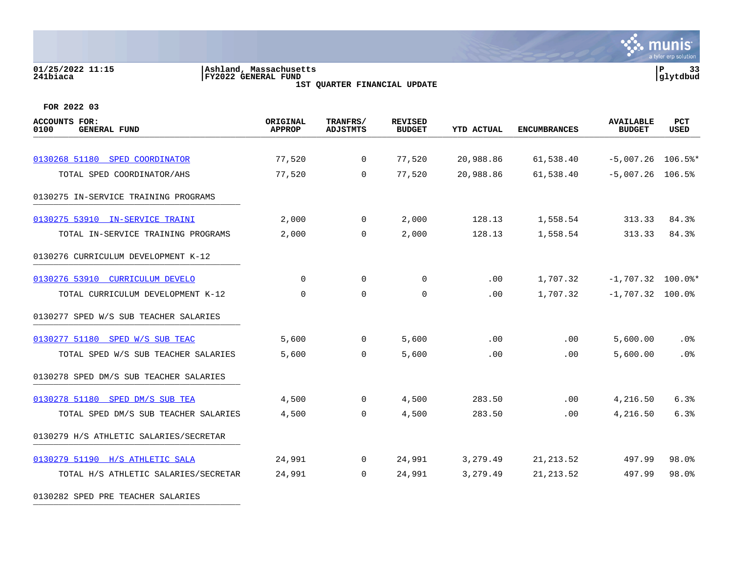01/25/2022 11:15 | Ashland, Massachusetts | P 33
241biaca | FY2022 GENERAL FUND | glytdbud

1ST QUARTER FINANCIAL UPDATE

FOR 2022 03

| ACCOUNTS FOR: 0100 GENERAL FUND | ORIGINAL APPROP | TRANFRS/ ADJSTMTS | REVISED BUDGET | YTD ACTUAL | ENCUMBRANCES | AVAILABLE BUDGET | PCT USED |
|---|---|---|---|---|---|---|---|
| 0130268 51180 SPED COORDINATOR | 77,520 | 0 | 77,520 | 20,988.86 | 61,538.40 | -5,007.26 | 106.5%* |
| TOTAL SPED COORDINATOR/AHS | 77,520 | 0 | 77,520 | 20,988.86 | 61,538.40 | -5,007.26 | 106.5% |
| 0130275 IN-SERVICE TRAINING PROGRAMS | | | | | | | |
| 0130275 53910 IN-SERVICE TRAINI | 2,000 | 0 | 2,000 | 128.13 | 1,558.54 | 313.33 | 84.3% |
| TOTAL IN-SERVICE TRAINING PROGRAMS | 2,000 | 0 | 2,000 | 128.13 | 1,558.54 | 313.33 | 84.3% |
| 0130276 CURRICULUM DEVELOPMENT K-12 | | | | | | | |
| 0130276 53910 CURRICULUM DEVELO | 0 | 0 | 0 | .00 | 1,707.32 | -1,707.32 | 100.0%* |
| TOTAL CURRICULUM DEVELOPMENT K-12 | 0 | 0 | 0 | .00 | 1,707.32 | -1,707.32 | 100.0% |
| 0130277 SPED W/S SUB TEACHER SALARIES | | | | | | | |
| 0130277 51180 SPED W/S SUB TEAC | 5,600 | 0 | 5,600 | .00 | .00 | 5,600.00 | .0% |
| TOTAL SPED W/S SUB TEACHER SALARIES | 5,600 | 0 | 5,600 | .00 | .00 | 5,600.00 | .0% |
| 0130278 SPED DM/S SUB TEACHER SALARIES | | | | | | | |
| 0130278 51180 SPED DM/S SUB TEA | 4,500 | 0 | 4,500 | 283.50 | .00 | 4,216.50 | 6.3% |
| TOTAL SPED DM/S SUB TEACHER SALARIES | 4,500 | 0 | 4,500 | 283.50 | .00 | 4,216.50 | 6.3% |
| 0130279 H/S ATHLETIC SALARIES/SECRETAR | | | | | | | |
| 0130279 51190 H/S ATHLETIC SALA | 24,991 | 0 | 24,991 | 3,279.49 | 21,213.52 | 497.99 | 98.0% |
| TOTAL H/S ATHLETIC SALARIES/SECRETAR | 24,991 | 0 | 24,991 | 3,279.49 | 21,213.52 | 497.99 | 98.0% |
| 0130282 SPED PRE TEACHER SALARIES | | | | | | | |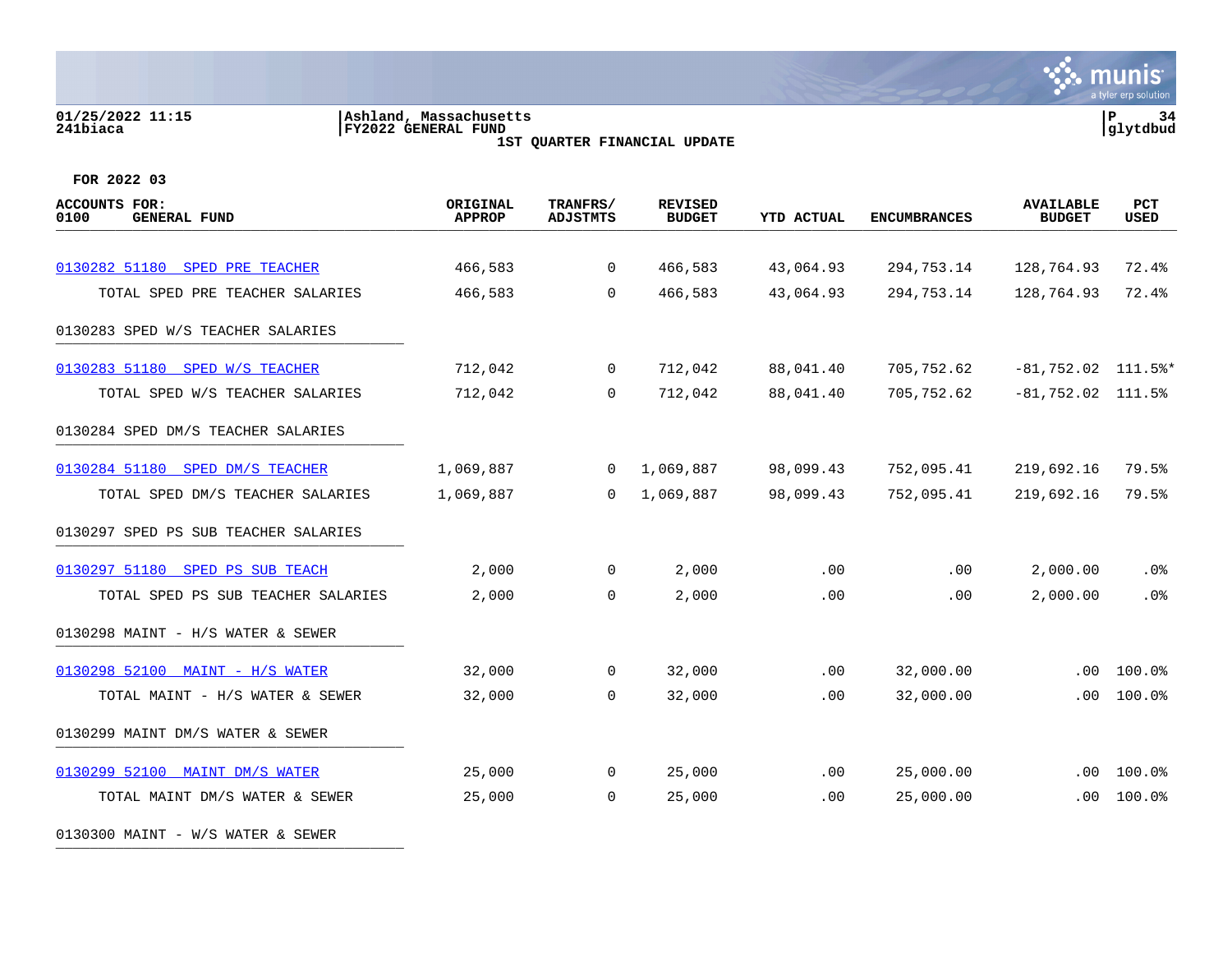01/25/2022 11:15
241biaca

Ashland, Massachusetts
FY2022 GENERAL FUND
1ST QUARTER FINANCIAL UPDATE

glytdbud

FOR 2022 03

| ACCOUNTS FOR: 0100 GENERAL FUND | ORIGINAL APPROP | TRANFRS/ ADJSTMTS | REVISED BUDGET | YTD ACTUAL | ENCUMBRANCES | AVAILABLE BUDGET | PCT USED |
|---|---|---|---|---|---|---|---|
| 0130282 51180 SPED PRE TEACHER | 466,583 | 0 | 466,583 | 43,064.93 | 294,753.14 | 128,764.93 | 72.4% |
| TOTAL SPED PRE TEACHER SALARIES | 466,583 | 0 | 466,583 | 43,064.93 | 294,753.14 | 128,764.93 | 72.4% |
| 0130283 SPED W/S TEACHER SALARIES | | | | | | | |
| 0130283 51180 SPED W/S TEACHER | 712,042 | 0 | 712,042 | 88,041.40 | 705,752.62 | -81,752.02 | 111.5%* |
| TOTAL SPED W/S TEACHER SALARIES | 712,042 | 0 | 712,042 | 88,041.40 | 705,752.62 | -81,752.02 | 111.5% |
| 0130284 SPED DM/S TEACHER SALARIES | | | | | | | |
| 0130284 51180 SPED DM/S TEACHER | 1,069,887 | 0 | 1,069,887 | 98,099.43 | 752,095.41 | 219,692.16 | 79.5% |
| TOTAL SPED DM/S TEACHER SALARIES | 1,069,887 | 0 | 1,069,887 | 98,099.43 | 752,095.41 | 219,692.16 | 79.5% |
| 0130297 SPED PS SUB TEACHER SALARIES | | | | | | | |
| 0130297 51180 SPED PS SUB TEACH | 2,000 | 0 | 2,000 | .00 | .00 | 2,000.00 | .0% |
| TOTAL SPED PS SUB TEACHER SALARIES | 2,000 | 0 | 2,000 | .00 | .00 | 2,000.00 | .0% |
| 0130298 MAINT - H/S WATER & SEWER | | | | | | | |
| 0130298 52100 MAINT - H/S WATER | 32,000 | 0 | 32,000 | .00 | 32,000.00 | .00 | 100.0% |
| TOTAL MAINT - H/S WATER & SEWER | 32,000 | 0 | 32,000 | .00 | 32,000.00 | .00 | 100.0% |
| 0130299 MAINT DM/S WATER & SEWER | | | | | | | |
| 0130299 52100 MAINT DM/S WATER | 25,000 | 0 | 25,000 | .00 | 25,000.00 | .00 | 100.0% |
| TOTAL MAINT DM/S WATER & SEWER | 25,000 | 0 | 25,000 | .00 | 25,000.00 | .00 | 100.0% |
| 0130300 MAINT - W/S WATER & SEWER | | | | | | | |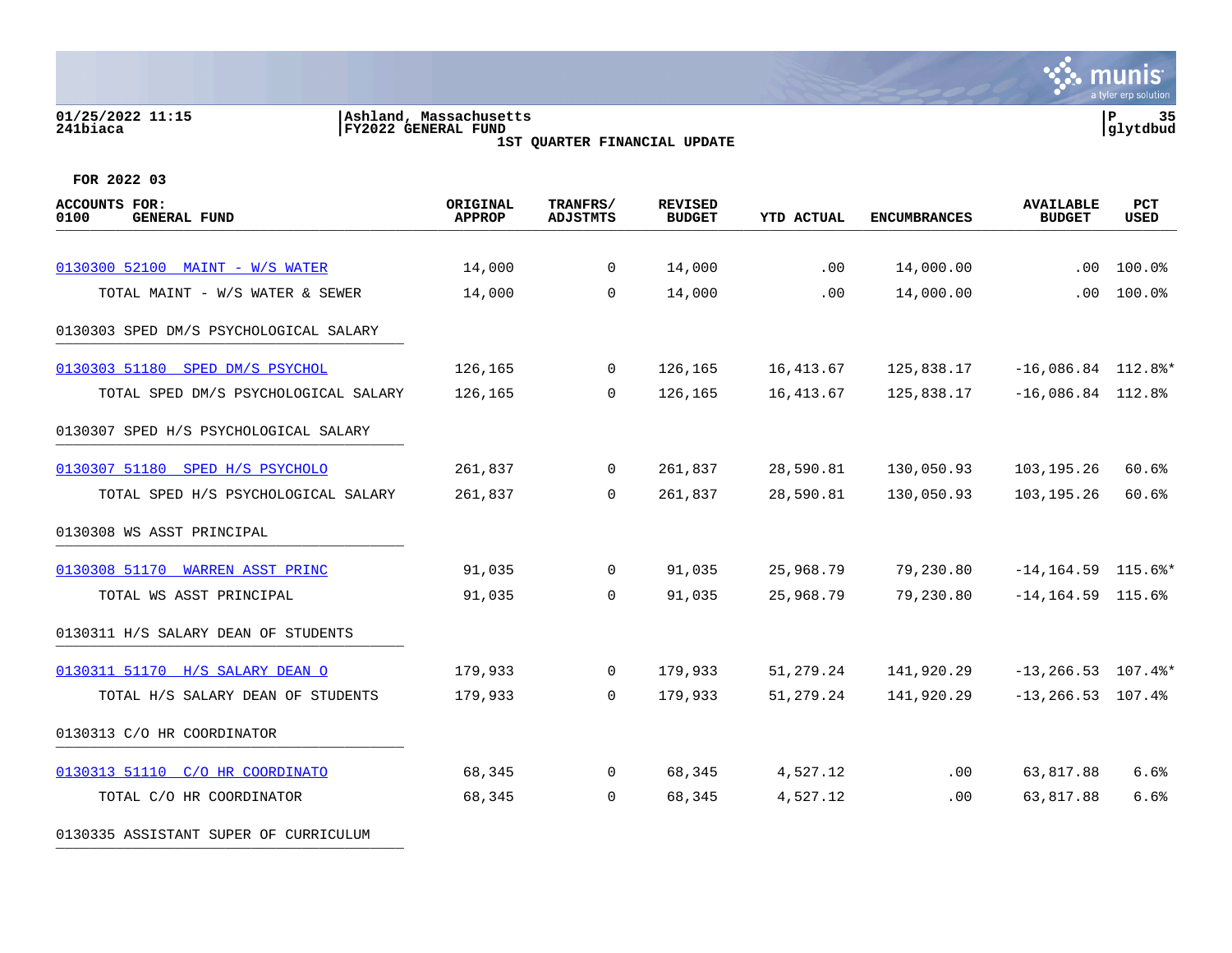01/25/2022 11:15 | Ashland, Massachusetts | P 35
241biaca | FY2022 GENERAL FUND | glytdbud

1ST QUARTER FINANCIAL UPDATE

**FOR 2022 03**

| ACCOUNTS FOR: 0100 GENERAL FUND | ORIGINAL APPROP | TRANFRS/ ADJSTMTS | REVISED BUDGET | YTD ACTUAL | ENCUMBRANCES | AVAILABLE BUDGET | PCT USED |
|---|---|---|---|---|---|---|---|
| 0130300 52100 MAINT - W/S WATER | 14,000 | 0 | 14,000 | .00 | 14,000.00 | .00 | 100.0% |
| TOTAL MAINT - W/S WATER & SEWER | 14,000 | 0 | 14,000 | .00 | 14,000.00 | .00 | 100.0% |
| **0130303 SPED DM/S PSYCHOLOGICAL SALARY** | | | | | | | |
| 0130303 51180 SPED DM/S PSYCHOL | 126,165 | 0 | 126,165 | 16,413.67 | 125,838.17 | -16,086.84 | 112.8%* |
| TOTAL SPED DM/S PSYCHOLOGICAL SALARY | 126,165 | 0 | 126,165 | 16,413.67 | 125,838.17 | -16,086.84 | 112.8% |
| **0130307 SPED H/S PSYCHOLOGICAL SALARY** | | | | | | | |
| 0130307 51180 SPED H/S PSYCHOLO | 261,837 | 0 | 261,837 | 28,590.81 | 130,050.93 | 103,195.26 | 60.6% |
| TOTAL SPED H/S PSYCHOLOGICAL SALARY | 261,837 | 0 | 261,837 | 28,590.81 | 130,050.93 | 103,195.26 | 60.6% |
| **0130308 WS ASST PRINCIPAL** | | | | | | | |
| 0130308 51170 WARREN ASST PRINC | 91,035 | 0 | 91,035 | 25,968.79 | 79,230.80 | -14,164.59 | 115.6%* |
| TOTAL WS ASST PRINCIPAL | 91,035 | 0 | 91,035 | 25,968.79 | 79,230.80 | -14,164.59 | 115.6% |
| **0130311 H/S SALARY DEAN OF STUDENTS** | | | | | | | |
| 0130311 51170 H/S SALARY DEAN O | 179,933 | 0 | 179,933 | 51,279.24 | 141,920.29 | -13,266.53 | 107.4%* |
| TOTAL H/S SALARY DEAN OF STUDENTS | 179,933 | 0 | 179,933 | 51,279.24 | 141,920.29 | -13,266.53 | 107.4% |
| **0130313 C/O HR COORDINATOR** | | | | | | | |
| 0130313 51110 C/O HR COORDINATO | 68,345 | 0 | 68,345 | 4,527.12 | .00 | 63,817.88 | 6.6% |
| TOTAL C/O HR COORDINATOR | 68,345 | 0 | 68,345 | 4,527.12 | .00 | 63,817.88 | 6.6% |
| **0130335 ASSISTANT SUPER OF CURRICULUM** | | | | | | | |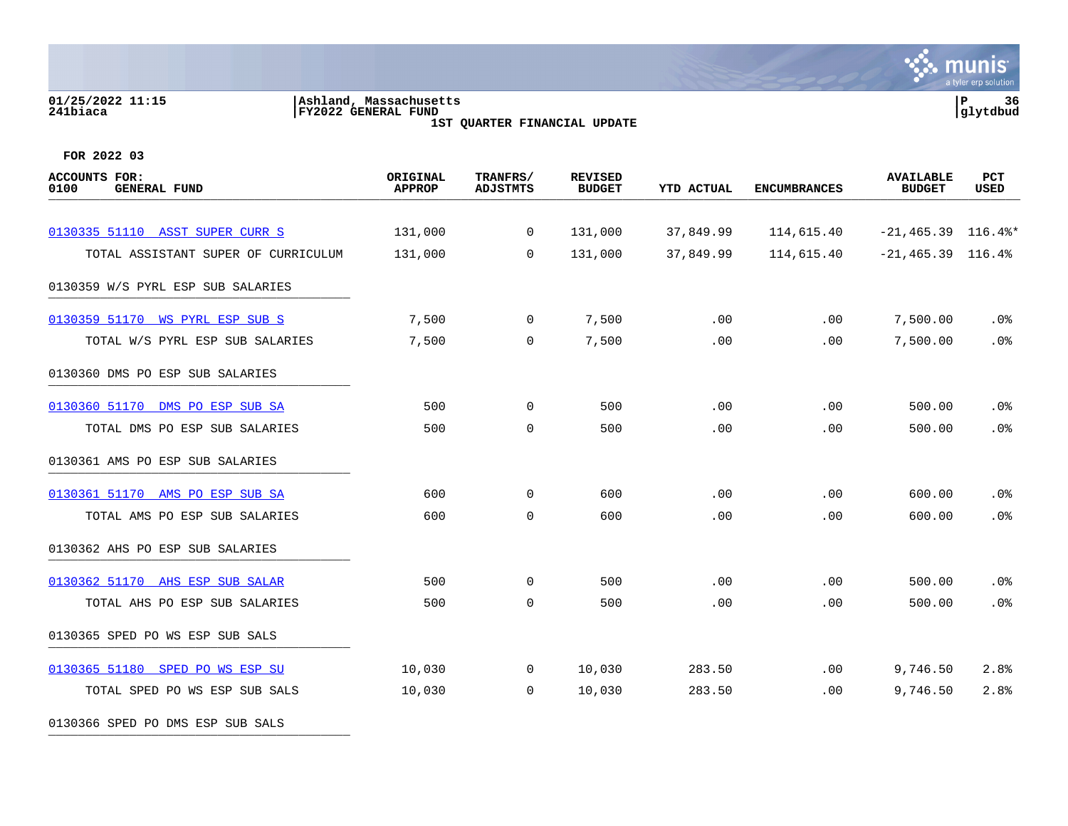01/25/2022 11:15
241biaca

Ashland, Massachusetts
FY2022 GENERAL FUND
1ST QUARTER FINANCIAL UPDATE

glytdbud

**FOR 2022 03**

| ACCOUNTS FOR: 0100 GENERAL FUND | ORIGINAL APPROP | TRANFRS/ ADJSTMTS | REVISED BUDGET | YTD ACTUAL | ENCUMBRANCES | AVAILABLE BUDGET | PCT USED |
|---|---|---|---|---|---|---|---|
| 0130335 51110 ASST SUPER CURR S | 131,000 | 0 | 131,000 | 37,849.99 | 114,615.40 | -21,465.39 | 116.4%* |
| TOTAL ASSISTANT SUPER OF CURRICULUM | 131,000 | 0 | 131,000 | 37,849.99 | 114,615.40 | -21,465.39 | 116.4% |
| 0130359 W/S PYRL ESP SUB SALARIES | | | | | | | |
| 0130359 51170 WS PYRL ESP SUB S | 7,500 | 0 | 7,500 | .00 | .00 | 7,500.00 | .0% |
| TOTAL W/S PYRL ESP SUB SALARIES | 7,500 | 0 | 7,500 | .00 | .00 | 7,500.00 | .0% |
| 0130360 DMS PO ESP SUB SALARIES | | | | | | | |
| 0130360 51170 DMS PO ESP SUB SA | 500 | 0 | 500 | .00 | .00 | 500.00 | .0% |
| TOTAL DMS PO ESP SUB SALARIES | 500 | 0 | 500 | .00 | .00 | 500.00 | .0% |
| 0130361 AMS PO ESP SUB SALARIES | | | | | | | |
| 0130361 51170 AMS PO ESP SUB SA | 600 | 0 | 600 | .00 | .00 | 600.00 | .0% |
| TOTAL AMS PO ESP SUB SALARIES | 600 | 0 | 600 | .00 | .00 | 600.00 | .0% |
| 0130362 AHS PO ESP SUB SALARIES | | | | | | | |
| 0130362 51170 AHS ESP SUB SALAR | 500 | 0 | 500 | .00 | .00 | 500.00 | .0% |
| TOTAL AHS PO ESP SUB SALARIES | 500 | 0 | 500 | .00 | .00 | 500.00 | .0% |
| 0130365 SPED PO WS ESP SUB SALS | | | | | | | |
| 0130365 51180 SPED PO WS ESP SU | 10,030 | 0 | 10,030 | 283.50 | .00 | 9,746.50 | 2.8% |
| TOTAL SPED PO WS ESP SUB SALS | 10,030 | 0 | 10,030 | 283.50 | .00 | 9,746.50 | 2.8% |
| 0130366 SPED PO DMS ESP SUB SALS | | | | | | | |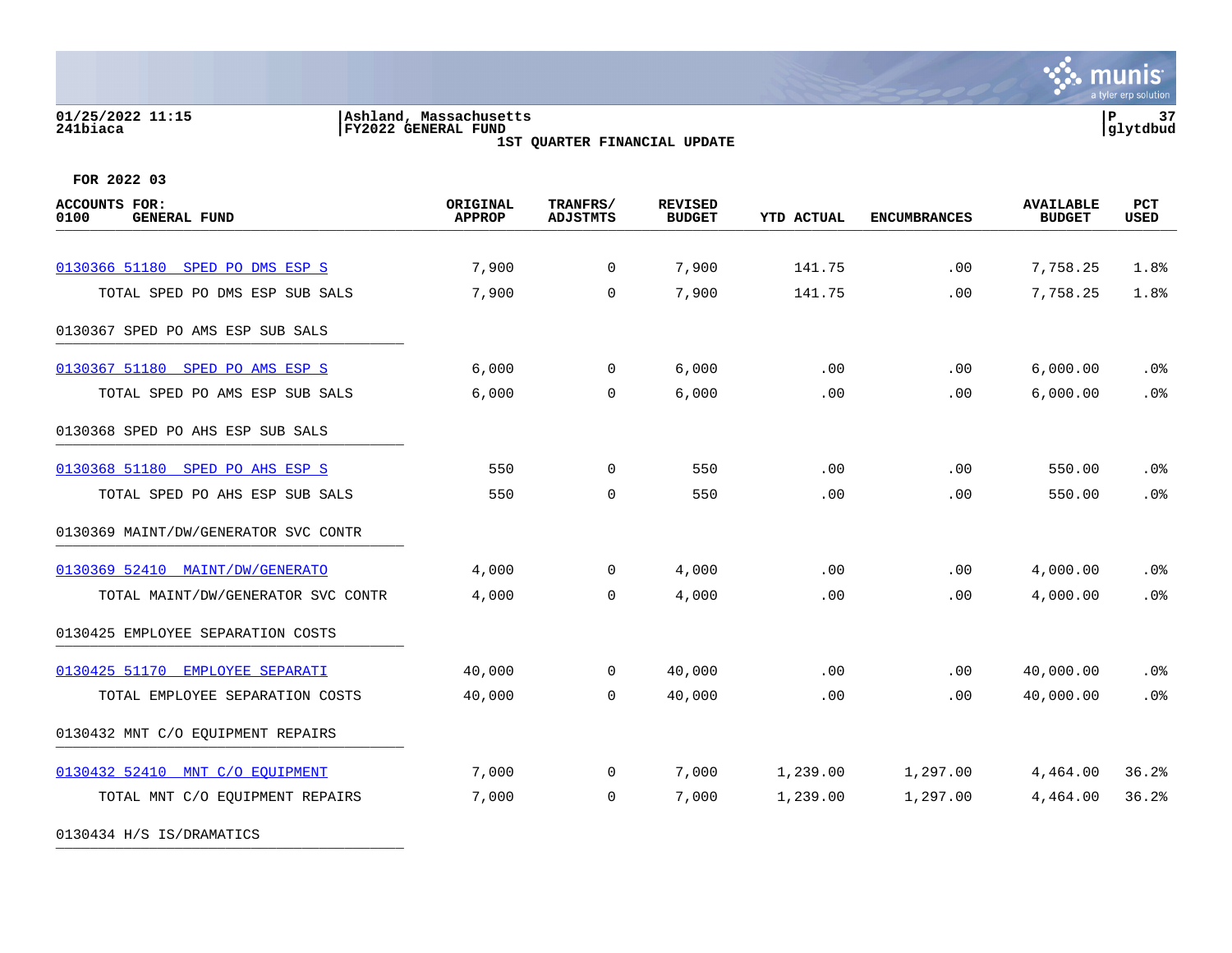FOR 2022 03

| ACCOUNTS FOR: 0100 GENERAL FUND | ORIGINAL APPROP | TRANFRS/ ADJSTMTS | REVISED BUDGET | YTD ACTUAL | ENCUMBRANCES | AVAILABLE BUDGET | PCT USED |
|---|---|---|---|---|---|---|---|
| 0130366 51180 SPED PO DMS ESP S | 7,900 | 0 | 7,900 | 141.75 | .00 | 7,758.25 | 1.8% |
| TOTAL SPED PO DMS ESP SUB SALS | 7,900 | 0 | 7,900 | 141.75 | .00 | 7,758.25 | 1.8% |
| 0130367 SPED PO AMS ESP SUB SALS | | | | | | | |
| 0130367 51180 SPED PO AMS ESP S | 6,000 | 0 | 6,000 | .00 | .00 | 6,000.00 | .0% |
| TOTAL SPED PO AMS ESP SUB SALS | 6,000 | 0 | 6,000 | .00 | .00 | 6,000.00 | .0% |
| 0130368 SPED PO AHS ESP SUB SALS | | | | | | | |
| 0130368 51180 SPED PO AHS ESP S | 550 | 0 | 550 | .00 | .00 | 550.00 | .0% |
| TOTAL SPED PO AHS ESP SUB SALS | 550 | 0 | 550 | .00 | .00 | 550.00 | .0% |
| 0130369 MAINT/DW/GENERATOR SVC CONTR | | | | | | | |
| 0130369 52410 MAINT/DW/GENERATO | 4,000 | 0 | 4,000 | .00 | .00 | 4,000.00 | .0% |
| TOTAL MAINT/DW/GENERATOR SVC CONTR | 4,000 | 0 | 4,000 | .00 | .00 | 4,000.00 | .0% |
| 0130425 EMPLOYEE SEPARATION COSTS | | | | | | | |
| 0130425 51170 EMPLOYEE SEPARATI | 40,000 | 0 | 40,000 | .00 | .00 | 40,000.00 | .0% |
| TOTAL EMPLOYEE SEPARATION COSTS | 40,000 | 0 | 40,000 | .00 | .00 | 40,000.00 | .0% |
| 0130432 MNT C/O EQUIPMENT REPAIRS | | | | | | | |
| 0130432 52410 MNT C/O EQUIPMENT | 7,000 | 0 | 7,000 | 1,239.00 | 1,297.00 | 4,464.00 | 36.2% |
| TOTAL MNT C/O EQUIPMENT REPAIRS | 7,000 | 0 | 7,000 | 1,239.00 | 1,297.00 | 4,464.00 | 36.2% |
| 0130434 H/S IS/DRAMATICS | | | | | | | |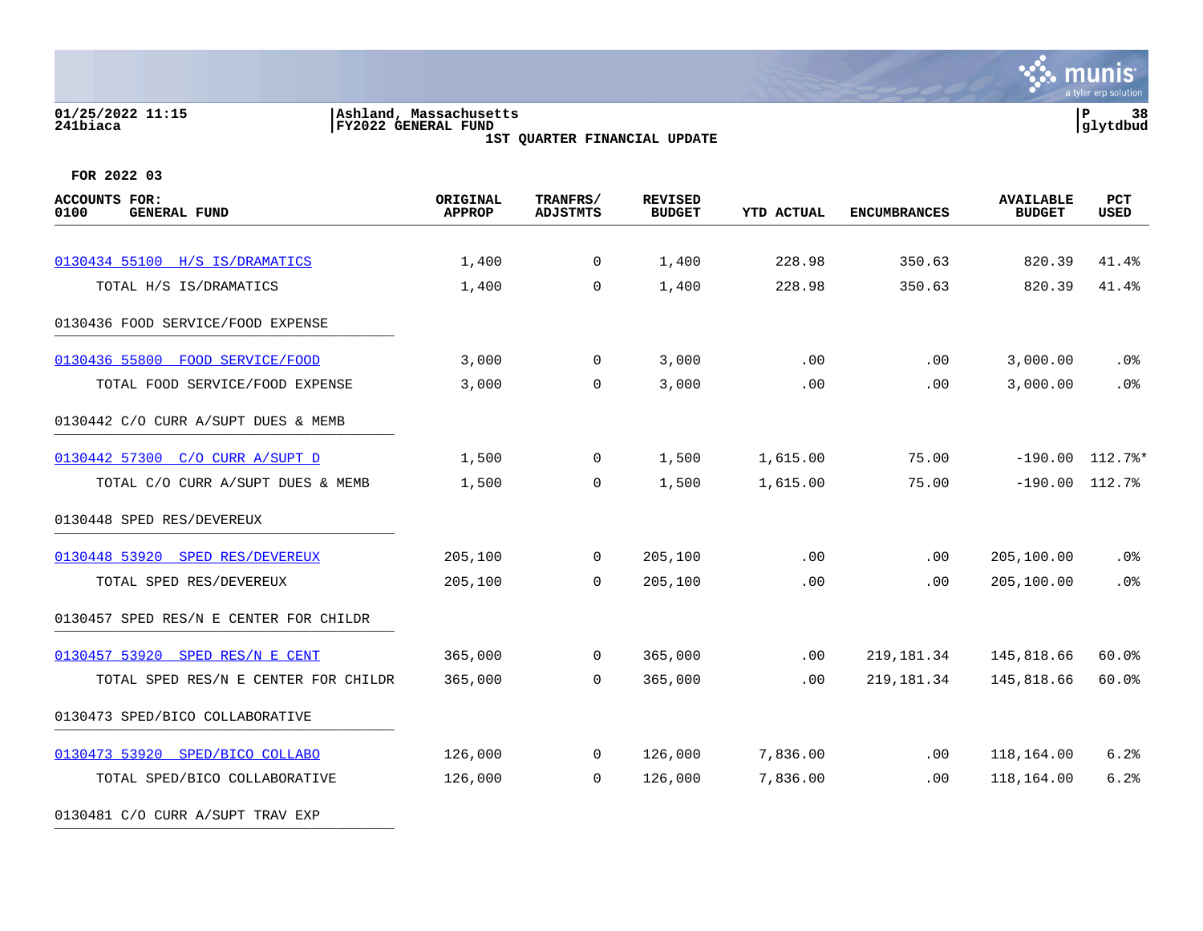01/25/2022 11:15
241biaca

Ashland, Massachusetts
FY2022 GENERAL FUND
1ST QUARTER FINANCIAL UPDATE

glytdbud

FOR 2022 03

| ACCOUNTS FOR: 0100 GENERAL FUND | ORIGINAL APPROP | TRANFRS/ ADJSTMTS | REVISED BUDGET | YTD ACTUAL | ENCUMBRANCES | AVAILABLE BUDGET | PCT USED |
|---|---|---|---|---|---|---|---|
| 0130434 55100 H/S IS/DRAMATICS | 1,400 | 0 | 1,400 | 228.98 | 350.63 | 820.39 | 41.4% |
| TOTAL H/S IS/DRAMATICS | 1,400 | 0 | 1,400 | 228.98 | 350.63 | 820.39 | 41.4% |
| 0130436 FOOD SERVICE/FOOD EXPENSE | | | | | | | |
| 0130436 55800 FOOD SERVICE/FOOD | 3,000 | 0 | 3,000 | .00 | .00 | 3,000.00 | .0% |
| TOTAL FOOD SERVICE/FOOD EXPENSE | 3,000 | 0 | 3,000 | .00 | .00 | 3,000.00 | .0% |
| 0130442 C/O CURR A/SUPT DUES & MEMB | | | | | | | |
| 0130442 57300 C/O CURR A/SUPT D | 1,500 | 0 | 1,500 | 1,615.00 | 75.00 | -190.00 | 112.7%* |
| TOTAL C/O CURR A/SUPT DUES & MEMB | 1,500 | 0 | 1,500 | 1,615.00 | 75.00 | -190.00 | 112.7% |
| 0130448 SPED RES/DEVEREUX | | | | | | | |
| 0130448 53920 SPED RES/DEVEREUX | 205,100 | 0 | 205,100 | .00 | .00 | 205,100.00 | .0% |
| TOTAL SPED RES/DEVEREUX | 205,100 | 0 | 205,100 | .00 | .00 | 205,100.00 | .0% |
| 0130457 SPED RES/N E CENTER FOR CHILDR | | | | | | | |
| 0130457 53920 SPED RES/N E CENT | 365,000 | 0 | 365,000 | .00 | 219,181.34 | 145,818.66 | 60.0% |
| TOTAL SPED RES/N E CENTER FOR CHILDR | 365,000 | 0 | 365,000 | .00 | 219,181.34 | 145,818.66 | 60.0% |
| 0130473 SPED/BICO COLLABORATIVE | | | | | | | |
| 0130473 53920 SPED/BICO COLLABO | 126,000 | 0 | 126,000 | 7,836.00 | .00 | 118,164.00 | 6.2% |
| TOTAL SPED/BICO COLLABORATIVE | 126,000 | 0 | 126,000 | 7,836.00 | .00 | 118,164.00 | 6.2% |
| 0130481 C/O CURR A/SUPT TRAV EXP | | | | | | | |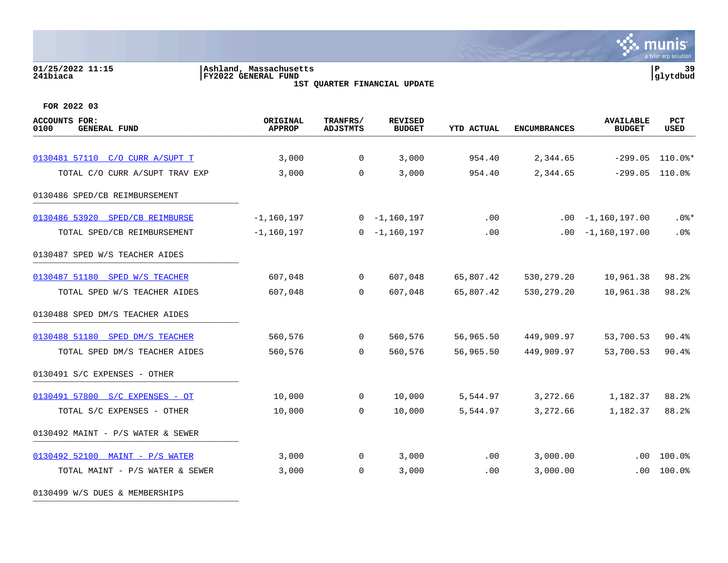01/25/2022 11:15 | Ashland, Massachusetts | P 39
241biaca | FY2022 GENERAL FUND | glytdbud

**1ST QUARTER FINANCIAL UPDATE**

**FOR 2022 03**

| ACCOUNTS FOR: 0100 GENERAL FUND | ORIGINAL APPROP | TRANFRS/ ADJSTMTS | REVISED BUDGET | YTD ACTUAL | ENCUMBRANCES | AVAILABLE BUDGET | PCT USED |
|---|---|---|---|---|---|---|---|
| 0130481 57110 C/O CURR A/SUPT T | 3,000 | 0 | 3,000 | 954.40 | 2,344.65 | -299.05 | 110.0%* |
| TOTAL C/O CURR A/SUPT TRAV EXP | 3,000 | 0 | 3,000 | 954.40 | 2,344.65 | -299.05 | 110.0% |
| 0130486 SPED/CB REIMBURSEMENT | | | | | | | |
| 0130486 53920 SPED/CB REIMBURSE | -1,160,197 | 0 | -1,160,197 | .00 | .00 | -1,160,197.00 | .0%* |
| TOTAL SPED/CB REIMBURSEMENT | -1,160,197 | 0 | -1,160,197 | .00 | .00 | -1,160,197.00 | .0% |
| 0130487 SPED W/S TEACHER AIDES | | | | | | | |
| 0130487 51180 SPED W/S TEACHER | 607,048 | 0 | 607,048 | 65,807.42 | 530,279.20 | 10,961.38 | 98.2% |
| TOTAL SPED W/S TEACHER AIDES | 607,048 | 0 | 607,048 | 65,807.42 | 530,279.20 | 10,961.38 | 98.2% |
| 0130488 SPED DM/S TEACHER AIDES | | | | | | | |
| 0130488 51180 SPED DM/S TEACHER | 560,576 | 0 | 560,576 | 56,965.50 | 449,909.97 | 53,700.53 | 90.4% |
| TOTAL SPED DM/S TEACHER AIDES | 560,576 | 0 | 560,576 | 56,965.50 | 449,909.97 | 53,700.53 | 90.4% |
| 0130491 S/C EXPENSES - OTHER | | | | | | | |
| 0130491 57800 S/C EXPENSES - OT | 10,000 | 0 | 10,000 | 5,544.97 | 3,272.66 | 1,182.37 | 88.2% |
| TOTAL S/C EXPENSES - OTHER | 10,000 | 0 | 10,000 | 5,544.97 | 3,272.66 | 1,182.37 | 88.2% |
| 0130492 MAINT - P/S WATER & SEWER | | | | | | | |
| 0130492 52100 MAINT - P/S WATER | 3,000 | 0 | 3,000 | .00 | 3,000.00 | .00 | 100.0% |
| TOTAL MAINT - P/S WATER & SEWER | 3,000 | 0 | 3,000 | .00 | 3,000.00 | .00 | 100.0% |
| 0130499 W/S DUES & MEMBERSHIPS | | | | | | | |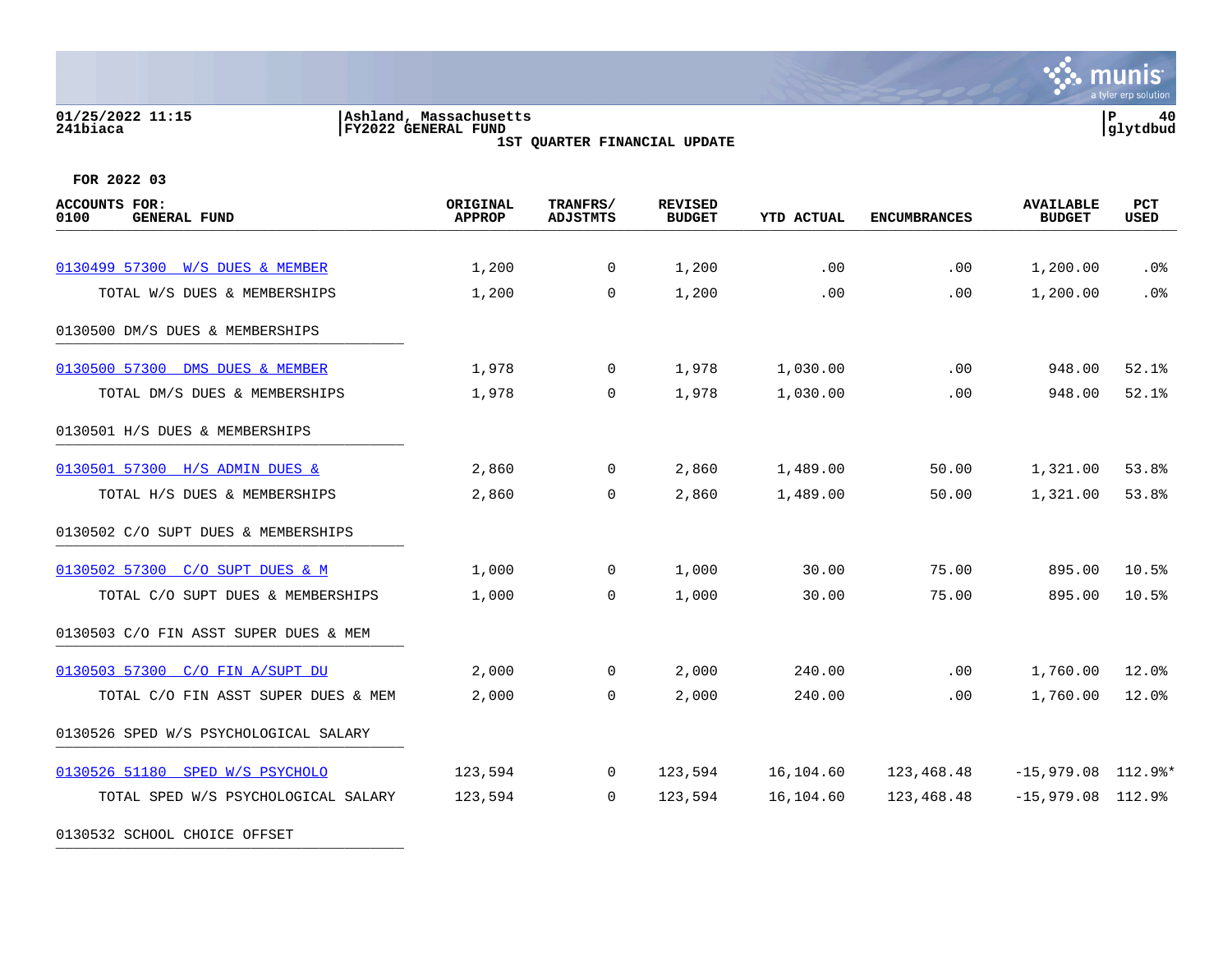**01/25/2022 11:15** | **Ashland, Massachusetts**
**241biaca** | **FY2022 GENERAL FUND**

**1ST QUARTER FINANCIAL UPDATE**

**FOR 2022 03**

| ACCOUNTS FOR: 0100 GENERAL FUND | ORIGINAL APPROP | TRANFRS/ ADJSTMTS | REVISED BUDGET | YTD ACTUAL | ENCUMBRANCES | AVAILABLE BUDGET | PCT USED |
|---|---|---|---|---|---|---|---|
| 0130499 57300 W/S DUES & MEMBER | 1,200 | 0 | 1,200 | .00 | .00 | 1,200.00 | .0% |
| TOTAL W/S DUES & MEMBERSHIPS | 1,200 | 0 | 1,200 | .00 | .00 | 1,200.00 | .0% |
| 0130500 DM/S DUES & MEMBERSHIPS | | | | | | | |
| 0130500 57300 DMS DUES & MEMBER | 1,978 | 0 | 1,978 | 1,030.00 | .00 | 948.00 | 52.1% |
| TOTAL DM/S DUES & MEMBERSHIPS | 1,978 | 0 | 1,978 | 1,030.00 | .00 | 948.00 | 52.1% |
| 0130501 H/S DUES & MEMBERSHIPS | | | | | | | |
| 0130501 57300 H/S ADMIN DUES & | 2,860 | 0 | 2,860 | 1,489.00 | 50.00 | 1,321.00 | 53.8% |
| TOTAL H/S DUES & MEMBERSHIPS | 2,860 | 0 | 2,860 | 1,489.00 | 50.00 | 1,321.00 | 53.8% |
| 0130502 C/O SUPT DUES & MEMBERSHIPS | | | | | | | |
| 0130502 57300 C/O SUPT DUES & M | 1,000 | 0 | 1,000 | 30.00 | 75.00 | 895.00 | 10.5% |
| TOTAL C/O SUPT DUES & MEMBERSHIPS | 1,000 | 0 | 1,000 | 30.00 | 75.00 | 895.00 | 10.5% |
| 0130503 C/O FIN ASST SUPER DUES & MEM | | | | | | | |
| 0130503 57300 C/O FIN A/SUPT DU | 2,000 | 0 | 2,000 | 240.00 | .00 | 1,760.00 | 12.0% |
| TOTAL C/O FIN ASST SUPER DUES & MEM | 2,000 | 0 | 2,000 | 240.00 | .00 | 1,760.00 | 12.0% |
| 0130526 SPED W/S PSYCHOLOGICAL SALARY | | | | | | | |
| 0130526 51180 SPED W/S PSYCHOLO | 123,594 | 0 | 123,594 | 16,104.60 | 123,468.48 | -15,979.08 | 112.9%* |
| TOTAL SPED W/S PSYCHOLOGICAL SALARY | 123,594 | 0 | 123,594 | 16,104.60 | 123,468.48 | -15,979.08 | 112.9% |
| 0130532 SCHOOL CHOICE OFFSET | | | | | | | |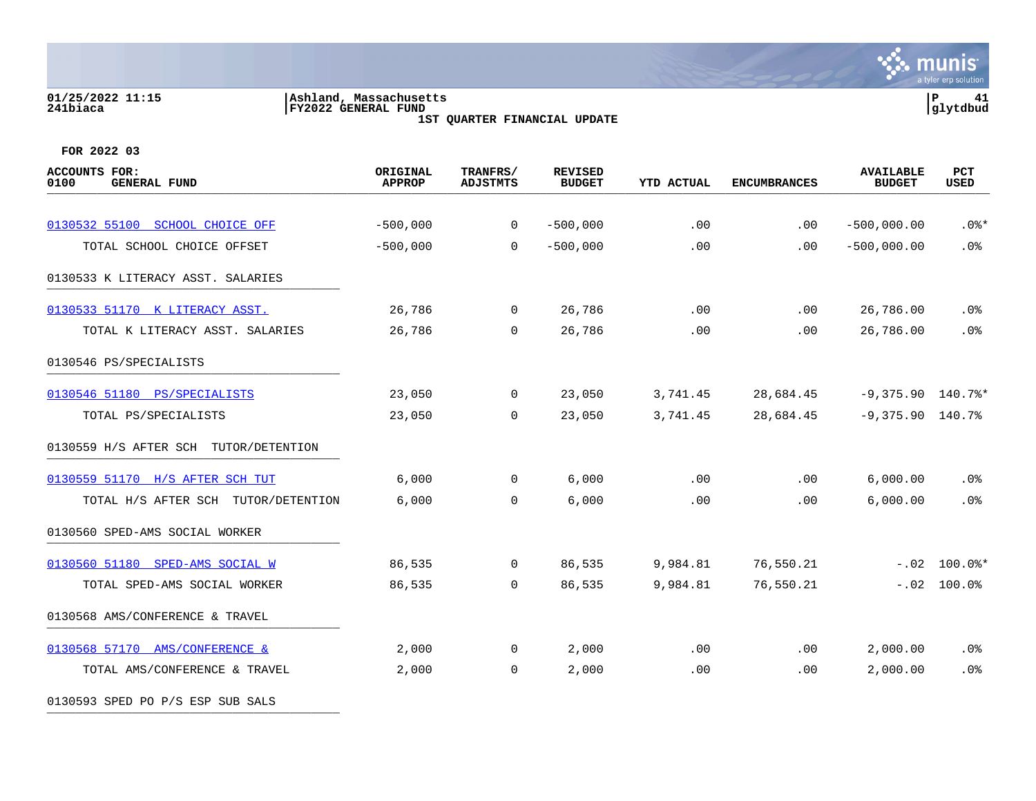01/25/2022 11:15 | Ashland, Massachusetts
241biaca | FY2022 GENERAL FUND | glytdbud

1ST QUARTER FINANCIAL UPDATE

FOR 2022 03

| ACCOUNTS FOR: 0100 GENERAL FUND | ORIGINAL APPROP | TRANFRS/ ADJSTMTS | REVISED BUDGET | YTD ACTUAL | ENCUMBRANCES | AVAILABLE BUDGET | PCT USED |
|---|---|---|---|---|---|---|---|
| 0130532 55100 SCHOOL CHOICE OFF | -500,000 | 0 | -500,000 | .00 | .00 | -500,000.00 | .0%* |
| TOTAL SCHOOL CHOICE OFFSET | -500,000 | 0 | -500,000 | .00 | .00 | -500,000.00 | .0% |
| 0130533 K LITERACY ASST. SALARIES | | | | | | | |
| 0130533 51170 K LITERACY ASST. | 26,786 | 0 | 26,786 | .00 | .00 | 26,786.00 | .0% |
| TOTAL K LITERACY ASST. SALARIES | 26,786 | 0 | 26,786 | .00 | .00 | 26,786.00 | .0% |
| 0130546 PS/SPECIALISTS | | | | | | | |
| 0130546 51180 PS/SPECIALISTS | 23,050 | 0 | 23,050 | 3,741.45 | 28,684.45 | -9,375.90 | 140.7%* |
| TOTAL PS/SPECIALISTS | 23,050 | 0 | 23,050 | 3,741.45 | 28,684.45 | -9,375.90 | 140.7% |
| 0130559 H/S AFTER SCH TUTOR/DETENTION | | | | | | | |
| 0130559 51170 H/S AFTER SCH TUT | 6,000 | 0 | 6,000 | .00 | .00 | 6,000.00 | .0% |
| TOTAL H/S AFTER SCH TUTOR/DETENTION | 6,000 | 0 | 6,000 | .00 | .00 | 6,000.00 | .0% |
| 0130560 SPED-AMS SOCIAL WORKER | | | | | | | |
| 0130560 51180 SPED-AMS SOCIAL W | 86,535 | 0 | 86,535 | 9,984.81 | 76,550.21 | -.02 | 100.0%* |
| TOTAL SPED-AMS SOCIAL WORKER | 86,535 | 0 | 86,535 | 9,984.81 | 76,550.21 | -.02 | 100.0% |
| 0130568 AMS/CONFERENCE & TRAVEL | | | | | | | |
| 0130568 57170 AMS/CONFERENCE & | 2,000 | 0 | 2,000 | .00 | .00 | 2,000.00 | .0% |
| TOTAL AMS/CONFERENCE & TRAVEL | 2,000 | 0 | 2,000 | .00 | .00 | 2,000.00 | .0% |
| 0130593 SPED PO P/S ESP SUB SALS | | | | | | | |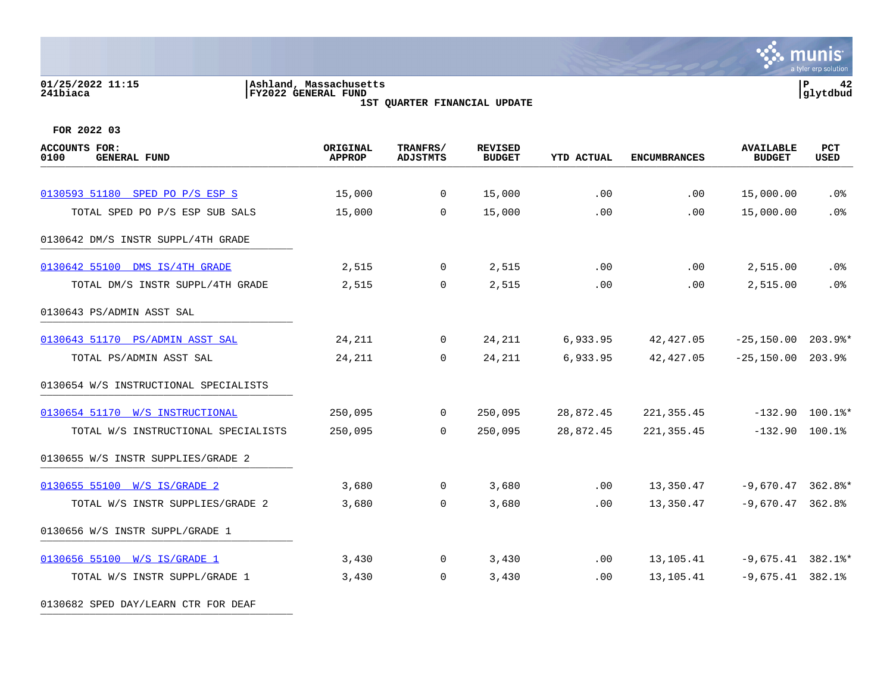01/25/2022 11:15
241biaca

Ashland, Massachusetts
FY2022 GENERAL FUND
1ST QUARTER FINANCIAL UPDATE

P 42
glytdbud

FOR 2022 03

| ACCOUNTS FOR: 0100 GENERAL FUND | ORIGINAL APPROP | TRANFRS/ ADJSTMTS | REVISED BUDGET | YTD ACTUAL | ENCUMBRANCES | AVAILABLE BUDGET | PCT USED |
|---|---|---|---|---|---|---|---|
| 0130593 51180 SPED PO P/S ESP S | 15,000 | 0 | 15,000 | .00 | .00 | 15,000.00 | .0% |
| TOTAL SPED PO P/S ESP SUB SALS | 15,000 | 0 | 15,000 | .00 | .00 | 15,000.00 | .0% |
| 0130642 DM/S INSTR SUPPL/4TH GRADE | | | | | | | |
| 0130642 55100 DMS IS/4TH GRADE | 2,515 | 0 | 2,515 | .00 | .00 | 2,515.00 | .0% |
| TOTAL DM/S INSTR SUPPL/4TH GRADE | 2,515 | 0 | 2,515 | .00 | .00 | 2,515.00 | .0% |
| 0130643 PS/ADMIN ASST SAL | | | | | | | |
| 0130643 51170 PS/ADMIN ASST SAL | 24,211 | 0 | 24,211 | 6,933.95 | 42,427.05 | -25,150.00 | 203.9%* |
| TOTAL PS/ADMIN ASST SAL | 24,211 | 0 | 24,211 | 6,933.95 | 42,427.05 | -25,150.00 | 203.9% |
| 0130654 W/S INSTRUCTIONAL SPECIALISTS | | | | | | | |
| 0130654 51170 W/S INSTRUCTIONAL | 250,095 | 0 | 250,095 | 28,872.45 | 221,355.45 | -132.90 | 100.1%* |
| TOTAL W/S INSTRUCTIONAL SPECIALISTS | 250,095 | 0 | 250,095 | 28,872.45 | 221,355.45 | -132.90 | 100.1% |
| 0130655 W/S INSTR SUPPLIES/GRADE 2 | | | | | | | |
| 0130655 55100 W/S IS/GRADE 2 | 3,680 | 0 | 3,680 | .00 | 13,350.47 | -9,670.47 | 362.8%* |
| TOTAL W/S INSTR SUPPLIES/GRADE 2 | 3,680 | 0 | 3,680 | .00 | 13,350.47 | -9,670.47 | 362.8% |
| 0130656 W/S INSTR SUPPL/GRADE 1 | | | | | | | |
| 0130656 55100 W/S IS/GRADE 1 | 3,430 | 0 | 3,430 | .00 | 13,105.41 | -9,675.41 | 382.1%* |
| TOTAL W/S INSTR SUPPL/GRADE 1 | 3,430 | 0 | 3,430 | .00 | 13,105.41 | -9,675.41 | 382.1% |
| 0130682 SPED DAY/LEARN CTR FOR DEAF | | | | | | | |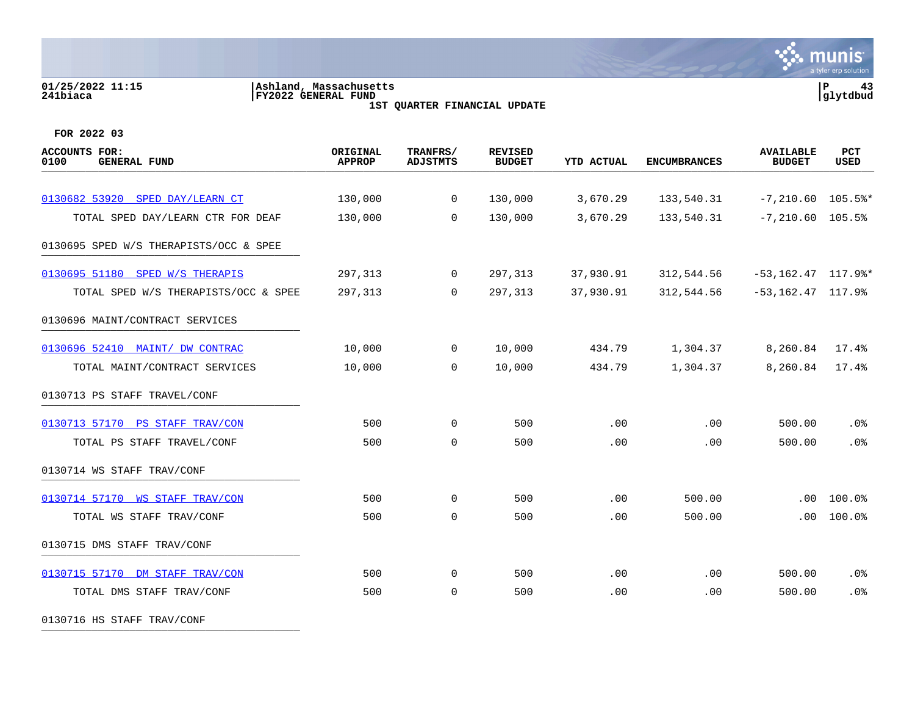Ashland, Massachusetts
FY2022 GENERAL FUND
1ST QUARTER FINANCIAL UPDATE

FOR 2022 03

| ACCOUNTS FOR: 0100 GENERAL FUND | ORIGINAL APPROP | TRANFRS/ ADJSTMTS | REVISED BUDGET | YTD ACTUAL | ENCUMBRANCES | AVAILABLE BUDGET | PCT USED |
|---|---|---|---|---|---|---|---|
| 0130682 53920 SPED DAY/LEARN CT | 130,000 | 0 | 130,000 | 3,670.29 | 133,540.31 | -7,210.60 | 105.5%* |
| TOTAL SPED DAY/LEARN CTR FOR DEAF | 130,000 | 0 | 130,000 | 3,670.29 | 133,540.31 | -7,210.60 | 105.5% |
| 0130695 SPED W/S THERAPISTS/OCC & SPEE | | | | | | | |
| 0130695 51180 SPED W/S THERAPIS | 297,313 | 0 | 297,313 | 37,930.91 | 312,544.56 | -53,162.47 | 117.9%* |
| TOTAL SPED W/S THERAPISTS/OCC & SPEE | 297,313 | 0 | 297,313 | 37,930.91 | 312,544.56 | -53,162.47 | 117.9% |
| 0130696 MAINT/CONTRACT SERVICES | | | | | | | |
| 0130696 52410 MAINT/ DW CONTRAC | 10,000 | 0 | 10,000 | 434.79 | 1,304.37 | 8,260.84 | 17.4% |
| TOTAL MAINT/CONTRACT SERVICES | 10,000 | 0 | 10,000 | 434.79 | 1,304.37 | 8,260.84 | 17.4% |
| 0130713 PS STAFF TRAVEL/CONF | | | | | | | |
| 0130713 57170 PS STAFF TRAV/CON | 500 | 0 | 500 | .00 | .00 | 500.00 | .0% |
| TOTAL PS STAFF TRAVEL/CONF | 500 | 0 | 500 | .00 | .00 | 500.00 | .0% |
| 0130714 WS STAFF TRAV/CONF | | | | | | | |
| 0130714 57170 WS STAFF TRAV/CON | 500 | 0 | 500 | .00 | 500.00 | .00 | 100.0% |
| TOTAL WS STAFF TRAV/CONF | 500 | 0 | 500 | .00 | 500.00 | .00 | 100.0% |
| 0130715 DMS STAFF TRAV/CONF | | | | | | | |
| 0130715 57170 DM STAFF TRAV/CON | 500 | 0 | 500 | .00 | .00 | 500.00 | .0% |
| TOTAL DMS STAFF TRAV/CONF | 500 | 0 | 500 | .00 | .00 | 500.00 | .0% |
| 0130716 HS STAFF TRAV/CONF | | | | | | | |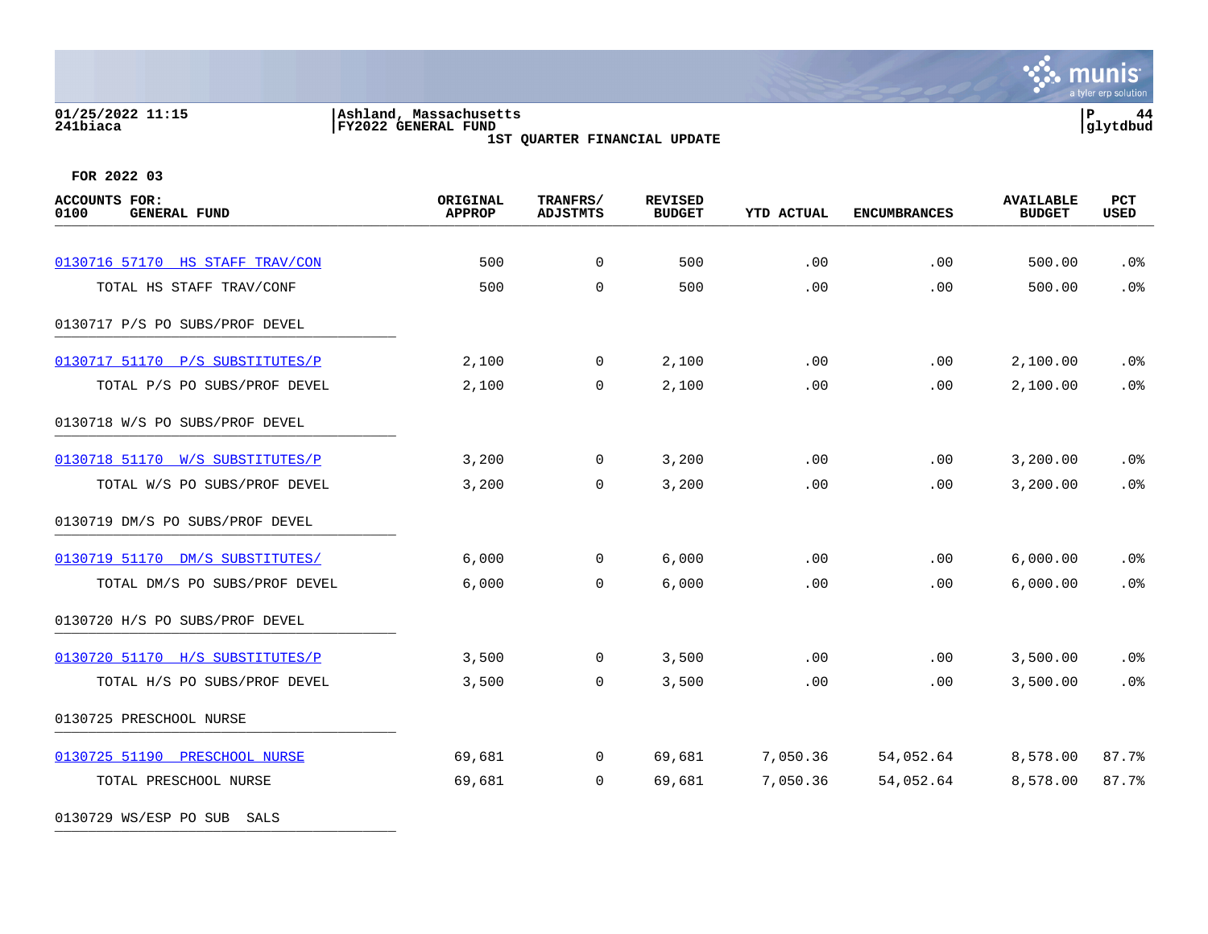01/25/2022 11:15
241biaca

Ashland, Massachusetts
FY2022 GENERAL FUND
1ST QUARTER FINANCIAL UPDATE

P 44
glytdbud

FOR 2022 03

| ACCOUNTS FOR: 0100 GENERAL FUND | ORIGINAL APPROP | TRANFRS/ ADJSTMTS | REVISED BUDGET | YTD ACTUAL | ENCUMBRANCES | AVAILABLE BUDGET | PCT USED |
|---|---|---|---|---|---|---|---|
| 0130716 57170 HS STAFF TRAV/CON | 500 | 0 | 500 | .00 | .00 | 500.00 | .0% |
| TOTAL HS STAFF TRAV/CONF | 500 | 0 | 500 | .00 | .00 | 500.00 | .0% |
| 0130717 P/S PO SUBS/PROF DEVEL | | | | | | | |
| 0130717 51170 P/S SUBSTITUTES/P | 2,100 | 0 | 2,100 | .00 | .00 | 2,100.00 | .0% |
| TOTAL P/S PO SUBS/PROF DEVEL | 2,100 | 0 | 2,100 | .00 | .00 | 2,100.00 | .0% |
| 0130718 W/S PO SUBS/PROF DEVEL | | | | | | | |
| 0130718 51170 W/S SUBSTITUTES/P | 3,200 | 0 | 3,200 | .00 | .00 | 3,200.00 | .0% |
| TOTAL W/S PO SUBS/PROF DEVEL | 3,200 | 0 | 3,200 | .00 | .00 | 3,200.00 | .0% |
| 0130719 DM/S PO SUBS/PROF DEVEL | | | | | | | |
| 0130719 51170 DM/S SUBSTITUTES/ | 6,000 | 0 | 6,000 | .00 | .00 | 6,000.00 | .0% |
| TOTAL DM/S PO SUBS/PROF DEVEL | 6,000 | 0 | 6,000 | .00 | .00 | 6,000.00 | .0% |
| 0130720 H/S PO SUBS/PROF DEVEL | | | | | | | |
| 0130720 51170 H/S SUBSTITUTES/P | 3,500 | 0 | 3,500 | .00 | .00 | 3,500.00 | .0% |
| TOTAL H/S PO SUBS/PROF DEVEL | 3,500 | 0 | 3,500 | .00 | .00 | 3,500.00 | .0% |
| 0130725 PRESCHOOL NURSE | | | | | | | |
| 0130725 51190 PRESCHOOL NURSE | 69,681 | 0 | 69,681 | 7,050.36 | 54,052.64 | 8,578.00 | 87.7% |
| TOTAL PRESCHOOL NURSE | 69,681 | 0 | 69,681 | 7,050.36 | 54,052.64 | 8,578.00 | 87.7% |
| 0130729 WS/ESP PO SUB SALS | | | | | | | |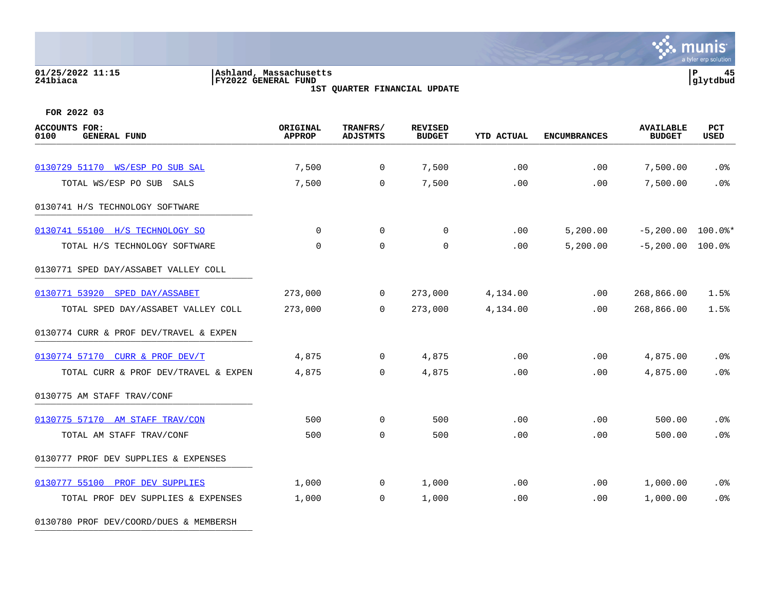01/25/2022 11:15 | Ashland, Massachusetts | P 45
241biaca | FY2022 GENERAL FUND | glytdbud

**1ST QUARTER FINANCIAL UPDATE**

**FOR 2022 03**

| ACCOUNTS FOR: 0100 GENERAL FUND | ORIGINAL APPROP | TRANFRS/ ADJSTMTS | REVISED BUDGET | YTD ACTUAL | ENCUMBRANCES | AVAILABLE BUDGET | PCT USED |
|---|---|---|---|---|---|---|---|
| 0130729 51170 WS/ESP PO SUB SAL | 7,500 | 0 | 7,500 | .00 | .00 | 7,500.00 | .0% |
| TOTAL WS/ESP PO SUB SALS | 7,500 | 0 | 7,500 | .00 | .00 | 7,500.00 | .0% |
| 0130741 H/S TECHNOLOGY SOFTWARE | | | | | | | |
| 0130741 55100 H/S TECHNOLOGY SO | 0 | 0 | 0 | .00 | 5,200.00 | -5,200.00 | 100.0%* |
| TOTAL H/S TECHNOLOGY SOFTWARE | 0 | 0 | 0 | .00 | 5,200.00 | -5,200.00 | 100.0% |
| 0130771 SPED DAY/ASSABET VALLEY COLL | | | | | | | |
| 0130771 53920 SPED DAY/ASSABET | 273,000 | 0 | 273,000 | 4,134.00 | .00 | 268,866.00 | 1.5% |
| TOTAL SPED DAY/ASSABET VALLEY COLL | 273,000 | 0 | 273,000 | 4,134.00 | .00 | 268,866.00 | 1.5% |
| 0130774 CURR & PROF DEV/TRAVEL & EXPEN | | | | | | | |
| 0130774 57170 CURR & PROF DEV/T | 4,875 | 0 | 4,875 | .00 | .00 | 4,875.00 | .0% |
| TOTAL CURR & PROF DEV/TRAVEL & EXPEN | 4,875 | 0 | 4,875 | .00 | .00 | 4,875.00 | .0% |
| 0130775 AM STAFF TRAV/CONF | | | | | | | |
| 0130775 57170 AM STAFF TRAV/CON | 500 | 0 | 500 | .00 | .00 | 500.00 | .0% |
| TOTAL AM STAFF TRAV/CONF | 500 | 0 | 500 | .00 | .00 | 500.00 | .0% |
| 0130777 PROF DEV SUPPLIES & EXPENSES | | | | | | | |
| 0130777 55100 PROF DEV SUPPLIES | 1,000 | 0 | 1,000 | .00 | .00 | 1,000.00 | .0% |
| TOTAL PROF DEV SUPPLIES & EXPENSES | 1,000 | 0 | 1,000 | .00 | .00 | 1,000.00 | .0% |
| 0130780 PROF DEV/COORD/DUES & MEMBERSH | | | | | | | |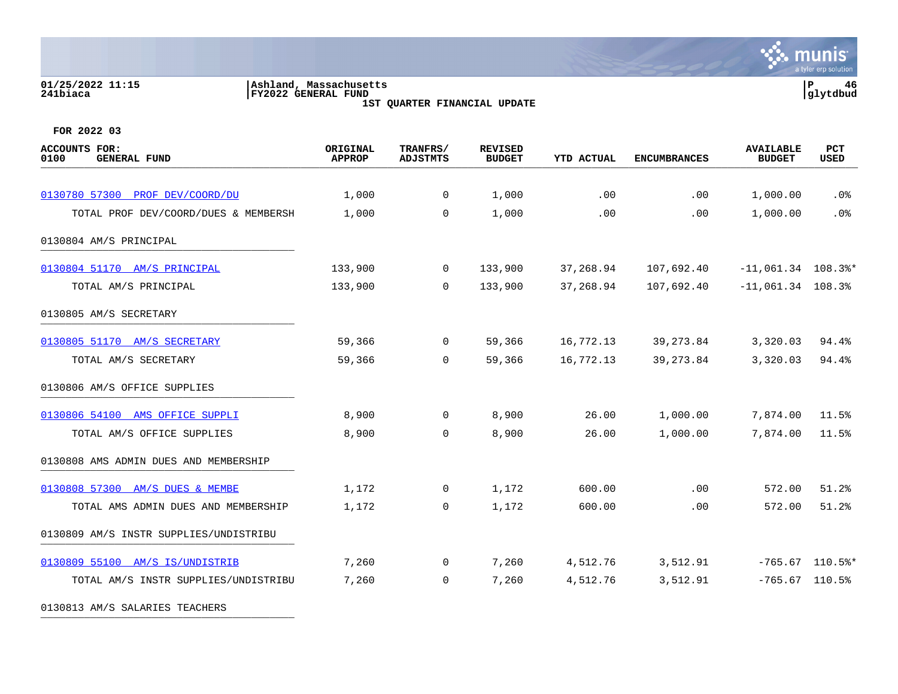01/25/2022 11:15 | Ashland, Massachusetts
241biaca | FY2022 GENERAL FUND

1ST QUARTER FINANCIAL UPDATE

FOR 2022 03

| ACCOUNTS FOR: 0100 GENERAL FUND | ORIGINAL APPROP | TRANFRS/ ADJSTMTS | REVISED BUDGET | YTD ACTUAL | ENCUMBRANCES | AVAILABLE BUDGET | PCT USED |
|---|---|---|---|---|---|---|---|
| 0130780 57300 PROF DEV/COORD/DU | 1,000 | 0 | 1,000 | .00 | .00 | 1,000.00 | .0% |
| TOTAL PROF DEV/COORD/DUES & MEMBERSH | 1,000 | 0 | 1,000 | .00 | .00 | 1,000.00 | .0% |
| 0130804 AM/S PRINCIPAL | | | | | | | |
| 0130804 51170 AM/S PRINCIPAL | 133,900 | 0 | 133,900 | 37,268.94 | 107,692.40 | -11,061.34 | 108.3%* |
| TOTAL AM/S PRINCIPAL | 133,900 | 0 | 133,900 | 37,268.94 | 107,692.40 | -11,061.34 | 108.3% |
| 0130805 AM/S SECRETARY | | | | | | | |
| 0130805 51170 AM/S SECRETARY | 59,366 | 0 | 59,366 | 16,772.13 | 39,273.84 | 3,320.03 | 94.4% |
| TOTAL AM/S SECRETARY | 59,366 | 0 | 59,366 | 16,772.13 | 39,273.84 | 3,320.03 | 94.4% |
| 0130806 AM/S OFFICE SUPPLIES | | | | | | | |
| 0130806 54100 AMS OFFICE SUPPLI | 8,900 | 0 | 8,900 | 26.00 | 1,000.00 | 7,874.00 | 11.5% |
| TOTAL AM/S OFFICE SUPPLIES | 8,900 | 0 | 8,900 | 26.00 | 1,000.00 | 7,874.00 | 11.5% |
| 0130808 AMS ADMIN DUES AND MEMBERSHIP | | | | | | | |
| 0130808 57300 AM/S DUES & MEMBE | 1,172 | 0 | 1,172 | 600.00 | .00 | 572.00 | 51.2% |
| TOTAL AMS ADMIN DUES AND MEMBERSHIP | 1,172 | 0 | 1,172 | 600.00 | .00 | 572.00 | 51.2% |
| 0130809 AM/S INSTR SUPPLIES/UNDISTRIBU | | | | | | | |
| 0130809 55100 AM/S IS/UNDISTRIB | 7,260 | 0 | 7,260 | 4,512.76 | 3,512.91 | -765.67 | 110.5%* |
| TOTAL AM/S INSTR SUPPLIES/UNDISTRIBU | 7,260 | 0 | 7,260 | 4,512.76 | 3,512.91 | -765.67 | 110.5% |
| 0130813 AM/S SALARIES TEACHERS | | | | | | | |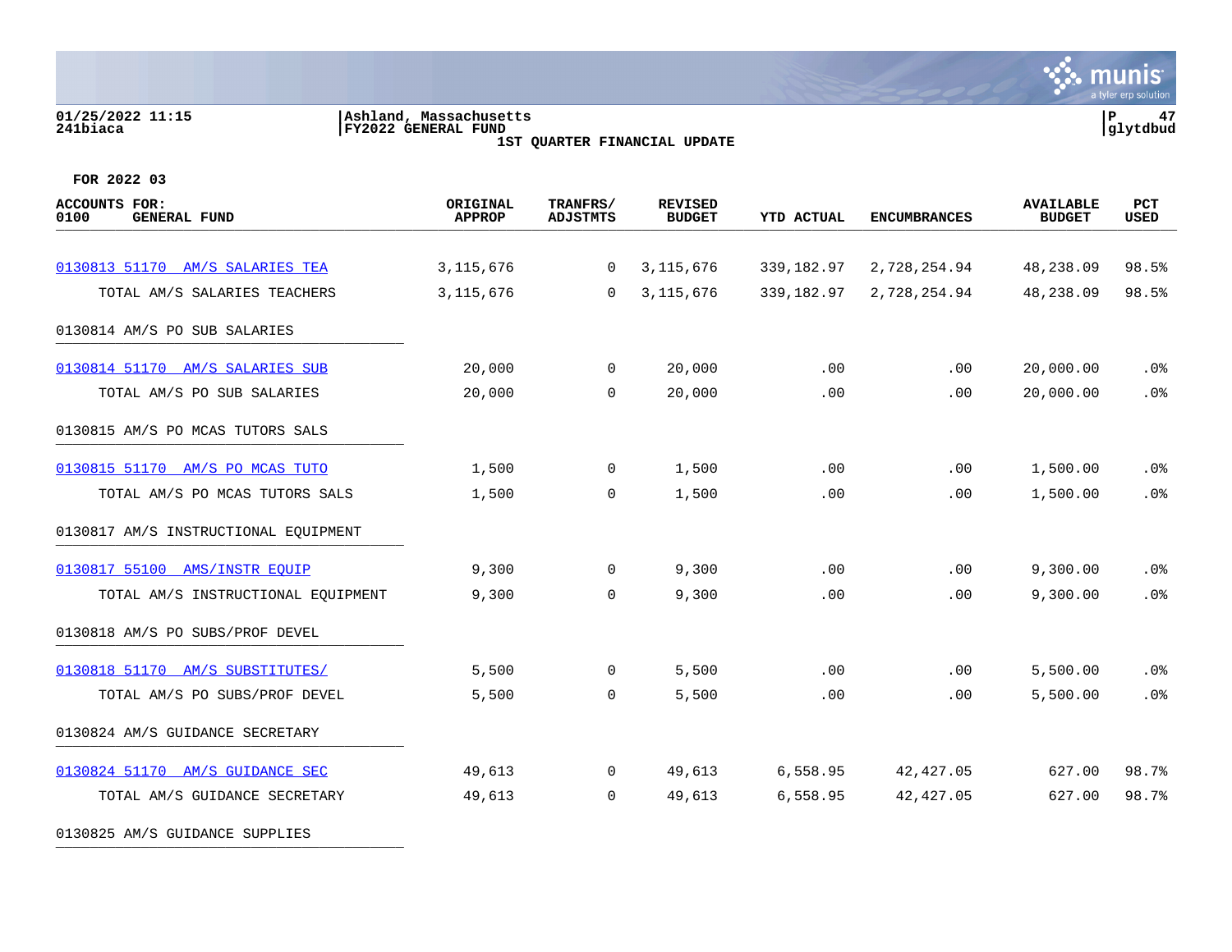01/25/2022 11:15 | Ashland, Massachusetts
241biaca | FY2022 GENERAL FUND | glytdbud

**1ST QUARTER FINANCIAL UPDATE**

**FOR 2022 03**

| ACCOUNTS FOR: 0100 GENERAL FUND | ORIGINAL APPROP | TRANFRS/ ADJSTMTS | REVISED BUDGET | YTD ACTUAL | ENCUMBRANCES | AVAILABLE BUDGET | PCT USED |
|---|---|---|---|---|---|---|---|
| 0130813 51170 AM/S SALARIES TEA | 3,115,676 | 0 | 3,115,676 | 339,182.97 | 2,728,254.94 | 48,238.09 | 98.5% |
| TOTAL AM/S SALARIES TEACHERS | 3,115,676 | 0 | 3,115,676 | 339,182.97 | 2,728,254.94 | 48,238.09 | 98.5% |
| 0130814 AM/S PO SUB SALARIES | | | | | | | |
| 0130814 51170 AM/S SALARIES SUB | 20,000 | 0 | 20,000 | .00 | .00 | 20,000.00 | .0% |
| TOTAL AM/S PO SUB SALARIES | 20,000 | 0 | 20,000 | .00 | .00 | 20,000.00 | .0% |
| 0130815 AM/S PO MCAS TUTORS SALS | | | | | | | |
| 0130815 51170 AM/S PO MCAS TUTO | 1,500 | 0 | 1,500 | .00 | .00 | 1,500.00 | .0% |
| TOTAL AM/S PO MCAS TUTORS SALS | 1,500 | 0 | 1,500 | .00 | .00 | 1,500.00 | .0% |
| 0130817 AM/S INSTRUCTIONAL EQUIPMENT | | | | | | | |
| 0130817 55100 AMS/INSTR EQUIP | 9,300 | 0 | 9,300 | .00 | .00 | 9,300.00 | .0% |
| TOTAL AM/S INSTRUCTIONAL EQUIPMENT | 9,300 | 0 | 9,300 | .00 | .00 | 9,300.00 | .0% |
| 0130818 AM/S PO SUBS/PROF DEVEL | | | | | | | |
| 0130818 51170 AM/S SUBSTITUTES/ | 5,500 | 0 | 5,500 | .00 | .00 | 5,500.00 | .0% |
| TOTAL AM/S PO SUBS/PROF DEVEL | 5,500 | 0 | 5,500 | .00 | .00 | 5,500.00 | .0% |
| 0130824 AM/S GUIDANCE SECRETARY | | | | | | | |
| 0130824 51170 AM/S GUIDANCE SEC | 49,613 | 0 | 49,613 | 6,558.95 | 42,427.05 | 627.00 | 98.7% |
| TOTAL AM/S GUIDANCE SECRETARY | 49,613 | 0 | 49,613 | 6,558.95 | 42,427.05 | 627.00 | 98.7% |
| 0130825 AM/S GUIDANCE SUPPLIES | | | | | | | |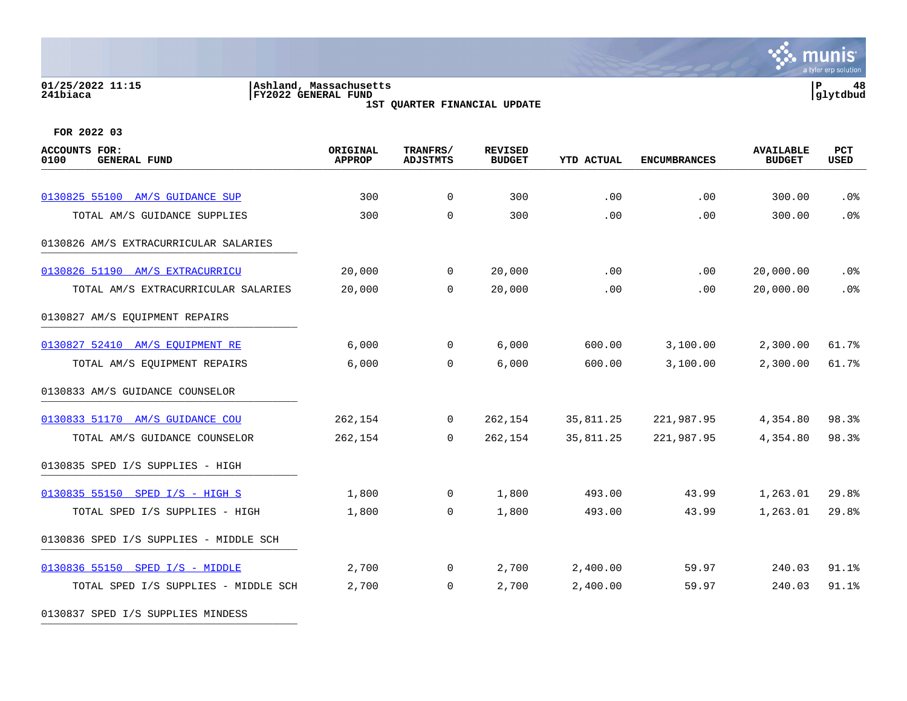**Ashland, Massachusetts**
**FY2022 GENERAL FUND**
**1ST QUARTER FINANCIAL UPDATE**

01/25/2022 11:15
241biaca

glytdbud

**FOR 2022 03**

| ACCOUNTS FOR: 0100 GENERAL FUND | ORIGINAL APPROP | TRANFRS/ ADJSTMTS | REVISED BUDGET | YTD ACTUAL | ENCUMBRANCES | AVAILABLE BUDGET | PCT USED |
|---|---|---|---|---|---|---|---|
| 0130825 55100 AM/S GUIDANCE SUP | 300 | 0 | 300 | .00 | .00 | 300.00 | .0% |
| TOTAL AM/S GUIDANCE SUPPLIES | 300 | 0 | 300 | .00 | .00 | 300.00 | .0% |
| 0130826 AM/S EXTRACURRICULAR SALARIES | | | | | | | |
| 0130826 51190 AM/S EXTRACURRICU | 20,000 | 0 | 20,000 | .00 | .00 | 20,000.00 | .0% |
| TOTAL AM/S EXTRACURRICULAR SALARIES | 20,000 | 0 | 20,000 | .00 | .00 | 20,000.00 | .0% |
| 0130827 AM/S EQUIPMENT REPAIRS | | | | | | | |
| 0130827 52410 AM/S EQUIPMENT RE | 6,000 | 0 | 6,000 | 600.00 | 3,100.00 | 2,300.00 | 61.7% |
| TOTAL AM/S EQUIPMENT REPAIRS | 6,000 | 0 | 6,000 | 600.00 | 3,100.00 | 2,300.00 | 61.7% |
| 0130833 AM/S GUIDANCE COUNSELOR | | | | | | | |
| 0130833 51170 AM/S GUIDANCE COU | 262,154 | 0 | 262,154 | 35,811.25 | 221,987.95 | 4,354.80 | 98.3% |
| TOTAL AM/S GUIDANCE COUNSELOR | 262,154 | 0 | 262,154 | 35,811.25 | 221,987.95 | 4,354.80 | 98.3% |
| 0130835 SPED I/S SUPPLIES - HIGH | | | | | | | |
| 0130835 55150 SPED I/S - HIGH S | 1,800 | 0 | 1,800 | 493.00 | 43.99 | 1,263.01 | 29.8% |
| TOTAL SPED I/S SUPPLIES - HIGH | 1,800 | 0 | 1,800 | 493.00 | 43.99 | 1,263.01 | 29.8% |
| 0130836 SPED I/S SUPPLIES - MIDDLE SCH | | | | | | | |
| 0130836 55150 SPED I/S - MIDDLE | 2,700 | 0 | 2,700 | 2,400.00 | 59.97 | 240.03 | 91.1% |
| TOTAL SPED I/S SUPPLIES - MIDDLE SCH | 2,700 | 0 | 2,700 | 2,400.00 | 59.97 | 240.03 | 91.1% |
| 0130837 SPED I/S SUPPLIES MINDESS | | | | | | | |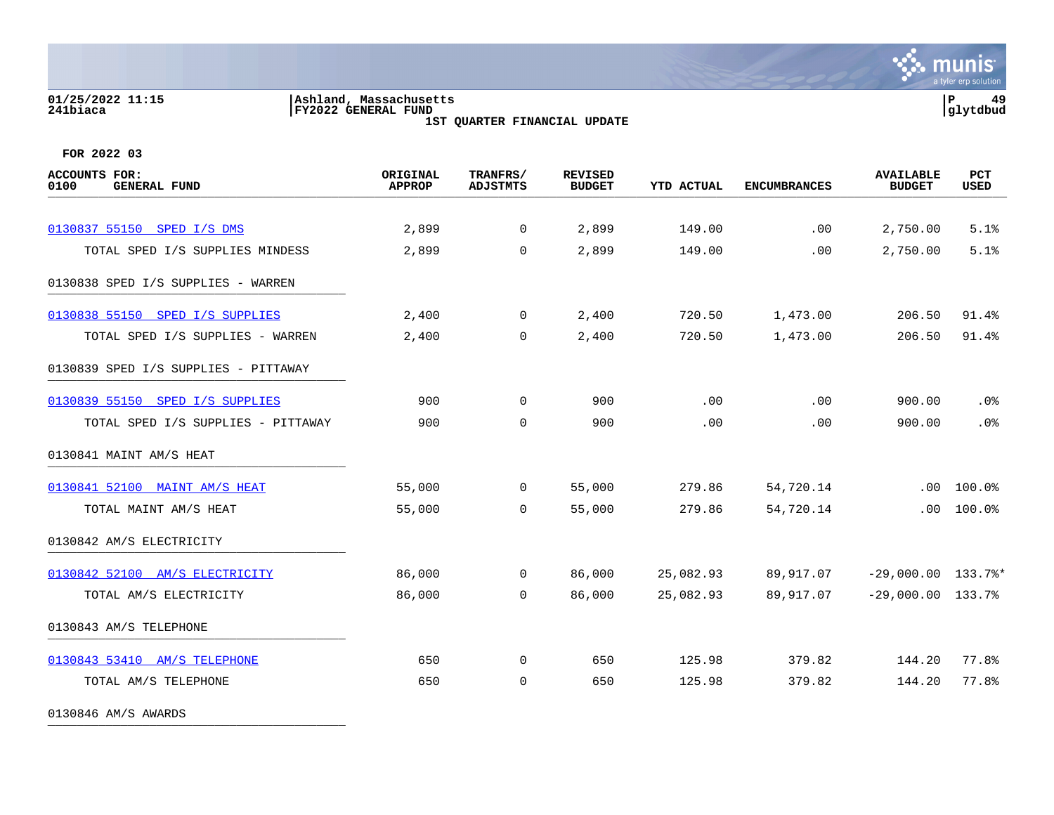01/25/2022 11:15 | Ashland, Massachusetts
241biaca | FY2022 GENERAL FUND

**1ST QUARTER FINANCIAL UPDATE**

**FOR 2022 03**

| ACCOUNTS FOR: 0100 GENERAL FUND | ORIGINAL APPROP | TRANFRS/ ADJSTMTS | REVISED BUDGET | YTD ACTUAL | ENCUMBRANCES | AVAILABLE BUDGET | PCT USED |
|---|---|---|---|---|---|---|---|
| 0130837 55150 SPED I/S DMS | 2,899 | 0 | 2,899 | 149.00 | .00 | 2,750.00 | 5.1% |
| TOTAL SPED I/S SUPPLIES MINDESS | 2,899 | 0 | 2,899 | 149.00 | .00 | 2,750.00 | 5.1% |
| 0130838 SPED I/S SUPPLIES - WARREN | | | | | | | |
| 0130838 55150 SPED I/S SUPPLIES | 2,400 | 0 | 2,400 | 720.50 | 1,473.00 | 206.50 | 91.4% |
| TOTAL SPED I/S SUPPLIES - WARREN | 2,400 | 0 | 2,400 | 720.50 | 1,473.00 | 206.50 | 91.4% |
| 0130839 SPED I/S SUPPLIES - PITTAWAY | | | | | | | |
| 0130839 55150 SPED I/S SUPPLIES | 900 | 0 | 900 | .00 | .00 | 900.00 | .0% |
| TOTAL SPED I/S SUPPLIES - PITTAWAY | 900 | 0 | 900 | .00 | .00 | 900.00 | .0% |
| 0130841 MAINT AM/S HEAT | | | | | | | |
| 0130841 52100 MAINT AM/S HEAT | 55,000 | 0 | 55,000 | 279.86 | 54,720.14 | .00 | 100.0% |
| TOTAL MAINT AM/S HEAT | 55,000 | 0 | 55,000 | 279.86 | 54,720.14 | .00 | 100.0% |
| 0130842 AM/S ELECTRICITY | | | | | | | |
| 0130842 52100 AM/S ELECTRICITY | 86,000 | 0 | 86,000 | 25,082.93 | 89,917.07 | -29,000.00 | 133.7%* |
| TOTAL AM/S ELECTRICITY | 86,000 | 0 | 86,000 | 25,082.93 | 89,917.07 | -29,000.00 | 133.7% |
| 0130843 AM/S TELEPHONE | | | | | | | |
| 0130843 53410 AM/S TELEPHONE | 650 | 0 | 650 | 125.98 | 379.82 | 144.20 | 77.8% |
| TOTAL AM/S TELEPHONE | 650 | 0 | 650 | 125.98 | 379.82 | 144.20 | 77.8% |
| 0130846 AM/S AWARDS | | | | | | | |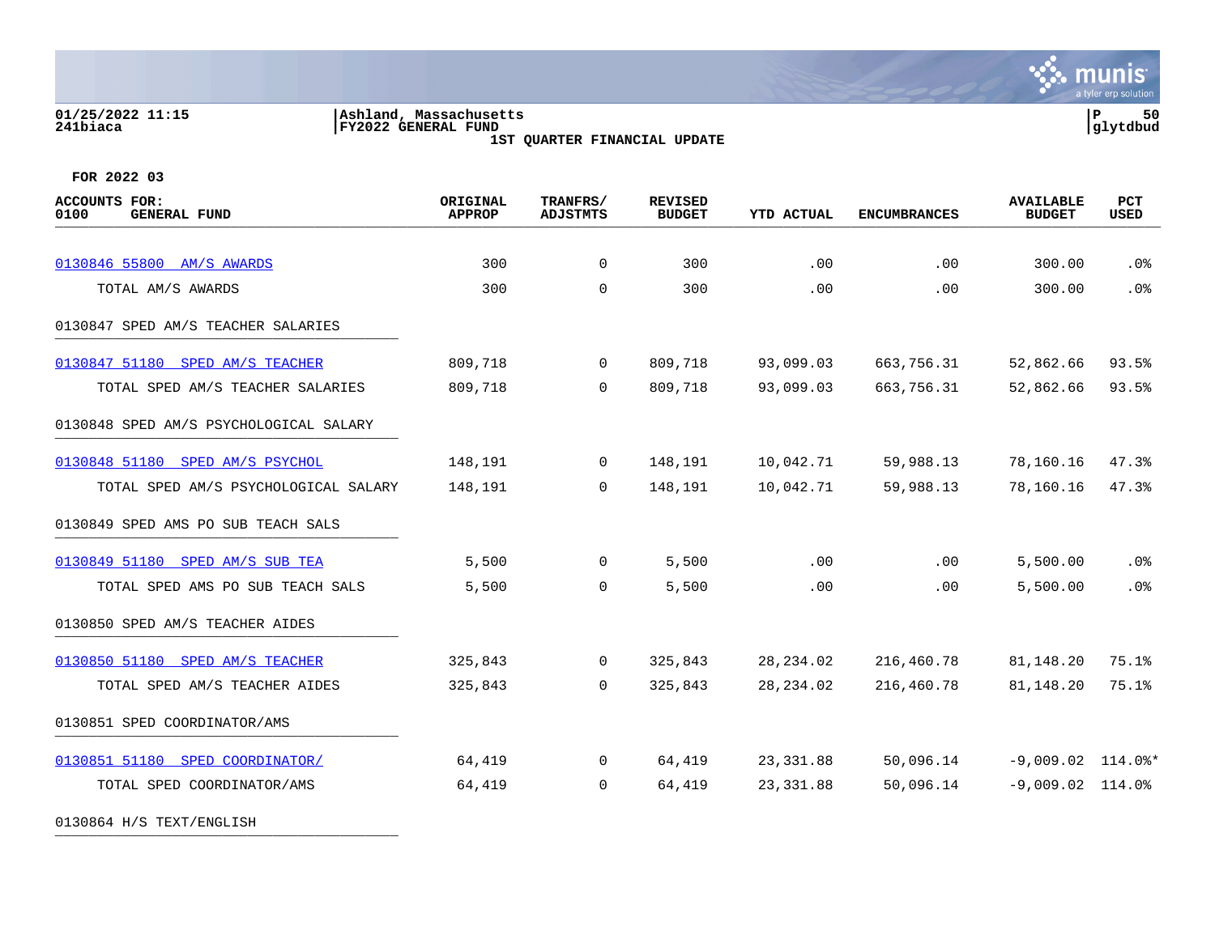**Ashland, Massachusetts**
**FY2022 GENERAL FUND**
**1ST QUARTER FINANCIAL UPDATE**

01/25/2022 11:15
241biaca

**FOR 2022 03**

| ACCOUNTS FOR: 0100 GENERAL FUND | ORIGINAL APPROP | TRANFRS/ ADJSTMTS | REVISED BUDGET | YTD ACTUAL | ENCUMBRANCES | AVAILABLE BUDGET | PCT USED |
|---|---|---|---|---|---|---|---|
| 0130846 55800 AM/S AWARDS | 300 | 0 | 300 | .00 | .00 | 300.00 | .0% |
| TOTAL AM/S AWARDS | 300 | 0 | 300 | .00 | .00 | 300.00 | .0% |
| **0130847 SPED AM/S TEACHER SALARIES** | | | | | | | |
| 0130847 51180 SPED AM/S TEACHER | 809,718 | 0 | 809,718 | 93,099.03 | 663,756.31 | 52,862.66 | 93.5% |
| TOTAL SPED AM/S TEACHER SALARIES | 809,718 | 0 | 809,718 | 93,099.03 | 663,756.31 | 52,862.66 | 93.5% |
| **0130848 SPED AM/S PSYCHOLOGICAL SALARY** | | | | | | | |
| 0130848 51180 SPED AM/S PSYCHOL | 148,191 | 0 | 148,191 | 10,042.71 | 59,988.13 | 78,160.16 | 47.3% |
| TOTAL SPED AM/S PSYCHOLOGICAL SALARY | 148,191 | 0 | 148,191 | 10,042.71 | 59,988.13 | 78,160.16 | 47.3% |
| **0130849 SPED AMS PO SUB TEACH SALS** | | | | | | | |
| 0130849 51180 SPED AM/S SUB TEA | 5,500 | 0 | 5,500 | .00 | .00 | 5,500.00 | .0% |
| TOTAL SPED AMS PO SUB TEACH SALS | 5,500 | 0 | 5,500 | .00 | .00 | 5,500.00 | .0% |
| **0130850 SPED AM/S TEACHER AIDES** | | | | | | | |
| 0130850 51180 SPED AM/S TEACHER | 325,843 | 0 | 325,843 | 28,234.02 | 216,460.78 | 81,148.20 | 75.1% |
| TOTAL SPED AM/S TEACHER AIDES | 325,843 | 0 | 325,843 | 28,234.02 | 216,460.78 | 81,148.20 | 75.1% |
| **0130851 SPED COORDINATOR/AMS** | | | | | | | |
| 0130851 51180 SPED COORDINATOR/ | 64,419 | 0 | 64,419 | 23,331.88 | 50,096.14 | -9,009.02 | 114.0%* |
| TOTAL SPED COORDINATOR/AMS | 64,419 | 0 | 64,419 | 23,331.88 | 50,096.14 | -9,009.02 | 114.0% |
| **0130864 H/S TEXT/ENGLISH** | | | | | | | |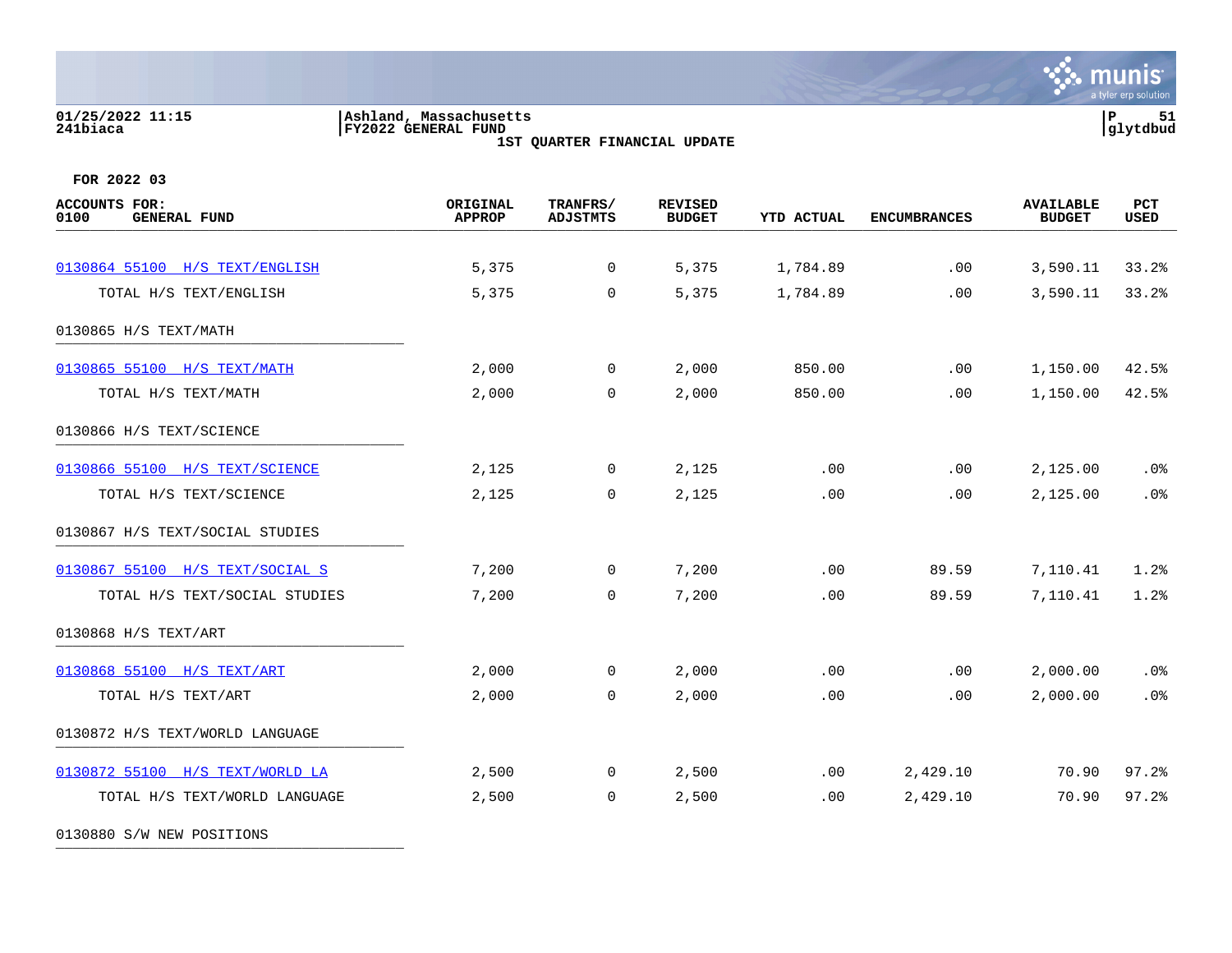Ashland, Massachusetts
FY2022 GENERAL FUND
1ST QUARTER FINANCIAL UPDATE

01/25/2022 11:15
241biaca

**FOR 2022 03**

| ACCOUNTS FOR: 0100 GENERAL FUND | ORIGINAL APPROP | TRANFRS/ ADJSTMTS | REVISED BUDGET | YTD ACTUAL | ENCUMBRANCES | AVAILABLE BUDGET | PCT USED |
|---|---|---|---|---|---|---|---|
| 0130864 55100 H/S TEXT/ENGLISH | 5,375 | 0 | 5,375 | 1,784.89 | .00 | 3,590.11 | 33.2% |
| TOTAL H/S TEXT/ENGLISH | 5,375 | 0 | 5,375 | 1,784.89 | .00 | 3,590.11 | 33.2% |
| 0130865 H/S TEXT/MATH | | | | | | | |
| 0130865 55100 H/S TEXT/MATH | 2,000 | 0 | 2,000 | 850.00 | .00 | 1,150.00 | 42.5% |
| TOTAL H/S TEXT/MATH | 2,000 | 0 | 2,000 | 850.00 | .00 | 1,150.00 | 42.5% |
| 0130866 H/S TEXT/SCIENCE | | | | | | | |
| 0130866 55100 H/S TEXT/SCIENCE | 2,125 | 0 | 2,125 | .00 | .00 | 2,125.00 | .0% |
| TOTAL H/S TEXT/SCIENCE | 2,125 | 0 | 2,125 | .00 | .00 | 2,125.00 | .0% |
| 0130867 H/S TEXT/SOCIAL STUDIES | | | | | | | |
| 0130867 55100 H/S TEXT/SOCIAL S | 7,200 | 0 | 7,200 | .00 | 89.59 | 7,110.41 | 1.2% |
| TOTAL H/S TEXT/SOCIAL STUDIES | 7,200 | 0 | 7,200 | .00 | 89.59 | 7,110.41 | 1.2% |
| 0130868 H/S TEXT/ART | | | | | | | |
| 0130868 55100 H/S TEXT/ART | 2,000 | 0 | 2,000 | .00 | .00 | 2,000.00 | .0% |
| TOTAL H/S TEXT/ART | 2,000 | 0 | 2,000 | .00 | .00 | 2,000.00 | .0% |
| 0130872 H/S TEXT/WORLD LANGUAGE | | | | | | | |
| 0130872 55100 H/S TEXT/WORLD LA | 2,500 | 0 | 2,500 | .00 | 2,429.10 | 70.90 | 97.2% |
| TOTAL H/S TEXT/WORLD LANGUAGE | 2,500 | 0 | 2,500 | .00 | 2,429.10 | 70.90 | 97.2% |
| 0130880 S/W NEW POSITIONS | | | | | | | |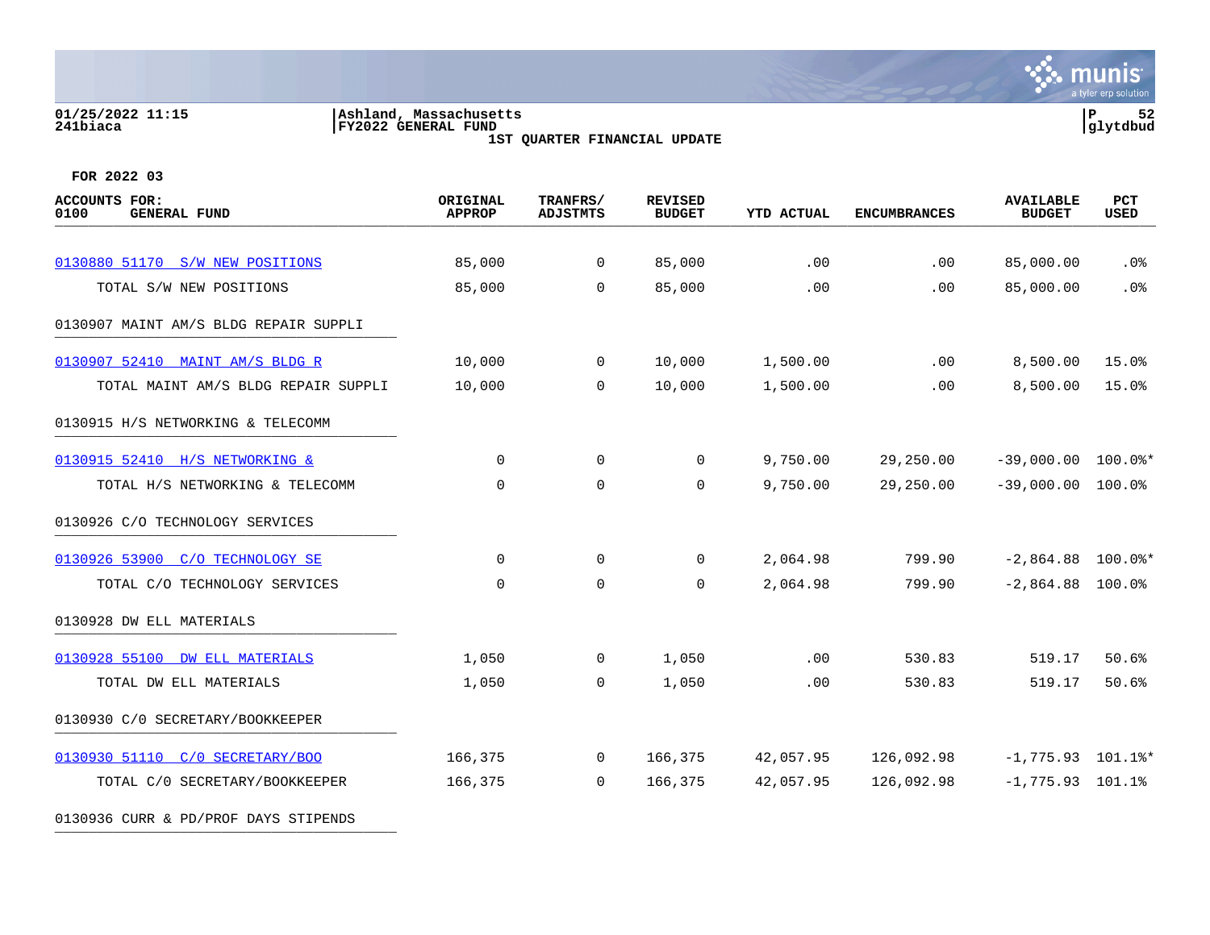Ashland, Massachusetts
FY2022 GENERAL FUND
1ST QUARTER FINANCIAL UPDATE

01/25/2022 11:15
241biaca

FOR 2022 03

| ACCOUNTS FOR: 0100 GENERAL FUND | ORIGINAL APPROP | TRANFRS/ ADJSTMTS | REVISED BUDGET | YTD ACTUAL | ENCUMBRANCES | AVAILABLE BUDGET | PCT USED |
|---|---|---|---|---|---|---|---|
| 0130880 51170 S/W NEW POSITIONS | 85,000 | 0 | 85,000 | .00 | .00 | 85,000.00 | .0% |
| TOTAL S/W NEW POSITIONS | 85,000 | 0 | 85,000 | .00 | .00 | 85,000.00 | .0% |
| 0130907 MAINT AM/S BLDG REPAIR SUPPLI | | | | | | | |
| 0130907 52410 MAINT AM/S BLDG R | 10,000 | 0 | 10,000 | 1,500.00 | .00 | 8,500.00 | 15.0% |
| TOTAL MAINT AM/S BLDG REPAIR SUPPLI | 10,000 | 0 | 10,000 | 1,500.00 | .00 | 8,500.00 | 15.0% |
| 0130915 H/S NETWORKING & TELECOMM | | | | | | | |
| 0130915 52410 H/S NETWORKING & | 0 | 0 | 0 | 9,750.00 | 29,250.00 | -39,000.00 | 100.0%* |
| TOTAL H/S NETWORKING & TELECOMM | 0 | 0 | 0 | 9,750.00 | 29,250.00 | -39,000.00 | 100.0% |
| 0130926 C/O TECHNOLOGY SERVICES | | | | | | | |
| 0130926 53900 C/O TECHNOLOGY SE | 0 | 0 | 0 | 2,064.98 | 799.90 | -2,864.88 | 100.0%* |
| TOTAL C/O TECHNOLOGY SERVICES | 0 | 0 | 0 | 2,064.98 | 799.90 | -2,864.88 | 100.0% |
| 0130928 DW ELL MATERIALS | | | | | | | |
| 0130928 55100 DW ELL MATERIALS | 1,050 | 0 | 1,050 | .00 | 530.83 | 519.17 | 50.6% |
| TOTAL DW ELL MATERIALS | 1,050 | 0 | 1,050 | .00 | 530.83 | 519.17 | 50.6% |
| 0130930 C/0 SECRETARY/BOOKKEEPER | | | | | | | |
| 0130930 51110 C/0 SECRETARY/BOO | 166,375 | 0 | 166,375 | 42,057.95 | 126,092.98 | -1,775.93 | 101.1%* |
| TOTAL C/0 SECRETARY/BOOKKEEPER | 166,375 | 0 | 166,375 | 42,057.95 | 126,092.98 | -1,775.93 | 101.1% |
| 0130936 CURR & PD/PROF DAYS STIPENDS | | | | | | | |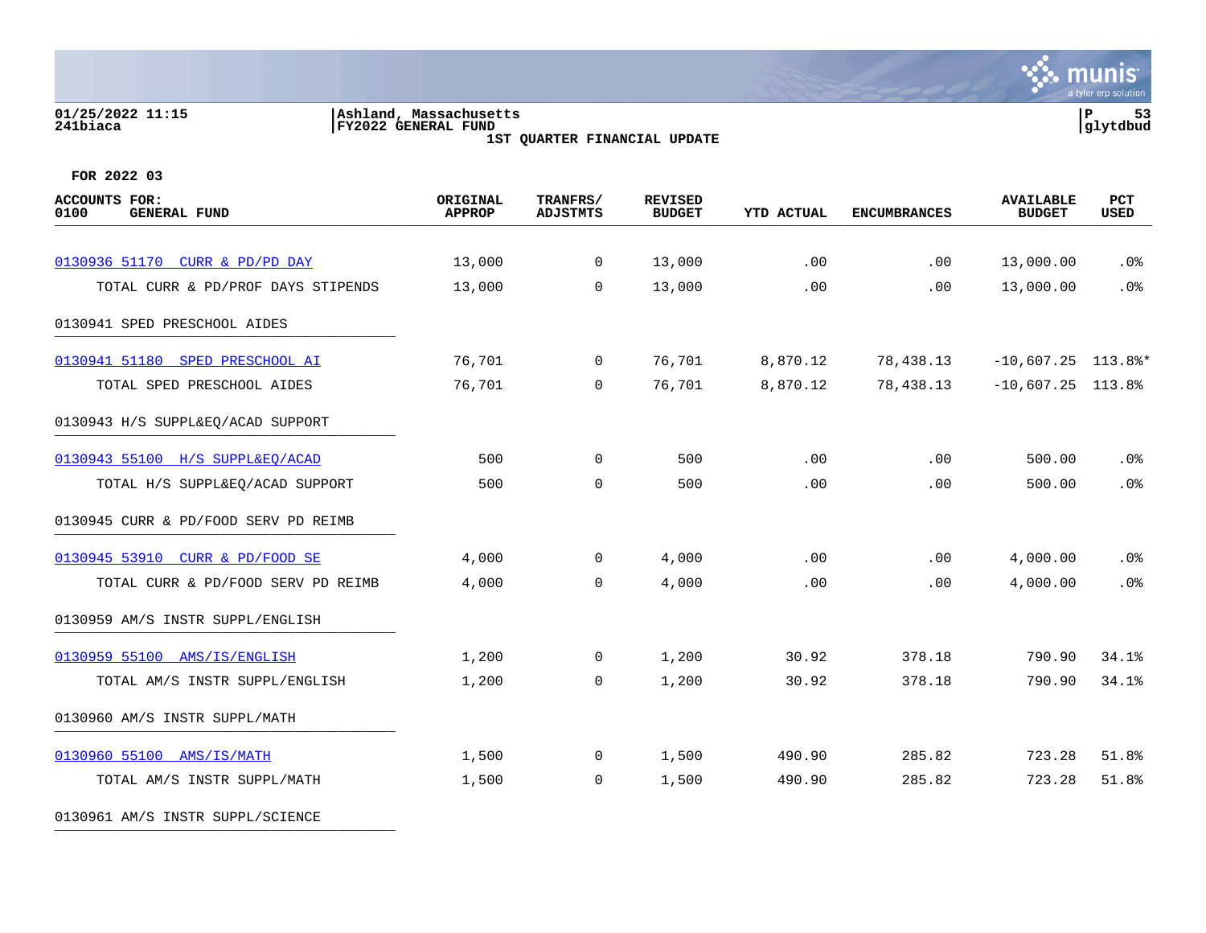01/25/2022 11:15 | Ashland, Massachusetts | P 53
241biaca | FY2022 GENERAL FUND | glytdbud

1ST QUARTER FINANCIAL UPDATE

**FOR 2022 03**

| ACCOUNTS FOR: 0100 GENERAL FUND | ORIGINAL APPROP | TRANFRS/ ADJSTMTS | REVISED BUDGET | YTD ACTUAL | ENCUMBRANCES | AVAILABLE BUDGET | PCT USED |
|---|---|---|---|---|---|---|---|
| 0130936 51170 CURR & PD/PD DAY | 13,000 | 0 | 13,000 | .00 | .00 | 13,000.00 | .0% |
| TOTAL CURR & PD/PROF DAYS STIPENDS | 13,000 | 0 | 13,000 | .00 | .00 | 13,000.00 | .0% |
| 0130941 SPED PRESCHOOL AIDES | | | | | | | |
| 0130941 51180 SPED PRESCHOOL AI | 76,701 | 0 | 76,701 | 8,870.12 | 78,438.13 | -10,607.25 | 113.8%* |
| TOTAL SPED PRESCHOOL AIDES | 76,701 | 0 | 76,701 | 8,870.12 | 78,438.13 | -10,607.25 | 113.8% |
| 0130943 H/S SUPPL&EQ/ACAD SUPPORT | | | | | | | |
| 0130943 55100 H/S SUPPL&EQ/ACAD | 500 | 0 | 500 | .00 | .00 | 500.00 | .0% |
| TOTAL H/S SUPPL&EQ/ACAD SUPPORT | 500 | 0 | 500 | .00 | .00 | 500.00 | .0% |
| 0130945 CURR & PD/FOOD SERV PD REIMB | | | | | | | |
| 0130945 53910 CURR & PD/FOOD SE | 4,000 | 0 | 4,000 | .00 | .00 | 4,000.00 | .0% |
| TOTAL CURR & PD/FOOD SERV PD REIMB | 4,000 | 0 | 4,000 | .00 | .00 | 4,000.00 | .0% |
| 0130959 AM/S INSTR SUPPL/ENGLISH | | | | | | | |
| 0130959 55100 AMS/IS/ENGLISH | 1,200 | 0 | 1,200 | 30.92 | 378.18 | 790.90 | 34.1% |
| TOTAL AM/S INSTR SUPPL/ENGLISH | 1,200 | 0 | 1,200 | 30.92 | 378.18 | 790.90 | 34.1% |
| 0130960 AM/S INSTR SUPPL/MATH | | | | | | | |
| 0130960 55100 AMS/IS/MATH | 1,500 | 0 | 1,500 | 490.90 | 285.82 | 723.28 | 51.8% |
| TOTAL AM/S INSTR SUPPL/MATH | 1,500 | 0 | 1,500 | 490.90 | 285.82 | 723.28 | 51.8% |
| 0130961 AM/S INSTR SUPPL/SCIENCE | | | | | | | |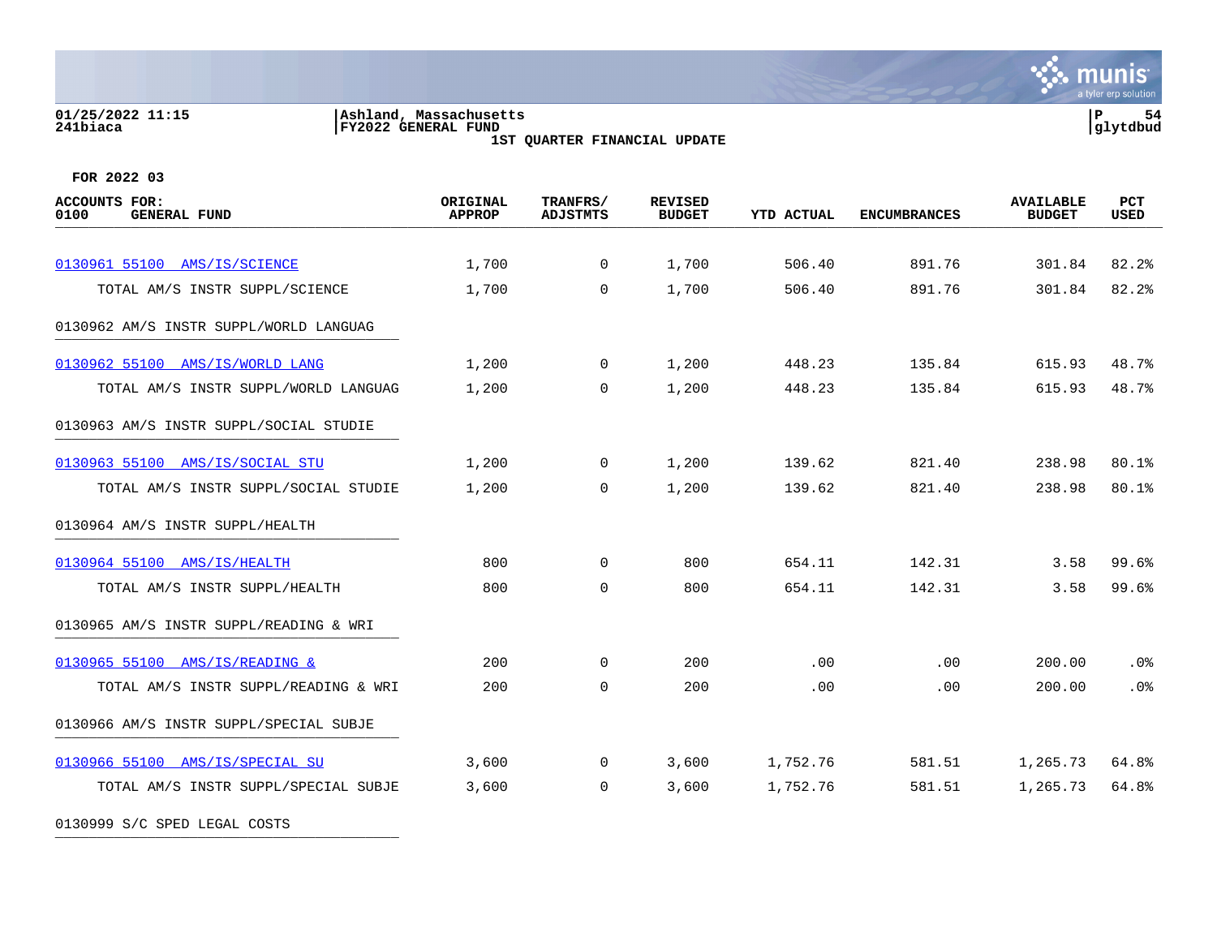Ashland, Massachusetts
FY2022 GENERAL FUND
1ST QUARTER FINANCIAL UPDATE

01/25/2022 11:15
241biaca

glytdbud

FOR 2022 03

| ACCOUNTS FOR: 0100 GENERAL FUND | ORIGINAL APPROP | TRANFRS/ ADJSTMTS | REVISED BUDGET | YTD ACTUAL | ENCUMBRANCES | AVAILABLE BUDGET | PCT USED |
|---|---|---|---|---|---|---|---|
| 0130961 55100 AMS/IS/SCIENCE | 1,700 | 0 | 1,700 | 506.40 | 891.76 | 301.84 | 82.2% |
| TOTAL AM/S INSTR SUPPL/SCIENCE | 1,700 | 0 | 1,700 | 506.40 | 891.76 | 301.84 | 82.2% |
| 0130962 AM/S INSTR SUPPL/WORLD LANGUAG | | | | | | | |
| 0130962 55100 AMS/IS/WORLD LANG | 1,200 | 0 | 1,200 | 448.23 | 135.84 | 615.93 | 48.7% |
| TOTAL AM/S INSTR SUPPL/WORLD LANGUAG | 1,200 | 0 | 1,200 | 448.23 | 135.84 | 615.93 | 48.7% |
| 0130963 AM/S INSTR SUPPL/SOCIAL STUDIE | | | | | | | |
| 0130963 55100 AMS/IS/SOCIAL STU | 1,200 | 0 | 1,200 | 139.62 | 821.40 | 238.98 | 80.1% |
| TOTAL AM/S INSTR SUPPL/SOCIAL STUDIE | 1,200 | 0 | 1,200 | 139.62 | 821.40 | 238.98 | 80.1% |
| 0130964 AM/S INSTR SUPPL/HEALTH | | | | | | | |
| 0130964 55100 AMS/IS/HEALTH | 800 | 0 | 800 | 654.11 | 142.31 | 3.58 | 99.6% |
| TOTAL AM/S INSTR SUPPL/HEALTH | 800 | 0 | 800 | 654.11 | 142.31 | 3.58 | 99.6% |
| 0130965 AM/S INSTR SUPPL/READING & WRI | | | | | | | |
| 0130965 55100 AMS/IS/READING & | 200 | 0 | 200 | .00 | .00 | 200.00 | .0% |
| TOTAL AM/S INSTR SUPPL/READING & WRI | 200 | 0 | 200 | .00 | .00 | 200.00 | .0% |
| 0130966 AM/S INSTR SUPPL/SPECIAL SUBJE | | | | | | | |
| 0130966 55100 AMS/IS/SPECIAL SU | 3,600 | 0 | 3,600 | 1,752.76 | 581.51 | 1,265.73 | 64.8% |
| TOTAL AM/S INSTR SUPPL/SPECIAL SUBJE | 3,600 | 0 | 3,600 | 1,752.76 | 581.51 | 1,265.73 | 64.8% |
| 0130999 S/C SPED LEGAL COSTS | | | | | | | |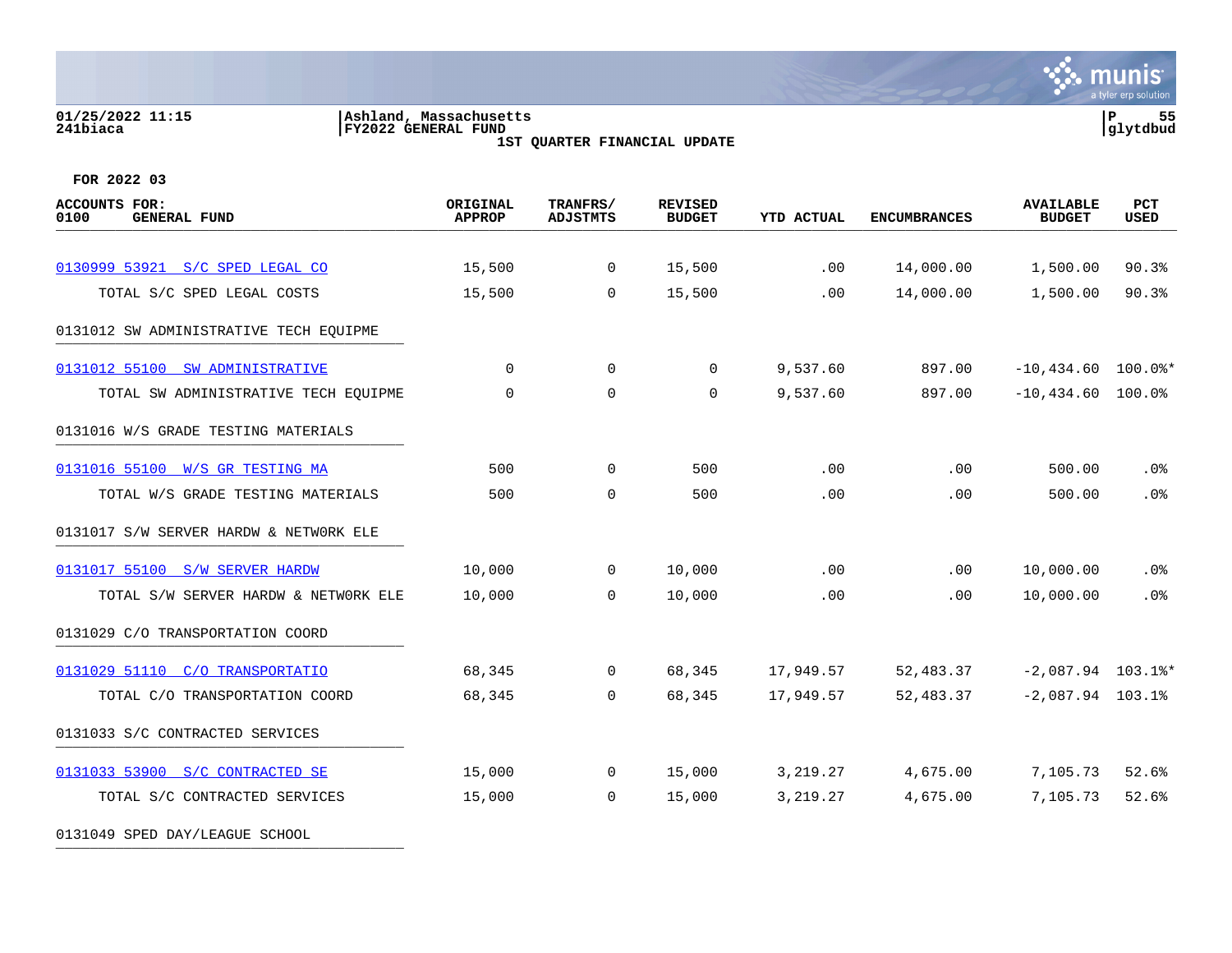01/25/2022 11:15
241biaca

Ashland, Massachusetts
FY2022 GENERAL FUND
1ST QUARTER FINANCIAL UPDATE

glytdbud

FOR 2022 03

| ACCOUNTS FOR: 0100 GENERAL FUND | ORIGINAL APPROP | TRANFRS/ ADJSTMTS | REVISED BUDGET | YTD ACTUAL | ENCUMBRANCES | AVAILABLE BUDGET | PCT USED |
|---|---|---|---|---|---|---|---|
| 0130999 53921 S/C SPED LEGAL CO | 15,500 | 0 | 15,500 | .00 | 14,000.00 | 1,500.00 | 90.3% |
| TOTAL S/C SPED LEGAL COSTS | 15,500 | 0 | 15,500 | .00 | 14,000.00 | 1,500.00 | 90.3% |
| 0131012 SW ADMINISTRATIVE TECH EQUIPME | | | | | | | |
| 0131012 55100 SW ADMINISTRATIVE | 0 | 0 | 0 | 9,537.60 | 897.00 | -10,434.60 | 100.0%* |
| TOTAL SW ADMINISTRATIVE TECH EQUIPME | 0 | 0 | 0 | 9,537.60 | 897.00 | -10,434.60 | 100.0% |
| 0131016 W/S GRADE TESTING MATERIALS | | | | | | | |
| 0131016 55100 W/S GR TESTING MA | 500 | 0 | 500 | .00 | .00 | 500.00 | .0% |
| TOTAL W/S GRADE TESTING MATERIALS | 500 | 0 | 500 | .00 | .00 | 500.00 | .0% |
| 0131017 S/W SERVER HARDW & NETW0RK ELE | | | | | | | |
| 0131017 55100 S/W SERVER HARDW | 10,000 | 0 | 10,000 | .00 | .00 | 10,000.00 | .0% |
| TOTAL S/W SERVER HARDW & NETW0RK ELE | 10,000 | 0 | 10,000 | .00 | .00 | 10,000.00 | .0% |
| 0131029 C/O TRANSPORTATION COORD | | | | | | | |
| 0131029 51110 C/O TRANSPORTATIO | 68,345 | 0 | 68,345 | 17,949.57 | 52,483.37 | -2,087.94 | 103.1%* |
| TOTAL C/O TRANSPORTATION COORD | 68,345 | 0 | 68,345 | 17,949.57 | 52,483.37 | -2,087.94 | 103.1% |
| 0131033 S/C CONTRACTED SERVICES | | | | | | | |
| 0131033 53900 S/C CONTRACTED SE | 15,000 | 0 | 15,000 | 3,219.27 | 4,675.00 | 7,105.73 | 52.6% |
| TOTAL S/C CONTRACTED SERVICES | 15,000 | 0 | 15,000 | 3,219.27 | 4,675.00 | 7,105.73 | 52.6% |
| 0131049 SPED DAY/LEAGUE SCHOOL | | | | | | | |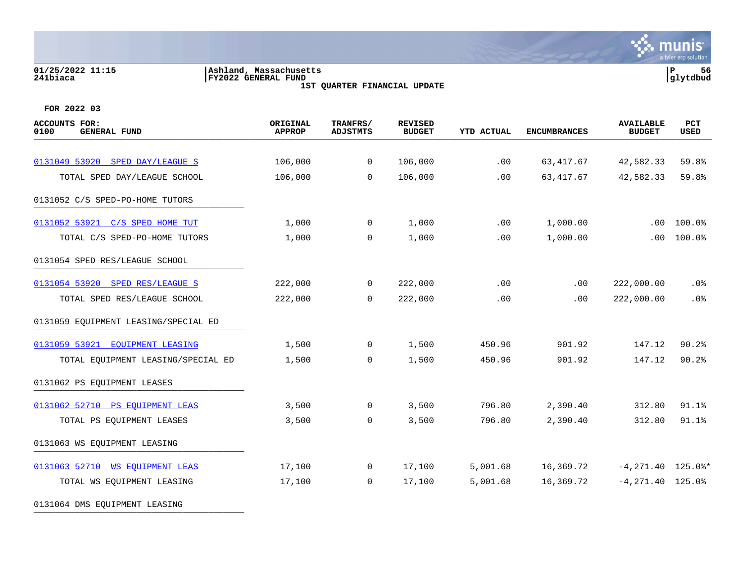01/25/2022 11:15
241biaca

Ashland, Massachusetts
FY2022 GENERAL FUND
1ST QUARTER FINANCIAL UPDATE

P 56
glytdbud

FOR 2022 03

| ACCOUNTS FOR: 0100 GENERAL FUND | ORIGINAL APPROP | TRANFRS/ ADJSTMTS | REVISED BUDGET | YTD ACTUAL | ENCUMBRANCES | AVAILABLE BUDGET | PCT USED |
|---|---|---|---|---|---|---|---|
| 0131049 53920 SPED DAY/LEAGUE S | 106,000 | 0 | 106,000 | .00 | 63,417.67 | 42,582.33 | 59.8% |
| TOTAL SPED DAY/LEAGUE SCHOOL | 106,000 | 0 | 106,000 | .00 | 63,417.67 | 42,582.33 | 59.8% |
| 0131052 C/S SPED-PO-HOME TUTORS | | | | | | | |
| 0131052 53921 C/S SPED HOME TUT | 1,000 | 0 | 1,000 | .00 | 1,000.00 | .00 | 100.0% |
| TOTAL C/S SPED-PO-HOME TUTORS | 1,000 | 0 | 1,000 | .00 | 1,000.00 | .00 | 100.0% |
| 0131054 SPED RES/LEAGUE SCHOOL | | | | | | | |
| 0131054 53920 SPED RES/LEAGUE S | 222,000 | 0 | 222,000 | .00 | .00 | 222,000.00 | .0% |
| TOTAL SPED RES/LEAGUE SCHOOL | 222,000 | 0 | 222,000 | .00 | .00 | 222,000.00 | .0% |
| 0131059 EQUIPMENT LEASING/SPECIAL ED | | | | | | | |
| 0131059 53921 EQUIPMENT LEASING | 1,500 | 0 | 1,500 | 450.96 | 901.92 | 147.12 | 90.2% |
| TOTAL EQUIPMENT LEASING/SPECIAL ED | 1,500 | 0 | 1,500 | 450.96 | 901.92 | 147.12 | 90.2% |
| 0131062 PS EQUIPMENT LEASES | | | | | | | |
| 0131062 52710 PS EQUIPMENT LEAS | 3,500 | 0 | 3,500 | 796.80 | 2,390.40 | 312.80 | 91.1% |
| TOTAL PS EQUIPMENT LEASES | 3,500 | 0 | 3,500 | 796.80 | 2,390.40 | 312.80 | 91.1% |
| 0131063 WS EQUIPMENT LEASING | | | | | | | |
| 0131063 52710 WS EQUIPMENT LEAS | 17,100 | 0 | 17,100 | 5,001.68 | 16,369.72 | -4,271.40 | 125.0%* |
| TOTAL WS EQUIPMENT LEASING | 17,100 | 0 | 17,100 | 5,001.68 | 16,369.72 | -4,271.40 | 125.0% |
| 0131064 DMS EQUIPMENT LEASING | | | | | | | |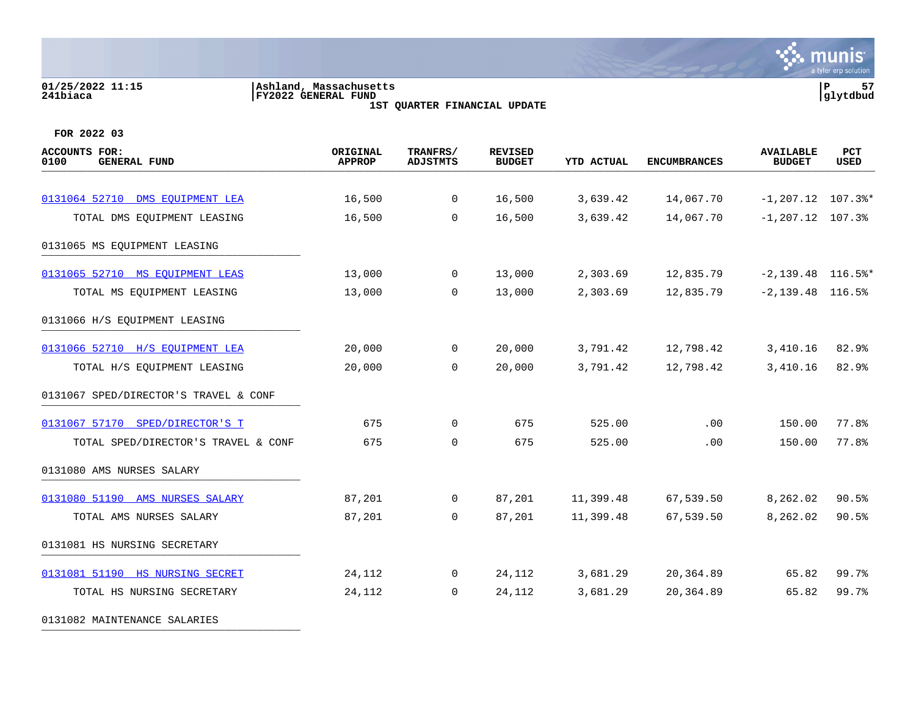Ashland, Massachusetts
FY2022 GENERAL FUND
1ST QUARTER FINANCIAL UPDATE

FOR 2022 03

| ACCOUNTS FOR: 0100 GENERAL FUND | ORIGINAL APPROP | TRANFRS/ ADJSTMTS | REVISED BUDGET | YTD ACTUAL | ENCUMBRANCES | AVAILABLE BUDGET | PCT USED |
|---|---|---|---|---|---|---|---|
| 0131064 52710 DMS EQUIPMENT LEA | 16,500 | 0 | 16,500 | 3,639.42 | 14,067.70 | -1,207.12 | 107.3%* |
| TOTAL DMS EQUIPMENT LEASING | 16,500 | 0 | 16,500 | 3,639.42 | 14,067.70 | -1,207.12 | 107.3% |
| 0131065 MS EQUIPMENT LEASING | | | | | | | |
| 0131065 52710 MS EQUIPMENT LEAS | 13,000 | 0 | 13,000 | 2,303.69 | 12,835.79 | -2,139.48 | 116.5%* |
| TOTAL MS EQUIPMENT LEASING | 13,000 | 0 | 13,000 | 2,303.69 | 12,835.79 | -2,139.48 | 116.5% |
| 0131066 H/S EQUIPMENT LEASING | | | | | | | |
| 0131066 52710 H/S EQUIPMENT LEA | 20,000 | 0 | 20,000 | 3,791.42 | 12,798.42 | 3,410.16 | 82.9% |
| TOTAL H/S EQUIPMENT LEASING | 20,000 | 0 | 20,000 | 3,791.42 | 12,798.42 | 3,410.16 | 82.9% |
| 0131067 SPED/DIRECTOR'S TRAVEL & CONF | | | | | | | |
| 0131067 57170 SPED/DIRECTOR'S T | 675 | 0 | 675 | 525.00 | .00 | 150.00 | 77.8% |
| TOTAL SPED/DIRECTOR'S TRAVEL & CONF | 675 | 0 | 675 | 525.00 | .00 | 150.00 | 77.8% |
| 0131080 AMS NURSES SALARY | | | | | | | |
| 0131080 51190 AMS NURSES SALARY | 87,201 | 0 | 87,201 | 11,399.48 | 67,539.50 | 8,262.02 | 90.5% |
| TOTAL AMS NURSES SALARY | 87,201 | 0 | 87,201 | 11,399.48 | 67,539.50 | 8,262.02 | 90.5% |
| 0131081 HS NURSING SECRETARY | | | | | | | |
| 0131081 51190 HS NURSING SECRET | 24,112 | 0 | 24,112 | 3,681.29 | 20,364.89 | 65.82 | 99.7% |
| TOTAL HS NURSING SECRETARY | 24,112 | 0 | 24,112 | 3,681.29 | 20,364.89 | 65.82 | 99.7% |
| 0131082 MAINTENANCE SALARIES | | | | | | | |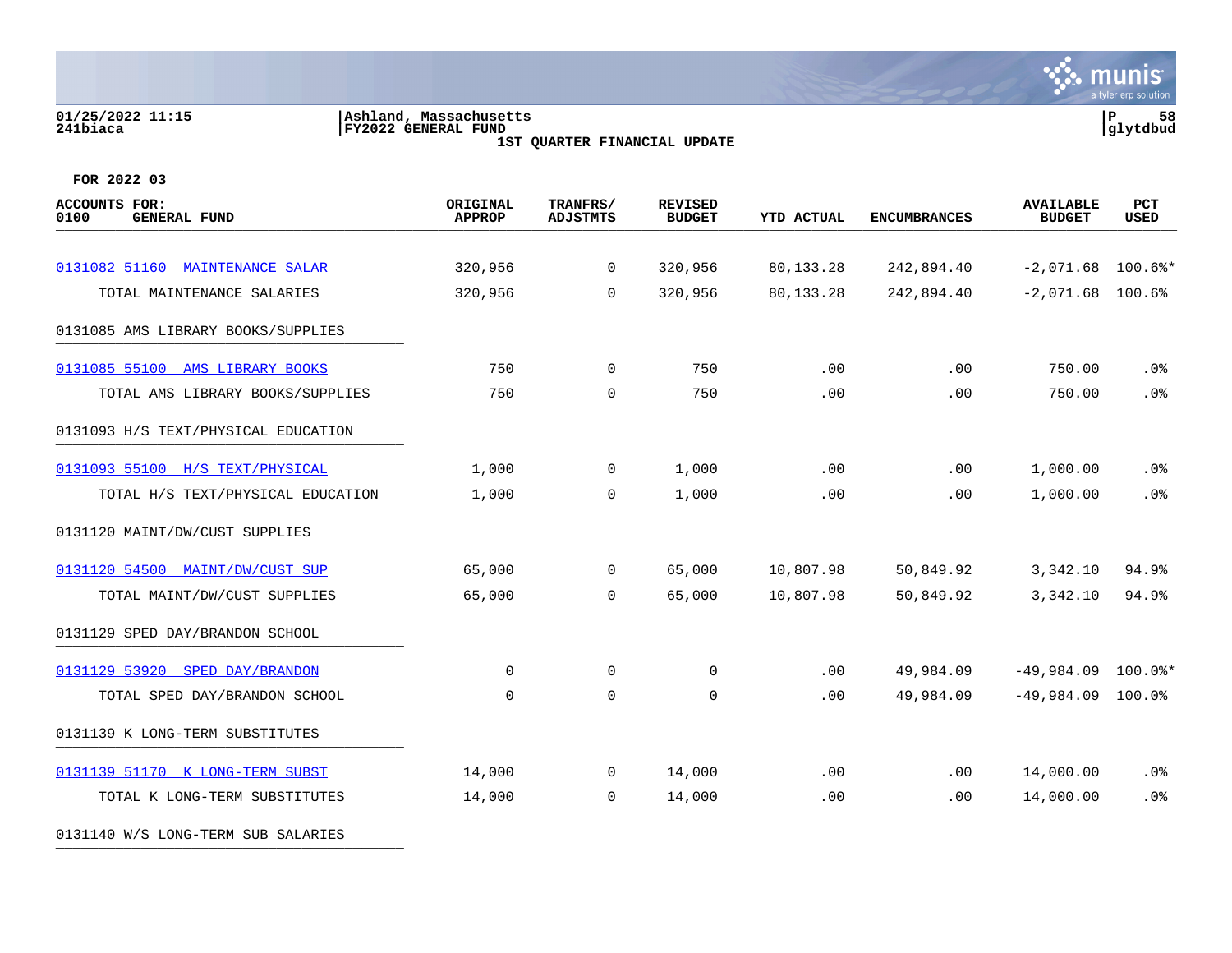01/25/2022 11:15 | Ashland, Massachusetts | P 58
241biaca | FY2022 GENERAL FUND | glytdbud

**1ST QUARTER FINANCIAL UPDATE**

**FOR 2022 03**

| ACCOUNTS FOR: 0100 GENERAL FUND | ORIGINAL APPROP | TRANFRS/ ADJSTMTS | REVISED BUDGET | YTD ACTUAL | ENCUMBRANCES | AVAILABLE BUDGET | PCT USED |
|---|---|---|---|---|---|---|---|
| 0131082 51160 MAINTENANCE SALAR | 320,956 | 0 | 320,956 | 80,133.28 | 242,894.40 | -2,071.68 | 100.6%* |
| TOTAL MAINTENANCE SALARIES | 320,956 | 0 | 320,956 | 80,133.28 | 242,894.40 | -2,071.68 | 100.6% |
| 0131085 AMS LIBRARY BOOKS/SUPPLIES | | | | | | | |
| 0131085 55100 AMS LIBRARY BOOKS | 750 | 0 | 750 | .00 | .00 | 750.00 | .0% |
| TOTAL AMS LIBRARY BOOKS/SUPPLIES | 750 | 0 | 750 | .00 | .00 | 750.00 | .0% |
| 0131093 H/S TEXT/PHYSICAL EDUCATION | | | | | | | |
| 0131093 55100 H/S TEXT/PHYSICAL | 1,000 | 0 | 1,000 | .00 | .00 | 1,000.00 | .0% |
| TOTAL H/S TEXT/PHYSICAL EDUCATION | 1,000 | 0 | 1,000 | .00 | .00 | 1,000.00 | .0% |
| 0131120 MAINT/DW/CUST SUPPLIES | | | | | | | |
| 0131120 54500 MAINT/DW/CUST SUP | 65,000 | 0 | 65,000 | 10,807.98 | 50,849.92 | 3,342.10 | 94.9% |
| TOTAL MAINT/DW/CUST SUPPLIES | 65,000 | 0 | 65,000 | 10,807.98 | 50,849.92 | 3,342.10 | 94.9% |
| 0131129 SPED DAY/BRANDON SCHOOL | | | | | | | |
| 0131129 53920 SPED DAY/BRANDON | 0 | 0 | 0 | .00 | 49,984.09 | -49,984.09 | 100.0%* |
| TOTAL SPED DAY/BRANDON SCHOOL | 0 | 0 | 0 | .00 | 49,984.09 | -49,984.09 | 100.0% |
| 0131139 K LONG-TERM SUBSTITUTES | | | | | | | |
| 0131139 51170 K LONG-TERM SUBST | 14,000 | 0 | 14,000 | .00 | .00 | 14,000.00 | .0% |
| TOTAL K LONG-TERM SUBSTITUTES | 14,000 | 0 | 14,000 | .00 | .00 | 14,000.00 | .0% |
| 0131140 W/S LONG-TERM SUB SALARIES | | | | | | | |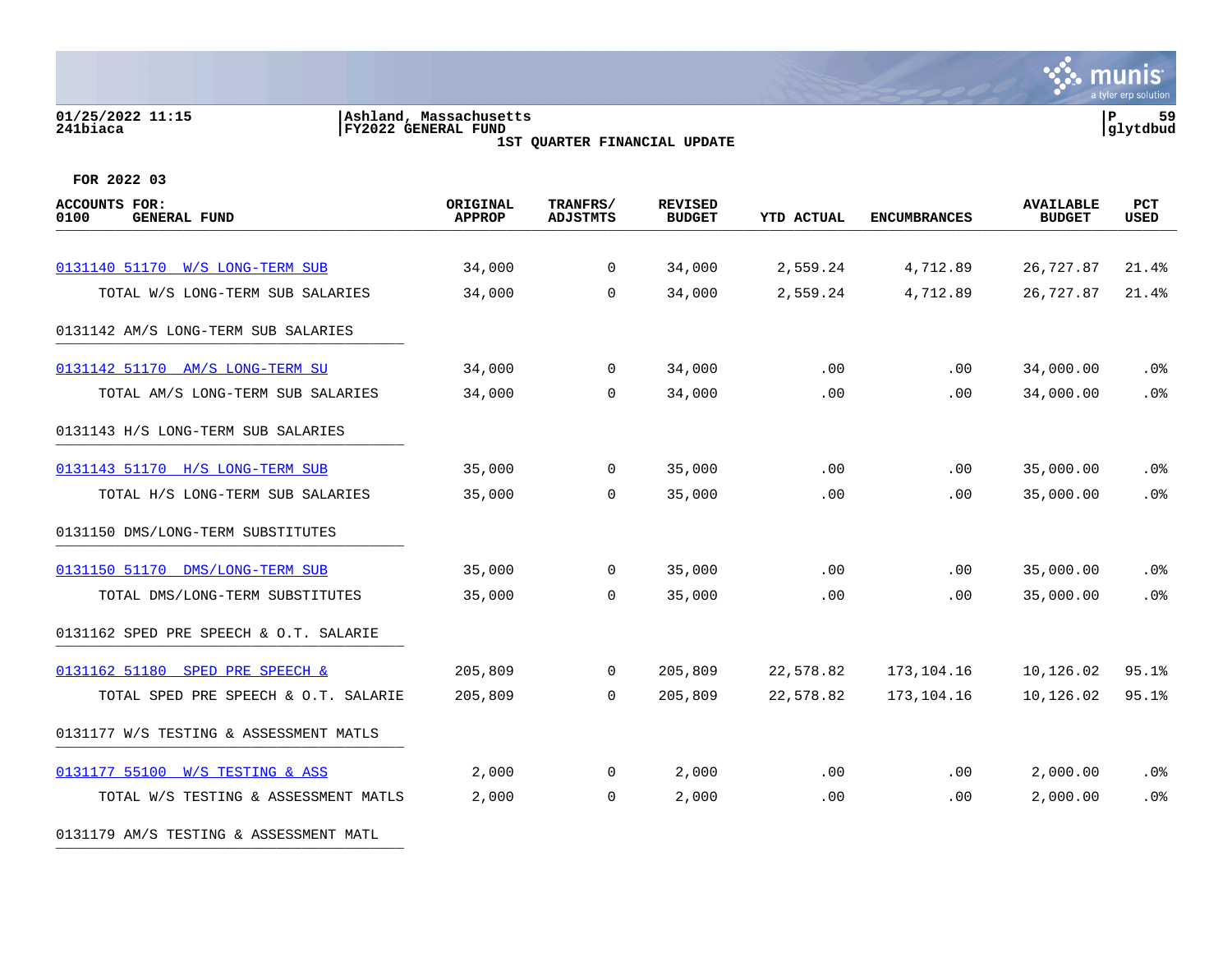Ashland, Massachusetts
FY2022 GENERAL FUND
1ST QUARTER FINANCIAL UPDATE

01/25/2022 11:15
241biaca

glytdbud

FOR 2022 03

| ACCOUNTS FOR: 0100 GENERAL FUND | ORIGINAL APPROP | TRANFRS/ ADJSTMTS | REVISED BUDGET | YTD ACTUAL | ENCUMBRANCES | AVAILABLE BUDGET | PCT USED |
|---|---|---|---|---|---|---|---|
| 0131140 51170 W/S LONG-TERM SUB | 34,000 | 0 | 34,000 | 2,559.24 | 4,712.89 | 26,727.87 | 21.4% |
| TOTAL W/S LONG-TERM SUB SALARIES | 34,000 | 0 | 34,000 | 2,559.24 | 4,712.89 | 26,727.87 | 21.4% |
| 0131142 AM/S LONG-TERM SUB SALARIES | | | | | | | |
| 0131142 51170 AM/S LONG-TERM SU | 34,000 | 0 | 34,000 | .00 | .00 | 34,000.00 | .0% |
| TOTAL AM/S LONG-TERM SUB SALARIES | 34,000 | 0 | 34,000 | .00 | .00 | 34,000.00 | .0% |
| 0131143 H/S LONG-TERM SUB SALARIES | | | | | | | |
| 0131143 51170 H/S LONG-TERM SUB | 35,000 | 0 | 35,000 | .00 | .00 | 35,000.00 | .0% |
| TOTAL H/S LONG-TERM SUB SALARIES | 35,000 | 0 | 35,000 | .00 | .00 | 35,000.00 | .0% |
| 0131150 DMS/LONG-TERM SUBSTITUTES | | | | | | | |
| 0131150 51170 DMS/LONG-TERM SUB | 35,000 | 0 | 35,000 | .00 | .00 | 35,000.00 | .0% |
| TOTAL DMS/LONG-TERM SUBSTITUTES | 35,000 | 0 | 35,000 | .00 | .00 | 35,000.00 | .0% |
| 0131162 SPED PRE SPEECH & O.T. SALARIE | | | | | | | |
| 0131162 51180 SPED PRE SPEECH & | 205,809 | 0 | 205,809 | 22,578.82 | 173,104.16 | 10,126.02 | 95.1% |
| TOTAL SPED PRE SPEECH & O.T. SALARIE | 205,809 | 0 | 205,809 | 22,578.82 | 173,104.16 | 10,126.02 | 95.1% |
| 0131177 W/S TESTING & ASSESSMENT MATLS | | | | | | | |
| 0131177 55100 W/S TESTING & ASS | 2,000 | 0 | 2,000 | .00 | .00 | 2,000.00 | .0% |
| TOTAL W/S TESTING & ASSESSMENT MATLS | 2,000 | 0 | 2,000 | .00 | .00 | 2,000.00 | .0% |
| 0131179 AM/S TESTING & ASSESSMENT MATL | | | | | | | |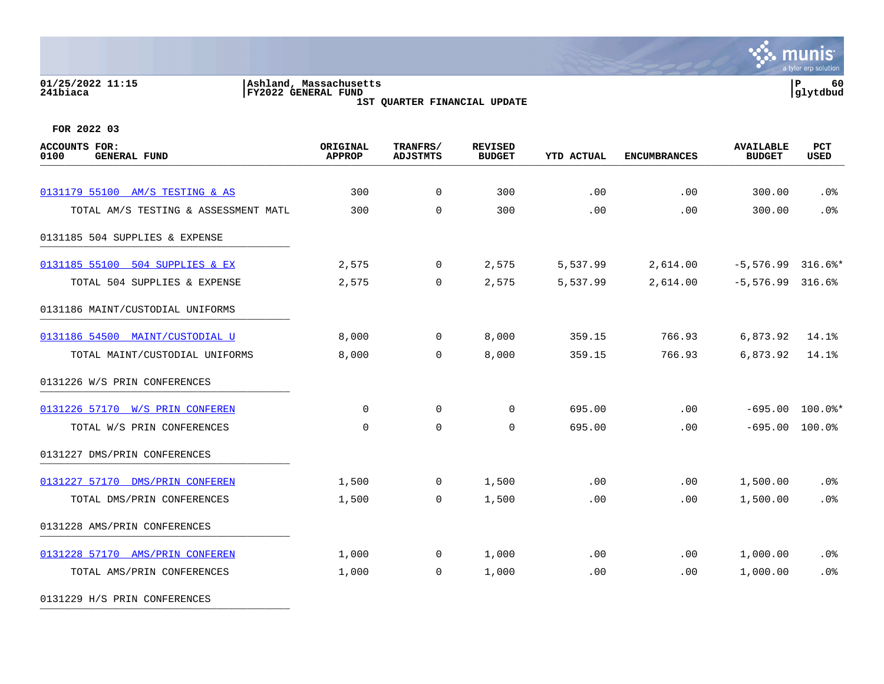01/25/2022 11:15 | Ashland, Massachusetts
241biaca | FY2022 GENERAL FUND | glytdbud

1ST QUARTER FINANCIAL UPDATE

FOR 2022 03

| ACCOUNTS FOR: 0100 GENERAL FUND | ORIGINAL APPROP | TRANFRS/ ADJSTMTS | REVISED BUDGET | YTD ACTUAL | ENCUMBRANCES | AVAILABLE BUDGET | PCT USED |
|---|---|---|---|---|---|---|---|
| 0131179 55100 AM/S TESTING & AS | 300 | 0 | 300 | .00 | .00 | 300.00 | .0% |
| TOTAL AM/S TESTING & ASSESSMENT MATL | 300 | 0 | 300 | .00 | .00 | 300.00 | .0% |
| 0131185 504 SUPPLIES & EXPENSE | | | | | | | |
| 0131185 55100 504 SUPPLIES & EX | 2,575 | 0 | 2,575 | 5,537.99 | 2,614.00 | -5,576.99 | 316.6%* |
| TOTAL 504 SUPPLIES & EXPENSE | 2,575 | 0 | 2,575 | 5,537.99 | 2,614.00 | -5,576.99 | 316.6% |
| 0131186 MAINT/CUSTODIAL UNIFORMS | | | | | | | |
| 0131186 54500 MAINT/CUSTODIAL U | 8,000 | 0 | 8,000 | 359.15 | 766.93 | 6,873.92 | 14.1% |
| TOTAL MAINT/CUSTODIAL UNIFORMS | 8,000 | 0 | 8,000 | 359.15 | 766.93 | 6,873.92 | 14.1% |
| 0131226 W/S PRIN CONFERENCES | | | | | | | |
| 0131226 57170 W/S PRIN CONFEREN | 0 | 0 | 0 | 695.00 | .00 | -695.00 | 100.0%* |
| TOTAL W/S PRIN CONFERENCES | 0 | 0 | 0 | 695.00 | .00 | -695.00 | 100.0% |
| 0131227 DMS/PRIN CONFERENCES | | | | | | | |
| 0131227 57170 DMS/PRIN CONFEREN | 1,500 | 0 | 1,500 | .00 | .00 | 1,500.00 | .0% |
| TOTAL DMS/PRIN CONFERENCES | 1,500 | 0 | 1,500 | .00 | .00 | 1,500.00 | .0% |
| 0131228 AMS/PRIN CONFERENCES | | | | | | | |
| 0131228 57170 AMS/PRIN CONFEREN | 1,000 | 0 | 1,000 | .00 | .00 | 1,000.00 | .0% |
| TOTAL AMS/PRIN CONFERENCES | 1,000 | 0 | 1,000 | .00 | .00 | 1,000.00 | .0% |
| 0131229 H/S PRIN CONFERENCES | | | | | | | |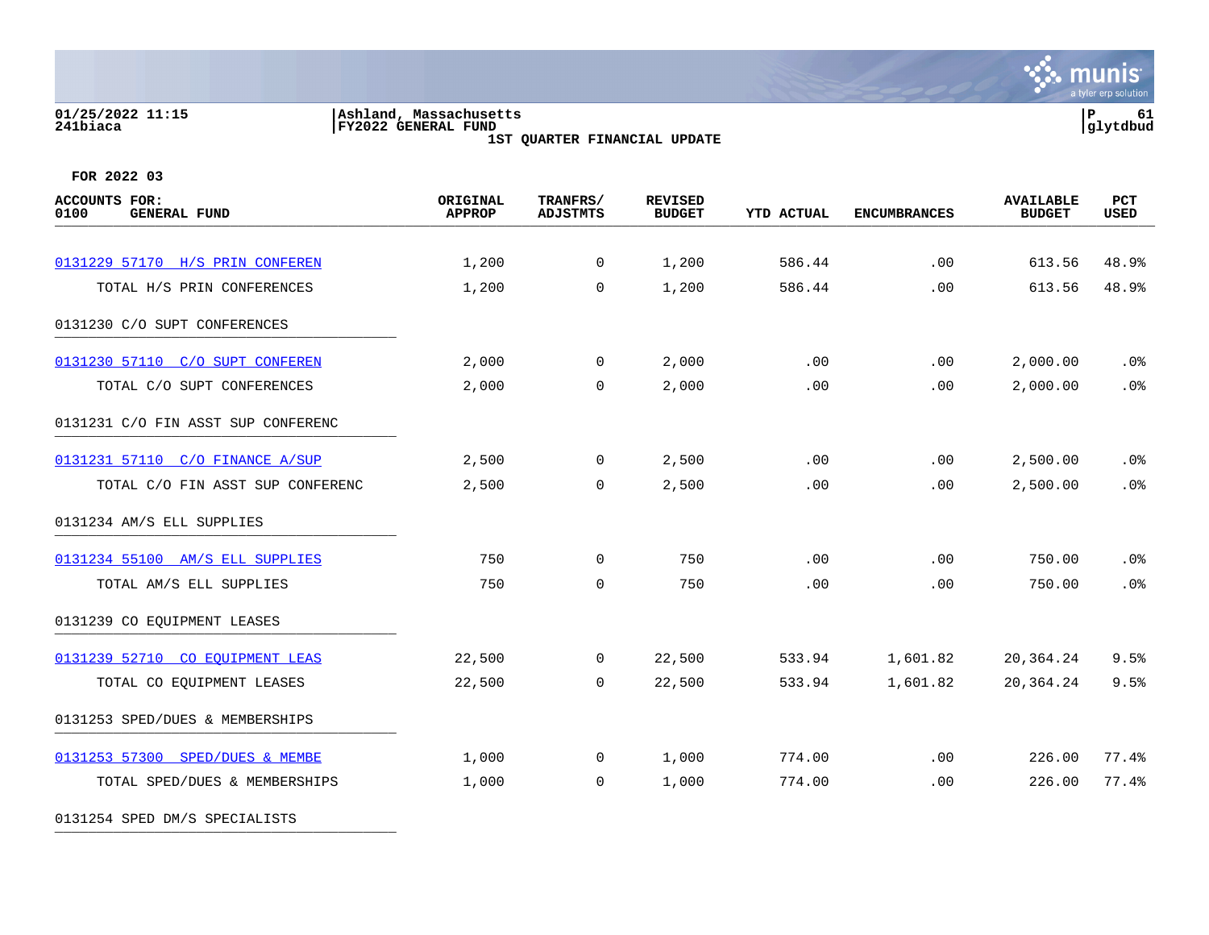01/25/2022 11:15 | Ashland, Massachusetts
241biaca | FY2022 GENERAL FUND

1ST QUARTER FINANCIAL UPDATE

FOR 2022 03

| ACCOUNTS FOR: 0100 GENERAL FUND | ORIGINAL APPROP | TRANFRS/ ADJSTMTS | REVISED BUDGET | YTD ACTUAL | ENCUMBRANCES | AVAILABLE BUDGET | PCT USED |
|---|---|---|---|---|---|---|---|
| 0131229 57170 H/S PRIN CONFEREN | 1,200 | 0 | 1,200 | 586.44 | .00 | 613.56 | 48.9% |
| TOTAL H/S PRIN CONFERENCES | 1,200 | 0 | 1,200 | 586.44 | .00 | 613.56 | 48.9% |
| 0131230 C/O SUPT CONFERENCES | | | | | | | |
| 0131230 57110 C/O SUPT CONFEREN | 2,000 | 0 | 2,000 | .00 | .00 | 2,000.00 | .0% |
| TOTAL C/O SUPT CONFERENCES | 2,000 | 0 | 2,000 | .00 | .00 | 2,000.00 | .0% |
| 0131231 C/O FIN ASST SUP CONFERENC | | | | | | | |
| 0131231 57110 C/O FINANCE A/SUP | 2,500 | 0 | 2,500 | .00 | .00 | 2,500.00 | .0% |
| TOTAL C/O FIN ASST SUP CONFERENC | 2,500 | 0 | 2,500 | .00 | .00 | 2,500.00 | .0% |
| 0131234 AM/S ELL SUPPLIES | | | | | | | |
| 0131234 55100 AM/S ELL SUPPLIES | 750 | 0 | 750 | .00 | .00 | 750.00 | .0% |
| TOTAL AM/S ELL SUPPLIES | 750 | 0 | 750 | .00 | .00 | 750.00 | .0% |
| 0131239 CO EQUIPMENT LEASES | | | | | | | |
| 0131239 52710 CO EQUIPMENT LEAS | 22,500 | 0 | 22,500 | 533.94 | 1,601.82 | 20,364.24 | 9.5% |
| TOTAL CO EQUIPMENT LEASES | 22,500 | 0 | 22,500 | 533.94 | 1,601.82 | 20,364.24 | 9.5% |
| 0131253 SPED/DUES & MEMBERSHIPS | | | | | | | |
| 0131253 57300 SPED/DUES & MEMBE | 1,000 | 0 | 1,000 | 774.00 | .00 | 226.00 | 77.4% |
| TOTAL SPED/DUES & MEMBERSHIPS | 1,000 | 0 | 1,000 | 774.00 | .00 | 226.00 | 77.4% |
| 0131254 SPED DM/S SPECIALISTS | | | | | | | |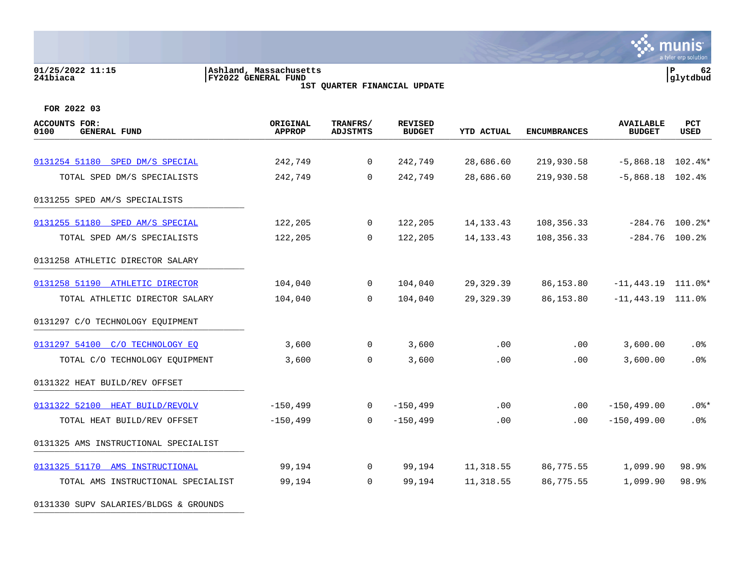Ashland, Massachusetts
FY2022 GENERAL FUND
1ST QUARTER FINANCIAL UPDATE

01/25/2022 11:15
241biaca

glytdbud

FOR 2022 03

| ACCOUNTS FOR: 0100 GENERAL FUND | ORIGINAL APPROP | TRANFRS/ ADJSTMTS | REVISED BUDGET | YTD ACTUAL | ENCUMBRANCES | AVAILABLE BUDGET | PCT USED |
|---|---|---|---|---|---|---|---|
| 0131254 51180 SPED DM/S SPECIAL | 242,749 | 0 | 242,749 | 28,686.60 | 219,930.58 | -5,868.18 | 102.4%* |
| TOTAL SPED DM/S SPECIALISTS | 242,749 | 0 | 242,749 | 28,686.60 | 219,930.58 | -5,868.18 | 102.4% |
| 0131255 SPED AM/S SPECIALISTS | | | | | | | |
| 0131255 51180 SPED AM/S SPECIAL | 122,205 | 0 | 122,205 | 14,133.43 | 108,356.33 | -284.76 | 100.2%* |
| TOTAL SPED AM/S SPECIALISTS | 122,205 | 0 | 122,205 | 14,133.43 | 108,356.33 | -284.76 | 100.2% |
| 0131258 ATHLETIC DIRECTOR SALARY | | | | | | | |
| 0131258 51190 ATHLETIC DIRECTOR | 104,040 | 0 | 104,040 | 29,329.39 | 86,153.80 | -11,443.19 | 111.0%* |
| TOTAL ATHLETIC DIRECTOR SALARY | 104,040 | 0 | 104,040 | 29,329.39 | 86,153.80 | -11,443.19 | 111.0% |
| 0131297 C/O TECHNOLOGY EQUIPMENT | | | | | | | |
| 0131297 54100 C/O TECHNOLOGY EQ | 3,600 | 0 | 3,600 | .00 | .00 | 3,600.00 | .0% |
| TOTAL C/O TECHNOLOGY EQUIPMENT | 3,600 | 0 | 3,600 | .00 | .00 | 3,600.00 | .0% |
| 0131322 HEAT BUILD/REV OFFSET | | | | | | | |
| 0131322 52100 HEAT BUILD/REVOLV | -150,499 | 0 | -150,499 | .00 | .00 | -150,499.00 | .0%* |
| TOTAL HEAT BUILD/REV OFFSET | -150,499 | 0 | -150,499 | .00 | .00 | -150,499.00 | .0% |
| 0131325 AMS INSTRUCTIONAL SPECIALIST | | | | | | | |
| 0131325 51170 AMS INSTRUCTIONAL | 99,194 | 0 | 99,194 | 11,318.55 | 86,775.55 | 1,099.90 | 98.9% |
| TOTAL AMS INSTRUCTIONAL SPECIALIST | 99,194 | 0 | 99,194 | 11,318.55 | 86,775.55 | 1,099.90 | 98.9% |
| 0131330 SUPV SALARIES/BLDGS & GROUNDS | | | | | | | |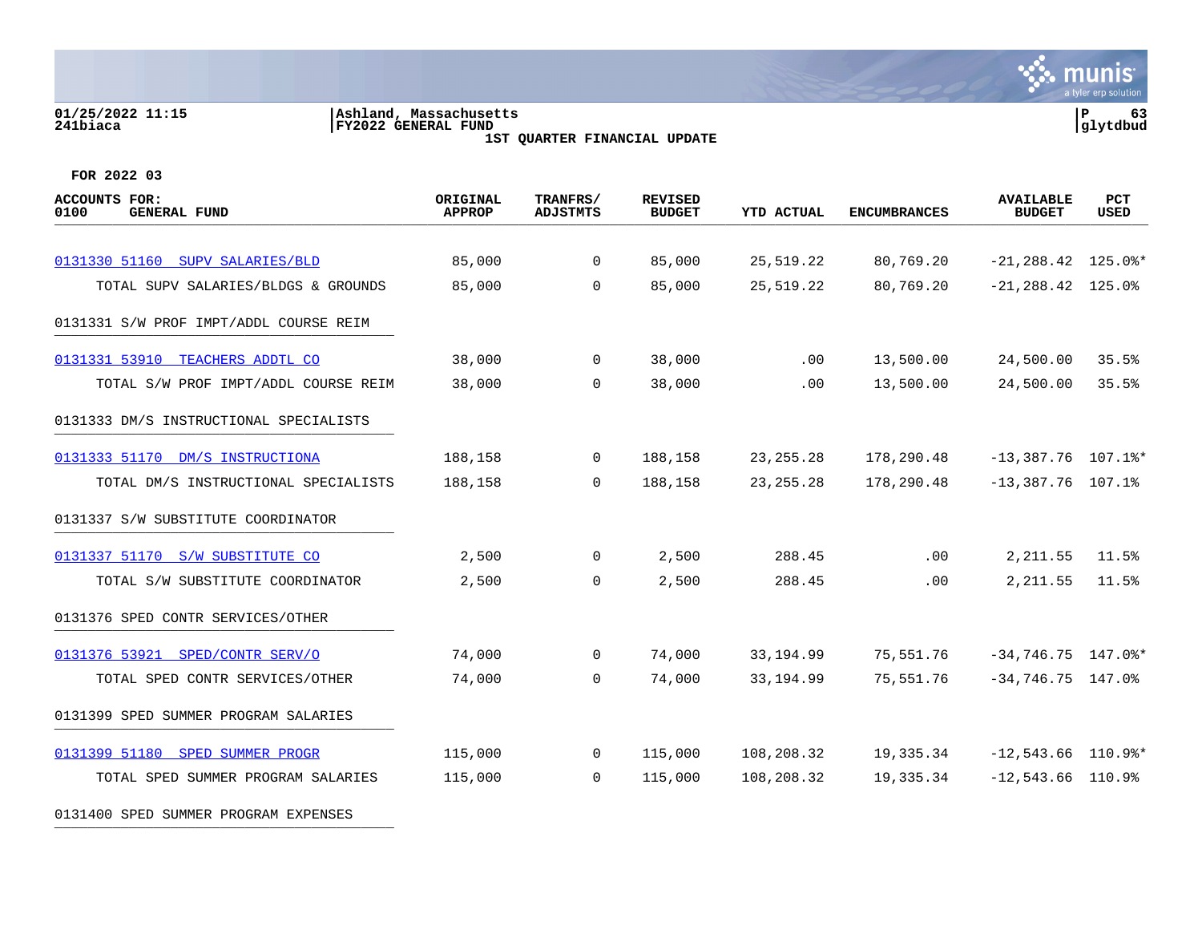01/25/2022 11:15 | Ashland, Massachusetts | P 63
241biaca | FY2022 GENERAL FUND | glytdbud

1ST QUARTER FINANCIAL UPDATE

FOR 2022 03

| ACCOUNTS FOR: 0100 GENERAL FUND | ORIGINAL APPROP | TRANFRS/ ADJSTMTS | REVISED BUDGET | YTD ACTUAL | ENCUMBRANCES | AVAILABLE BUDGET | PCT USED |
|---|---|---|---|---|---|---|---|
| 0131330 51160 SUPV SALARIES/BLD | 85,000 | 0 | 85,000 | 25,519.22 | 80,769.20 | -21,288.42 | 125.0%* |
| TOTAL SUPV SALARIES/BLDGS & GROUNDS | 85,000 | 0 | 85,000 | 25,519.22 | 80,769.20 | -21,288.42 | 125.0% |
| 0131331 S/W PROF IMPT/ADDL COURSE REIM | | | | | | | |
| 0131331 53910 TEACHERS ADDTL CO | 38,000 | 0 | 38,000 | .00 | 13,500.00 | 24,500.00 | 35.5% |
| TOTAL S/W PROF IMPT/ADDL COURSE REIM | 38,000 | 0 | 38,000 | .00 | 13,500.00 | 24,500.00 | 35.5% |
| 0131333 DM/S INSTRUCTIONAL SPECIALISTS | | | | | | | |
| 0131333 51170 DM/S INSTRUCTIONA | 188,158 | 0 | 188,158 | 23,255.28 | 178,290.48 | -13,387.76 | 107.1%* |
| TOTAL DM/S INSTRUCTIONAL SPECIALISTS | 188,158 | 0 | 188,158 | 23,255.28 | 178,290.48 | -13,387.76 | 107.1% |
| 0131337 S/W SUBSTITUTE COORDINATOR | | | | | | | |
| 0131337 51170 S/W SUBSTITUTE CO | 2,500 | 0 | 2,500 | 288.45 | .00 | 2,211.55 | 11.5% |
| TOTAL S/W SUBSTITUTE COORDINATOR | 2,500 | 0 | 2,500 | 288.45 | .00 | 2,211.55 | 11.5% |
| 0131376 SPED CONTR SERVICES/OTHER | | | | | | | |
| 0131376 53921 SPED/CONTR SERV/O | 74,000 | 0 | 74,000 | 33,194.99 | 75,551.76 | -34,746.75 | 147.0%* |
| TOTAL SPED CONTR SERVICES/OTHER | 74,000 | 0 | 74,000 | 33,194.99 | 75,551.76 | -34,746.75 | 147.0% |
| 0131399 SPED SUMMER PROGRAM SALARIES | | | | | | | |
| 0131399 51180 SPED SUMMER PROGR | 115,000 | 0 | 115,000 | 108,208.32 | 19,335.34 | -12,543.66 | 110.9%* |
| TOTAL SPED SUMMER PROGRAM SALARIES | 115,000 | 0 | 115,000 | 108,208.32 | 19,335.34 | -12,543.66 | 110.9% |
| 0131400 SPED SUMMER PROGRAM EXPENSES | | | | | | | |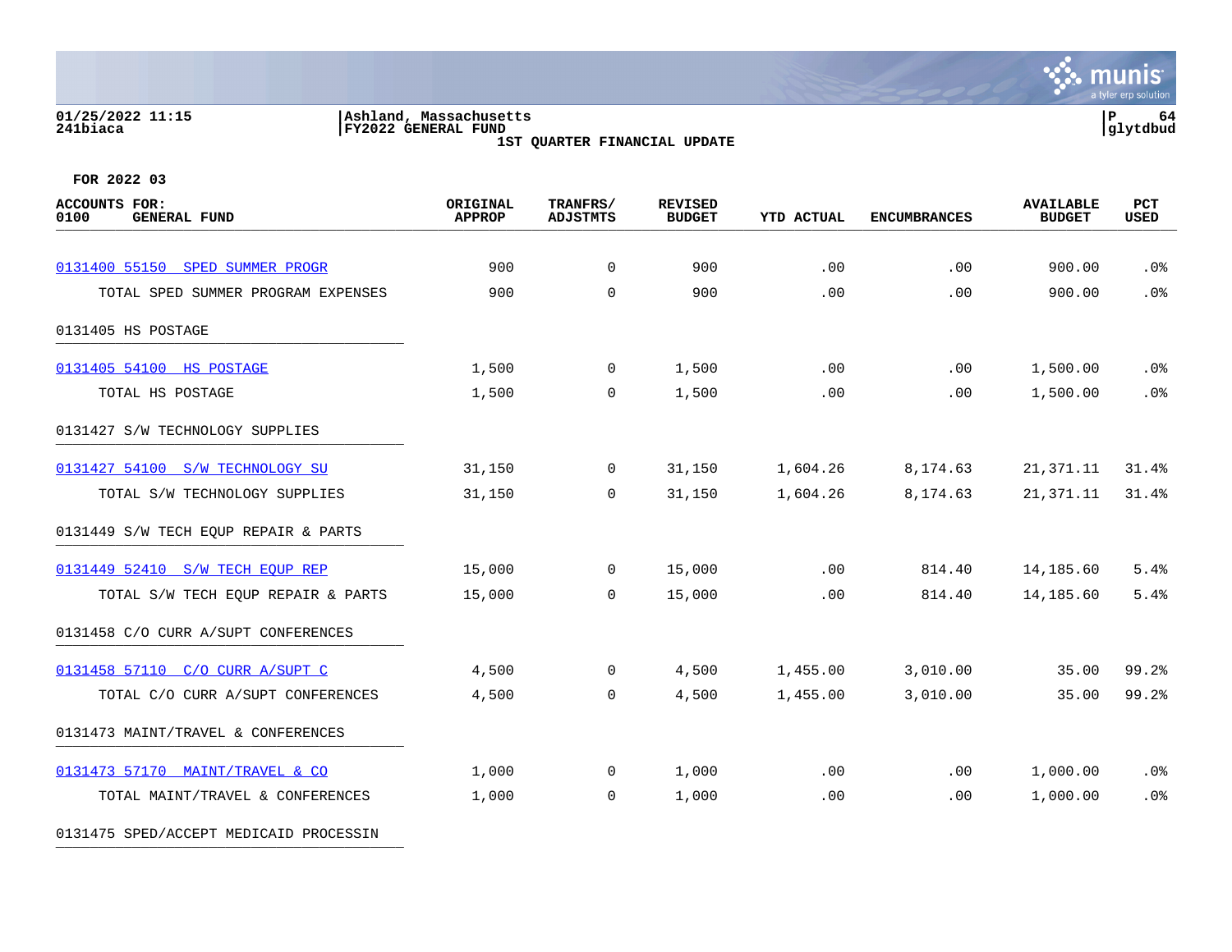01/25/2022 11:15 | Ashland, Massachusetts | P 64
241biaca | FY2022 GENERAL FUND | glytdbud

1ST QUARTER FINANCIAL UPDATE

FOR 2022 03

| ACCOUNTS FOR: 0100 GENERAL FUND | ORIGINAL APPROP | TRANFRS/ ADJSTMTS | REVISED BUDGET | YTD ACTUAL | ENCUMBRANCES | AVAILABLE BUDGET | PCT USED |
|---|---|---|---|---|---|---|---|
| 0131400 55150 SPED SUMMER PROGR | 900 | 0 | 900 | .00 | .00 | 900.00 | .0% |
| TOTAL SPED SUMMER PROGRAM EXPENSES | 900 | 0 | 900 | .00 | .00 | 900.00 | .0% |
| 0131405 HS POSTAGE | | | | | | | |
| 0131405 54100 HS POSTAGE | 1,500 | 0 | 1,500 | .00 | .00 | 1,500.00 | .0% |
| TOTAL HS POSTAGE | 1,500 | 0 | 1,500 | .00 | .00 | 1,500.00 | .0% |
| 0131427 S/W TECHNOLOGY SUPPLIES | | | | | | | |
| 0131427 54100 S/W TECHNOLOGY SU | 31,150 | 0 | 31,150 | 1,604.26 | 8,174.63 | 21,371.11 | 31.4% |
| TOTAL S/W TECHNOLOGY SUPPLIES | 31,150 | 0 | 31,150 | 1,604.26 | 8,174.63 | 21,371.11 | 31.4% |
| 0131449 S/W TECH EQUP REPAIR & PARTS | | | | | | | |
| 0131449 52410 S/W TECH EQUP REP | 15,000 | 0 | 15,000 | .00 | 814.40 | 14,185.60 | 5.4% |
| TOTAL S/W TECH EQUP REPAIR & PARTS | 15,000 | 0 | 15,000 | .00 | 814.40 | 14,185.60 | 5.4% |
| 0131458 C/O CURR A/SUPT CONFERENCES | | | | | | | |
| 0131458 57110 C/O CURR A/SUPT C | 4,500 | 0 | 4,500 | 1,455.00 | 3,010.00 | 35.00 | 99.2% |
| TOTAL C/O CURR A/SUPT CONFERENCES | 4,500 | 0 | 4,500 | 1,455.00 | 3,010.00 | 35.00 | 99.2% |
| 0131473 MAINT/TRAVEL & CONFERENCES | | | | | | | |
| 0131473 57170 MAINT/TRAVEL & CO | 1,000 | 0 | 1,000 | .00 | .00 | 1,000.00 | .0% |
| TOTAL MAINT/TRAVEL & CONFERENCES | 1,000 | 0 | 1,000 | .00 | .00 | 1,000.00 | .0% |
| 0131475 SPED/ACCEPT MEDICAID PROCESSIN | | | | | | | |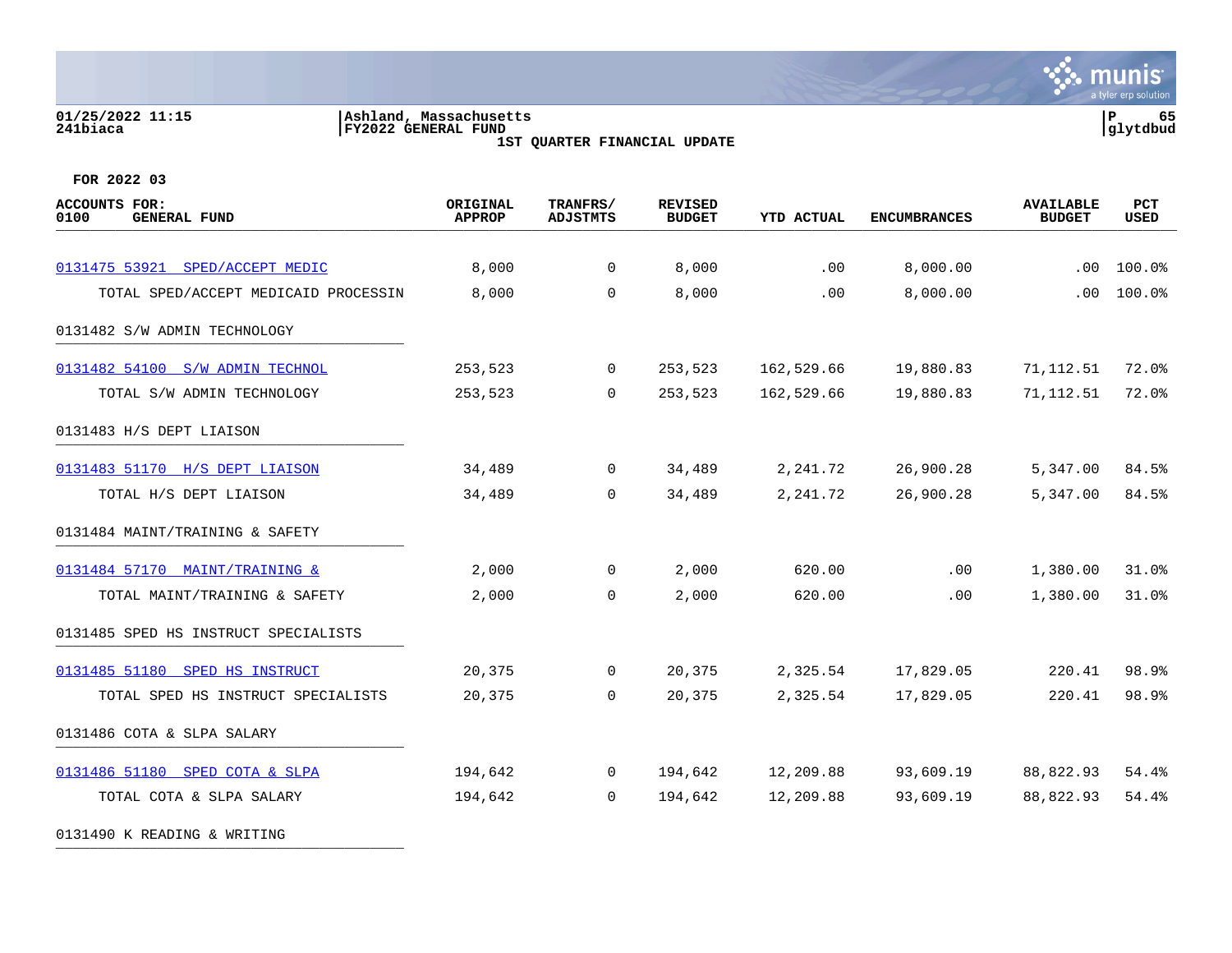01/25/2022 11:15
241biaca

Ashland, Massachusetts
FY2022 GENERAL FUND
1ST QUARTER FINANCIAL UPDATE

P 65
glytdbud

FOR 2022 03

| ACCOUNTS FOR: 0100 GENERAL FUND | ORIGINAL APPROP | TRANFRS/ ADJSTMTS | REVISED BUDGET | YTD ACTUAL | ENCUMBRANCES | AVAILABLE BUDGET | PCT USED |
|---|---|---|---|---|---|---|---|
| 0131475 53921 SPED/ACCEPT MEDIC | 8,000 | 0 | 8,000 | .00 | 8,000.00 | .00 | 100.0% |
| TOTAL SPED/ACCEPT MEDICAID PROCESSIN | 8,000 | 0 | 8,000 | .00 | 8,000.00 | .00 | 100.0% |
| 0131482 S/W ADMIN TECHNOLOGY | | | | | | | |
| 0131482 54100 S/W ADMIN TECHNOL | 253,523 | 0 | 253,523 | 162,529.66 | 19,880.83 | 71,112.51 | 72.0% |
| TOTAL S/W ADMIN TECHNOLOGY | 253,523 | 0 | 253,523 | 162,529.66 | 19,880.83 | 71,112.51 | 72.0% |
| 0131483 H/S DEPT LIAISON | | | | | | | |
| 0131483 51170 H/S DEPT LIAISON | 34,489 | 0 | 34,489 | 2,241.72 | 26,900.28 | 5,347.00 | 84.5% |
| TOTAL H/S DEPT LIAISON | 34,489 | 0 | 34,489 | 2,241.72 | 26,900.28 | 5,347.00 | 84.5% |
| 0131484 MAINT/TRAINING & SAFETY | | | | | | | |
| 0131484 57170 MAINT/TRAINING & | 2,000 | 0 | 2,000 | 620.00 | .00 | 1,380.00 | 31.0% |
| TOTAL MAINT/TRAINING & SAFETY | 2,000 | 0 | 2,000 | 620.00 | .00 | 1,380.00 | 31.0% |
| 0131485 SPED HS INSTRUCT SPECIALISTS | | | | | | | |
| 0131485 51180 SPED HS INSTRUCT | 20,375 | 0 | 20,375 | 2,325.54 | 17,829.05 | 220.41 | 98.9% |
| TOTAL SPED HS INSTRUCT SPECIALISTS | 20,375 | 0 | 20,375 | 2,325.54 | 17,829.05 | 220.41 | 98.9% |
| 0131486 COTA & SLPA SALARY | | | | | | | |
| 0131486 51180 SPED COTA & SLPA | 194,642 | 0 | 194,642 | 12,209.88 | 93,609.19 | 88,822.93 | 54.4% |
| TOTAL COTA & SLPA SALARY | 194,642 | 0 | 194,642 | 12,209.88 | 93,609.19 | 88,822.93 | 54.4% |
| 0131490 K READING & WRITING | | | | | | | |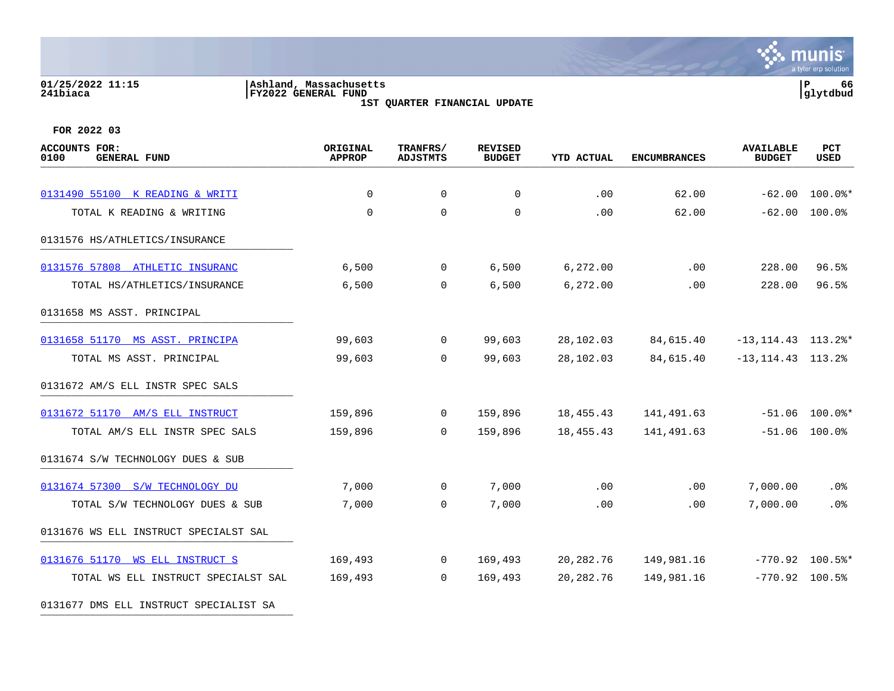01/25/2022 11:15 | Ashland, Massachusetts
241biaca | FY2022 GENERAL FUND | glytdbud

**1ST QUARTER FINANCIAL UPDATE**

**FOR 2022 03**

| ACCOUNTS FOR: 0100 GENERAL FUND | ORIGINAL APPROP | TRANFRS/ ADJSTMTS | REVISED BUDGET | YTD ACTUAL | ENCUMBRANCES | AVAILABLE BUDGET | PCT USED |
|---|---|---|---|---|---|---|---|
| 0131490 55100 K READING & WRITI | 0 | 0 | 0 | .00 | 62.00 | -62.00 | 100.0%* |
| TOTAL K READING & WRITING | 0 | 0 | 0 | .00 | 62.00 | -62.00 | 100.0% |
| 0131576 HS/ATHLETICS/INSURANCE | | | | | | | |
| 0131576 57808 ATHLETIC INSURANC | 6,500 | 0 | 6,500 | 6,272.00 | .00 | 228.00 | 96.5% |
| TOTAL HS/ATHLETICS/INSURANCE | 6,500 | 0 | 6,500 | 6,272.00 | .00 | 228.00 | 96.5% |
| 0131658 MS ASST. PRINCIPAL | | | | | | | |
| 0131658 51170 MS ASST. PRINCIPA | 99,603 | 0 | 99,603 | 28,102.03 | 84,615.40 | -13,114.43 | 113.2%* |
| TOTAL MS ASST. PRINCIPAL | 99,603 | 0 | 99,603 | 28,102.03 | 84,615.40 | -13,114.43 | 113.2% |
| 0131672 AM/S ELL INSTR SPEC SALS | | | | | | | |
| 0131672 51170 AM/S ELL INSTRUCT | 159,896 | 0 | 159,896 | 18,455.43 | 141,491.63 | -51.06 | 100.0%* |
| TOTAL AM/S ELL INSTR SPEC SALS | 159,896 | 0 | 159,896 | 18,455.43 | 141,491.63 | -51.06 | 100.0% |
| 0131674 S/W TECHNOLOGY DUES & SUB | | | | | | | |
| 0131674 57300 S/W TECHNOLOGY DU | 7,000 | 0 | 7,000 | .00 | .00 | 7,000.00 | .0% |
| TOTAL S/W TECHNOLOGY DUES & SUB | 7,000 | 0 | 7,000 | .00 | .00 | 7,000.00 | .0% |
| 0131676 WS ELL INSTRUCT SPECIALST SAL | | | | | | | |
| 0131676 51170 WS ELL INSTRUCT S | 169,493 | 0 | 169,493 | 20,282.76 | 149,981.16 | -770.92 | 100.5%* |
| TOTAL WS ELL INSTRUCT SPECIALST SAL | 169,493 | 0 | 169,493 | 20,282.76 | 149,981.16 | -770.92 | 100.5% |
| 0131677 DMS ELL INSTRUCT SPECIALIST SA | | | | | | | |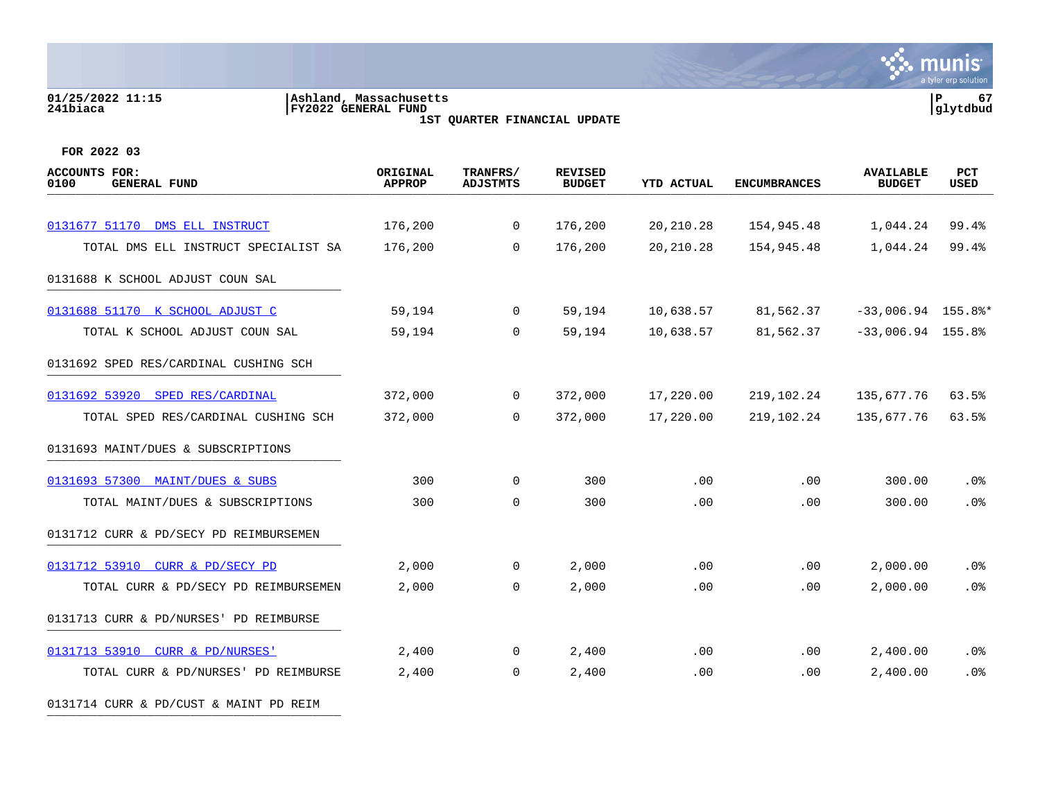01/25/2022 11:15
241biaca

Ashland, Massachusetts
FY2022 GENERAL FUND
1ST QUARTER FINANCIAL UPDATE

glytdbud

FOR 2022 03

| ACCOUNTS FOR: 0100 GENERAL FUND | ORIGINAL APPROP | TRANFRS/ ADJSTMTS | REVISED BUDGET | YTD ACTUAL | ENCUMBRANCES | AVAILABLE BUDGET | PCT USED |
|---|---|---|---|---|---|---|---|
| 0131677 51170 DMS ELL INSTRUCT | 176,200 | 0 | 176,200 | 20,210.28 | 154,945.48 | 1,044.24 | 99.4% |
| TOTAL DMS ELL INSTRUCT SPECIALIST SA | 176,200 | 0 | 176,200 | 20,210.28 | 154,945.48 | 1,044.24 | 99.4% |
| 0131688 K SCHOOL ADJUST COUN SAL | | | | | | | |
| 0131688 51170 K SCHOOL ADJUST C | 59,194 | 0 | 59,194 | 10,638.57 | 81,562.37 | -33,006.94 | 155.8%* |
| TOTAL K SCHOOL ADJUST COUN SAL | 59,194 | 0 | 59,194 | 10,638.57 | 81,562.37 | -33,006.94 | 155.8% |
| 0131692 SPED RES/CARDINAL CUSHING SCH | | | | | | | |
| 0131692 53920 SPED RES/CARDINAL | 372,000 | 0 | 372,000 | 17,220.00 | 219,102.24 | 135,677.76 | 63.5% |
| TOTAL SPED RES/CARDINAL CUSHING SCH | 372,000 | 0 | 372,000 | 17,220.00 | 219,102.24 | 135,677.76 | 63.5% |
| 0131693 MAINT/DUES & SUBSCRIPTIONS | | | | | | | |
| 0131693 57300 MAINT/DUES & SUBS | 300 | 0 | 300 | .00 | .00 | 300.00 | .0% |
| TOTAL MAINT/DUES & SUBSCRIPTIONS | 300 | 0 | 300 | .00 | .00 | 300.00 | .0% |
| 0131712 CURR & PD/SECY PD REIMBURSEMEN | | | | | | | |
| 0131712 53910 CURR & PD/SECY PD | 2,000 | 0 | 2,000 | .00 | .00 | 2,000.00 | .0% |
| TOTAL CURR & PD/SECY PD REIMBURSEMEN | 2,000 | 0 | 2,000 | .00 | .00 | 2,000.00 | .0% |
| 0131713 CURR & PD/NURSES' PD REIMBURSE | | | | | | | |
| 0131713 53910 CURR & PD/NURSES' | 2,400 | 0 | 2,400 | .00 | .00 | 2,400.00 | .0% |
| TOTAL CURR & PD/NURSES' PD REIMBURSE | 2,400 | 0 | 2,400 | .00 | .00 | 2,400.00 | .0% |
| 0131714 CURR & PD/CUST & MAINT PD REIM | | | | | | | |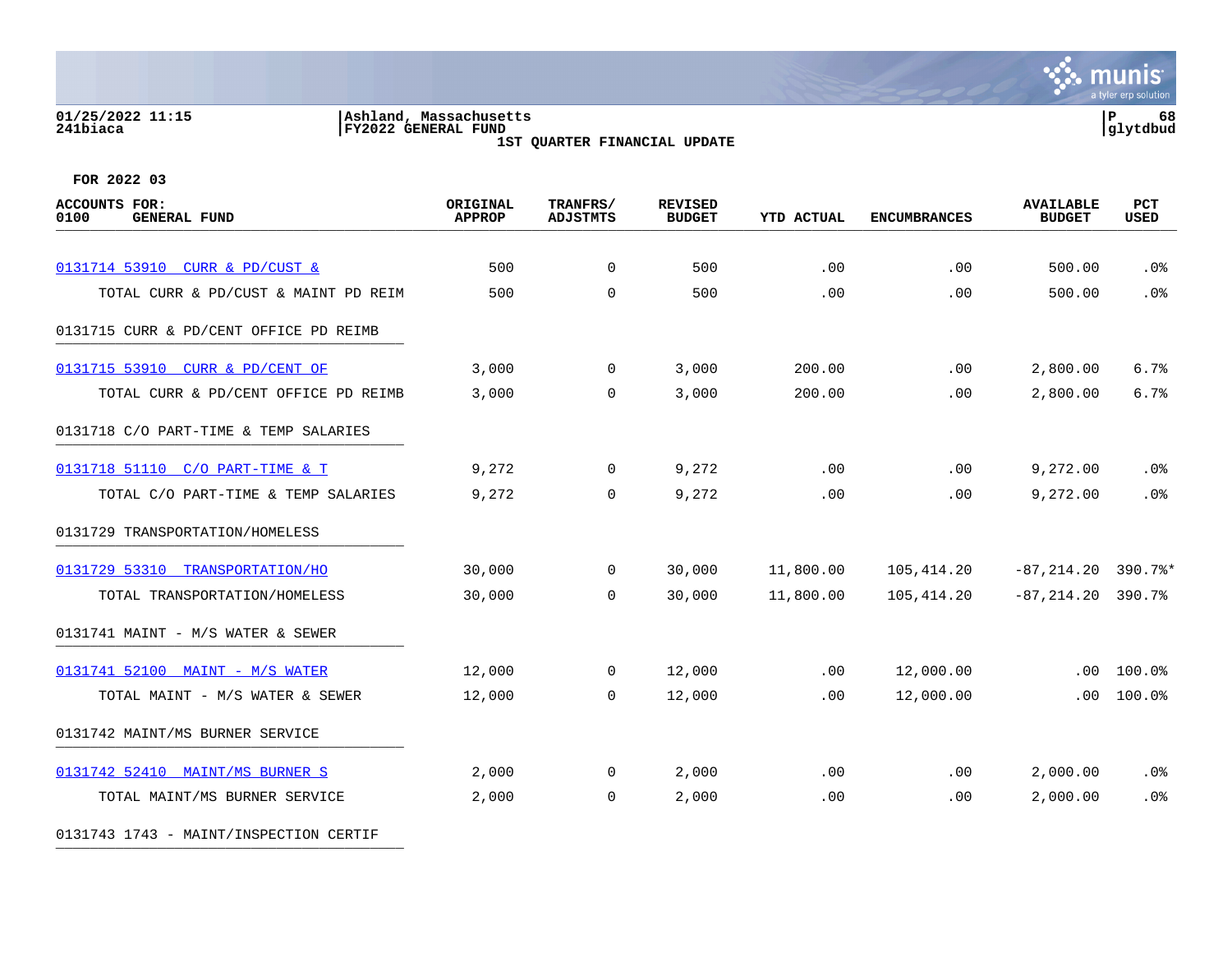01/25/2022 11:15
241biaca

Ashland, Massachusetts
FY2022 GENERAL FUND
1ST QUARTER FINANCIAL UPDATE

P 68
glytdbud

FOR 2022 03

| ACCOUNTS FOR: 0100 GENERAL FUND | ORIGINAL APPROP | TRANFRS/ ADJSTMTS | REVISED BUDGET | YTD ACTUAL | ENCUMBRANCES | AVAILABLE BUDGET | PCT USED |
|---|---|---|---|---|---|---|---|
| 0131714 53910 CURR & PD/CUST & | 500 | 0 | 500 | .00 | .00 | 500.00 | .0% |
| TOTAL CURR & PD/CUST & MAINT PD REIM | 500 | 0 | 500 | .00 | .00 | 500.00 | .0% |
| 0131715 CURR & PD/CENT OFFICE PD REIMB | | | | | | | |
| 0131715 53910 CURR & PD/CENT OF | 3,000 | 0 | 3,000 | 200.00 | .00 | 2,800.00 | 6.7% |
| TOTAL CURR & PD/CENT OFFICE PD REIMB | 3,000 | 0 | 3,000 | 200.00 | .00 | 2,800.00 | 6.7% |
| 0131718 C/O PART-TIME & TEMP SALARIES | | | | | | | |
| 0131718 51110 C/O PART-TIME & T | 9,272 | 0 | 9,272 | .00 | .00 | 9,272.00 | .0% |
| TOTAL C/O PART-TIME & TEMP SALARIES | 9,272 | 0 | 9,272 | .00 | .00 | 9,272.00 | .0% |
| 0131729 TRANSPORTATION/HOMELESS | | | | | | | |
| 0131729 53310 TRANSPORTATION/HO | 30,000 | 0 | 30,000 | 11,800.00 | 105,414.20 | -87,214.20 | 390.7%* |
| TOTAL TRANSPORTATION/HOMELESS | 30,000 | 0 | 30,000 | 11,800.00 | 105,414.20 | -87,214.20 | 390.7% |
| 0131741 MAINT - M/S WATER & SEWER | | | | | | | |
| 0131741 52100 MAINT - M/S WATER | 12,000 | 0 | 12,000 | .00 | 12,000.00 | .00 | 100.0% |
| TOTAL MAINT - M/S WATER & SEWER | 12,000 | 0 | 12,000 | .00 | 12,000.00 | .00 | 100.0% |
| 0131742 MAINT/MS BURNER SERVICE | | | | | | | |
| 0131742 52410 MAINT/MS BURNER S | 2,000 | 0 | 2,000 | .00 | .00 | 2,000.00 | .0% |
| TOTAL MAINT/MS BURNER SERVICE | 2,000 | 0 | 2,000 | .00 | .00 | 2,000.00 | .0% |
| 0131743 1743 - MAINT/INSPECTION CERTIF | | | | | | | |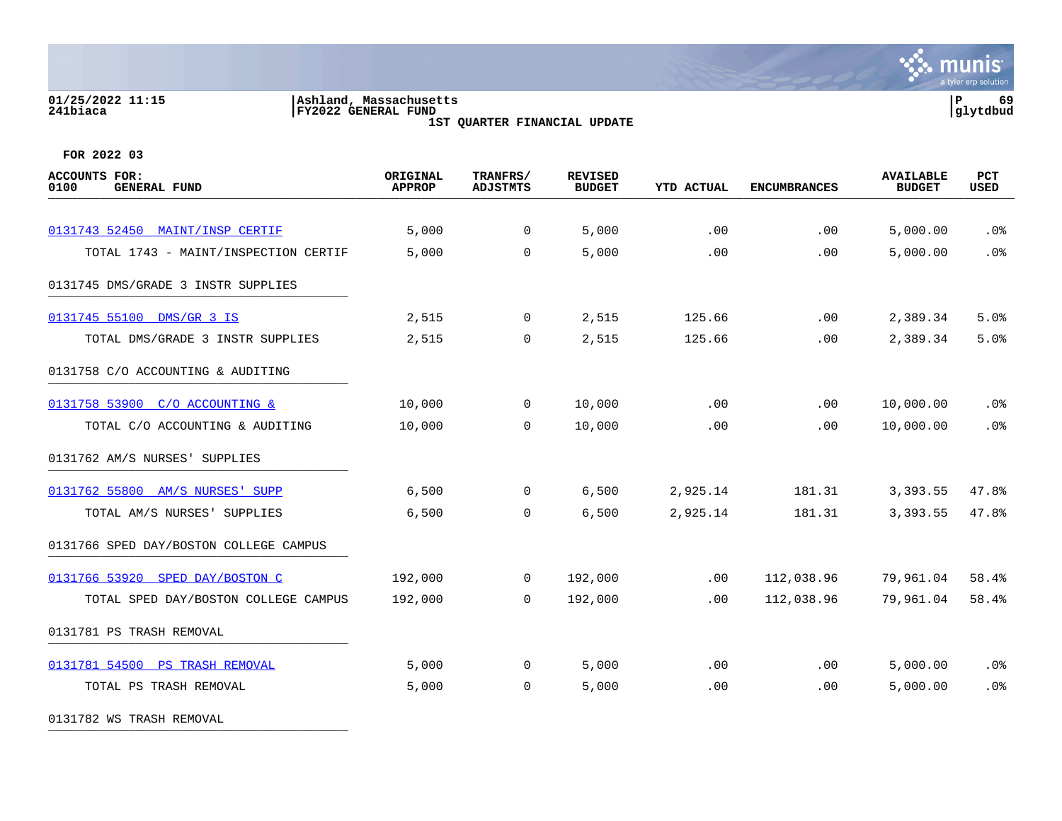FOR 2022 03

| ACCOUNTS FOR: 0100 GENERAL FUND | ORIGINAL APPROP | TRANFRS/ ADJSTMTS | REVISED BUDGET | YTD ACTUAL | ENCUMBRANCES | AVAILABLE BUDGET | PCT USED |
|---|---|---|---|---|---|---|---|
| 0131743 52450 MAINT/INSP CERTIF | 5,000 | 0 | 5,000 | .00 | .00 | 5,000.00 | .0% |
| TOTAL 1743 - MAINT/INSPECTION CERTIF | 5,000 | 0 | 5,000 | .00 | .00 | 5,000.00 | .0% |
| 0131745 DMS/GRADE 3 INSTR SUPPLIES | | | | | | | |
| 0131745 55100 DMS/GR 3 IS | 2,515 | 0 | 2,515 | 125.66 | .00 | 2,389.34 | 5.0% |
| TOTAL DMS/GRADE 3 INSTR SUPPLIES | 2,515 | 0 | 2,515 | 125.66 | .00 | 2,389.34 | 5.0% |
| 0131758 C/O ACCOUNTING & AUDITING | | | | | | | |
| 0131758 53900 C/O ACCOUNTING & | 10,000 | 0 | 10,000 | .00 | .00 | 10,000.00 | .0% |
| TOTAL C/O ACCOUNTING & AUDITING | 10,000 | 0 | 10,000 | .00 | .00 | 10,000.00 | .0% |
| 0131762 AM/S NURSES' SUPPLIES | | | | | | | |
| 0131762 55800 AM/S NURSES' SUPP | 6,500 | 0 | 6,500 | 2,925.14 | 181.31 | 3,393.55 | 47.8% |
| TOTAL AM/S NURSES' SUPPLIES | 6,500 | 0 | 6,500 | 2,925.14 | 181.31 | 3,393.55 | 47.8% |
| 0131766 SPED DAY/BOSTON COLLEGE CAMPUS | | | | | | | |
| 0131766 53920 SPED DAY/BOSTON C | 192,000 | 0 | 192,000 | .00 | 112,038.96 | 79,961.04 | 58.4% |
| TOTAL SPED DAY/BOSTON COLLEGE CAMPUS | 192,000 | 0 | 192,000 | .00 | 112,038.96 | 79,961.04 | 58.4% |
| 0131781 PS TRASH REMOVAL | | | | | | | |
| 0131781 54500 PS TRASH REMOVAL | 5,000 | 0 | 5,000 | .00 | .00 | 5,000.00 | .0% |
| TOTAL PS TRASH REMOVAL | 5,000 | 0 | 5,000 | .00 | .00 | 5,000.00 | .0% |
| 0131782 WS TRASH REMOVAL | | | | | | | |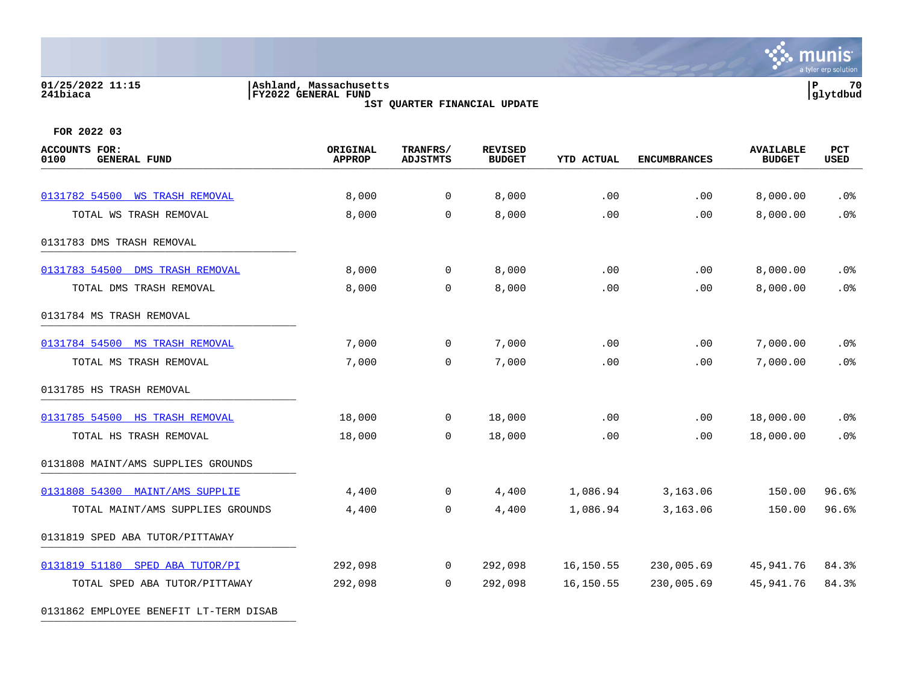**FOR 2022 03**

| ACCOUNTS FOR: 0100 GENERAL FUND | ORIGINAL APPROP | TRANFRS/ ADJSTMTS | REVISED BUDGET | YTD ACTUAL | ENCUMBRANCES | AVAILABLE BUDGET | PCT USED |
|---|---|---|---|---|---|---|---|
| 0131782 54500 WS TRASH REMOVAL | 8,000 | 0 | 8,000 | .00 | .00 | 8,000.00 | .0% |
| TOTAL WS TRASH REMOVAL | 8,000 | 0 | 8,000 | .00 | .00 | 8,000.00 | .0% |
| 0131783 DMS TRASH REMOVAL | | | | | | | |
| 0131783 54500 DMS TRASH REMOVAL | 8,000 | 0 | 8,000 | .00 | .00 | 8,000.00 | .0% |
| TOTAL DMS TRASH REMOVAL | 8,000 | 0 | 8,000 | .00 | .00 | 8,000.00 | .0% |
| 0131784 MS TRASH REMOVAL | | | | | | | |
| 0131784 54500 MS TRASH REMOVAL | 7,000 | 0 | 7,000 | .00 | .00 | 7,000.00 | .0% |
| TOTAL MS TRASH REMOVAL | 7,000 | 0 | 7,000 | .00 | .00 | 7,000.00 | .0% |
| 0131785 HS TRASH REMOVAL | | | | | | | |
| 0131785 54500 HS TRASH REMOVAL | 18,000 | 0 | 18,000 | .00 | .00 | 18,000.00 | .0% |
| TOTAL HS TRASH REMOVAL | 18,000 | 0 | 18,000 | .00 | .00 | 18,000.00 | .0% |
| 0131808 MAINT/AMS SUPPLIES GROUNDS | | | | | | | |
| 0131808 54300 MAINT/AMS SUPPLIE | 4,400 | 0 | 4,400 | 1,086.94 | 3,163.06 | 150.00 | 96.6% |
| TOTAL MAINT/AMS SUPPLIES GROUNDS | 4,400 | 0 | 4,400 | 1,086.94 | 3,163.06 | 150.00 | 96.6% |
| 0131819 SPED ABA TUTOR/PITTAWAY | | | | | | | |
| 0131819 51180 SPED ABA TUTOR/PI | 292,098 | 0 | 292,098 | 16,150.55 | 230,005.69 | 45,941.76 | 84.3% |
| TOTAL SPED ABA TUTOR/PITTAWAY | 292,098 | 0 | 292,098 | 16,150.55 | 230,005.69 | 45,941.76 | 84.3% |
| 0131862 EMPLOYEE BENEFIT LT-TERM DISAB | | | | | | | |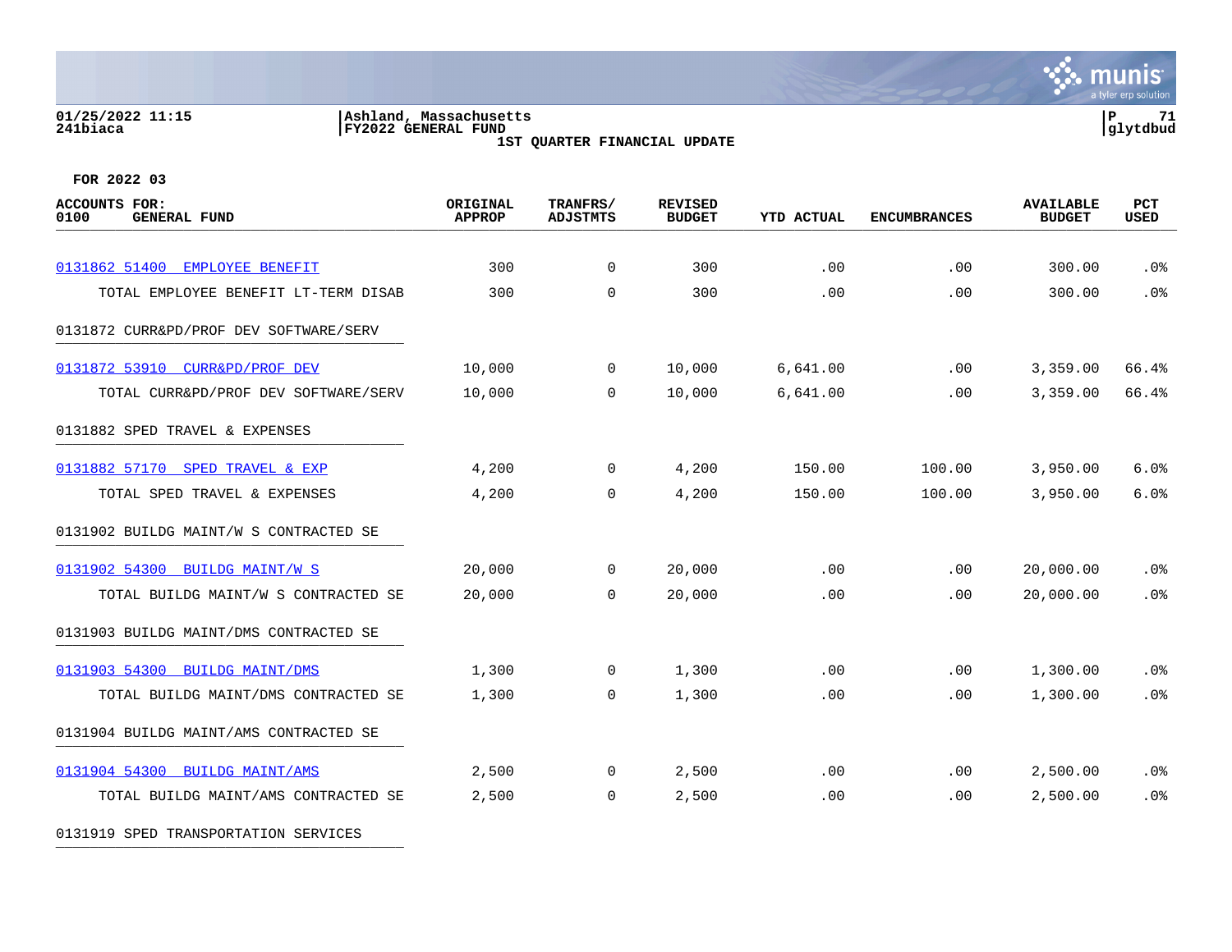01/25/2022 11:15 | Ashland, Massachusetts | P 71
241biaca | FY2022 GENERAL FUND | glytdbud

**1ST QUARTER FINANCIAL UPDATE**

**FOR 2022 03**

| ACCOUNTS FOR: 0100 GENERAL FUND | ORIGINAL APPROP | TRANFRS/ ADJSTMTS | REVISED BUDGET | YTD ACTUAL | ENCUMBRANCES | AVAILABLE BUDGET | PCT USED |
|---|---|---|---|---|---|---|---|
| 0131862 51400 EMPLOYEE BENEFIT | 300 | 0 | 300 | .00 | .00 | 300.00 | .0% |
| TOTAL EMPLOYEE BENEFIT LT-TERM DISAB | 300 | 0 | 300 | .00 | .00 | 300.00 | .0% |
| 0131872 CURR&PD/PROF DEV SOFTWARE/SERV | | | | | | | |
| 0131872 53910 CURR&PD/PROF DEV | 10,000 | 0 | 10,000 | 6,641.00 | .00 | 3,359.00 | 66.4% |
| TOTAL CURR&PD/PROF DEV SOFTWARE/SERV | 10,000 | 0 | 10,000 | 6,641.00 | .00 | 3,359.00 | 66.4% |
| 0131882 SPED TRAVEL & EXPENSES | | | | | | | |
| 0131882 57170 SPED TRAVEL & EXP | 4,200 | 0 | 4,200 | 150.00 | 100.00 | 3,950.00 | 6.0% |
| TOTAL SPED TRAVEL & EXPENSES | 4,200 | 0 | 4,200 | 150.00 | 100.00 | 3,950.00 | 6.0% |
| 0131902 BUILDG MAINT/W S CONTRACTED SE | | | | | | | |
| 0131902 54300 BUILDG MAINT/W S | 20,000 | 0 | 20,000 | .00 | .00 | 20,000.00 | .0% |
| TOTAL BUILDG MAINT/W S CONTRACTED SE | 20,000 | 0 | 20,000 | .00 | .00 | 20,000.00 | .0% |
| 0131903 BUILDG MAINT/DMS CONTRACTED SE | | | | | | | |
| 0131903 54300 BUILDG MAINT/DMS | 1,300 | 0 | 1,300 | .00 | .00 | 1,300.00 | .0% |
| TOTAL BUILDG MAINT/DMS CONTRACTED SE | 1,300 | 0 | 1,300 | .00 | .00 | 1,300.00 | .0% |
| 0131904 BUILDG MAINT/AMS CONTRACTED SE | | | | | | | |
| 0131904 54300 BUILDG MAINT/AMS | 2,500 | 0 | 2,500 | .00 | .00 | 2,500.00 | .0% |
| TOTAL BUILDG MAINT/AMS CONTRACTED SE | 2,500 | 0 | 2,500 | .00 | .00 | 2,500.00 | .0% |
| 0131919 SPED TRANSPORTATION SERVICES | | | | | | | |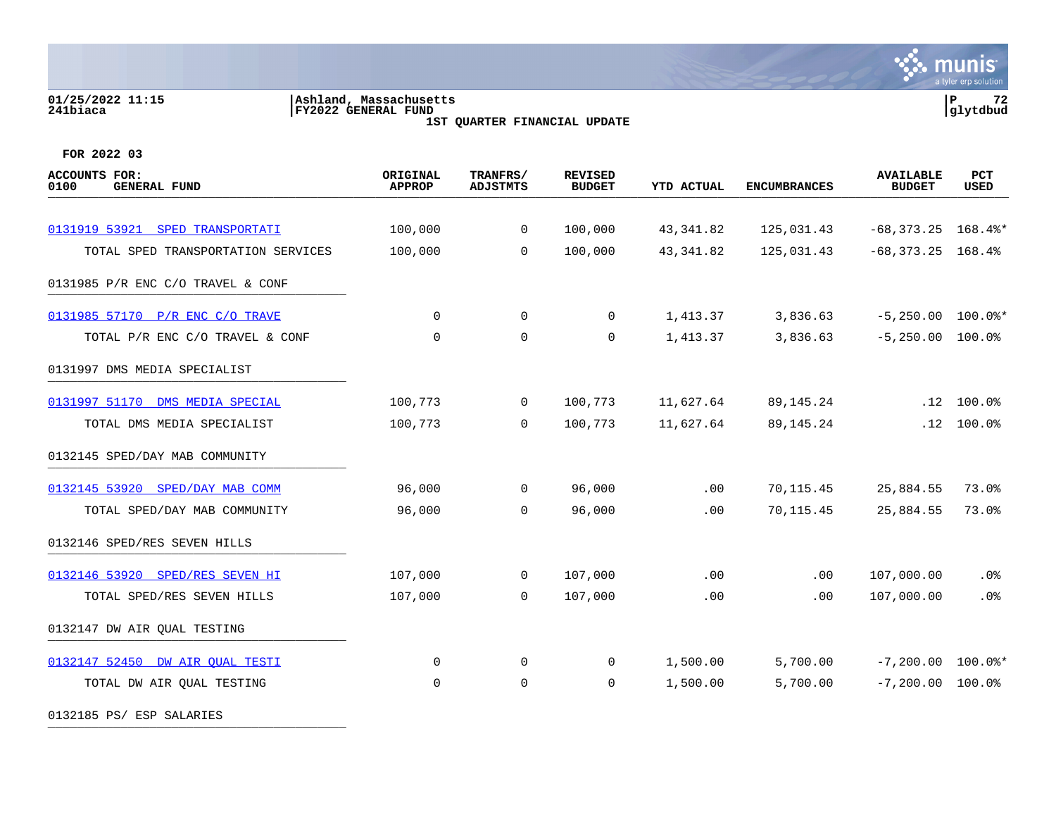01/25/2022 11:15 | Ashland, Massachusetts
241biaca | FY2022 GENERAL FUND | glytdbud

1ST QUARTER FINANCIAL UPDATE

FOR 2022 03

| ACCOUNTS FOR: 0100 GENERAL FUND | ORIGINAL APPROP | TRANFRS/ ADJSTMTS | REVISED BUDGET | YTD ACTUAL | ENCUMBRANCES | AVAILABLE BUDGET | PCT USED |
|---|---|---|---|---|---|---|---|
| 0131919 53921 SPED TRANSPORTATI | 100,000 | 0 | 100,000 | 43,341.82 | 125,031.43 | -68,373.25 | 168.4%* |
| TOTAL SPED TRANSPORTATION SERVICES | 100,000 | 0 | 100,000 | 43,341.82 | 125,031.43 | -68,373.25 | 168.4% |
| **0131985 P/R ENC C/O TRAVEL & CONF** | | | | | | | |
| 0131985 57170 P/R ENC C/O TRAVE | 0 | 0 | 0 | 1,413.37 | 3,836.63 | -5,250.00 | 100.0%* |
| TOTAL P/R ENC C/O TRAVEL & CONF | 0 | 0 | 0 | 1,413.37 | 3,836.63 | -5,250.00 | 100.0% |
| **0131997 DMS MEDIA SPECIALIST** | | | | | | | |
| 0131997 51170 DMS MEDIA SPECIAL | 100,773 | 0 | 100,773 | 11,627.64 | 89,145.24 | .12 | 100.0% |
| TOTAL DMS MEDIA SPECIALIST | 100,773 | 0 | 100,773 | 11,627.64 | 89,145.24 | .12 | 100.0% |
| **0132145 SPED/DAY MAB COMMUNITY** | | | | | | | |
| 0132145 53920 SPED/DAY MAB COMM | 96,000 | 0 | 96,000 | .00 | 70,115.45 | 25,884.55 | 73.0% |
| TOTAL SPED/DAY MAB COMMUNITY | 96,000 | 0 | 96,000 | .00 | 70,115.45 | 25,884.55 | 73.0% |
| **0132146 SPED/RES SEVEN HILLS** | | | | | | | |
| 0132146 53920 SPED/RES SEVEN HI | 107,000 | 0 | 107,000 | .00 | .00 | 107,000.00 | .0% |
| TOTAL SPED/RES SEVEN HILLS | 107,000 | 0 | 107,000 | .00 | .00 | 107,000.00 | .0% |
| **0132147 DW AIR QUAL TESTING** | | | | | | | |
| 0132147 52450 DW AIR QUAL TESTI | 0 | 0 | 0 | 1,500.00 | 5,700.00 | -7,200.00 | 100.0%* |
| TOTAL DW AIR QUAL TESTING | 0 | 0 | 0 | 1,500.00 | 5,700.00 | -7,200.00 | 100.0% |
| **0132185 PS/ ESP SALARIES** | | | | | | | |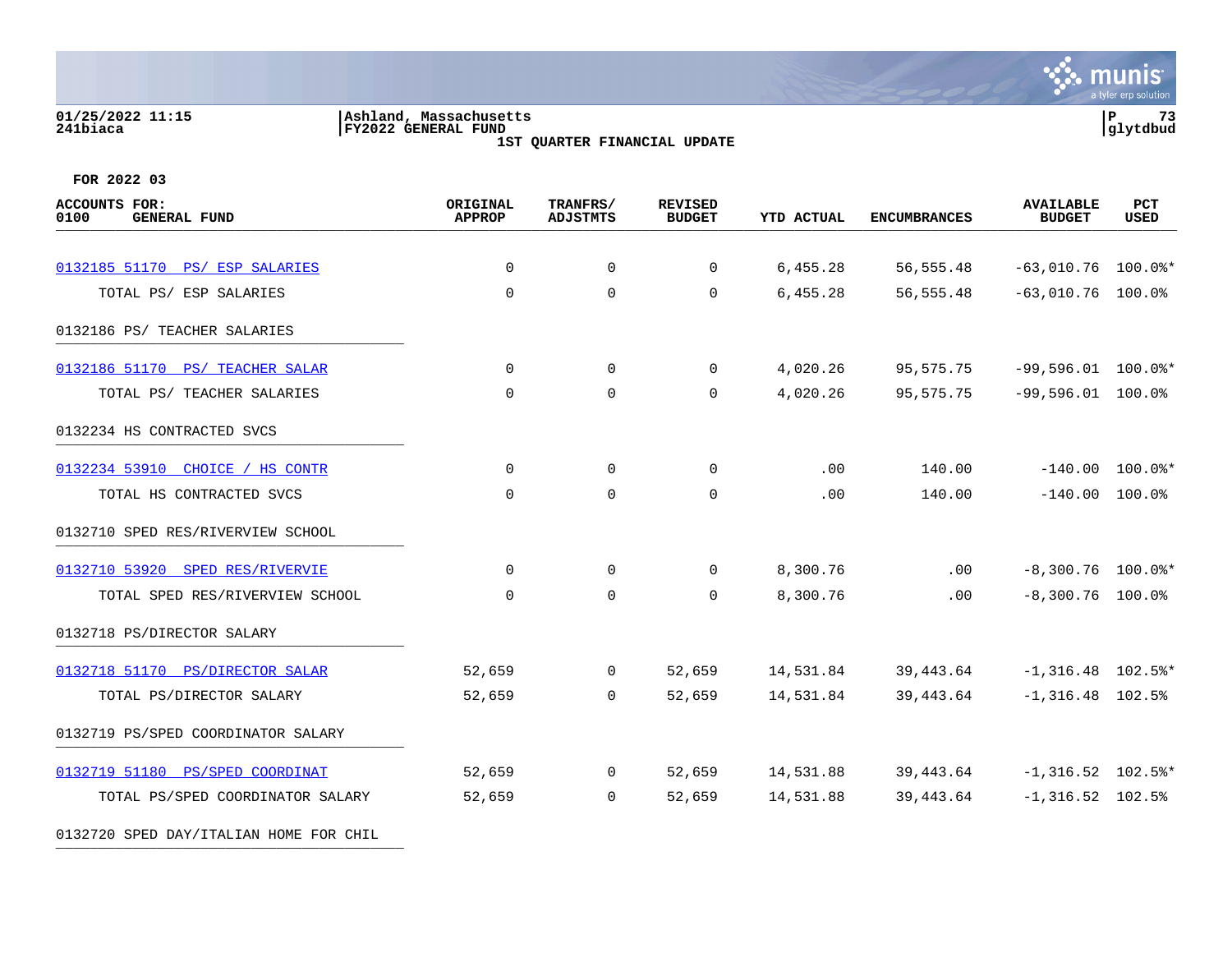Ashland, Massachusetts
FY2022 GENERAL FUND
1ST QUARTER FINANCIAL UPDATE

01/25/2022 11:15
241biaca

glytdbud

FOR 2022 03

| ACCOUNTS FOR: 0100 GENERAL FUND | ORIGINAL APPROP | TRANFRS/ ADJSTMTS | REVISED BUDGET | YTD ACTUAL | ENCUMBRANCES | AVAILABLE BUDGET | PCT USED |
|---|---|---|---|---|---|---|---|
| 0132185 51170 PS/ ESP SALARIES | 0 | 0 | 0 | 6,455.28 | 56,555.48 | -63,010.76 | 100.0%* |
| TOTAL PS/ ESP SALARIES | 0 | 0 | 0 | 6,455.28 | 56,555.48 | -63,010.76 | 100.0% |
| 0132186 PS/ TEACHER SALARIES | | | | | | | |
| 0132186 51170 PS/ TEACHER SALAR | 0 | 0 | 0 | 4,020.26 | 95,575.75 | -99,596.01 | 100.0%* |
| TOTAL PS/ TEACHER SALARIES | 0 | 0 | 0 | 4,020.26 | 95,575.75 | -99,596.01 | 100.0% |
| 0132234 HS CONTRACTED SVCS | | | | | | | |
| 0132234 53910 CHOICE / HS CONTR | 0 | 0 | 0 | .00 | 140.00 | -140.00 | 100.0%* |
| TOTAL HS CONTRACTED SVCS | 0 | 0 | 0 | .00 | 140.00 | -140.00 | 100.0% |
| 0132710 SPED RES/RIVERVIEW SCHOOL | | | | | | | |
| 0132710 53920 SPED RES/RIVERVIE | 0 | 0 | 0 | 8,300.76 | .00 | -8,300.76 | 100.0%* |
| TOTAL SPED RES/RIVERVIEW SCHOOL | 0 | 0 | 0 | 8,300.76 | .00 | -8,300.76 | 100.0% |
| 0132718 PS/DIRECTOR SALARY | | | | | | | |
| 0132718 51170 PS/DIRECTOR SALAR | 52,659 | 0 | 52,659 | 14,531.84 | 39,443.64 | -1,316.48 | 102.5%* |
| TOTAL PS/DIRECTOR SALARY | 52,659 | 0 | 52,659 | 14,531.84 | 39,443.64 | -1,316.48 | 102.5% |
| 0132719 PS/SPED COORDINATOR SALARY | | | | | | | |
| 0132719 51180 PS/SPED COORDINAT | 52,659 | 0 | 52,659 | 14,531.88 | 39,443.64 | -1,316.52 | 102.5%* |
| TOTAL PS/SPED COORDINATOR SALARY | 52,659 | 0 | 52,659 | 14,531.88 | 39,443.64 | -1,316.52 | 102.5% |
| 0132720 SPED DAY/ITALIAN HOME FOR CHIL | | | | | | | |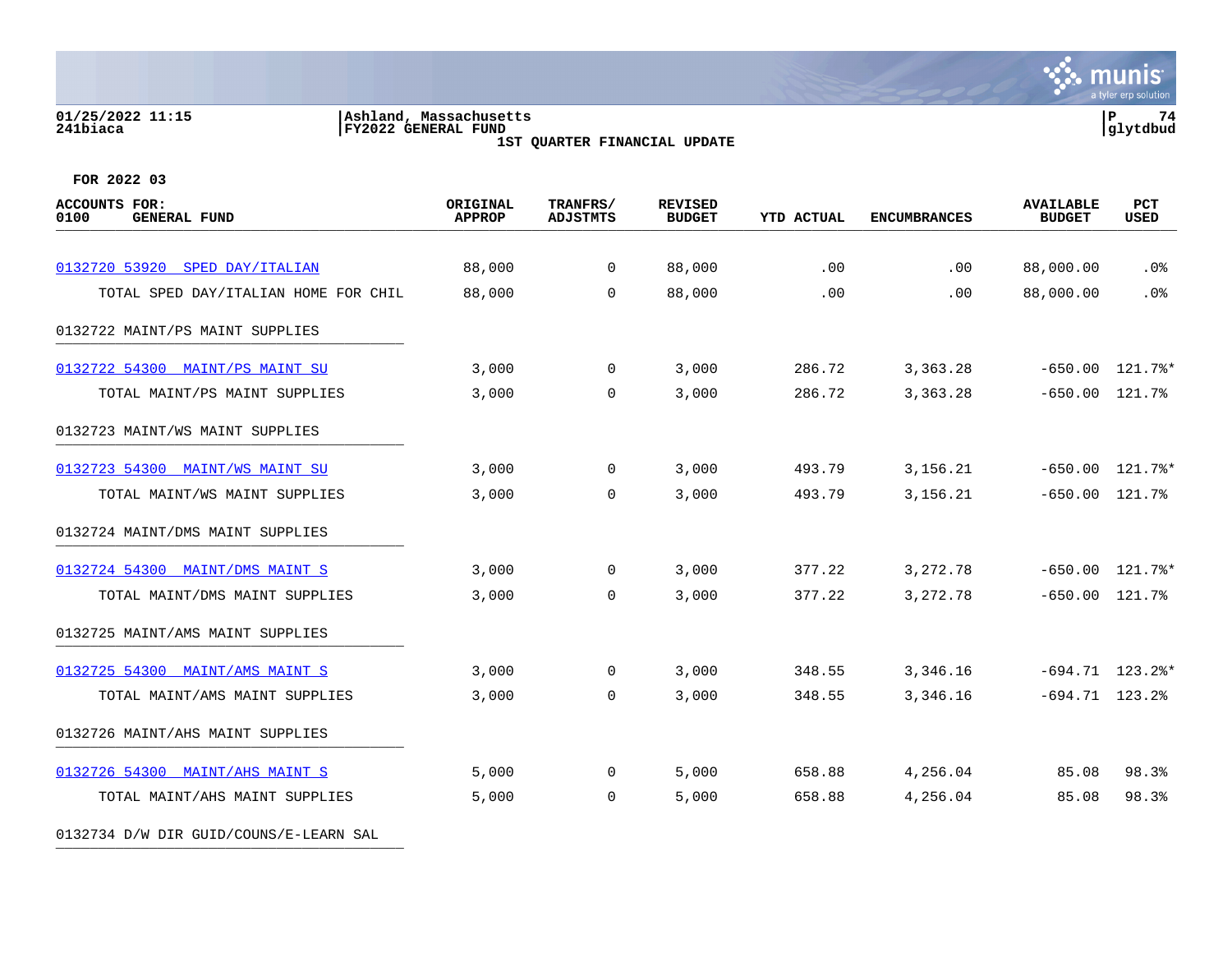Ashland, Massachusetts
FY2022 GENERAL FUND
1ST QUARTER FINANCIAL UPDATE

FOR 2022 03

| ACCOUNTS FOR: 0100 GENERAL FUND | ORIGINAL APPROP | TRANFRS/ ADJSTMTS | REVISED BUDGET | YTD ACTUAL | ENCUMBRANCES | AVAILABLE BUDGET | PCT USED |
|---|---|---|---|---|---|---|---|
| 0132720 53920 SPED DAY/ITALIAN | 88,000 | 0 | 88,000 | .00 | .00 | 88,000.00 | .0% |
| TOTAL SPED DAY/ITALIAN HOME FOR CHIL | 88,000 | 0 | 88,000 | .00 | .00 | 88,000.00 | .0% |
| 0132722 MAINT/PS MAINT SUPPLIES | | | | | | | |
| 0132722 54300 MAINT/PS MAINT SU | 3,000 | 0 | 3,000 | 286.72 | 3,363.28 | -650.00 | 121.7%* |
| TOTAL MAINT/PS MAINT SUPPLIES | 3,000 | 0 | 3,000 | 286.72 | 3,363.28 | -650.00 | 121.7% |
| 0132723 MAINT/WS MAINT SUPPLIES | | | | | | | |
| 0132723 54300 MAINT/WS MAINT SU | 3,000 | 0 | 3,000 | 493.79 | 3,156.21 | -650.00 | 121.7%* |
| TOTAL MAINT/WS MAINT SUPPLIES | 3,000 | 0 | 3,000 | 493.79 | 3,156.21 | -650.00 | 121.7% |
| 0132724 MAINT/DMS MAINT SUPPLIES | | | | | | | |
| 0132724 54300 MAINT/DMS MAINT S | 3,000 | 0 | 3,000 | 377.22 | 3,272.78 | -650.00 | 121.7%* |
| TOTAL MAINT/DMS MAINT SUPPLIES | 3,000 | 0 | 3,000 | 377.22 | 3,272.78 | -650.00 | 121.7% |
| 0132725 MAINT/AMS MAINT SUPPLIES | | | | | | | |
| 0132725 54300 MAINT/AMS MAINT S | 3,000 | 0 | 3,000 | 348.55 | 3,346.16 | -694.71 | 123.2%* |
| TOTAL MAINT/AMS MAINT SUPPLIES | 3,000 | 0 | 3,000 | 348.55 | 3,346.16 | -694.71 | 123.2% |
| 0132726 MAINT/AHS MAINT SUPPLIES | | | | | | | |
| 0132726 54300 MAINT/AHS MAINT S | 5,000 | 0 | 5,000 | 658.88 | 4,256.04 | 85.08 | 98.3% |
| TOTAL MAINT/AHS MAINT SUPPLIES | 5,000 | 0 | 5,000 | 658.88 | 4,256.04 | 85.08 | 98.3% |
| 0132734 D/W DIR GUID/COUNS/E-LEARN SAL | | | | | | | |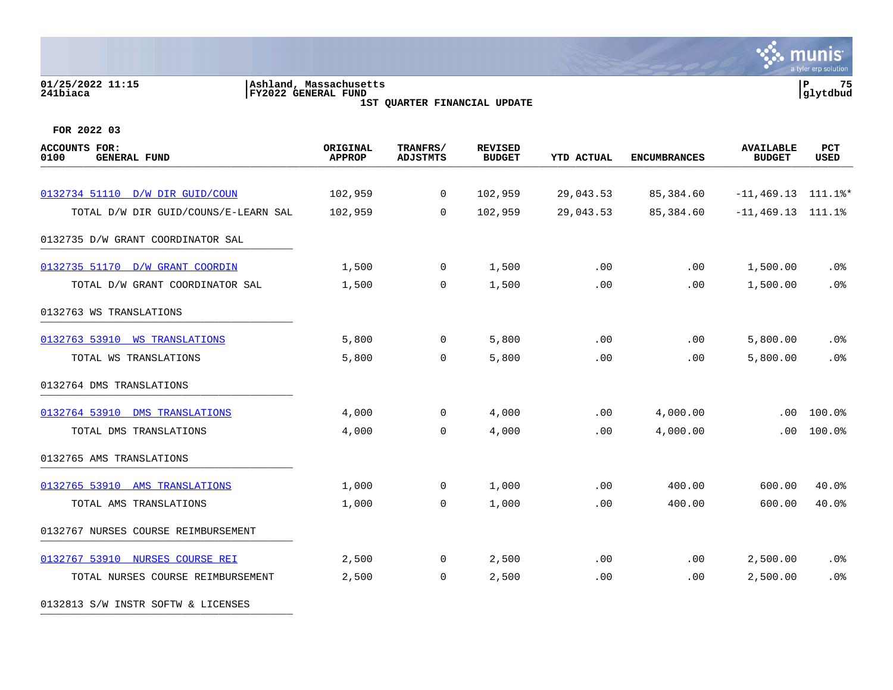01/25/2022 11:15 | Ashland, Massachusetts
241biaca | FY2022 GENERAL FUND

1ST QUARTER FINANCIAL UPDATE

FOR 2022 03

| ACCOUNTS FOR: 0100 GENERAL FUND | ORIGINAL APPROP | TRANFRS/ ADJSTMTS | REVISED BUDGET | YTD ACTUAL | ENCUMBRANCES | AVAILABLE BUDGET | PCT USED |
|---|---|---|---|---|---|---|---|
| 0132734 51110 D/W DIR GUID/COUN | 102,959 | 0 | 102,959 | 29,043.53 | 85,384.60 | -11,469.13 | 111.1%* |
| TOTAL D/W DIR GUID/COUNS/E-LEARN SAL | 102,959 | 0 | 102,959 | 29,043.53 | 85,384.60 | -11,469.13 | 111.1% |
| 0132735 D/W GRANT COORDINATOR SAL | | | | | | | |
| 0132735 51170 D/W GRANT COORDIN | 1,500 | 0 | 1,500 | .00 | .00 | 1,500.00 | .0% |
| TOTAL D/W GRANT COORDINATOR SAL | 1,500 | 0 | 1,500 | .00 | .00 | 1,500.00 | .0% |
| 0132763 WS TRANSLATIONS | | | | | | | |
| 0132763 53910 WS TRANSLATIONS | 5,800 | 0 | 5,800 | .00 | .00 | 5,800.00 | .0% |
| TOTAL WS TRANSLATIONS | 5,800 | 0 | 5,800 | .00 | .00 | 5,800.00 | .0% |
| 0132764 DMS TRANSLATIONS | | | | | | | |
| 0132764 53910 DMS TRANSLATIONS | 4,000 | 0 | 4,000 | .00 | 4,000.00 | .00 | 100.0% |
| TOTAL DMS TRANSLATIONS | 4,000 | 0 | 4,000 | .00 | 4,000.00 | .00 | 100.0% |
| 0132765 AMS TRANSLATIONS | | | | | | | |
| 0132765 53910 AMS TRANSLATIONS | 1,000 | 0 | 1,000 | .00 | 400.00 | 600.00 | 40.0% |
| TOTAL AMS TRANSLATIONS | 1,000 | 0 | 1,000 | .00 | 400.00 | 600.00 | 40.0% |
| 0132767 NURSES COURSE REIMBURSEMENT | | | | | | | |
| 0132767 53910 NURSES COURSE REI | 2,500 | 0 | 2,500 | .00 | .00 | 2,500.00 | .0% |
| TOTAL NURSES COURSE REIMBURSEMENT | 2,500 | 0 | 2,500 | .00 | .00 | 2,500.00 | .0% |
| 0132813 S/W INSTR SOFTW & LICENSES | | | | | | | |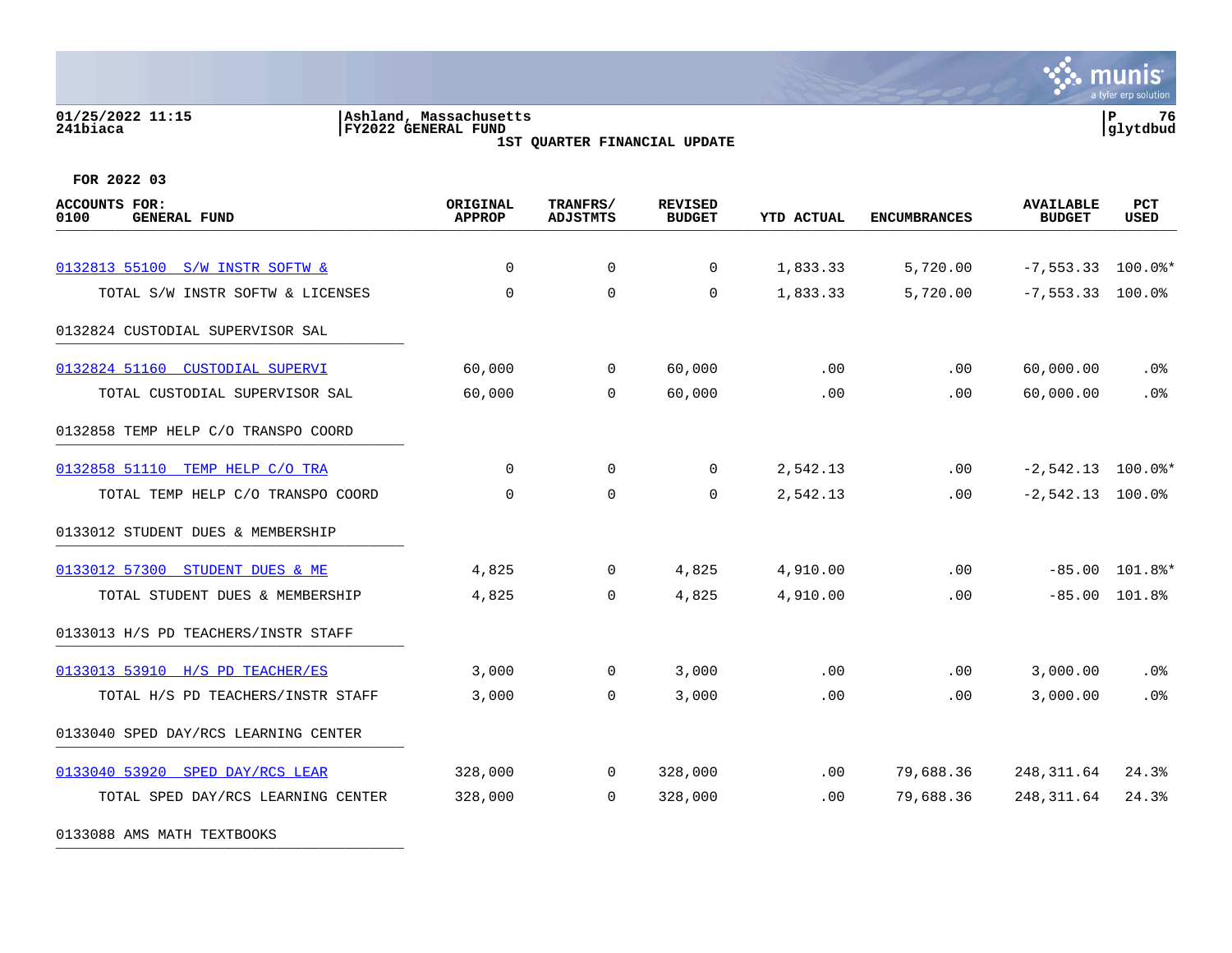01/25/2022 11:15 | Ashland, Massachusetts | P 76
241biaca | FY2022 GENERAL FUND | glytdbud

1ST QUARTER FINANCIAL UPDATE

FOR 2022 03

| ACCOUNTS FOR: 0100 GENERAL FUND | ORIGINAL APPROP | TRANFRS/ ADJSTMTS | REVISED BUDGET | YTD ACTUAL | ENCUMBRANCES | AVAILABLE BUDGET | PCT USED |
|---|---|---|---|---|---|---|---|
| 0132813 55100 S/W INSTR SOFTW & | 0 | 0 | 0 | 1,833.33 | 5,720.00 | -7,553.33 | 100.0%* |
| TOTAL S/W INSTR SOFTW & LICENSES | 0 | 0 | 0 | 1,833.33 | 5,720.00 | -7,553.33 | 100.0% |
| 0132824 CUSTODIAL SUPERVISOR SAL | | | | | | | |
| 0132824 51160 CUSTODIAL SUPERVI | 60,000 | 0 | 60,000 | .00 | .00 | 60,000.00 | .0% |
| TOTAL CUSTODIAL SUPERVISOR SAL | 60,000 | 0 | 60,000 | .00 | .00 | 60,000.00 | .0% |
| 0132858 TEMP HELP C/O TRANSPO COORD | | | | | | | |
| 0132858 51110 TEMP HELP C/O TRA | 0 | 0 | 0 | 2,542.13 | .00 | -2,542.13 | 100.0%* |
| TOTAL TEMP HELP C/O TRANSPO COORD | 0 | 0 | 0 | 2,542.13 | .00 | -2,542.13 | 100.0% |
| 0133012 STUDENT DUES & MEMBERSHIP | | | | | | | |
| 0133012 57300 STUDENT DUES & ME | 4,825 | 0 | 4,825 | 4,910.00 | .00 | -85.00 | 101.8%* |
| TOTAL STUDENT DUES & MEMBERSHIP | 4,825 | 0 | 4,825 | 4,910.00 | .00 | -85.00 | 101.8% |
| 0133013 H/S PD TEACHERS/INSTR STAFF | | | | | | | |
| 0133013 53910 H/S PD TEACHER/ES | 3,000 | 0 | 3,000 | .00 | .00 | 3,000.00 | .0% |
| TOTAL H/S PD TEACHERS/INSTR STAFF | 3,000 | 0 | 3,000 | .00 | .00 | 3,000.00 | .0% |
| 0133040 SPED DAY/RCS LEARNING CENTER | | | | | | | |
| 0133040 53920 SPED DAY/RCS LEAR | 328,000 | 0 | 328,000 | .00 | 79,688.36 | 248,311.64 | 24.3% |
| TOTAL SPED DAY/RCS LEARNING CENTER | 328,000 | 0 | 328,000 | .00 | 79,688.36 | 248,311.64 | 24.3% |
| 0133088 AMS MATH TEXTBOOKS | | | | | | | |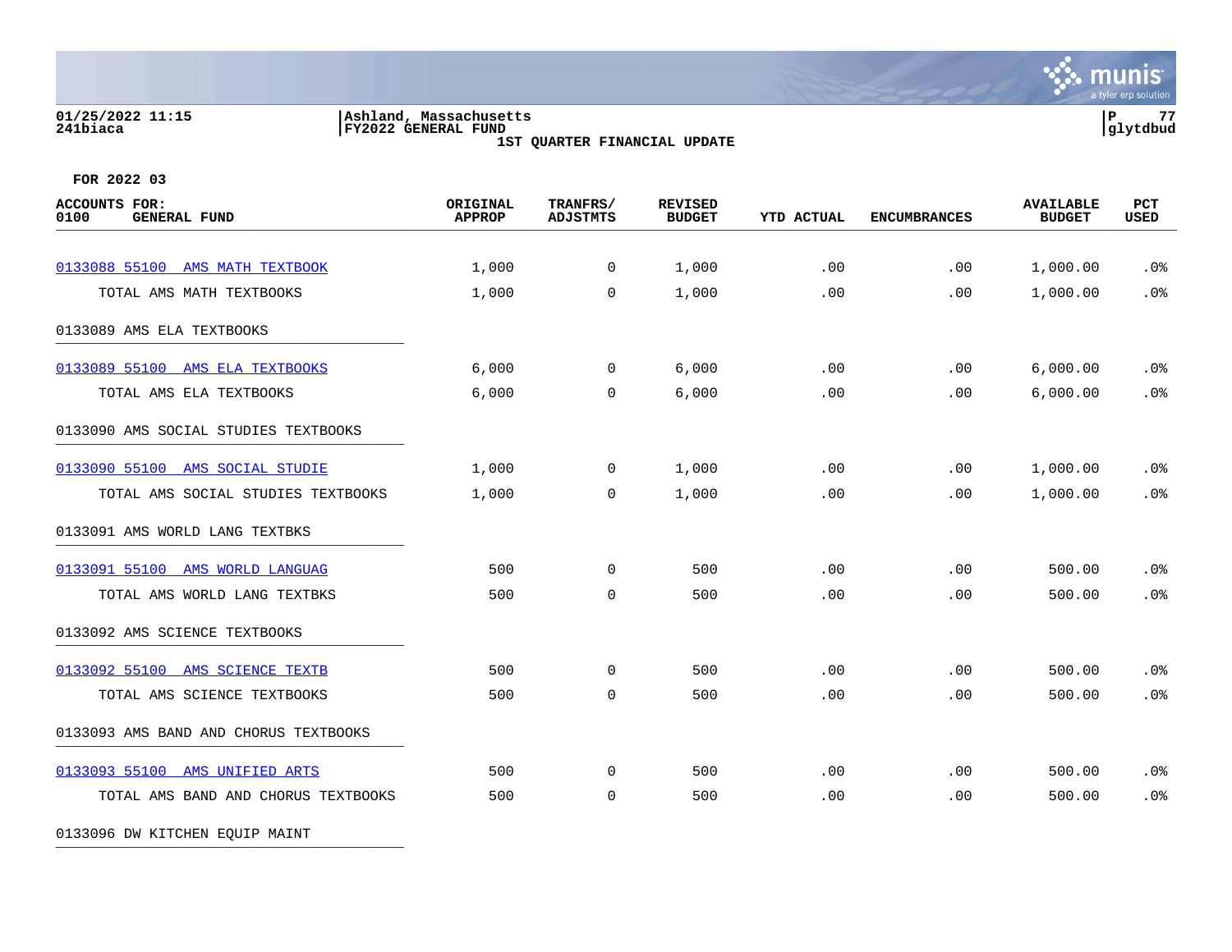Ashland, Massachusetts
FY2022 GENERAL FUND
1ST QUARTER FINANCIAL UPDATE

FOR 2022 03

| ACCOUNTS FOR: 0100 GENERAL FUND | ORIGINAL APPROP | TRANFRS/ ADJSTMTS | REVISED BUDGET | YTD ACTUAL | ENCUMBRANCES | AVAILABLE BUDGET | PCT USED |
|---|---|---|---|---|---|---|---|
| 0133088 55100 AMS MATH TEXTBOOK | 1,000 | 0 | 1,000 | .00 | .00 | 1,000.00 | .0% |
| TOTAL AMS MATH TEXTBOOKS | 1,000 | 0 | 1,000 | .00 | .00 | 1,000.00 | .0% |
| 0133089 AMS ELA TEXTBOOKS | | | | | | | |
| 0133089 55100 AMS ELA TEXTBOOKS | 6,000 | 0 | 6,000 | .00 | .00 | 6,000.00 | .0% |
| TOTAL AMS ELA TEXTBOOKS | 6,000 | 0 | 6,000 | .00 | .00 | 6,000.00 | .0% |
| 0133090 AMS SOCIAL STUDIES TEXTBOOKS | | | | | | | |
| 0133090 55100 AMS SOCIAL STUDIE | 1,000 | 0 | 1,000 | .00 | .00 | 1,000.00 | .0% |
| TOTAL AMS SOCIAL STUDIES TEXTBOOKS | 1,000 | 0 | 1,000 | .00 | .00 | 1,000.00 | .0% |
| 0133091 AMS WORLD LANG TEXTBKS | | | | | | | |
| 0133091 55100 AMS WORLD LANGUAG | 500 | 0 | 500 | .00 | .00 | 500.00 | .0% |
| TOTAL AMS WORLD LANG TEXTBKS | 500 | 0 | 500 | .00 | .00 | 500.00 | .0% |
| 0133092 AMS SCIENCE TEXTBOOKS | | | | | | | |
| 0133092 55100 AMS SCIENCE TEXTB | 500 | 0 | 500 | .00 | .00 | 500.00 | .0% |
| TOTAL AMS SCIENCE TEXTBOOKS | 500 | 0 | 500 | .00 | .00 | 500.00 | .0% |
| 0133093 AMS BAND AND CHORUS TEXTBOOKS | | | | | | | |
| 0133093 55100 AMS UNIFIED ARTS | 500 | 0 | 500 | .00 | .00 | 500.00 | .0% |
| TOTAL AMS BAND AND CHORUS TEXTBOOKS | 500 | 0 | 500 | .00 | .00 | 500.00 | .0% |
| 0133096 DW KITCHEN EQUIP MAINT | | | | | | | |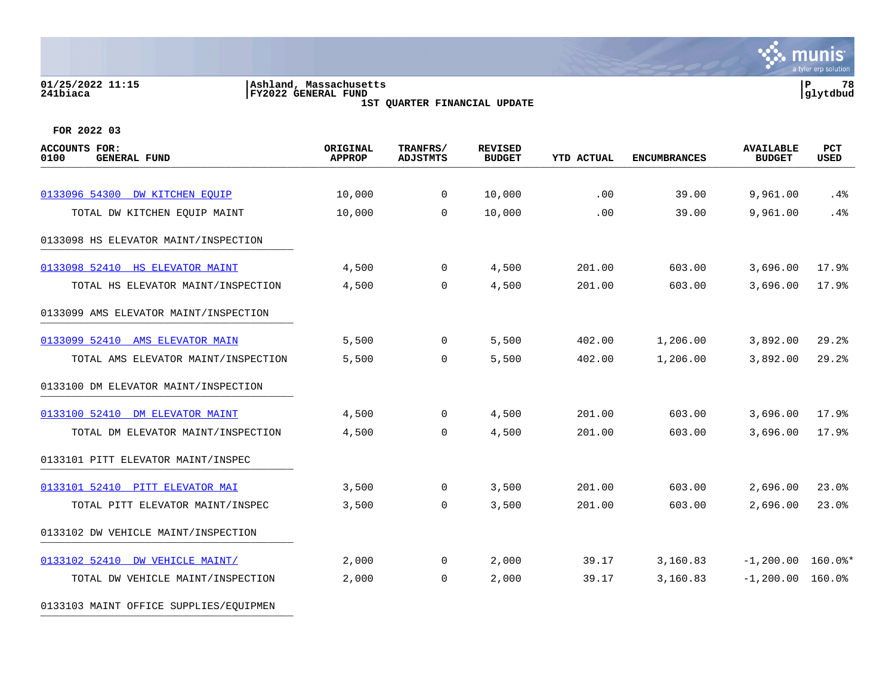01/25/2022 11:15
241biaca

Ashland, Massachusetts
FY2022 GENERAL FUND
1ST QUARTER FINANCIAL UPDATE

P 78
glytdbud

FOR 2022 03

| ACCOUNTS FOR: 0100 GENERAL FUND | ORIGINAL APPROP | TRANFRS/ ADJSTMTS | REVISED BUDGET | YTD ACTUAL | ENCUMBRANCES | AVAILABLE BUDGET | PCT USED |
|---|---|---|---|---|---|---|---|
| 0133096 54300 DW KITCHEN EQUIP | 10,000 | 0 | 10,000 | .00 | 39.00 | 9,961.00 | .4% |
| TOTAL DW KITCHEN EQUIP MAINT | 10,000 | 0 | 10,000 | .00 | 39.00 | 9,961.00 | .4% |
| 0133098 HS ELEVATOR MAINT/INSPECTION | | | | | | | |
| 0133098 52410 HS ELEVATOR MAINT | 4,500 | 0 | 4,500 | 201.00 | 603.00 | 3,696.00 | 17.9% |
| TOTAL HS ELEVATOR MAINT/INSPECTION | 4,500 | 0 | 4,500 | 201.00 | 603.00 | 3,696.00 | 17.9% |
| 0133099 AMS ELEVATOR MAINT/INSPECTION | | | | | | | |
| 0133099 52410 AMS ELEVATOR MAIN | 5,500 | 0 | 5,500 | 402.00 | 1,206.00 | 3,892.00 | 29.2% |
| TOTAL AMS ELEVATOR MAINT/INSPECTION | 5,500 | 0 | 5,500 | 402.00 | 1,206.00 | 3,892.00 | 29.2% |
| 0133100 DM ELEVATOR MAINT/INSPECTION | | | | | | | |
| 0133100 52410 DM ELEVATOR MAINT | 4,500 | 0 | 4,500 | 201.00 | 603.00 | 3,696.00 | 17.9% |
| TOTAL DM ELEVATOR MAINT/INSPECTION | 4,500 | 0 | 4,500 | 201.00 | 603.00 | 3,696.00 | 17.9% |
| 0133101 PITT ELEVATOR MAINT/INSPEC | | | | | | | |
| 0133101 52410 PITT ELEVATOR MAI | 3,500 | 0 | 3,500 | 201.00 | 603.00 | 2,696.00 | 23.0% |
| TOTAL PITT ELEVATOR MAINT/INSPEC | 3,500 | 0 | 3,500 | 201.00 | 603.00 | 2,696.00 | 23.0% |
| 0133102 DW VEHICLE MAINT/INSPECTION | | | | | | | |
| 0133102 52410 DW VEHICLE MAINT/ | 2,000 | 0 | 2,000 | 39.17 | 3,160.83 | -1,200.00 | 160.0%* |
| TOTAL DW VEHICLE MAINT/INSPECTION | 2,000 | 0 | 2,000 | 39.17 | 3,160.83 | -1,200.00 | 160.0% |
| 0133103 MAINT OFFICE SUPPLIES/EQUIPMEN | | | | | | | |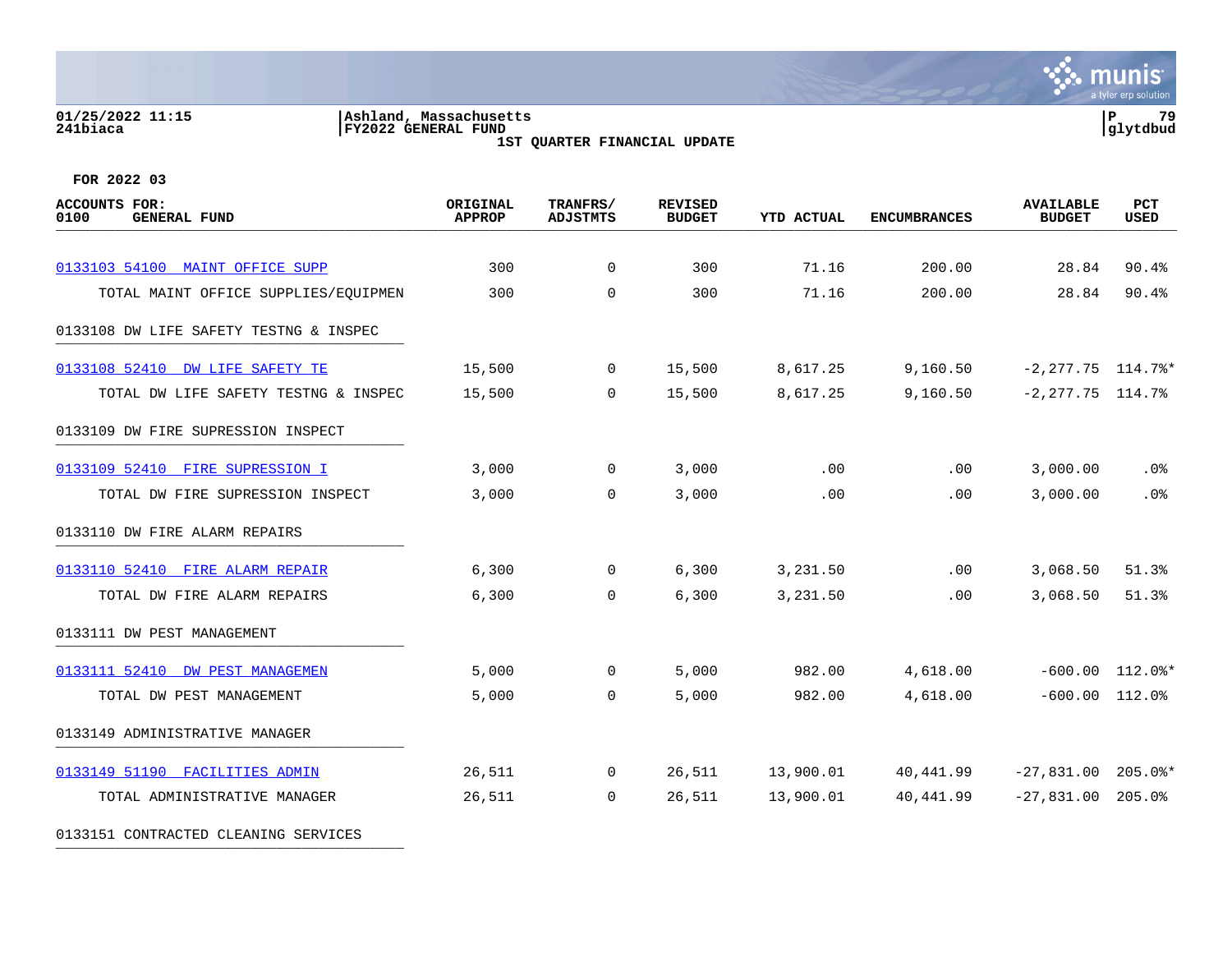01/25/2022 11:15
241biaca

Ashland, Massachusetts
FY2022 GENERAL FUND
1ST QUARTER FINANCIAL UPDATE

P 79
glytdbud

FOR 2022 03

| ACCOUNTS FOR: 0100 GENERAL FUND | ORIGINAL APPROP | TRANFRS/ ADJSTMTS | REVISED BUDGET | YTD ACTUAL | ENCUMBRANCES | AVAILABLE BUDGET | PCT USED |
|---|---|---|---|---|---|---|---|
| 0133103 54100 MAINT OFFICE SUPP | 300 | 0 | 300 | 71.16 | 200.00 | 28.84 | 90.4% |
| TOTAL MAINT OFFICE SUPPLIES/EQUIPMEN | 300 | 0 | 300 | 71.16 | 200.00 | 28.84 | 90.4% |
| 0133108 DW LIFE SAFETY TESTNG & INSPEC | | | | | | | |
| 0133108 52410 DW LIFE SAFETY TE | 15,500 | 0 | 15,500 | 8,617.25 | 9,160.50 | -2,277.75 | 114.7%* |
| TOTAL DW LIFE SAFETY TESTNG & INSPEC | 15,500 | 0 | 15,500 | 8,617.25 | 9,160.50 | -2,277.75 | 114.7% |
| 0133109 DW FIRE SUPRESSION INSPECT | | | | | | | |
| 0133109 52410 FIRE SUPRESSION I | 3,000 | 0 | 3,000 | .00 | .00 | 3,000.00 | .0% |
| TOTAL DW FIRE SUPRESSION INSPECT | 3,000 | 0 | 3,000 | .00 | .00 | 3,000.00 | .0% |
| 0133110 DW FIRE ALARM REPAIRS | | | | | | | |
| 0133110 52410 FIRE ALARM REPAIR | 6,300 | 0 | 6,300 | 3,231.50 | .00 | 3,068.50 | 51.3% |
| TOTAL DW FIRE ALARM REPAIRS | 6,300 | 0 | 6,300 | 3,231.50 | .00 | 3,068.50 | 51.3% |
| 0133111 DW PEST MANAGEMENT | | | | | | | |
| 0133111 52410 DW PEST MANAGEMEN | 5,000 | 0 | 5,000 | 982.00 | 4,618.00 | -600.00 | 112.0%* |
| TOTAL DW PEST MANAGEMENT | 5,000 | 0 | 5,000 | 982.00 | 4,618.00 | -600.00 | 112.0% |
| 0133149 ADMINISTRATIVE MANAGER | | | | | | | |
| 0133149 51190 FACILITIES ADMIN | 26,511 | 0 | 26,511 | 13,900.01 | 40,441.99 | -27,831.00 | 205.0%* |
| TOTAL ADMINISTRATIVE MANAGER | 26,511 | 0 | 26,511 | 13,900.01 | 40,441.99 | -27,831.00 | 205.0% |
| 0133151 CONTRACTED CLEANING SERVICES | | | | | | | |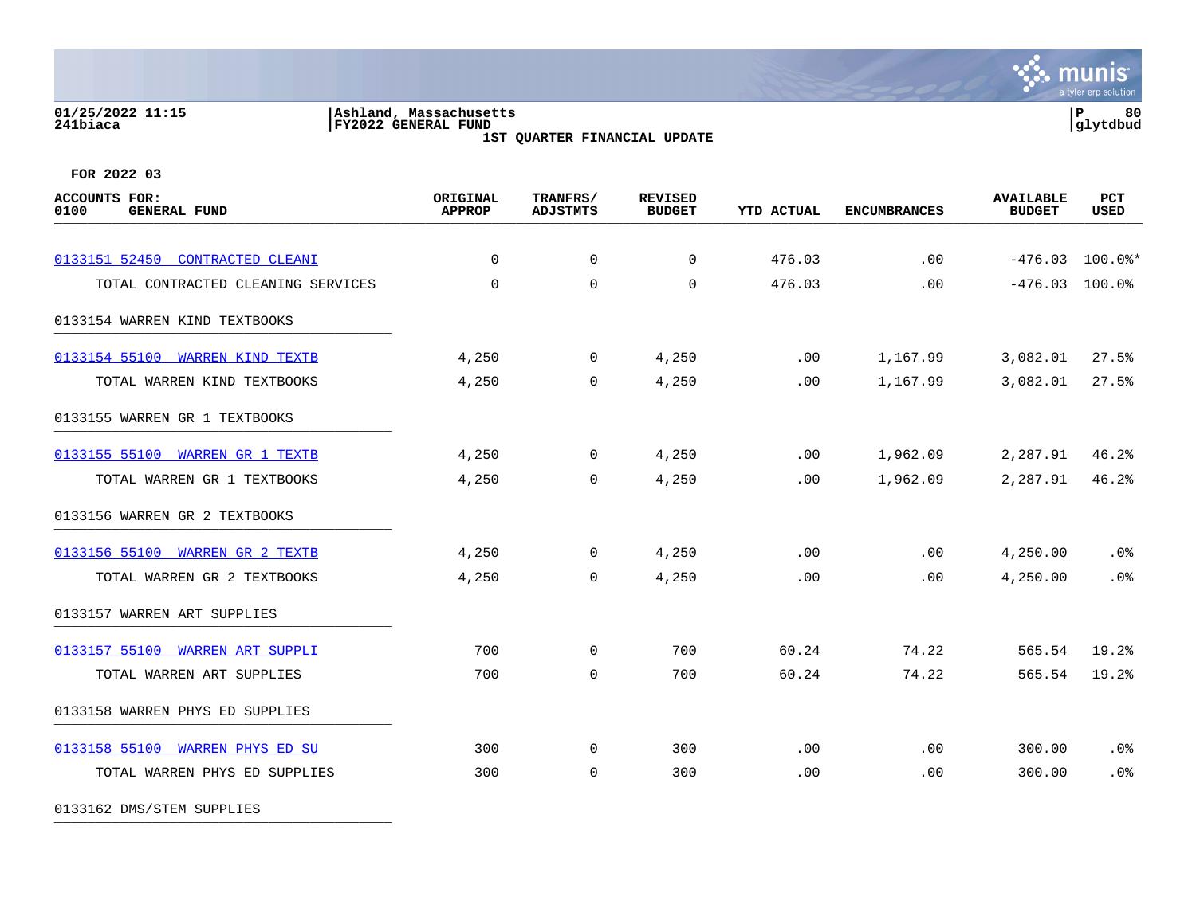**Ashland, Massachusetts**
**FY2022 GENERAL FUND**
**1ST QUARTER FINANCIAL UPDATE**

**FOR 2022 03**

| ACCOUNTS FOR: 0100 GENERAL FUND | ORIGINAL APPROP | TRANFRS/ ADJSTMTS | REVISED BUDGET | YTD ACTUAL | ENCUMBRANCES | AVAILABLE BUDGET | PCT USED |
|---|---|---|---|---|---|---|---|
| 0133151 52450 CONTRACTED CLEANI | 0 | 0 | 0 | 476.03 | .00 | -476.03 | 100.0%* |
| TOTAL CONTRACTED CLEANING SERVICES | 0 | 0 | 0 | 476.03 | .00 | -476.03 | 100.0% |
| 0133154 WARREN KIND TEXTBOOKS | | | | | | | |
| 0133154 55100 WARREN KIND TEXTB | 4,250 | 0 | 4,250 | .00 | 1,167.99 | 3,082.01 | 27.5% |
| TOTAL WARREN KIND TEXTBOOKS | 4,250 | 0 | 4,250 | .00 | 1,167.99 | 3,082.01 | 27.5% |
| 0133155 WARREN GR 1 TEXTBOOKS | | | | | | | |
| 0133155 55100 WARREN GR 1 TEXTB | 4,250 | 0 | 4,250 | .00 | 1,962.09 | 2,287.91 | 46.2% |
| TOTAL WARREN GR 1 TEXTBOOKS | 4,250 | 0 | 4,250 | .00 | 1,962.09 | 2,287.91 | 46.2% |
| 0133156 WARREN GR 2 TEXTBOOKS | | | | | | | |
| 0133156 55100 WARREN GR 2 TEXTB | 4,250 | 0 | 4,250 | .00 | .00 | 4,250.00 | .0% |
| TOTAL WARREN GR 2 TEXTBOOKS | 4,250 | 0 | 4,250 | .00 | .00 | 4,250.00 | .0% |
| 0133157 WARREN ART SUPPLIES | | | | | | | |
| 0133157 55100 WARREN ART SUPPLI | 700 | 0 | 700 | 60.24 | 74.22 | 565.54 | 19.2% |
| TOTAL WARREN ART SUPPLIES | 700 | 0 | 700 | 60.24 | 74.22 | 565.54 | 19.2% |
| 0133158 WARREN PHYS ED SUPPLIES | | | | | | | |
| 0133158 55100 WARREN PHYS ED SU | 300 | 0 | 300 | .00 | .00 | 300.00 | .0% |
| TOTAL WARREN PHYS ED SUPPLIES | 300 | 0 | 300 | .00 | .00 | 300.00 | .0% |
| 0133162 DMS/STEM SUPPLIES | | | | | | | |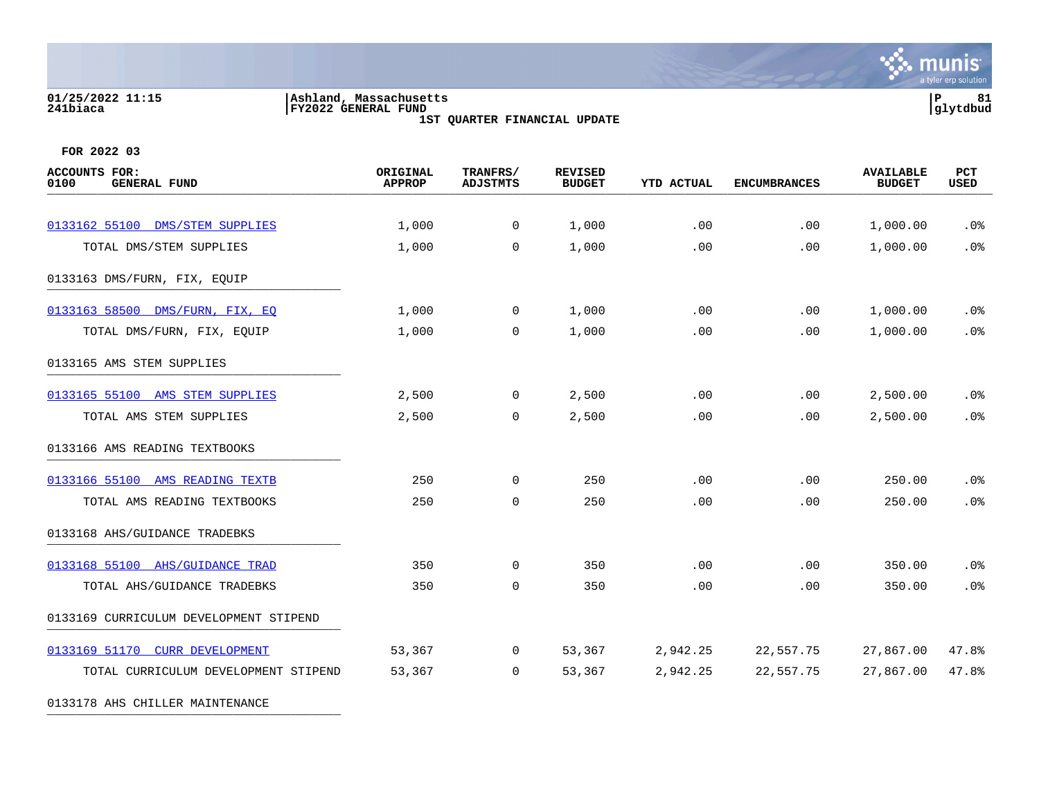Ashland, Massachusetts
FY2022 GENERAL FUND
1ST QUARTER FINANCIAL UPDATE

FOR 2022 03

| ACCOUNTS FOR: 0100 GENERAL FUND | ORIGINAL APPROP | TRANFRS/ ADJSTMTS | REVISED BUDGET | YTD ACTUAL | ENCUMBRANCES | AVAILABLE BUDGET | PCT USED |
|---|---|---|---|---|---|---|---|
| 0133162 55100 DMS/STEM SUPPLIES | 1,000 | 0 | 1,000 | .00 | .00 | 1,000.00 | .0% |
| TOTAL DMS/STEM SUPPLIES | 1,000 | 0 | 1,000 | .00 | .00 | 1,000.00 | .0% |
| 0133163 DMS/FURN, FIX, EQUIP | | | | | | | |
| 0133163 58500 DMS/FURN, FIX, EQ | 1,000 | 0 | 1,000 | .00 | .00 | 1,000.00 | .0% |
| TOTAL DMS/FURN, FIX, EQUIP | 1,000 | 0 | 1,000 | .00 | .00 | 1,000.00 | .0% |
| 0133165 AMS STEM SUPPLIES | | | | | | | |
| 0133165 55100 AMS STEM SUPPLIES | 2,500 | 0 | 2,500 | .00 | .00 | 2,500.00 | .0% |
| TOTAL AMS STEM SUPPLIES | 2,500 | 0 | 2,500 | .00 | .00 | 2,500.00 | .0% |
| 0133166 AMS READING TEXTBOOKS | | | | | | | |
| 0133166 55100 AMS READING TEXTB | 250 | 0 | 250 | .00 | .00 | 250.00 | .0% |
| TOTAL AMS READING TEXTBOOKS | 250 | 0 | 250 | .00 | .00 | 250.00 | .0% |
| 0133168 AHS/GUIDANCE TRADEBKS | | | | | | | |
| 0133168 55100 AHS/GUIDANCE TRAD | 350 | 0 | 350 | .00 | .00 | 350.00 | .0% |
| TOTAL AHS/GUIDANCE TRADEBKS | 350 | 0 | 350 | .00 | .00 | 350.00 | .0% |
| 0133169 CURRICULUM DEVELOPMENT STIPEND | | | | | | | |
| 0133169 51170 CURR DEVELOPMENT | 53,367 | 0 | 53,367 | 2,942.25 | 22,557.75 | 27,867.00 | 47.8% |
| TOTAL CURRICULUM DEVELOPMENT STIPEND | 53,367 | 0 | 53,367 | 2,942.25 | 22,557.75 | 27,867.00 | 47.8% |
| 0133178 AHS CHILLER MAINTENANCE | | | | | | | |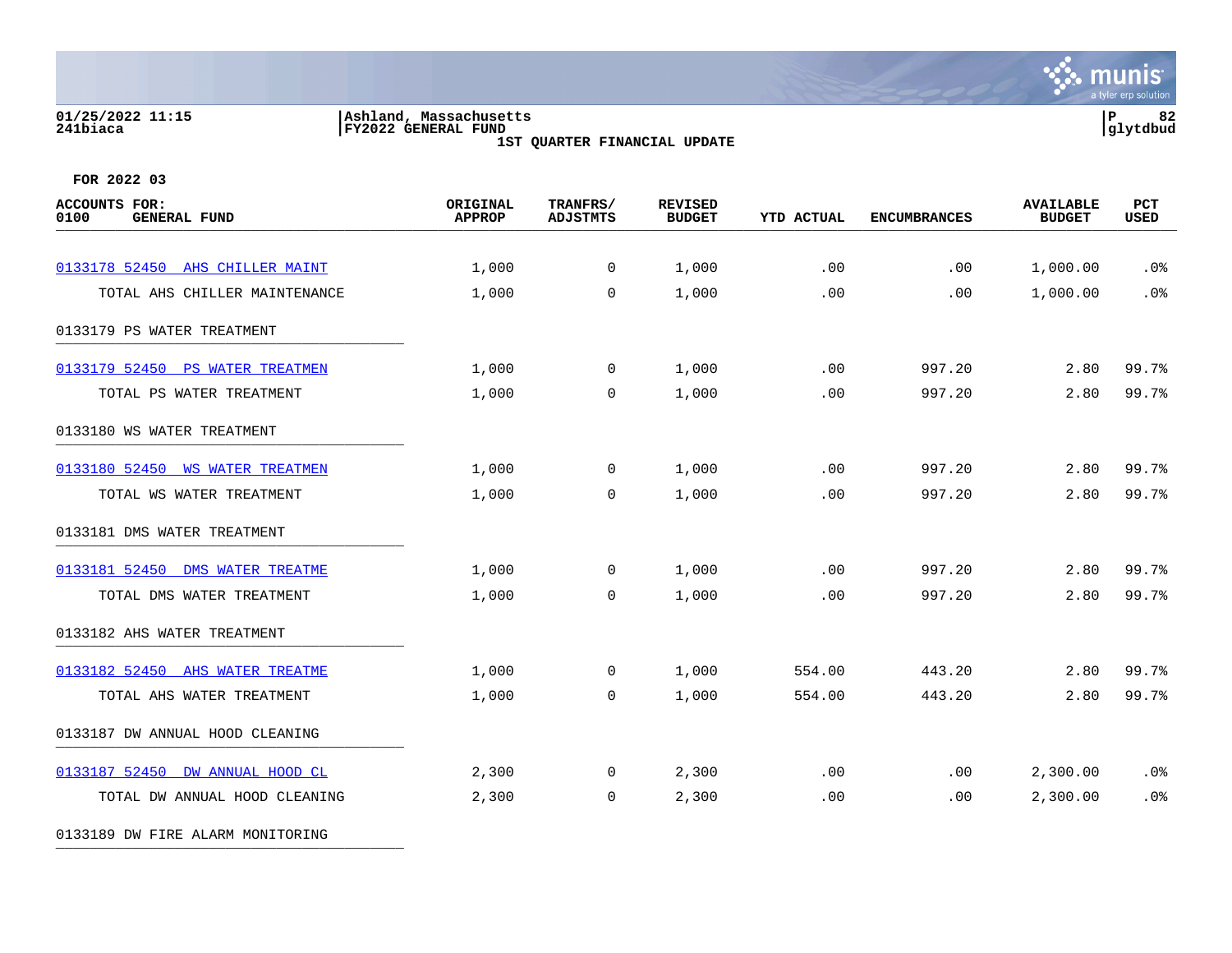Ashland, Massachusetts
FY2022 GENERAL FUND
1ST QUARTER FINANCIAL UPDATE

FOR 2022 03

| ACCOUNTS FOR: 0100 GENERAL FUND | ORIGINAL APPROP | TRANFRS/ ADJSTMTS | REVISED BUDGET | YTD ACTUAL | ENCUMBRANCES | AVAILABLE BUDGET | PCT USED |
|---|---|---|---|---|---|---|---|
| 0133178 52450 AHS CHILLER MAINT | 1,000 | 0 | 1,000 | .00 | .00 | 1,000.00 | .0% |
| TOTAL AHS CHILLER MAINTENANCE | 1,000 | 0 | 1,000 | .00 | .00 | 1,000.00 | .0% |
| 0133179 PS WATER TREATMENT | | | | | | | |
| 0133179 52450 PS WATER TREATMEN | 1,000 | 0 | 1,000 | .00 | 997.20 | 2.80 | 99.7% |
| TOTAL PS WATER TREATMENT | 1,000 | 0 | 1,000 | .00 | 997.20 | 2.80 | 99.7% |
| 0133180 WS WATER TREATMENT | | | | | | | |
| 0133180 52450 WS WATER TREATMEN | 1,000 | 0 | 1,000 | .00 | 997.20 | 2.80 | 99.7% |
| TOTAL WS WATER TREATMENT | 1,000 | 0 | 1,000 | .00 | 997.20 | 2.80 | 99.7% |
| 0133181 DMS WATER TREATMENT | | | | | | | |
| 0133181 52450 DMS WATER TREATME | 1,000 | 0 | 1,000 | .00 | 997.20 | 2.80 | 99.7% |
| TOTAL DMS WATER TREATMENT | 1,000 | 0 | 1,000 | .00 | 997.20 | 2.80 | 99.7% |
| 0133182 AHS WATER TREATMENT | | | | | | | |
| 0133182 52450 AHS WATER TREATME | 1,000 | 0 | 1,000 | 554.00 | 443.20 | 2.80 | 99.7% |
| TOTAL AHS WATER TREATMENT | 1,000 | 0 | 1,000 | 554.00 | 443.20 | 2.80 | 99.7% |
| 0133187 DW ANNUAL HOOD CLEANING | | | | | | | |
| 0133187 52450 DW ANNUAL HOOD CL | 2,300 | 0 | 2,300 | .00 | .00 | 2,300.00 | .0% |
| TOTAL DW ANNUAL HOOD CLEANING | 2,300 | 0 | 2,300 | .00 | .00 | 2,300.00 | .0% |
| 0133189 DW FIRE ALARM MONITORING | | | | | | | |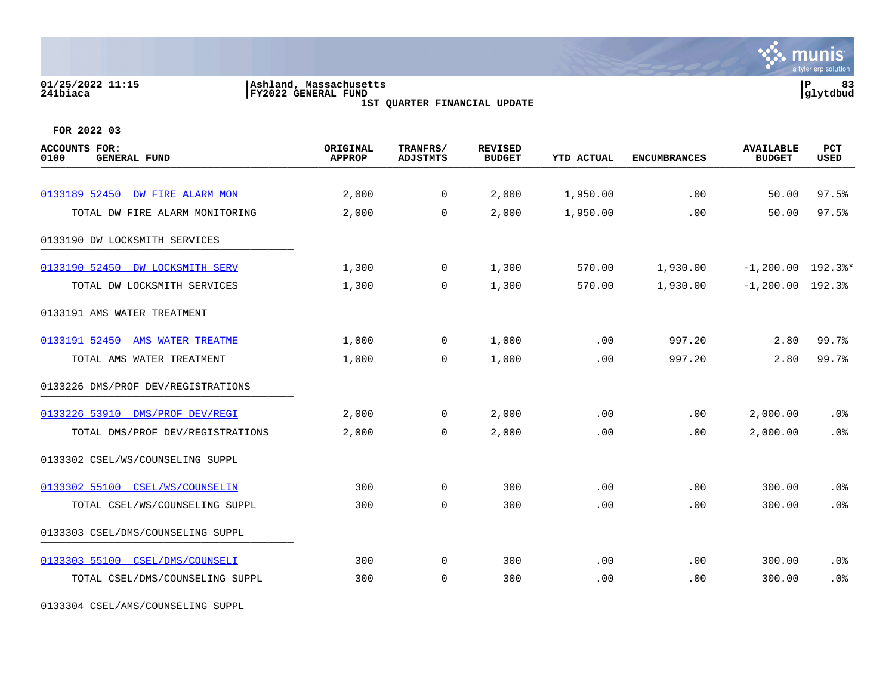01/25/2022 11:15 | Ashland, Massachusetts
241biaca | FY2022 GENERAL FUND | glytdbud

**1ST QUARTER FINANCIAL UPDATE**

**FOR 2022 03**

| ACCOUNTS FOR: 0100 GENERAL FUND | ORIGINAL APPROP | TRANFRS/ ADJSTMTS | REVISED BUDGET | YTD ACTUAL | ENCUMBRANCES | AVAILABLE BUDGET | PCT USED |
|---|---|---|---|---|---|---|---|
| 0133189 52450 DW FIRE ALARM MON | 2,000 | 0 | 2,000 | 1,950.00 | .00 | 50.00 | 97.5% |
| TOTAL DW FIRE ALARM MONITORING | 2,000 | 0 | 2,000 | 1,950.00 | .00 | 50.00 | 97.5% |
| 0133190 DW LOCKSMITH SERVICES | | | | | | | |
| 0133190 52450 DW LOCKSMITH SERV | 1,300 | 0 | 1,300 | 570.00 | 1,930.00 | -1,200.00 | 192.3%* |
| TOTAL DW LOCKSMITH SERVICES | 1,300 | 0 | 1,300 | 570.00 | 1,930.00 | -1,200.00 | 192.3% |
| 0133191 AMS WATER TREATMENT | | | | | | | |
| 0133191 52450 AMS WATER TREATME | 1,000 | 0 | 1,000 | .00 | 997.20 | 2.80 | 99.7% |
| TOTAL AMS WATER TREATMENT | 1,000 | 0 | 1,000 | .00 | 997.20 | 2.80 | 99.7% |
| 0133226 DMS/PROF DEV/REGISTRATIONS | | | | | | | |
| 0133226 53910 DMS/PROF DEV/REGI | 2,000 | 0 | 2,000 | .00 | .00 | 2,000.00 | .0% |
| TOTAL DMS/PROF DEV/REGISTRATIONS | 2,000 | 0 | 2,000 | .00 | .00 | 2,000.00 | .0% |
| 0133302 CSEL/WS/COUNSELING SUPPL | | | | | | | |
| 0133302 55100 CSEL/WS/COUNSELIN | 300 | 0 | 300 | .00 | .00 | 300.00 | .0% |
| TOTAL CSEL/WS/COUNSELING SUPPL | 300 | 0 | 300 | .00 | .00 | 300.00 | .0% |
| 0133303 CSEL/DMS/COUNSELING SUPPL | | | | | | | |
| 0133303 55100 CSEL/DMS/COUNSELI | 300 | 0 | 300 | .00 | .00 | 300.00 | .0% |
| TOTAL CSEL/DMS/COUNSELING SUPPL | 300 | 0 | 300 | .00 | .00 | 300.00 | .0% |
| 0133304 CSEL/AMS/COUNSELING SUPPL | | | | | | | |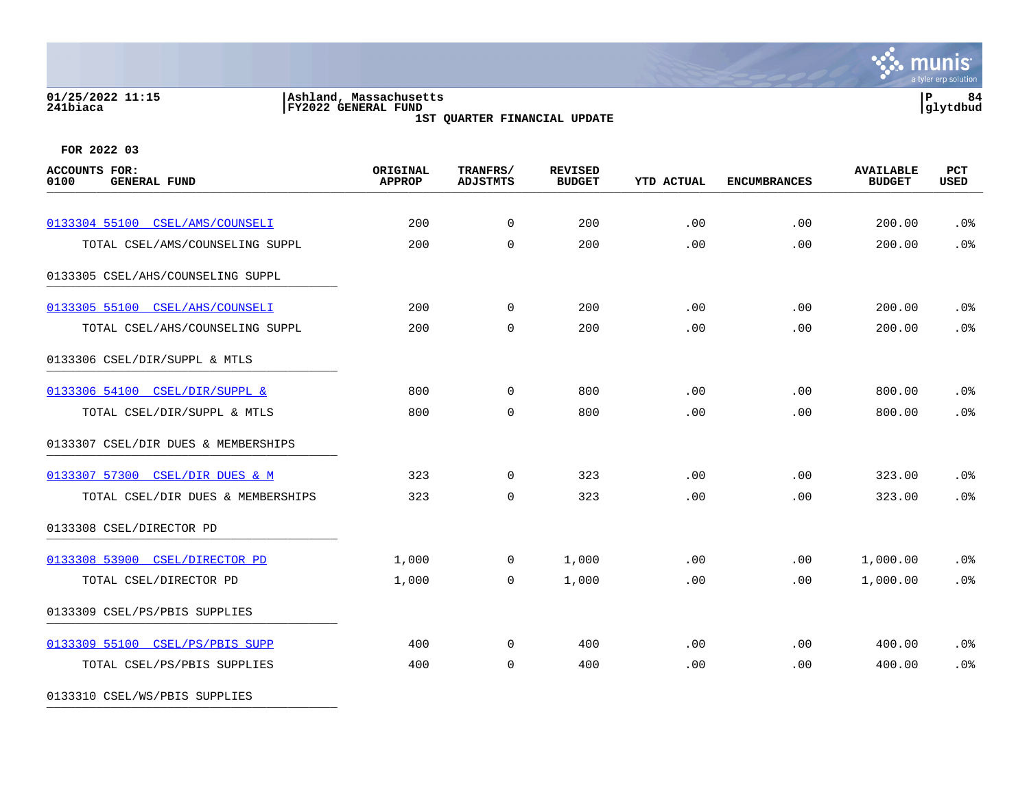FOR 2022 03

| ACCOUNTS FOR: 0100 GENERAL FUND | ORIGINAL APPROP | TRANFRS/ ADJSTMTS | REVISED BUDGET | YTD ACTUAL | ENCUMBRANCES | AVAILABLE BUDGET | PCT USED |
|---|---|---|---|---|---|---|---|
| 0133304 55100 CSEL/AMS/COUNSELI | 200 | 0 | 200 | .00 | .00 | 200.00 | .0% |
| TOTAL CSEL/AMS/COUNSELING SUPPL | 200 | 0 | 200 | .00 | .00 | 200.00 | .0% |
| 0133305 CSEL/AHS/COUNSELING SUPPL | | | | | | | |
| 0133305 55100 CSEL/AHS/COUNSELI | 200 | 0 | 200 | .00 | .00 | 200.00 | .0% |
| TOTAL CSEL/AHS/COUNSELING SUPPL | 200 | 0 | 200 | .00 | .00 | 200.00 | .0% |
| 0133306 CSEL/DIR/SUPPL & MTLS | | | | | | | |
| 0133306 54100 CSEL/DIR/SUPPL & | 800 | 0 | 800 | .00 | .00 | 800.00 | .0% |
| TOTAL CSEL/DIR/SUPPL & MTLS | 800 | 0 | 800 | .00 | .00 | 800.00 | .0% |
| 0133307 CSEL/DIR DUES & MEMBERSHIPS | | | | | | | |
| 0133307 57300 CSEL/DIR DUES & M | 323 | 0 | 323 | .00 | .00 | 323.00 | .0% |
| TOTAL CSEL/DIR DUES & MEMBERSHIPS | 323 | 0 | 323 | .00 | .00 | 323.00 | .0% |
| 0133308 CSEL/DIRECTOR PD | | | | | | | |
| 0133308 53900 CSEL/DIRECTOR PD | 1,000 | 0 | 1,000 | .00 | .00 | 1,000.00 | .0% |
| TOTAL CSEL/DIRECTOR PD | 1,000 | 0 | 1,000 | .00 | .00 | 1,000.00 | .0% |
| 0133309 CSEL/PS/PBIS SUPPLIES | | | | | | | |
| 0133309 55100 CSEL/PS/PBIS SUPP | 400 | 0 | 400 | .00 | .00 | 400.00 | .0% |
| TOTAL CSEL/PS/PBIS SUPPLIES | 400 | 0 | 400 | .00 | .00 | 400.00 | .0% |
| 0133310 CSEL/WS/PBIS SUPPLIES | | | | | | | |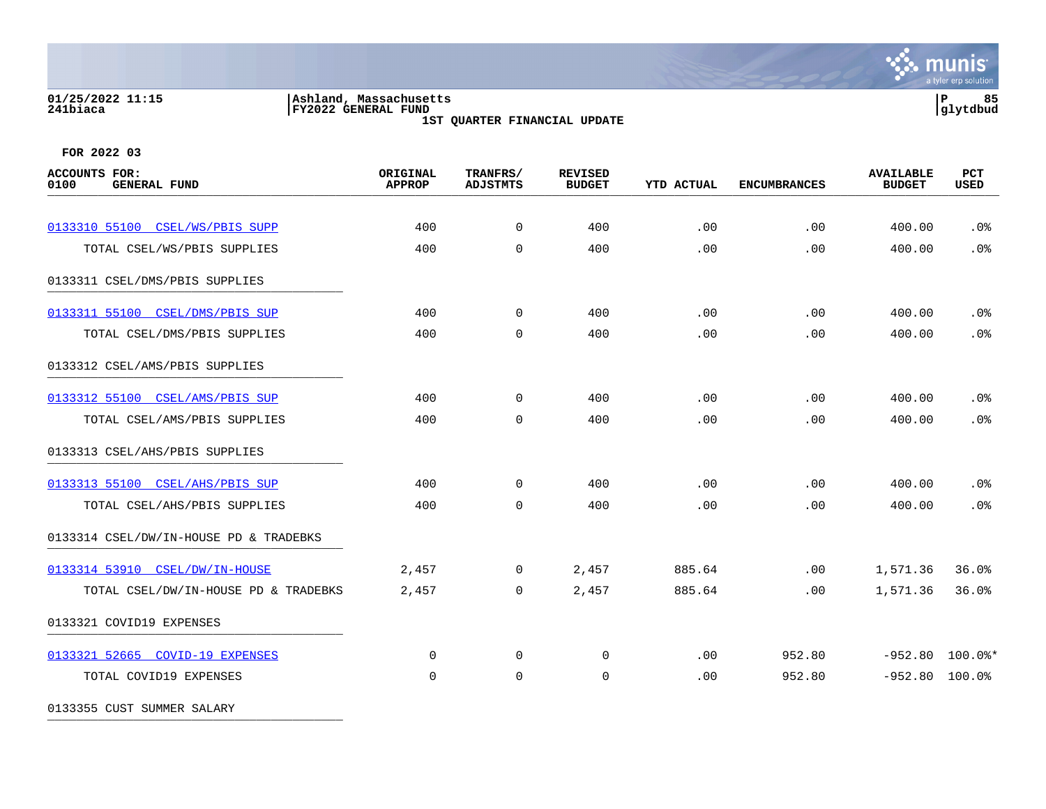01/25/2022 11:15 | Ashland, Massachusetts
241biaca | FY2022 GENERAL FUND

**1ST QUARTER FINANCIAL UPDATE**

**FOR 2022 03**

| ACCOUNTS FOR: 0100 GENERAL FUND | ORIGINAL APPROP | TRANFRS/ ADJSTMTS | REVISED BUDGET | YTD ACTUAL | ENCUMBRANCES | AVAILABLE BUDGET | PCT USED |
|---|---|---|---|---|---|---|---|
| 0133310 55100 CSEL/WS/PBIS SUPP | 400 | 0 | 400 | .00 | .00 | 400.00 | .0% |
| TOTAL CSEL/WS/PBIS SUPPLIES | 400 | 0 | 400 | .00 | .00 | 400.00 | .0% |
| 0133311 CSEL/DMS/PBIS SUPPLIES | | | | | | | |
| 0133311 55100 CSEL/DMS/PBIS SUP | 400 | 0 | 400 | .00 | .00 | 400.00 | .0% |
| TOTAL CSEL/DMS/PBIS SUPPLIES | 400 | 0 | 400 | .00 | .00 | 400.00 | .0% |
| 0133312 CSEL/AMS/PBIS SUPPLIES | | | | | | | |
| 0133312 55100 CSEL/AMS/PBIS SUP | 400 | 0 | 400 | .00 | .00 | 400.00 | .0% |
| TOTAL CSEL/AMS/PBIS SUPPLIES | 400 | 0 | 400 | .00 | .00 | 400.00 | .0% |
| 0133313 CSEL/AHS/PBIS SUPPLIES | | | | | | | |
| 0133313 55100 CSEL/AHS/PBIS SUP | 400 | 0 | 400 | .00 | .00 | 400.00 | .0% |
| TOTAL CSEL/AHS/PBIS SUPPLIES | 400 | 0 | 400 | .00 | .00 | 400.00 | .0% |
| 0133314 CSEL/DW/IN-HOUSE PD & TRADEBKS | | | | | | | |
| 0133314 53910 CSEL/DW/IN-HOUSE | 2,457 | 0 | 2,457 | 885.64 | .00 | 1,571.36 | 36.0% |
| TOTAL CSEL/DW/IN-HOUSE PD & TRADEBKS | 2,457 | 0 | 2,457 | 885.64 | .00 | 1,571.36 | 36.0% |
| 0133321 COVID19 EXPENSES | | | | | | | |
| 0133321 52665 COVID-19 EXPENSES | 0 | 0 | 0 | .00 | 952.80 | -952.80 | 100.0%* |
| TOTAL COVID19 EXPENSES | 0 | 0 | 0 | .00 | 952.80 | -952.80 | 100.0% |
| 0133355 CUST SUMMER SALARY | | | | | | | |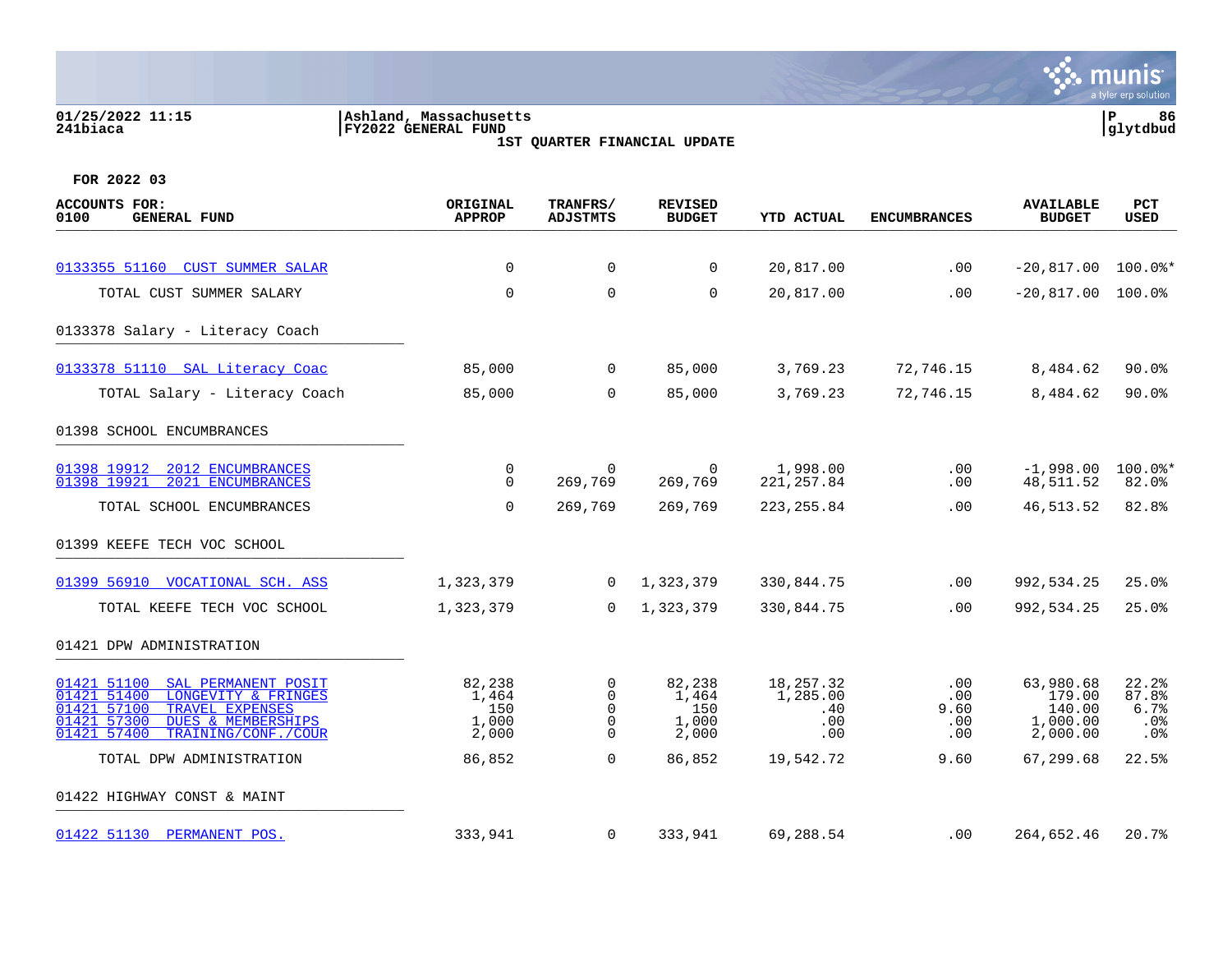01/25/2022 11:15 | Ashland, Massachusetts
241biaca | FY2022 GENERAL FUND

1ST QUARTER FINANCIAL UPDATE

**FOR 2022 03**

| ACCOUNTS FOR: 0100 GENERAL FUND | ORIGINAL APPROP | TRANFRS/ ADJSTMTS | REVISED BUDGET | YTD ACTUAL | ENCUMBRANCES | AVAILABLE BUDGET | PCT USED |
|---|---|---|---|---|---|---|---|
| 0133355 51160 CUST SUMMER SALAR | 0 | 0 | 0 | 20,817.00 | .00 | -20,817.00 | 100.0%* |
| TOTAL CUST SUMMER SALARY | 0 | 0 | 0 | 20,817.00 | .00 | -20,817.00 | 100.0% |
| **0133378 Salary - Literacy Coach** | | | | | | | |
| 0133378 51110 SAL Literacy Coac | 85,000 | 0 | 85,000 | 3,769.23 | 72,746.15 | 8,484.62 | 90.0% |
| TOTAL Salary - Literacy Coach | 85,000 | 0 | 85,000 | 3,769.23 | 72,746.15 | 8,484.62 | 90.0% |
| **01398 SCHOOL ENCUMBRANCES** | | | | | | | |
| 01398 19912 2012 ENCUMBRANCES | 0 | 0 | 0 | 1,998.00 | .00 | -1,998.00 | 100.0%* |
| 01398 19921 2021 ENCUMBRANCES | 0 | 269,769 | 269,769 | 221,257.84 | .00 | 48,511.52 | 82.0% |
| TOTAL SCHOOL ENCUMBRANCES | 0 | 269,769 | 269,769 | 223,255.84 | .00 | 46,513.52 | 82.8% |
| **01399 KEEFE TECH VOC SCHOOL** | | | | | | | |
| 01399 56910 VOCATIONAL SCH. ASS | 1,323,379 | 0 | 1,323,379 | 330,844.75 | .00 | 992,534.25 | 25.0% |
| TOTAL KEEFE TECH VOC SCHOOL | 1,323,379 | 0 | 1,323,379 | 330,844.75 | .00 | 992,534.25 | 25.0% |
| **01421 DPW ADMINISTRATION** | | | | | | | |
| 01421 51100 SAL PERMANENT POSIT | 82,238 | 0 | 82,238 | 18,257.32 | .00 | 63,980.68 | 22.2% |
| 01421 51400 LONGEVITY & FRINGES | 1,464 | 0 | 1,464 | 1,285.00 | .00 | 179.00 | 87.8% |
| 01421 57100 TRAVEL EXPENSES | 150 | 0 | 150 | .40 | 9.60 | 140.00 | 6.7% |
| 01421 57300 DUES & MEMBERSHIPS | 1,000 | 0 | 1,000 | .00 | .00 | 1,000.00 | .0% |
| 01421 57400 TRAINING/CONF./COUR | 2,000 | 0 | 2,000 | .00 | .00 | 2,000.00 | .0% |
| TOTAL DPW ADMINISTRATION | 86,852 | 0 | 86,852 | 19,542.72 | 9.60 | 67,299.68 | 22.5% |
| **01422 HIGHWAY CONST & MAINT** | | | | | | | |
| 01422 51130 PERMANENT POS. | 333,941 | 0 | 333,941 | 69,288.54 | .00 | 264,652.46 | 20.7% |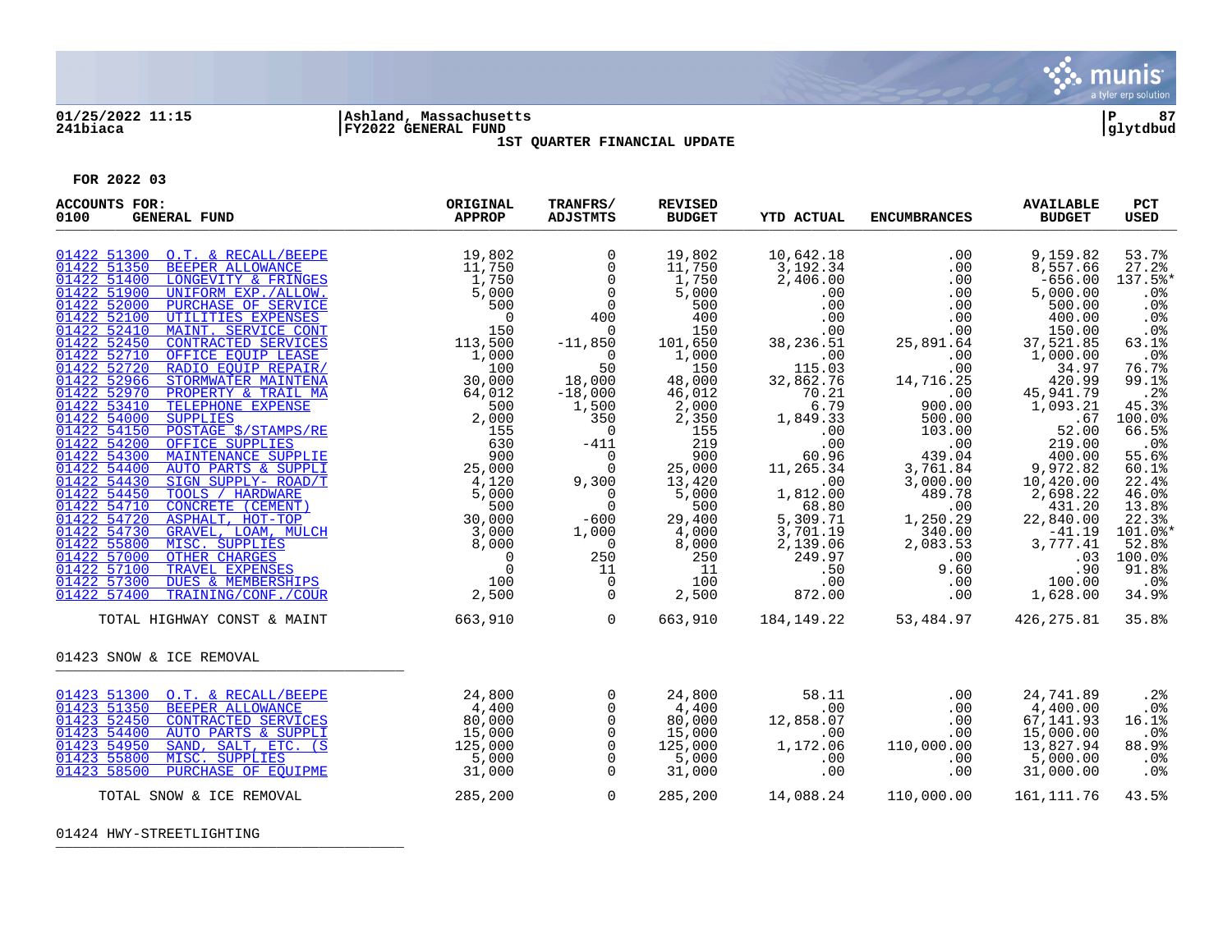01/25/2022 11:15 | Ashland, Massachusetts | P 87
241biaca | FY2022 GENERAL FUND | glytdbud

1ST QUARTER FINANCIAL UPDATE

FOR 2022 03

| ACCOUNTS FOR: 0100 GENERAL FUND | ORIGINAL APPROP | TRANFRS/ ADJSTMTS | REVISED BUDGET | YTD ACTUAL | ENCUMBRANCES | AVAILABLE BUDGET | PCT USED |
|---|---|---|---|---|---|---|---|
| 01422 51300 O.T. & RECALL/BEEPE | 19,802 | 0 | 19,802 | 10,642.18 | .00 | 9,159.82 | 53.7% |
| 01422 51350 BEEPER ALLOWANCE | 11,750 | 0 | 11,750 | 3,192.34 | .00 | 8,557.66 | 27.2% |
| 01422 51400 LONGEVITY & FRINGES | 1,750 | 0 | 1,750 | 2,406.00 | .00 | -656.00 | 137.5%* |
| 01422 51900 UNIFORM EXP./ALLOW. | 5,000 | 0 | 5,000 | .00 | .00 | 5,000.00 | .0% |
| 01422 52000 PURCHASE OF SERVICE | 500 | 0 | 500 | .00 | .00 | 500.00 | .0% |
| 01422 52100 UTILITIES EXPENSES | 0 | 400 | 400 | .00 | .00 | 400.00 | .0% |
| 01422 52410 MAINT. SERVICE CONT | 150 | 0 | 150 | .00 | .00 | 150.00 | .0% |
| 01422 52450 CONTRACTED SERVICES | 113,500 | -11,850 | 101,650 | 38,236.51 | 25,891.64 | 37,521.85 | 63.1% |
| 01422 52710 OFFICE EQUIP LEASE | 1,000 | 0 | 1,000 | .00 | .00 | 1,000.00 | .0% |
| 01422 52720 RADIO EQUIP REPAIR/ | 100 | 50 | 150 | 115.03 | .00 | 34.97 | 76.7% |
| 01422 52966 STORMWATER MAINTENA | 30,000 | 18,000 | 48,000 | 32,862.76 | 14,716.25 | 420.99 | 99.1% |
| 01422 52970 PROPERTY & TRAIL MA | 64,012 | -18,000 | 46,012 | 70.21 | .00 | 45,941.79 | .2% |
| 01422 53410 TELEPHONE EXPENSE | 500 | 1,500 | 2,000 | 6.79 | 900.00 | 1,093.21 | 45.3% |
| 01422 54000 SUPPLIES | 2,000 | 350 | 2,350 | 1,849.33 | 500.00 | .67 | 100.0% |
| 01422 54150 POSTAGE $/STAMPS/RE | 155 | 0 | 155 | .00 | 103.00 | 52.00 | 66.5% |
| 01422 54200 OFFICE SUPPLIES | 630 | -411 | 219 | .00 | .00 | 219.00 | .0% |
| 01422 54300 MAINTENANCE SUPPLIE | 900 | 0 | 900 | 60.96 | 439.04 | 400.00 | 55.6% |
| 01422 54400 AUTO PARTS & SUPPLI | 25,000 | 0 | 25,000 | 11,265.34 | 3,761.84 | 9,972.82 | 60.1% |
| 01422 54430 SIGN SUPPLY- ROAD/T | 4,120 | 9,300 | 13,420 | .00 | 3,000.00 | 10,420.00 | 22.4% |
| 01422 54450 TOOLS / HARDWARE | 5,000 | 0 | 5,000 | 1,812.00 | 489.78 | 2,698.22 | 46.0% |
| 01422 54710 CONCRETE (CEMENT) | 500 | 0 | 500 | 68.80 | .00 | 431.20 | 13.8% |
| 01422 54720 ASPHALT, HOT-TOP | 30,000 | -600 | 29,400 | 5,309.71 | 1,250.29 | 22,840.00 | 22.3% |
| 01422 54730 GRAVEL, LOAM, MULCH | 3,000 | 1,000 | 4,000 | 3,701.19 | 340.00 | -41.19 | 101.0%* |
| 01422 55800 MISC. SUPPLIES | 8,000 | 0 | 8,000 | 2,139.06 | 2,083.53 | 3,777.41 | 52.8% |
| 01422 57000 OTHER CHARGES | 0 | 250 | 250 | 249.97 | .00 | .03 | 100.0% |
| 01422 57100 TRAVEL EXPENSES | 0 | 11 | 11 | .50 | 9.60 | .90 | 91.8% |
| 01422 57300 DUES & MEMBERSHIPS | 100 | 0 | 100 | .00 | .00 | 100.00 | .0% |
| 01422 57400 TRAINING/CONF./COUR | 2,500 | 0 | 2,500 | 872.00 | .00 | 1,628.00 | 34.9% |
| TOTAL HIGHWAY CONST & MAINT | 663,910 | 0 | 663,910 | 184,149.22 | 53,484.97 | 426,275.81 | 35.8% |
| **01423 SNOW & ICE REMOVAL** | | | | | | | |
| 01423 51300 O.T. & RECALL/BEEPE | 24,800 | 0 | 24,800 | 58.11 | .00 | 24,741.89 | .2% |
| 01423 51350 BEEPER ALLOWANCE | 4,400 | 0 | 4,400 | .00 | .00 | 4,400.00 | .0% |
| 01423 52450 CONTRACTED SERVICES | 80,000 | 0 | 80,000 | 12,858.07 | .00 | 67,141.93 | 16.1% |
| 01423 54400 AUTO PARTS & SUPPLI | 15,000 | 0 | 15,000 | .00 | .00 | 15,000.00 | .0% |
| 01423 54950 SAND, SALT, ETC. (S | 125,000 | 0 | 125,000 | 1,172.06 | 110,000.00 | 13,827.94 | 88.9% |
| 01423 55800 MISC. SUPPLIES | 5,000 | 0 | 5,000 | .00 | .00 | 5,000.00 | .0% |
| 01423 58500 PURCHASE OF EQUIPME | 31,000 | 0 | 31,000 | .00 | .00 | 31,000.00 | .0% |
| TOTAL SNOW & ICE REMOVAL | 285,200 | 0 | 285,200 | 14,088.24 | 110,000.00 | 161,111.76 | 43.5% |

01424 HWY-STREETLIGHTING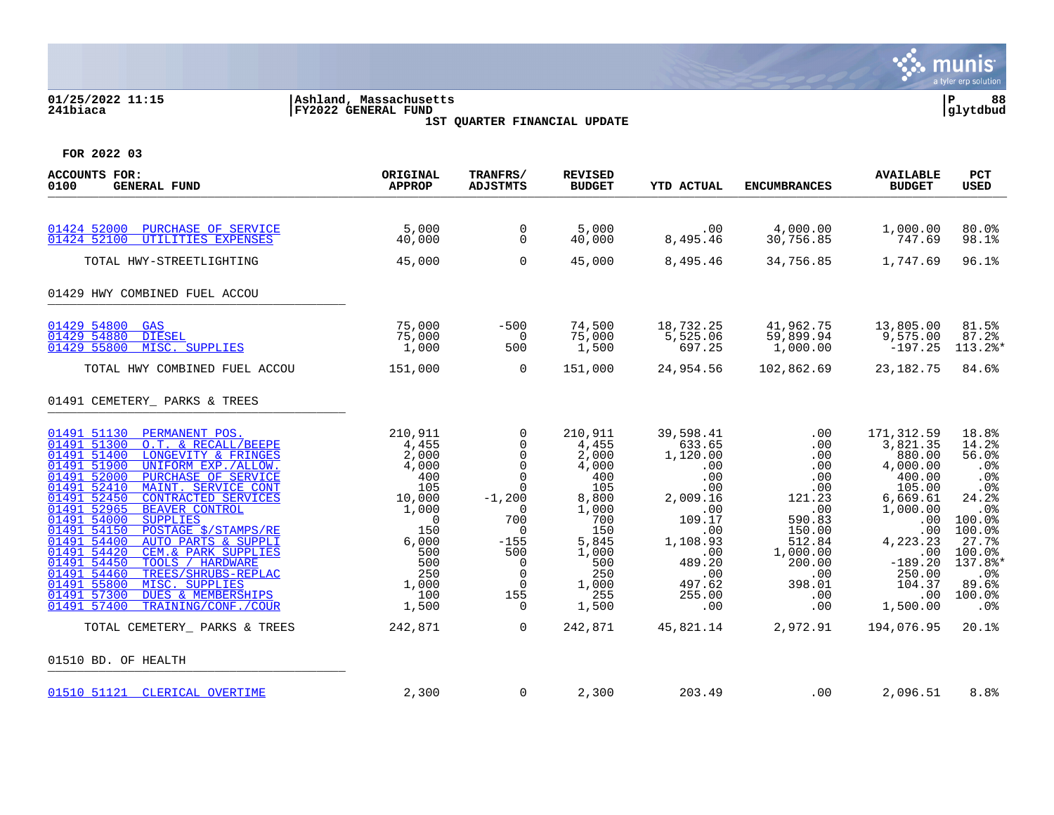01/25/2022 11:15 | Ashland, Massachusetts | P 88
241biaca | FY2022 GENERAL FUND | glytdbud

1ST QUARTER FINANCIAL UPDATE

FOR 2022 03

| ACCOUNTS FOR: 0100 GENERAL FUND | ORIGINAL APPROP | TRANFRS/ ADJSTMTS | REVISED BUDGET | YTD ACTUAL | ENCUMBRANCES | AVAILABLE BUDGET | PCT USED |
|---|---|---|---|---|---|---|---|
| 01424 52000 PURCHASE OF SERVICE | 5,000 | 0 | 5,000 | .00 | 4,000.00 | 1,000.00 | 80.0% |
| 01424 52100 UTILITIES EXPENSES | 40,000 | 0 | 40,000 | 8,495.46 | 30,756.85 | 747.69 | 98.1% |
| TOTAL HWY-STREETLIGHTING | 45,000 | 0 | 45,000 | 8,495.46 | 34,756.85 | 1,747.69 | 96.1% |
| **01429 HWY COMBINED FUEL ACCOU** | | | | | | | |
| 01429 54800 GAS | 75,000 | -500 | 74,500 | 18,732.25 | 41,962.75 | 13,805.00 | 81.5% |
| 01429 54880 DIESEL | 75,000 | 0 | 75,000 | 5,525.06 | 59,899.94 | 9,575.00 | 87.2% |
| 01429 55800 MISC. SUPPLIES | 1,000 | 500 | 1,500 | 697.25 | 1,000.00 | -197.25 | 113.2%* |
| TOTAL HWY COMBINED FUEL ACCOU | 151,000 | 0 | 151,000 | 24,954.56 | 102,862.69 | 23,182.75 | 84.6% |
| **01491 CEMETERY_ PARKS & TREES** | | | | | | | |
| 01491 51130 PERMANENT POS. | 210,911 | 0 | 210,911 | 39,598.41 | .00 | 171,312.59 | 18.8% |
| 01491 51300 O.T. & RECALL/BEEPE | 4,455 | 0 | 4,455 | 633.65 | .00 | 3,821.35 | 14.2% |
| 01491 51400 LONGEVITY & FRINGES | 2,000 | 0 | 2,000 | 1,120.00 | .00 | 880.00 | 56.0% |
| 01491 51900 UNIFORM EXP./ALLOW. | 4,000 | 0 | 4,000 | .00 | .00 | 4,000.00 | .0% |
| 01491 52000 PURCHASE OF SERVICE | 400 | 0 | 400 | .00 | .00 | 400.00 | .0% |
| 01491 52410 MAINT. SERVICE CONT | 105 | 0 | 105 | .00 | .00 | 105.00 | .0% |
| 01491 52450 CONTRACTED SERVICES | 10,000 | -1,200 | 8,800 | 2,009.16 | 121.23 | 6,669.61 | 24.2% |
| 01491 52965 BEAVER CONTROL | 1,000 | 0 | 1,000 | .00 | .00 | 1,000.00 | .0% |
| 01491 54000 SUPPLIES | 0 | 700 | 700 | 109.17 | 590.83 | .00 | 100.0% |
| 01491 54150 POSTAGE $/STAMPS/RE | 150 | 0 | 150 | .00 | 150.00 | .00 | 100.0% |
| 01491 54400 AUTO PARTS & SUPPLI | 6,000 | -155 | 5,845 | 1,108.93 | 512.84 | 4,223.23 | 27.7% |
| 01491 54420 CEM.& PARK SUPPLIES | 500 | 500 | 1,000 | .00 | 1,000.00 | .00 | 100.0% |
| 01491 54450 TOOLS / HARDWARE | 500 | 0 | 500 | 489.20 | 200.00 | -189.20 | 137.8%* |
| 01491 54460 TREES/SHRUBS-REPLAC | 250 | 0 | 250 | .00 | .00 | 250.00 | .0% |
| 01491 55800 MISC. SUPPLIES | 1,000 | 0 | 1,000 | 497.62 | 398.01 | 104.37 | 89.6% |
| 01491 57300 DUES & MEMBERSHIPS | 100 | 155 | 255 | 255.00 | .00 | .00 | 100.0% |
| 01491 57400 TRAINING/CONF./COUR | 1,500 | 0 | 1,500 | .00 | .00 | 1,500.00 | .0% |
| TOTAL CEMETERY_ PARKS & TREES | 242,871 | 0 | 242,871 | 45,821.14 | 2,972.91 | 194,076.95 | 20.1% |
| **01510 BD. OF HEALTH** | | | | | | | |
| 01510 51121 CLERICAL OVERTIME | 2,300 | 0 | 2,300 | 203.49 | .00 | 2,096.51 | 8.8% |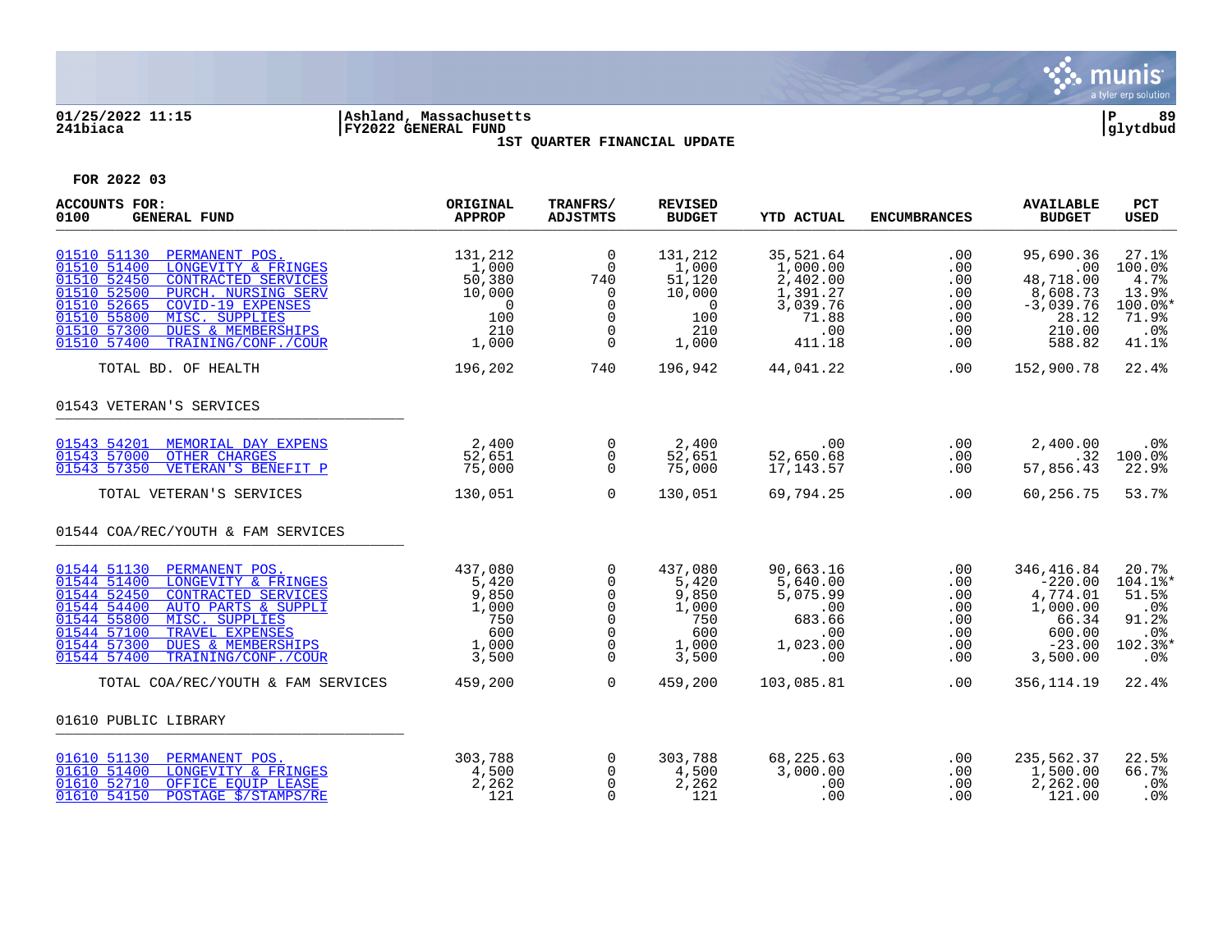01/25/2022 11:15 | Ashland, Massachusetts | P 89
241biaca | FY2022 GENERAL FUND | glytdbud

1ST QUARTER FINANCIAL UPDATE

FOR 2022 03

| ACCOUNTS FOR: 0100 GENERAL FUND | ORIGINAL APPROP | TRANFRS/ ADJSTMTS | REVISED BUDGET | YTD ACTUAL | ENCUMBRANCES | AVAILABLE BUDGET | PCT USED |
|---|---|---|---|---|---|---|---|
| 01510 51130 PERMANENT POS. | 131,212 | 0 | 131,212 | 35,521.64 | .00 | 95,690.36 | 27.1% |
| 01510 51400 LONGEVITY & FRINGES | 1,000 | 0 | 1,000 | 1,000.00 | .00 | .00 | 100.0% |
| 01510 52450 CONTRACTED SERVICES | 50,380 | 740 | 51,120 | 2,402.00 | .00 | 48,718.00 | 4.7% |
| 01510 52500 PURCH. NURSING SERV | 10,000 | 0 | 10,000 | 1,391.27 | .00 | 8,608.73 | 13.9% |
| 01510 52665 COVID-19 EXPENSES | 0 | 0 | 0 | 3,039.76 | .00 | -3,039.76 | 100.0%* |
| 01510 55800 MISC. SUPPLIES | 100 | 0 | 100 | 71.88 | .00 | 28.12 | 71.9% |
| 01510 57300 DUES & MEMBERSHIPS | 210 | 0 | 210 | .00 | .00 | 210.00 | .0% |
| 01510 57400 TRAINING/CONF./COUR | 1,000 | 0 | 1,000 | 411.18 | .00 | 588.82 | 41.1% |
| TOTAL BD. OF HEALTH | 196,202 | 740 | 196,942 | 44,041.22 | .00 | 152,900.78 | 22.4% |
| **01543 VETERAN'S SERVICES** | | | | | | | |
| 01543 54201 MEMORIAL DAY EXPENS | 2,400 | 0 | 2,400 | .00 | .00 | 2,400.00 | .0% |
| 01543 57000 OTHER CHARGES | 52,651 | 0 | 52,651 | 52,650.68 | .00 | .32 | 100.0% |
| 01543 57350 VETERAN'S BENEFIT P | 75,000 | 0 | 75,000 | 17,143.57 | .00 | 57,856.43 | 22.9% |
| TOTAL VETERAN'S SERVICES | 130,051 | 0 | 130,051 | 69,794.25 | .00 | 60,256.75 | 53.7% |
| **01544 COA/REC/YOUTH & FAM SERVICES** | | | | | | | |
| 01544 51130 PERMANENT POS. | 437,080 | 0 | 437,080 | 90,663.16 | .00 | 346,416.84 | 20.7% |
| 01544 51400 LONGEVITY & FRINGES | 5,420 | 0 | 5,420 | 5,640.00 | .00 | -220.00 | 104.1%* |
| 01544 52450 CONTRACTED SERVICES | 9,850 | 0 | 9,850 | 5,075.99 | .00 | 4,774.01 | 51.5% |
| 01544 54400 AUTO PARTS & SUPPLI | 1,000 | 0 | 1,000 | .00 | .00 | 1,000.00 | .0% |
| 01544 55800 MISC. SUPPLIES | 750 | 0 | 750 | 683.66 | .00 | 66.34 | 91.2% |
| 01544 57100 TRAVEL EXPENSES | 600 | 0 | 600 | .00 | .00 | 600.00 | .0% |
| 01544 57300 DUES & MEMBERSHIPS | 1,000 | 0 | 1,000 | 1,023.00 | .00 | -23.00 | 102.3%* |
| 01544 57400 TRAINING/CONF./COUR | 3,500 | 0 | 3,500 | .00 | .00 | 3,500.00 | .0% |
| TOTAL COA/REC/YOUTH & FAM SERVICES | 459,200 | 0 | 459,200 | 103,085.81 | .00 | 356,114.19 | 22.4% |
| **01610 PUBLIC LIBRARY** | | | | | | | |
| 01610 51130 PERMANENT POS. | 303,788 | 0 | 303,788 | 68,225.63 | .00 | 235,562.37 | 22.5% |
| 01610 51400 LONGEVITY & FRINGES | 4,500 | 0 | 4,500 | 3,000.00 | .00 | 1,500.00 | 66.7% |
| 01610 52710 OFFICE EQUIP LEASE | 2,262 | 0 | 2,262 | .00 | .00 | 2,262.00 | .0% |
| 01610 54150 POSTAGE $/STAMPS/RE | 121 | 0 | 121 | .00 | .00 | 121.00 | .0% |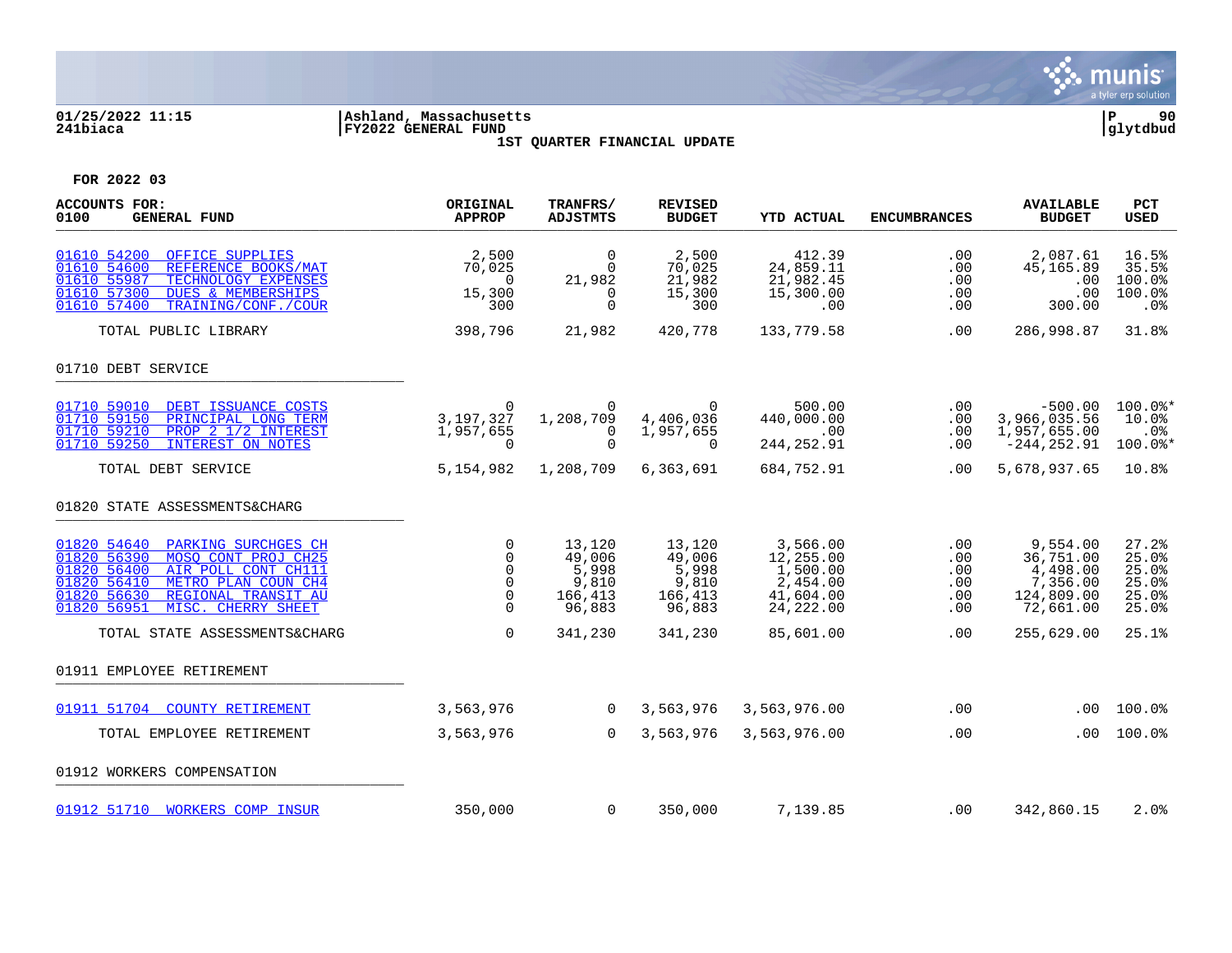01/25/2022 11:15 | Ashland, Massachusetts
241biaca | FY2022 GENERAL FUND | glytdbud

1ST QUARTER FINANCIAL UPDATE

FOR 2022 03

| ACCOUNTS FOR: 0100 GENERAL FUND | ORIGINAL APPROP | TRANFRS/ ADJSTMTS | REVISED BUDGET | YTD ACTUAL | ENCUMBRANCES | AVAILABLE BUDGET | PCT USED |
|---|---|---|---|---|---|---|---|
| 01610 54200 OFFICE SUPPLIES | 2,500 | 0 | 2,500 | 412.39 | .00 | 2,087.61 | 16.5% |
| 01610 54600 REFERENCE BOOKS/MAT | 70,025 | 0 | 70,025 | 24,859.11 | .00 | 45,165.89 | 35.5% |
| 01610 55987 TECHNOLOGY EXPENSES | 0 | 21,982 | 21,982 | 21,982.45 | .00 | .00 | 100.0% |
| 01610 57300 DUES & MEMBERSHIPS | 15,300 | 0 | 15,300 | 15,300.00 | .00 | .00 | 100.0% |
| 01610 57400 TRAINING/CONF./COUR | 300 | 0 | 300 | .00 | .00 | 300.00 | .0% |
| TOTAL PUBLIC LIBRARY | 398,796 | 21,982 | 420,778 | 133,779.58 | .00 | 286,998.87 | 31.8% |
| **01710 DEBT SERVICE** | | | | | | | |
| 01710 59010 DEBT ISSUANCE COSTS | 0 | 0 | 0 | 500.00 | .00 | -500.00 | 100.0%* |
| 01710 59150 PRINCIPAL LONG TERM | 3,197,327 | 1,208,709 | 4,406,036 | 440,000.00 | .00 | 3,966,035.56 | 10.0% |
| 01710 59210 PROP 2 1/2 INTEREST | 1,957,655 | 0 | 1,957,655 | .00 | .00 | 1,957,655.00 | .0% |
| 01710 59250 INTEREST ON NOTES | 0 | 0 | 0 | 244,252.91 | .00 | -244,252.91 | 100.0%* |
| TOTAL DEBT SERVICE | 5,154,982 | 1,208,709 | 6,363,691 | 684,752.91 | .00 | 5,678,937.65 | 10.8% |
| **01820 STATE ASSESSMENTS&CHARG** | | | | | | | |
| 01820 54640 PARKING SURCHGES CH | 0 | 13,120 | 13,120 | 3,566.00 | .00 | 9,554.00 | 27.2% |
| 01820 56390 MOSQ CONT PROJ CH25 | 0 | 49,006 | 49,006 | 12,255.00 | .00 | 36,751.00 | 25.0% |
| 01820 56400 AIR POLL CONT CH111 | 0 | 5,998 | 5,998 | 1,500.00 | .00 | 4,498.00 | 25.0% |
| 01820 56410 METRO PLAN COUN CH4 | 0 | 9,810 | 9,810 | 2,454.00 | .00 | 7,356.00 | 25.0% |
| 01820 56630 REGIONAL TRANSIT AU | 0 | 166,413 | 166,413 | 41,604.00 | .00 | 124,809.00 | 25.0% |
| 01820 56951 MISC. CHERRY SHEET | 0 | 96,883 | 96,883 | 24,222.00 | .00 | 72,661.00 | 25.0% |
| TOTAL STATE ASSESSMENTS&CHARG | 0 | 341,230 | 341,230 | 85,601.00 | .00 | 255,629.00 | 25.1% |
| **01911 EMPLOYEE RETIREMENT** | | | | | | | |
| 01911 51704 COUNTY RETIREMENT | 3,563,976 | 0 | 3,563,976 | 3,563,976.00 | .00 | .00 | 100.0% |
| TOTAL EMPLOYEE RETIREMENT | 3,563,976 | 0 | 3,563,976 | 3,563,976.00 | .00 | .00 | 100.0% |
| **01912 WORKERS COMPENSATION** | | | | | | | |
| 01912 51710 WORKERS COMP INSUR | 350,000 | 0 | 350,000 | 7,139.85 | .00 | 342,860.15 | 2.0% |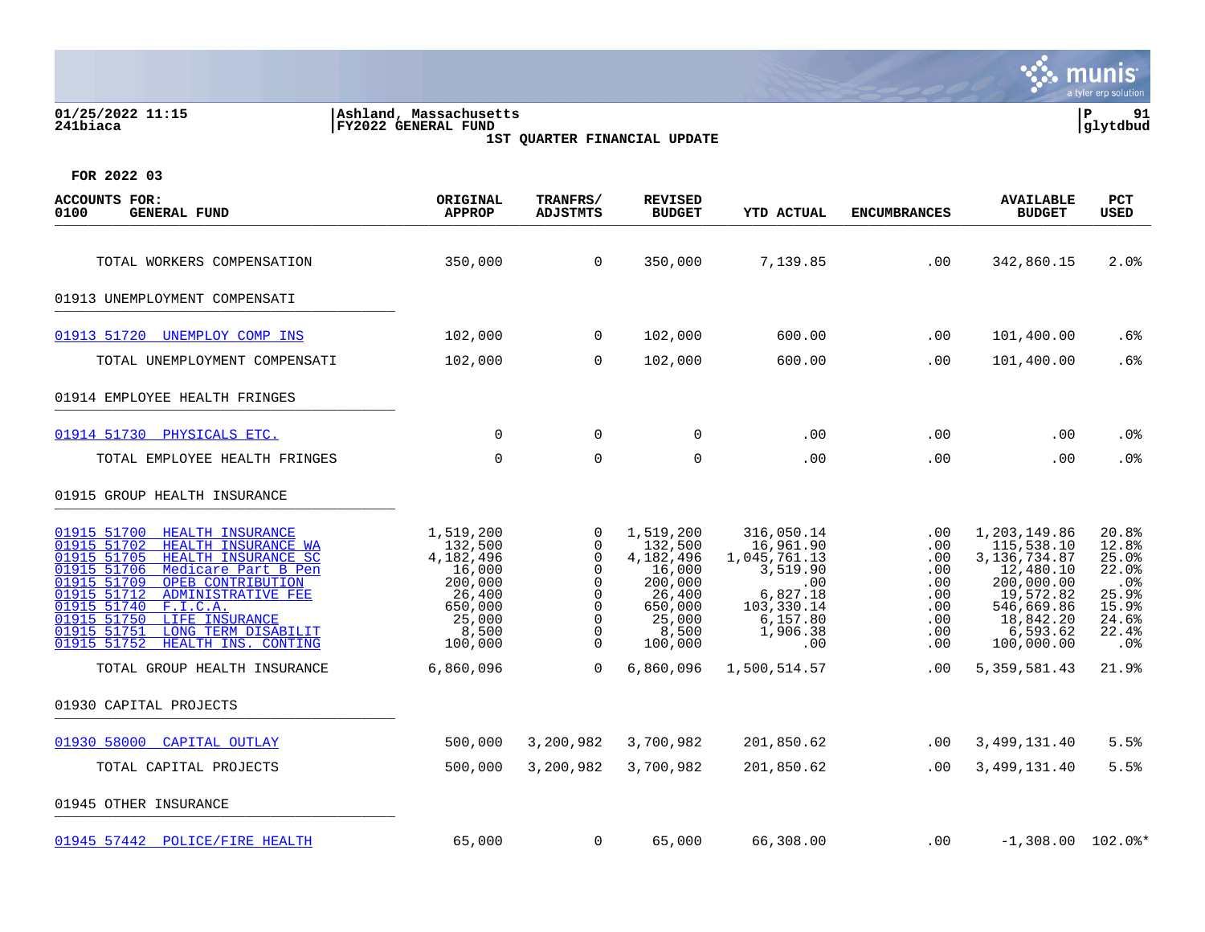01/25/2022 11:15
241biaca

Ashland, Massachusetts
FY2022 GENERAL FUND
1ST QUARTER FINANCIAL UPDATE

glytdbud

FOR 2022 03

| ACCOUNTS FOR: 0100 GENERAL FUND | ORIGINAL APPROP | TRANFRS/ ADJSTMTS | REVISED BUDGET | YTD ACTUAL | ENCUMBRANCES | AVAILABLE BUDGET | PCT USED |
|---|---|---|---|---|---|---|---|
| TOTAL WORKERS COMPENSATION | 350,000 | 0 | 350,000 | 7,139.85 | .00 | 342,860.15 | 2.0% |
| **01913 UNEMPLOYMENT COMPENSATI** | | | | | | | |
| 01913 51720 UNEMPLOY COMP INS | 102,000 | 0 | 102,000 | 600.00 | .00 | 101,400.00 | .6% |
| TOTAL UNEMPLOYMENT COMPENSATI | 102,000 | 0 | 102,000 | 600.00 | .00 | 101,400.00 | .6% |
| **01914 EMPLOYEE HEALTH FRINGES** | | | | | | | |
| 01914 51730 PHYSICALS ETC. | 0 | 0 | 0 | .00 | .00 | .00 | .0% |
| TOTAL EMPLOYEE HEALTH FRINGES | 0 | 0 | 0 | .00 | .00 | .00 | .0% |
| **01915 GROUP HEALTH INSURANCE** | | | | | | | |
| 01915 51700 HEALTH INSURANCE | 1,519,200 | 0 | 1,519,200 | 316,050.14 | .00 | 1,203,149.86 | 20.8% |
| 01915 51702 HEALTH INSURANCE WA | 132,500 | 0 | 132,500 | 16,961.90 | .00 | 115,538.10 | 12.8% |
| 01915 51705 HEALTH INSURANCE SC | 4,182,496 | 0 | 4,182,496 | 1,045,761.13 | .00 | 3,136,734.87 | 25.0% |
| 01915 51706 Medicare Part B Pen | 16,000 | 0 | 16,000 | 3,519.90 | .00 | 12,480.10 | 22.0% |
| 01915 51709 OPEB CONTRIBUTION | 200,000 | 0 | 200,000 | .00 | .00 | 200,000.00 | .0% |
| 01915 51712 ADMINISTRATIVE FEE | 26,400 | 0 | 26,400 | 6,827.18 | .00 | 19,572.82 | 25.9% |
| 01915 51740 F.I.C.A. | 650,000 | 0 | 650,000 | 103,330.14 | .00 | 546,669.86 | 15.9% |
| 01915 51750 LIFE INSURANCE | 25,000 | 0 | 25,000 | 6,157.80 | .00 | 18,842.20 | 24.6% |
| 01915 51751 LONG TERM DISABILIT | 8,500 | 0 | 8,500 | 1,906.38 | .00 | 6,593.62 | 22.4% |
| 01915 51752 HEALTH INS. CONTING | 100,000 | 0 | 100,000 | .00 | .00 | 100,000.00 | .0% |
| TOTAL GROUP HEALTH INSURANCE | 6,860,096 | 0 | 6,860,096 | 1,500,514.57 | .00 | 5,359,581.43 | 21.9% |
| **01930 CAPITAL PROJECTS** | | | | | | | |
| 01930 58000 CAPITAL OUTLAY | 500,000 | 3,200,982 | 3,700,982 | 201,850.62 | .00 | 3,499,131.40 | 5.5% |
| TOTAL CAPITAL PROJECTS | 500,000 | 3,200,982 | 3,700,982 | 201,850.62 | .00 | 3,499,131.40 | 5.5% |
| **01945 OTHER INSURANCE** | | | | | | | |
| 01945 57442 POLICE/FIRE HEALTH | 65,000 | 0 | 65,000 | 66,308.00 | .00 | -1,308.00 | 102.0%* |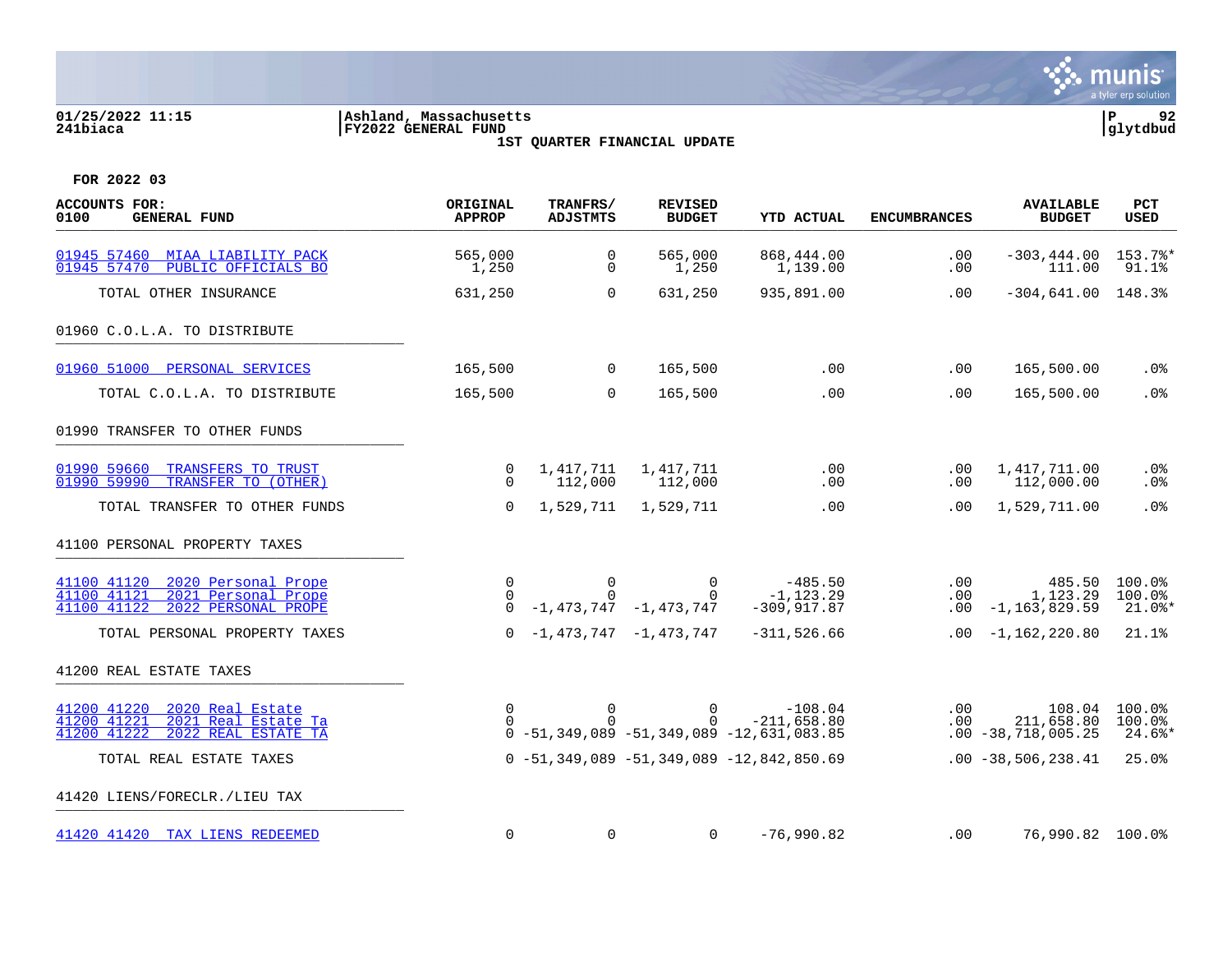01/25/2022 11:15 | Ashland, Massachusetts | P 92
241biaca | FY2022 GENERAL FUND | glytdbud

**1ST QUARTER FINANCIAL UPDATE**

**FOR 2022 03**

| ACCOUNTS FOR: 0100 GENERAL FUND | ORIGINAL APPROP | TRANFRS/ ADJSTMTS | REVISED BUDGET | YTD ACTUAL | ENCUMBRANCES | AVAILABLE BUDGET | PCT USED |
|---|---|---|---|---|---|---|---|
| 01945 57460 MIAA LIABILITY PACK | 565,000 | 0 | 565,000 | 868,444.00 | .00 | -303,444.00 | 153.7%* |
| 01945 57470 PUBLIC OFFICIALS BO | 1,250 | 0 | 1,250 | 1,139.00 | .00 | 111.00 | 91.1% |
| TOTAL OTHER INSURANCE | 631,250 | 0 | 631,250 | 935,891.00 | .00 | -304,641.00 | 148.3% |
| **01960 C.O.L.A. TO DISTRIBUTE** | | | | | | | |
| 01960 51000 PERSONAL SERVICES | 165,500 | 0 | 165,500 | .00 | .00 | 165,500.00 | .0% |
| TOTAL C.O.L.A. TO DISTRIBUTE | 165,500 | 0 | 165,500 | .00 | .00 | 165,500.00 | .0% |
| **01990 TRANSFER TO OTHER FUNDS** | | | | | | | |
| 01990 59660 TRANSFERS TO TRUST | 0 | 1,417,711 | 1,417,711 | .00 | .00 | 1,417,711.00 | .0% |
| 01990 59990 TRANSFER TO (OTHER) | 0 | 112,000 | 112,000 | .00 | .00 | 112,000.00 | .0% |
| TOTAL TRANSFER TO OTHER FUNDS | 0 | 1,529,711 | 1,529,711 | .00 | .00 | 1,529,711.00 | .0% |
| **41100 PERSONAL PROPERTY TAXES** | | | | | | | |
| 41100 41120 2020 Personal Prope | 0 | 0 | 0 | -485.50 | .00 | 485.50 | 100.0% |
| 41100 41121 2021 Personal Prope | 0 | 0 | 0 | -1,123.29 | .00 | 1,123.29 | 100.0% |
| 41100 41122 2022 PERSONAL PROPE | 0 | -1,473,747 | -1,473,747 | -309,917.87 | .00 | -1,163,829.59 | 21.0%* |
| TOTAL PERSONAL PROPERTY TAXES | 0 | -1,473,747 | -1,473,747 | -311,526.66 | .00 | -1,162,220.80 | 21.1% |
| **41200 REAL ESTATE TAXES** | | | | | | | |
| 41200 41220 2020 Real Estate | 0 | 0 | 0 | -108.04 | .00 | 108.04 | 100.0% |
| 41200 41221 2021 Real Estate Ta | 0 | 0 | 0 | -211,658.80 | .00 | 211,658.80 | 100.0% |
| 41200 41222 2022 REAL ESTATE TA | 0 | -51,349,089 | -51,349,089 | -12,631,083.85 | .00 | -38,718,005.25 | 24.6%* |
| TOTAL REAL ESTATE TAXES | 0 | -51,349,089 | -51,349,089 | -12,842,850.69 | .00 | -38,506,238.41 | 25.0% |
| **41420 LIENS/FORECLR./LIEU TAX** | | | | | | | |
| 41420 41420 TAX LIENS REDEEMED | 0 | 0 | 0 | -76,990.82 | .00 | 76,990.82 | 100.0% |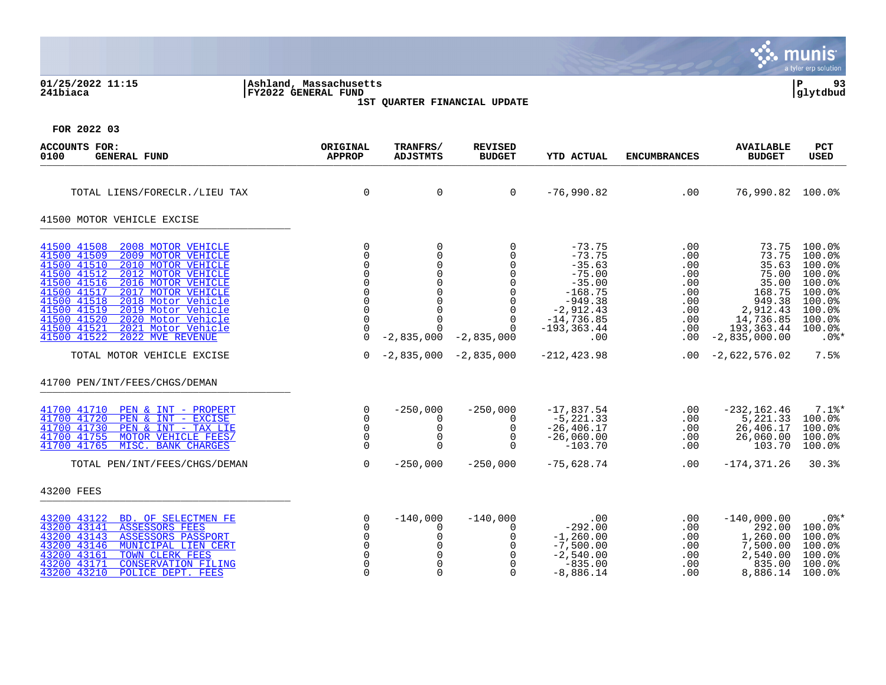**01/25/2022 11:15**
**241biaca**

**Ashland, Massachusetts**
**FY2022 GENERAL FUND**
**1ST QUARTER FINANCIAL UPDATE**

**glytdbud**

**FOR 2022 03**

| ACCOUNTS FOR: 0100 GENERAL FUND | ORIGINAL APPROP | TRANFRS/ ADJSTMTS | REVISED BUDGET | YTD ACTUAL | ENCUMBRANCES | AVAILABLE BUDGET | PCT USED |
|---|---|---|---|---|---|---|---|
| TOTAL LIENS/FORECLR./LIEU TAX | 0 | 0 | 0 | -76,990.82 | .00 | 76,990.82 | 100.0% |
| **41500 MOTOR VEHICLE EXCISE** | | | | | | | |
| 41500 41508 2008 MOTOR VEHICLE | 0 | 0 | 0 | -73.75 | .00 | 73.75 | 100.0% |
| 41500 41509 2009 MOTOR VEHICLE | 0 | 0 | 0 | -73.75 | .00 | 73.75 | 100.0% |
| 41500 41510 2010 MOTOR VEHICLE | 0 | 0 | 0 | -35.63 | .00 | 35.63 | 100.0% |
| 41500 41512 2012 MOTOR VEHICLE | 0 | 0 | 0 | -75.00 | .00 | 75.00 | 100.0% |
| 41500 41516 2016 MOTOR VEHICLE | 0 | 0 | 0 | -35.00 | .00 | 35.00 | 100.0% |
| 41500 41517 2017 MOTOR VEHICLE | 0 | 0 | 0 | -168.75 | .00 | 168.75 | 100.0% |
| 41500 41518 2018 Motor Vehicle | 0 | 0 | 0 | -949.38 | .00 | 949.38 | 100.0% |
| 41500 41519 2019 Motor Vehicle | 0 | 0 | 0 | -2,912.43 | .00 | 2,912.43 | 100.0% |
| 41500 41520 2020 Motor Vehicle | 0 | 0 | 0 | -14,736.85 | .00 | 14,736.85 | 100.0% |
| 41500 41521 2021 Motor Vehicle | 0 | 0 | 0 | -193,363.44 | .00 | 193,363.44 | 100.0% |
| 41500 41522 2022 MVE REVENUE | 0 | -2,835,000 | -2,835,000 | .00 | .00 | -2,835,000.00 | .0%* |
| TOTAL MOTOR VEHICLE EXCISE | 0 | -2,835,000 | -2,835,000 | -212,423.98 | .00 | -2,622,576.02 | 7.5% |
| **41700 PEN/INT/FEES/CHGS/DEMAN** | | | | | | | |
| 41700 41710 PEN & INT - PROPERT | 0 | -250,000 | -250,000 | -17,837.54 | .00 | -232,162.46 | 7.1%* |
| 41700 41720 PEN & INT - EXCISE | 0 | 0 | 0 | -5,221.33 | .00 | 5,221.33 | 100.0% |
| 41700 41730 PEN & INT - TAX LIE | 0 | 0 | 0 | -26,406.17 | .00 | 26,406.17 | 100.0% |
| 41700 41755 MOTOR VEHICLE FEES/ | 0 | 0 | 0 | -26,060.00 | .00 | 26,060.00 | 100.0% |
| 41700 41765 MISC. BANK CHARGES | 0 | 0 | 0 | -103.70 | .00 | 103.70 | 100.0% |
| TOTAL PEN/INT/FEES/CHGS/DEMAN | 0 | -250,000 | -250,000 | -75,628.74 | .00 | -174,371.26 | 30.3% |
| **43200 FEES** | | | | | | | |
| 43200 43122 BD. OF SELECTMEN FE | 0 | -140,000 | -140,000 | .00 | .00 | -140,000.00 | .0%* |
| 43200 43141 ASSESSORS FEES | 0 | 0 | 0 | -292.00 | .00 | 292.00 | 100.0% |
| 43200 43143 ASSESSORS PASSPORT | 0 | 0 | 0 | -1,260.00 | .00 | 1,260.00 | 100.0% |
| 43200 43146 MUNICIPAL LIEN CERT | 0 | 0 | 0 | -7,500.00 | .00 | 7,500.00 | 100.0% |
| 43200 43161 TOWN CLERK FEES | 0 | 0 | 0 | -2,540.00 | .00 | 2,540.00 | 100.0% |
| 43200 43171 CONSERVATION FILING | 0 | 0 | 0 | -835.00 | .00 | 835.00 | 100.0% |
| 43200 43210 POLICE DEPT. FEES | 0 | 0 | 0 | -8,886.14 | .00 | 8,886.14 | 100.0% |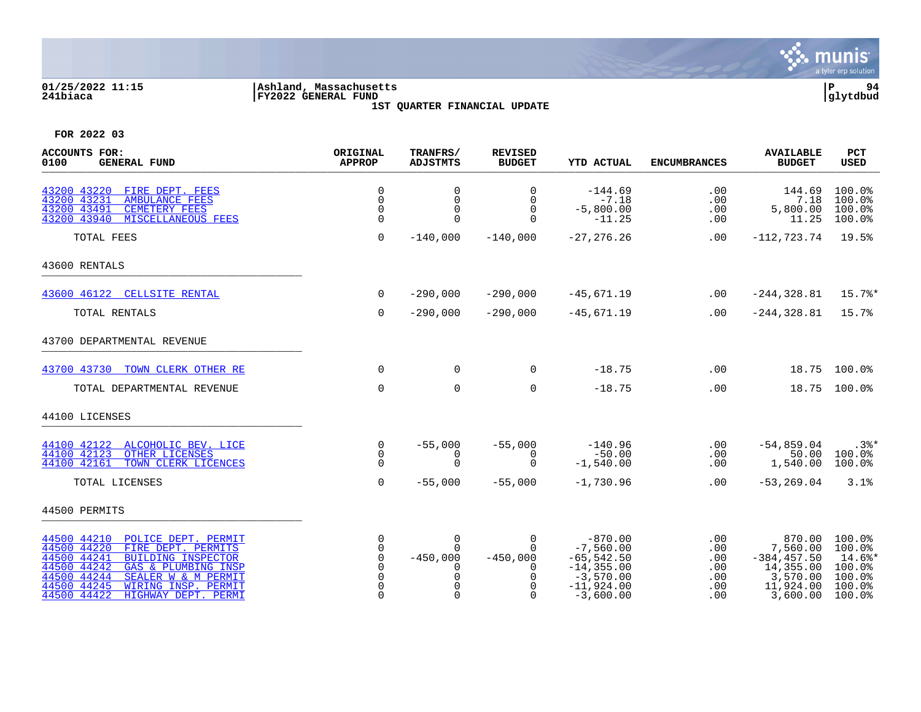**01/25/2022 11:15**
**241biaca**

**Ashland, Massachusetts**
**FY2022 GENERAL FUND**
**1ST QUARTER FINANCIAL UPDATE**

**FOR 2022 03**

| ACCOUNTS FOR: 0100 GENERAL FUND | ORIGINAL APPROP | TRANFRS/ ADJSTMTS | REVISED BUDGET | YTD ACTUAL | ENCUMBRANCES | AVAILABLE BUDGET | PCT USED |
|---|---|---|---|---|---|---|---|
| 43200 43220 FIRE DEPT. FEES | 0 | 0 | 0 | -144.69 | .00 | 144.69 | 100.0% |
| 43200 43231 AMBULANCE FEES | 0 | 0 | 0 | -7.18 | .00 | 7.18 | 100.0% |
| 43200 43491 CEMETERY FEES | 0 | 0 | 0 | -5,800.00 | .00 | 5,800.00 | 100.0% |
| 43200 43940 MISCELLANEOUS FEES | 0 | 0 | 0 | -11.25 | .00 | 11.25 | 100.0% |
| TOTAL FEES | 0 | -140,000 | -140,000 | -27,276.26 | .00 | -112,723.74 | 19.5% |
| **43600 RENTALS** | | | | | | | |
| 43600 46122 CELLSITE RENTAL | 0 | -290,000 | -290,000 | -45,671.19 | .00 | -244,328.81 | 15.7%* |
| TOTAL RENTALS | 0 | -290,000 | -290,000 | -45,671.19 | .00 | -244,328.81 | 15.7% |
| **43700 DEPARTMENTAL REVENUE** | | | | | | | |
| 43700 43730 TOWN CLERK OTHER RE | 0 | 0 | 0 | -18.75 | .00 | 18.75 | 100.0% |
| TOTAL DEPARTMENTAL REVENUE | 0 | 0 | 0 | -18.75 | .00 | 18.75 | 100.0% |
| **44100 LICENSES** | | | | | | | |
| 44100 42122 ALCOHOLIC BEV. LICE | 0 | -55,000 | -55,000 | -140.96 | .00 | -54,859.04 | .3%* |
| 44100 42123 OTHER LICENSES | 0 | 0 | 0 | -50.00 | .00 | 50.00 | 100.0% |
| 44100 42161 TOWN CLERK LICENCES | 0 | 0 | 0 | -1,540.00 | .00 | 1,540.00 | 100.0% |
| TOTAL LICENSES | 0 | -55,000 | -55,000 | -1,730.96 | .00 | -53,269.04 | 3.1% |
| **44500 PERMITS** | | | | | | | |
| 44500 44210 POLICE DEPT. PERMIT | 0 | 0 | 0 | -870.00 | .00 | 870.00 | 100.0% |
| 44500 44220 FIRE DEPT. PERMITS | 0 | 0 | 0 | -7,560.00 | .00 | 7,560.00 | 100.0% |
| 44500 44241 BUILDING INSPECTOR | 0 | -450,000 | -450,000 | -65,542.50 | .00 | -384,457.50 | 14.6%* |
| 44500 44242 GAS & PLUMBING INSP | 0 | 0 | 0 | -14,355.00 | .00 | 14,355.00 | 100.0% |
| 44500 44244 SEALER W & M PERMIT | 0 | 0 | 0 | -3,570.00 | .00 | 3,570.00 | 100.0% |
| 44500 44245 WIRING INSP. PERMIT | 0 | 0 | 0 | -11,924.00 | .00 | 11,924.00 | 100.0% |
| 44500 44422 HIGHWAY DEPT. PERMI | 0 | 0 | 0 | -3,600.00 | .00 | 3,600.00 | 100.0% |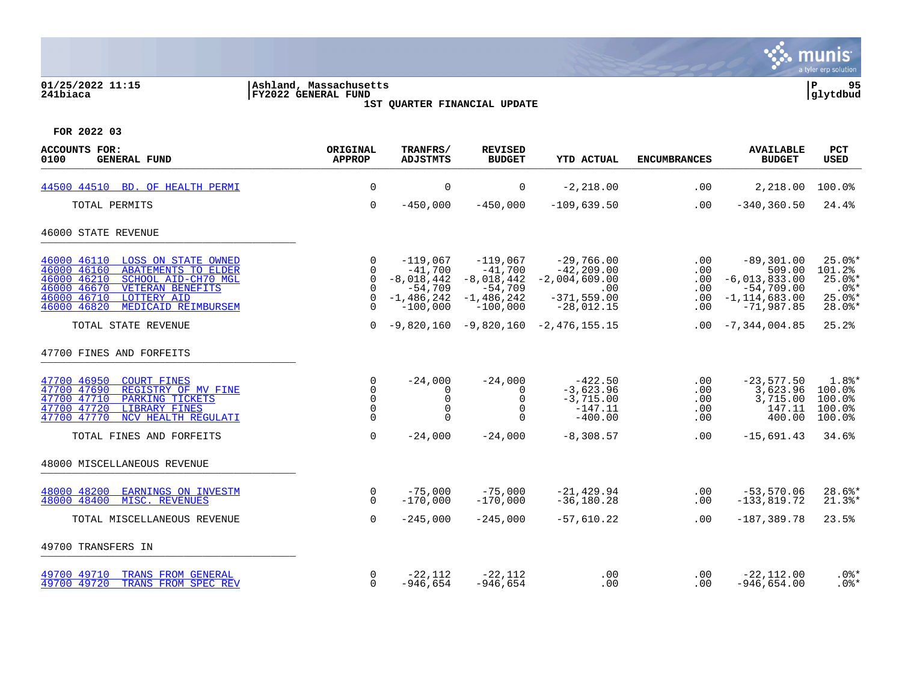01/25/2022 11:15 | Ashland, Massachusetts
241biaca | FY2022 GENERAL FUND | glytdbud

1ST QUARTER FINANCIAL UPDATE

FOR 2022 03

| ACCOUNTS FOR: 0100 GENERAL FUND | ORIGINAL APPROP | TRANFRS/ ADJSTMTS | REVISED BUDGET | YTD ACTUAL | ENCUMBRANCES | AVAILABLE BUDGET | PCT USED |
|---|---|---|---|---|---|---|---|
| 44500 44510 BD. OF HEALTH PERMI | 0 | 0 | 0 | -2,218.00 | .00 | 2,218.00 | 100.0% |
| TOTAL PERMITS | 0 | -450,000 | -450,000 | -109,639.50 | .00 | -340,360.50 | 24.4% |
| **46000 STATE REVENUE** | | | | | | | |
| 46000 46110 LOSS ON STATE OWNED | 0 | -119,067 | -119,067 | -29,766.00 | .00 | -89,301.00 | 25.0%* |
| 46000 46160 ABATEMENTS TO ELDER | 0 | -41,700 | -41,700 | -42,209.00 | .00 | 509.00 | 101.2% |
| 46000 46210 SCHOOL AID-CH70 MGL | 0 | -8,018,442 | -8,018,442 | -2,004,609.00 | .00 | -6,013,833.00 | 25.0%* |
| 46000 46670 VETERAN BENEFITS | 0 | -54,709 | -54,709 | .00 | .00 | -54,709.00 | .0%* |
| 46000 46710 LOTTERY AID | 0 | -1,486,242 | -1,486,242 | -371,559.00 | .00 | -1,114,683.00 | 25.0%* |
| 46000 46820 MEDICAID REIMBURSEM | 0 | -100,000 | -100,000 | -28,012.15 | .00 | -71,987.85 | 28.0%* |
| TOTAL STATE REVENUE | 0 | -9,820,160 | -9,820,160 | -2,476,155.15 | .00 | -7,344,004.85 | 25.2% |
| **47700 FINES AND FORFEITS** | | | | | | | |
| 47700 46950 COURT FINES | 0 | -24,000 | -24,000 | -422.50 | .00 | -23,577.50 | 1.8%* |
| 47700 47690 REGISTRY OF MV FINE | 0 | 0 | 0 | -3,623.96 | .00 | 3,623.96 | 100.0% |
| 47700 47710 PARKING TICKETS | 0 | 0 | 0 | -3,715.00 | .00 | 3,715.00 | 100.0% |
| 47700 47720 LIBRARY FINES | 0 | 0 | 0 | -147.11 | .00 | 147.11 | 100.0% |
| 47700 47770 NCV HEALTH REGULATI | 0 | 0 | 0 | -400.00 | .00 | 400.00 | 100.0% |
| TOTAL FINES AND FORFEITS | 0 | -24,000 | -24,000 | -8,308.57 | .00 | -15,691.43 | 34.6% |
| **48000 MISCELLANEOUS REVENUE** | | | | | | | |
| 48000 48200 EARNINGS ON INVESTM | 0 | -75,000 | -75,000 | -21,429.94 | .00 | -53,570.06 | 28.6%* |
| 48000 48400 MISC. REVENUES | 0 | -170,000 | -170,000 | -36,180.28 | .00 | -133,819.72 | 21.3%* |
| TOTAL MISCELLANEOUS REVENUE | 0 | -245,000 | -245,000 | -57,610.22 | .00 | -187,389.78 | 23.5% |
| **49700 TRANSFERS IN** | | | | | | | |
| 49700 49710 TRANS FROM GENERAL | 0 | -22,112 | -22,112 | .00 | .00 | -22,112.00 | .0%* |
| 49700 49720 TRANS FROM SPEC REV | 0 | -946,654 | -946,654 | .00 | .00 | -946,654.00 | .0%* |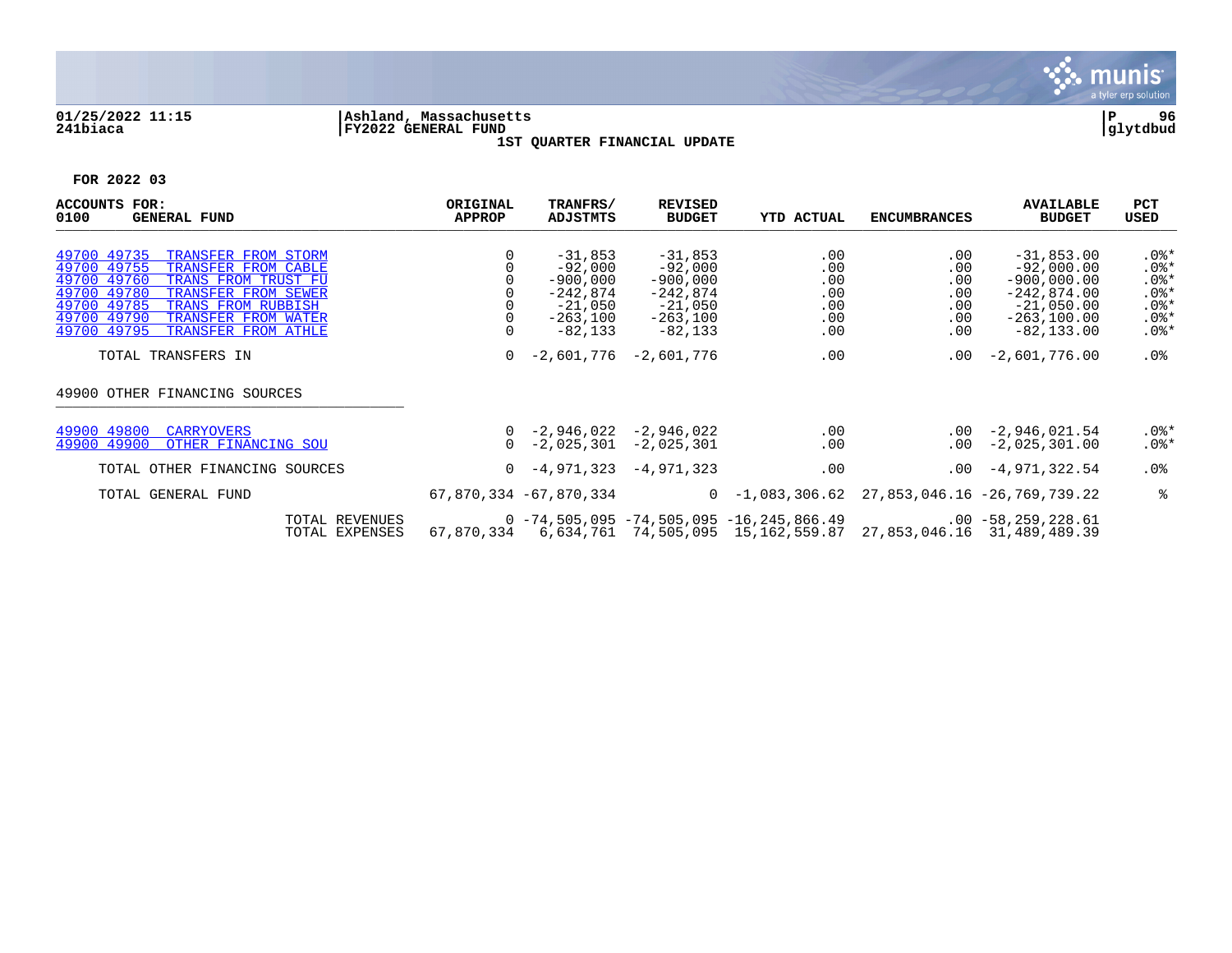01/25/2022 11:15 | Ashland, Massachusetts | P 96
241biaca | FY2022 GENERAL FUND | glytdbud

**1ST QUARTER FINANCIAL UPDATE**

**FOR 2022 03**

| ACCOUNTS FOR: 0100 GENERAL FUND | ORIGINAL APPROP | TRANFRS/ ADJSTMTS | REVISED BUDGET | YTD ACTUAL | ENCUMBRANCES | AVAILABLE BUDGET | PCT USED |
|---|---|---|---|---|---|---|---|
| 49700 49735 TRANSFER FROM STORM | 0 | -31,853 | -31,853 | .00 | .00 | -31,853.00 | .0%* |
| 49700 49755 TRANSFER FROM CABLE | 0 | -92,000 | -92,000 | .00 | .00 | -92,000.00 | .0%* |
| 49700 49760 TRANS FROM TRUST FU | 0 | -900,000 | -900,000 | .00 | .00 | -900,000.00 | .0%* |
| 49700 49780 TRANSFER FROM SEWER | 0 | -242,874 | -242,874 | .00 | .00 | -242,874.00 | .0%* |
| 49700 49785 TRANS FROM RUBBISH | 0 | -21,050 | -21,050 | .00 | .00 | -21,050.00 | .0%* |
| 49700 49790 TRANSFER FROM WATER | 0 | -263,100 | -263,100 | .00 | .00 | -263,100.00 | .0%* |
| 49700 49795 TRANSFER FROM ATHLE | 0 | -82,133 | -82,133 | .00 | .00 | -82,133.00 | .0%* |
| TOTAL TRANSFERS IN | 0 | -2,601,776 | -2,601,776 | .00 | .00 | -2,601,776.00 | .0% |
| 49900 OTHER FINANCING SOURCES | | | | | | | |
| 49900 49800 CARRYOVERS | 0 | -2,946,022 | -2,946,022 | .00 | .00 | -2,946,021.54 | .0%* |
| 49900 49900 OTHER FINANCING SOU | 0 | -2,025,301 | -2,025,301 | .00 | .00 | -2,025,301.00 | .0%* |
| TOTAL OTHER FINANCING SOURCES | 0 | -4,971,323 | -4,971,323 | .00 | .00 | -4,971,322.54 | .0% |
| TOTAL GENERAL FUND | 67,870,334 | -67,870,334 | 0 | -1,083,306.62 | 27,853,046.16 | -26,769,739.22 | % |
| TOTAL REVENUES | 0 | -74,505,095 | -74,505,095 | -16,245,866.49 | .00 | -58,259,228.61 | |
| TOTAL EXPENSES | 67,870,334 | 6,634,761 | 74,505,095 | 15,162,559.87 | 27,853,046.16 | 31,489,489.39 | |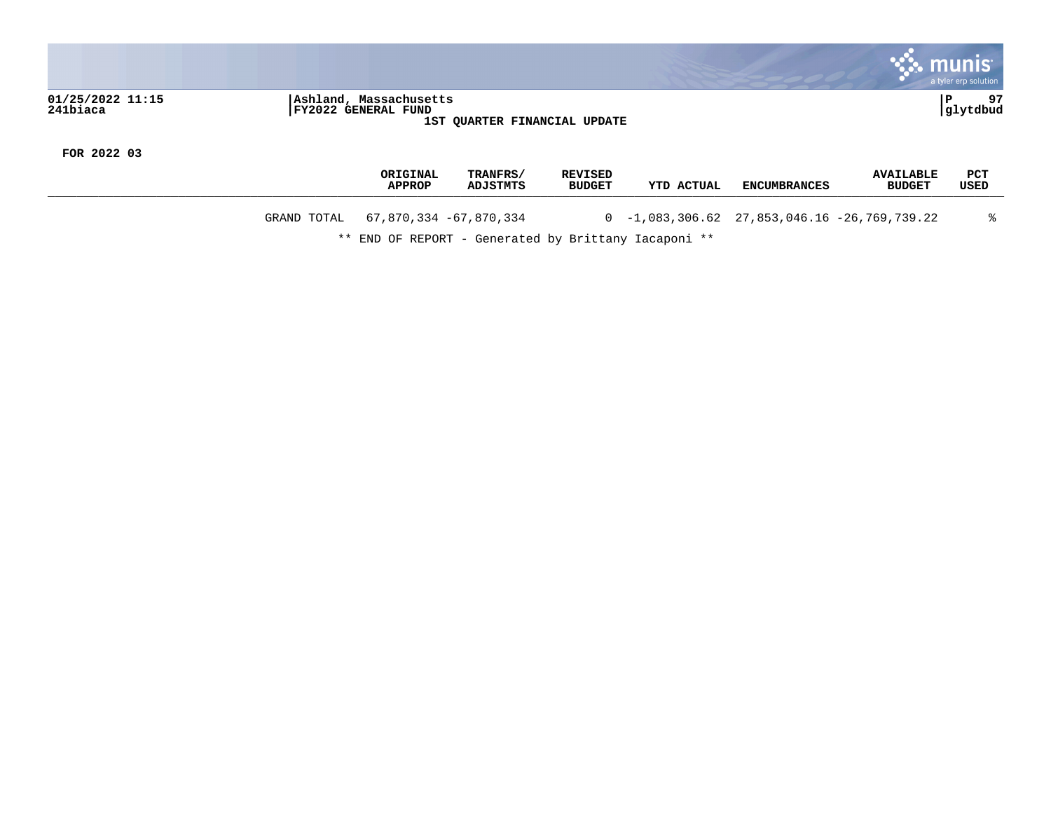FOR 2022 03

| | ORIGINAL APPROP | TRANFRS/ ADJSTMTS | REVISED BUDGET | YTD ACTUAL | ENCUMBRANCES | AVAILABLE BUDGET | PCT USED |
|---|---|---|---|---|---|---|---|
| GRAND TOTAL | 67,870,334 | -67,870,334 | 0 | -1,083,306.62 | 27,853,046.16 | -26,769,739.22 | % |

** END OF REPORT - Generated by Brittany Iacaponi **